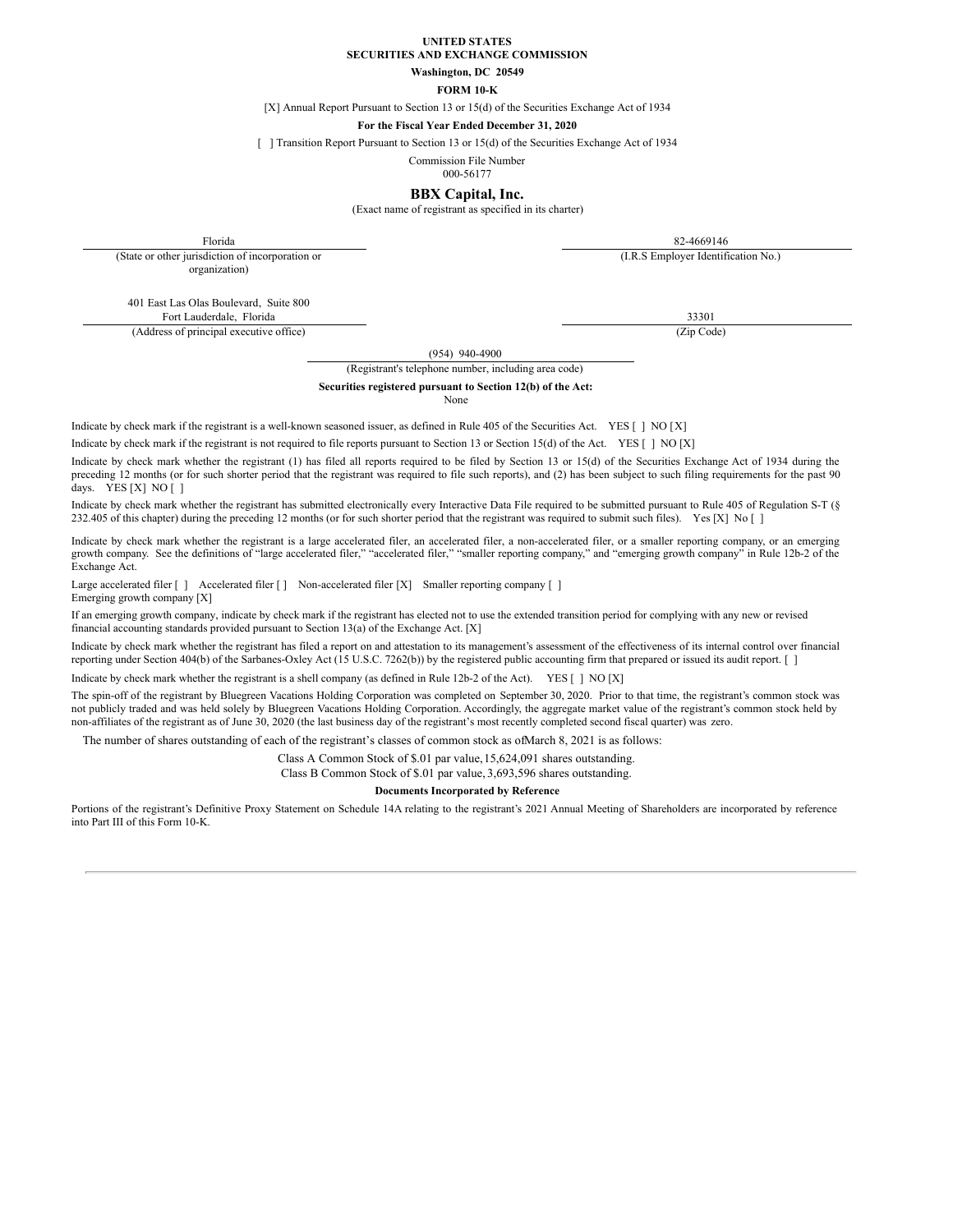**UNITED STATES**
**SECURITIES AND EXCHANGE COMMISSION**

**Washington, DC 20549**

**FORM 10-K**

[X] Annual Report Pursuant to Section 13 or 15(d) of the Securities Exchange Act of 1934

**For the Fiscal Year Ended December 31, 2020**

[ ] Transition Report Pursuant to Section 13 or 15(d) of the Securities Exchange Act of 1934

Commission File Number
000-56177

# BBX Capital, Inc.

(Exact name of registrant as specified in its charter)

| Florida | 82-4669146 |
|---|---|
| (State or other jurisdiction of incorporation or organization) | (I.R.S Employer Identification No.) |

| 401 East Las Olas Boulevard, Suite 800 Fort Lauderdale, Florida | 33301 |
|---|---|
| (Address of principal executive office) | (Zip Code) |

(954) 940-4900
(Registrant's telephone number, including area code)

**Securities registered pursuant to Section 12(b) of the Act:**
None

Indicate by check mark if the registrant is a well-known seasoned issuer, as defined in Rule 405 of the Securities Act. YES [ ] NO [X]

Indicate by check mark if the registrant is not required to file reports pursuant to Section 13 or Section 15(d) of the Act. YES [ ] NO [X]

Indicate by check mark whether the registrant (1) has filed all reports required to be filed by Section 13 or 15(d) of the Securities Exchange Act of 1934 during the preceding 12 months (or for such shorter period that the registrant was required to file such reports), and (2) has been subject to such filing requirements for the past 90 days. YES [X] NO [ ]

Indicate by check mark whether the registrant has submitted electronically every Interactive Data File required to be submitted pursuant to Rule 405 of Regulation S-T (§ 232.405 of this chapter) during the preceding 12 months (or for such shorter period that the registrant was required to submit such files). Yes [X] No [ ]

Indicate by check mark whether the registrant is a large accelerated filer, an accelerated filer, a non-accelerated filer, or a smaller reporting company, or an emerging growth company. See the definitions of "large accelerated filer," "accelerated filer," "smaller reporting company," and "emerging growth company" in Rule 12b-2 of the Exchange Act.

Large accelerated filer [ ] Accelerated filer [ ] Non-accelerated filer [X] Smaller reporting company [ ]
Emerging growth company [X]

If an emerging growth company, indicate by check mark if the registrant has elected not to use the extended transition period for complying with any new or revised financial accounting standards provided pursuant to Section 13(a) of the Exchange Act. [X]

Indicate by check mark whether the registrant has filed a report on and attestation to its management's assessment of the effectiveness of its internal control over financial reporting under Section 404(b) of the Sarbanes-Oxley Act (15 U.S.C. 7262(b)) by the registered public accounting firm that prepared or issued its audit report. [ ]

Indicate by check mark whether the registrant is a shell company (as defined in Rule 12b-2 of the Act). YES [ ] NO [X]

The spin-off of the registrant by Bluegreen Vacations Holding Corporation was completed on September 30, 2020. Prior to that time, the registrant's common stock was not publicly traded and was held solely by Bluegreen Vacations Holding Corporation. Accordingly, the aggregate market value of the registrant's common stock held by non-affiliates of the registrant as of June 30, 2020 (the last business day of the registrant's most recently completed second fiscal quarter) was zero.

The number of shares outstanding of each of the registrant's classes of common stock as ofMarch 8, 2021 is as follows:

Class A Common Stock of $.01 par value, 15,624,091 shares outstanding.
Class B Common Stock of $.01 par value, 3,693,596 shares outstanding.

**Documents Incorporated by Reference**

Portions of the registrant's Definitive Proxy Statement on Schedule 14A relating to the registrant's 2021 Annual Meeting of Shareholders are incorporated by reference into Part III of this Form 10-K.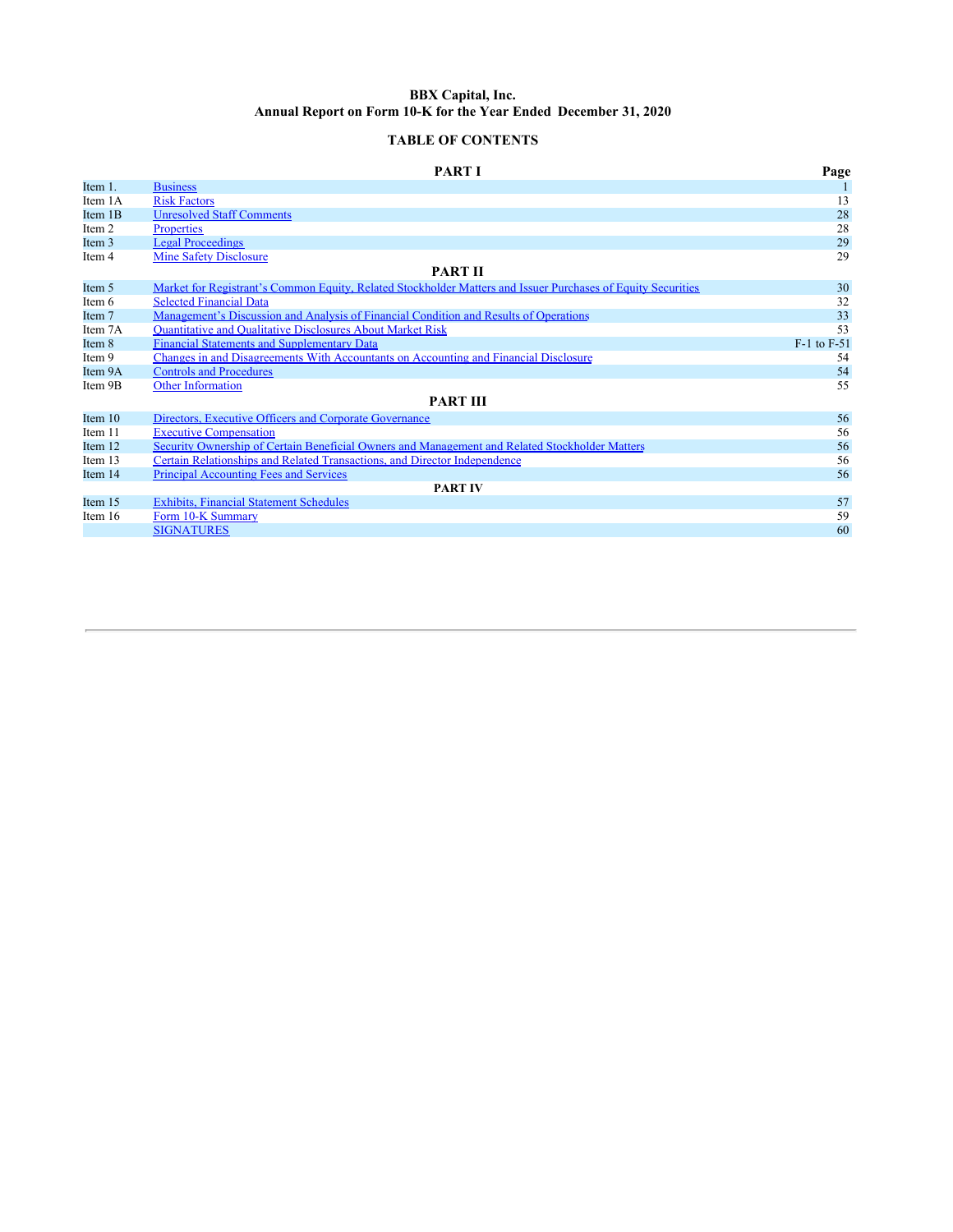**BBX Capital, Inc.**
**Annual Report on Form 10-K for the Year Ended December 31, 2020**

## TABLE OF CONTENTS

| | PART I | Page |
|---|---|---|
| Item 1. | Business | 1 |
| Item 1A | Risk Factors | 13 |
| Item 1B | Unresolved Staff Comments | 28 |
| Item 2 | Properties | 28 |
| Item 3 | Legal Proceedings | 29 |
| Item 4 | Mine Safety Disclosure | 29 |
| | **PART II** | |
| Item 5 | Market for Registrant's Common Equity, Related Stockholder Matters and Issuer Purchases of Equity Securities | 30 |
| Item 6 | Selected Financial Data | 32 |
| Item 7 | Management's Discussion and Analysis of Financial Condition and Results of Operations | 33 |
| Item 7A | Quantitative and Qualitative Disclosures About Market Risk | 53 |
| Item 8 | Financial Statements and Supplementary Data | F-1 to F-51 |
| Item 9 | Changes in and Disagreements With Accountants on Accounting and Financial Disclosure | 54 |
| Item 9A | Controls and Procedures | 54 |
| Item 9B | Other Information | 55 |
| | **PART III** | |
| Item 10 | Directors, Executive Officers and Corporate Governance | 56 |
| Item 11 | Executive Compensation | 56 |
| Item 12 | Security Ownership of Certain Beneficial Owners and Management and Related Stockholder Matters | 56 |
| Item 13 | Certain Relationships and Related Transactions, and Director Independence | 56 |
| Item 14 | Principal Accounting Fees and Services | 56 |
| | **PART IV** | |
| Item 15 | Exhibits, Financial Statement Schedules | 57 |
| Item 16 | Form 10-K Summary | 59 |
| | SIGNATURES | 60 |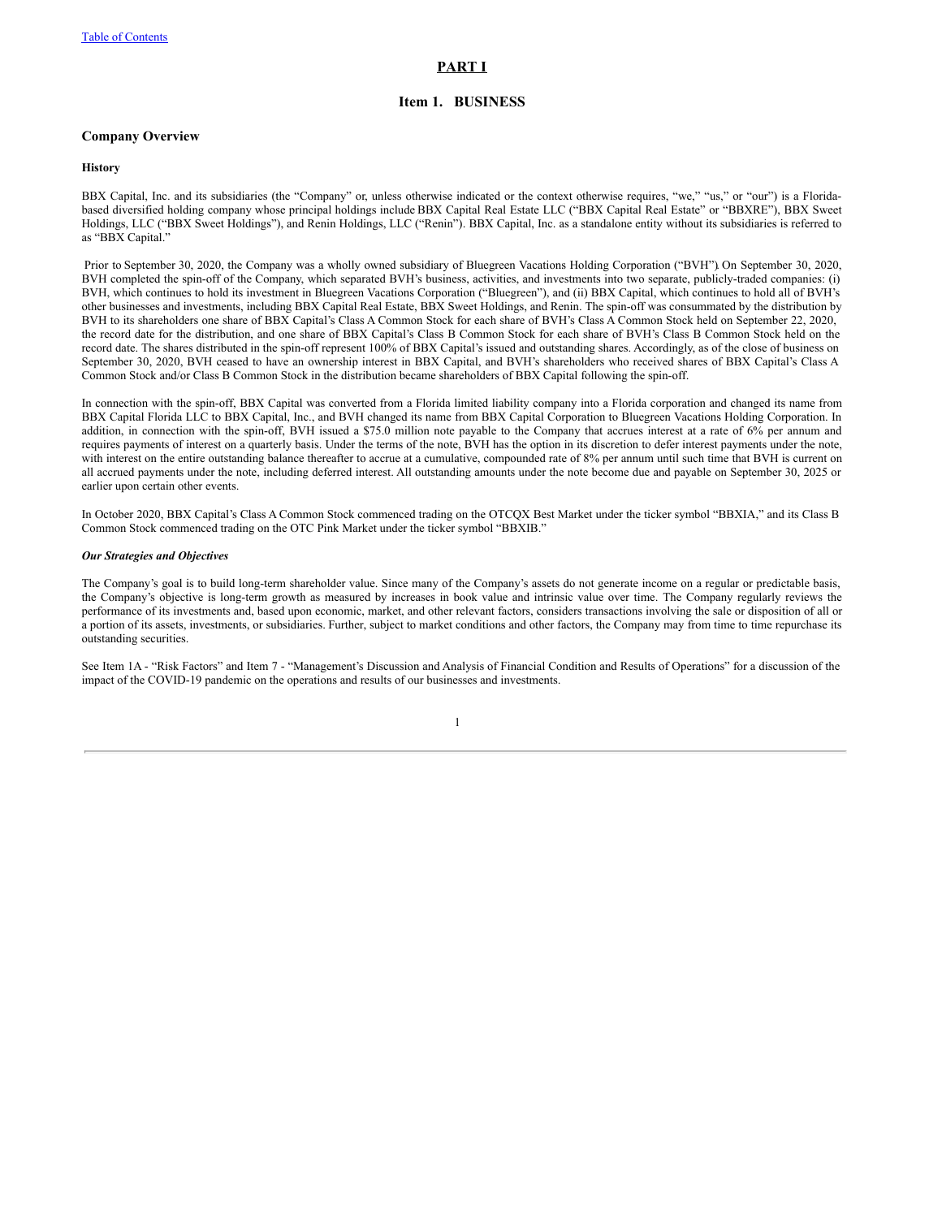# PART I

## Item 1. BUSINESS

### Company Overview

#### History

BBX Capital, Inc. and its subsidiaries (the "Company" or, unless otherwise indicated or the context otherwise requires, "we," "us," or "our") is a Florida-based diversified holding company whose principal holdings include BBX Capital Real Estate LLC ("BBX Capital Real Estate" or "BBXRE"), BBX Sweet Holdings, LLC ("BBX Sweet Holdings"), and Renin Holdings, LLC ("Renin"). BBX Capital, Inc. as a standalone entity without its subsidiaries is referred to as "BBX Capital."

Prior to September 30, 2020, the Company was a wholly owned subsidiary of Bluegreen Vacations Holding Corporation ("BVH"). On September 30, 2020, BVH completed the spin-off of the Company, which separated BVH's business, activities, and investments into two separate, publicly-traded companies: (i) BVH, which continues to hold its investment in Bluegreen Vacations Corporation ("Bluegreen"), and (ii) BBX Capital, which continues to hold all of BVH's other businesses and investments, including BBX Capital Real Estate, BBX Sweet Holdings, and Renin. The spin-off was consummated by the distribution by BVH to its shareholders one share of BBX Capital's Class A Common Stock for each share of BVH's Class A Common Stock held on September 22, 2020, the record date for the distribution, and one share of BBX Capital's Class B Common Stock for each share of BVH's Class B Common Stock held on the record date. The shares distributed in the spin-off represent 100% of BBX Capital's issued and outstanding shares. Accordingly, as of the close of business on September 30, 2020, BVH ceased to have an ownership interest in BBX Capital, and BVH's shareholders who received shares of BBX Capital's Class A Common Stock and/or Class B Common Stock in the distribution became shareholders of BBX Capital following the spin-off.

In connection with the spin-off, BBX Capital was converted from a Florida limited liability company into a Florida corporation and changed its name from BBX Capital Florida LLC to BBX Capital, Inc., and BVH changed its name from BBX Capital Corporation to Bluegreen Vacations Holding Corporation. In addition, in connection with the spin-off, BVH issued a $75.0 million note payable to the Company that accrues interest at a rate of 6% per annum and requires payments of interest on a quarterly basis. Under the terms of the note, BVH has the option in its discretion to defer interest payments under the note, with interest on the entire outstanding balance thereafter to accrue at a cumulative, compounded rate of 8% per annum until such time that BVH is current on all accrued payments under the note, including deferred interest. All outstanding amounts under the note become due and payable on September 30, 2025 or earlier upon certain other events.

In October 2020, BBX Capital's Class A Common Stock commenced trading on the OTCQX Best Market under the ticker symbol "BBXIA," and its Class B Common Stock commenced trading on the OTC Pink Market under the ticker symbol "BBXIB."

***Our Strategies and Objectives***

The Company's goal is to build long-term shareholder value. Since many of the Company's assets do not generate income on a regular or predictable basis, the Company's objective is long-term growth as measured by increases in book value and intrinsic value over time. The Company regularly reviews the performance of its investments and, based upon economic, market, and other relevant factors, considers transactions involving the sale or disposition of all or a portion of its assets, investments, or subsidiaries. Further, subject to market conditions and other factors, the Company may from time to time repurchase its outstanding securities.

See Item 1A - "Risk Factors" and Item 7 - "Management's Discussion and Analysis of Financial Condition and Results of Operations" for a discussion of the impact of the COVID-19 pandemic on the operations and results of our businesses and investments.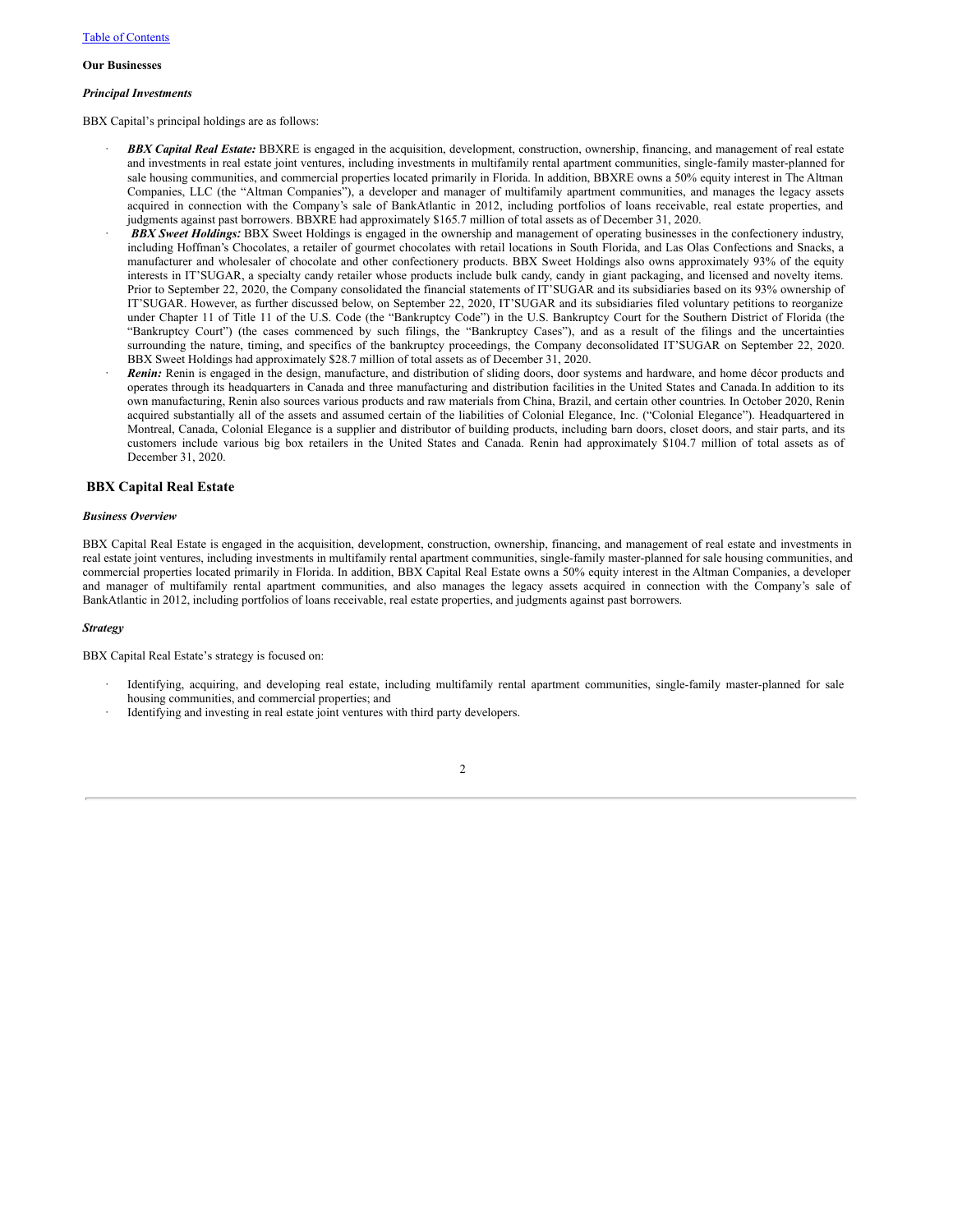[Table of Contents](#)

**Our Businesses**

***Principal Investments***

BBX Capital's principal holdings are as follows:

- ***BBX Capital Real Estate:*** BBXRE is engaged in the acquisition, development, construction, ownership, financing, and management of real estate and investments in real estate joint ventures, including investments in multifamily rental apartment communities, single-family master-planned for sale housing communities, and commercial properties located primarily in Florida. In addition, BBXRE owns a 50% equity interest in The Altman Companies, LLC (the "Altman Companies"), a developer and manager of multifamily apartment communities, and manages the legacy assets acquired in connection with the Company's sale of BankAtlantic in 2012, including portfolios of loans receivable, real estate properties, and judgments against past borrowers. BBXRE had approximately $165.7 million of total assets as of December 31, 2020.
- ***BBX Sweet Holdings:*** BBX Sweet Holdings is engaged in the ownership and management of operating businesses in the confectionery industry, including Hoffman's Chocolates, a retailer of gourmet chocolates with retail locations in South Florida, and Las Olas Confections and Snacks, a manufacturer and wholesaler of chocolate and other confectionery products. BBX Sweet Holdings also owns approximately 93% of the equity interests in IT'SUGAR, a specialty candy retailer whose products include bulk candy, candy in giant packaging, and licensed and novelty items. Prior to September 22, 2020, the Company consolidated the financial statements of IT'SUGAR and its subsidiaries based on its 93% ownership of IT'SUGAR. However, as further discussed below, on September 22, 2020, IT'SUGAR and its subsidiaries filed voluntary petitions to reorganize under Chapter 11 of Title 11 of the U.S. Code (the "Bankruptcy Code") in the U.S. Bankruptcy Court for the Southern District of Florida (the "Bankruptcy Court") (the cases commenced by such filings, the "Bankruptcy Cases"), and as a result of the filings and the uncertainties surrounding the nature, timing, and specifics of the bankruptcy proceedings, the Company deconsolidated IT'SUGAR on September 22, 2020. BBX Sweet Holdings had approximately $28.7 million of total assets as of December 31, 2020.
- ***Renin:*** Renin is engaged in the design, manufacture, and distribution of sliding doors, door systems and hardware, and home décor products and operates through its headquarters in Canada and three manufacturing and distribution facilities in the United States and Canada. In addition to its own manufacturing, Renin also sources various products and raw materials from China, Brazil, and certain other countries. In October 2020, Renin acquired substantially all of the assets and assumed certain of the liabilities of Colonial Elegance, Inc. ("Colonial Elegance"). Headquartered in Montreal, Canada, Colonial Elegance is a supplier and distributor of building products, including barn doors, closet doors, and stair parts, and its customers include various big box retailers in the United States and Canada. Renin had approximately $104.7 million of total assets as of December 31, 2020.

## BBX Capital Real Estate

***Business Overview***

BBX Capital Real Estate is engaged in the acquisition, development, construction, ownership, financing, and management of real estate and investments in real estate joint ventures, including investments in multifamily rental apartment communities, single-family master-planned for sale housing communities, and commercial properties located primarily in Florida. In addition, BBX Capital Real Estate owns a 50% equity interest in the Altman Companies, a developer and manager of multifamily rental apartment communities, and also manages the legacy assets acquired in connection with the Company's sale of BankAtlantic in 2012, including portfolios of loans receivable, real estate properties, and judgments against past borrowers.

***Strategy***

BBX Capital Real Estate's strategy is focused on:

- Identifying, acquiring, and developing real estate, including multifamily rental apartment communities, single-family master-planned for sale housing communities, and commercial properties; and
- Identifying and investing in real estate joint ventures with third party developers.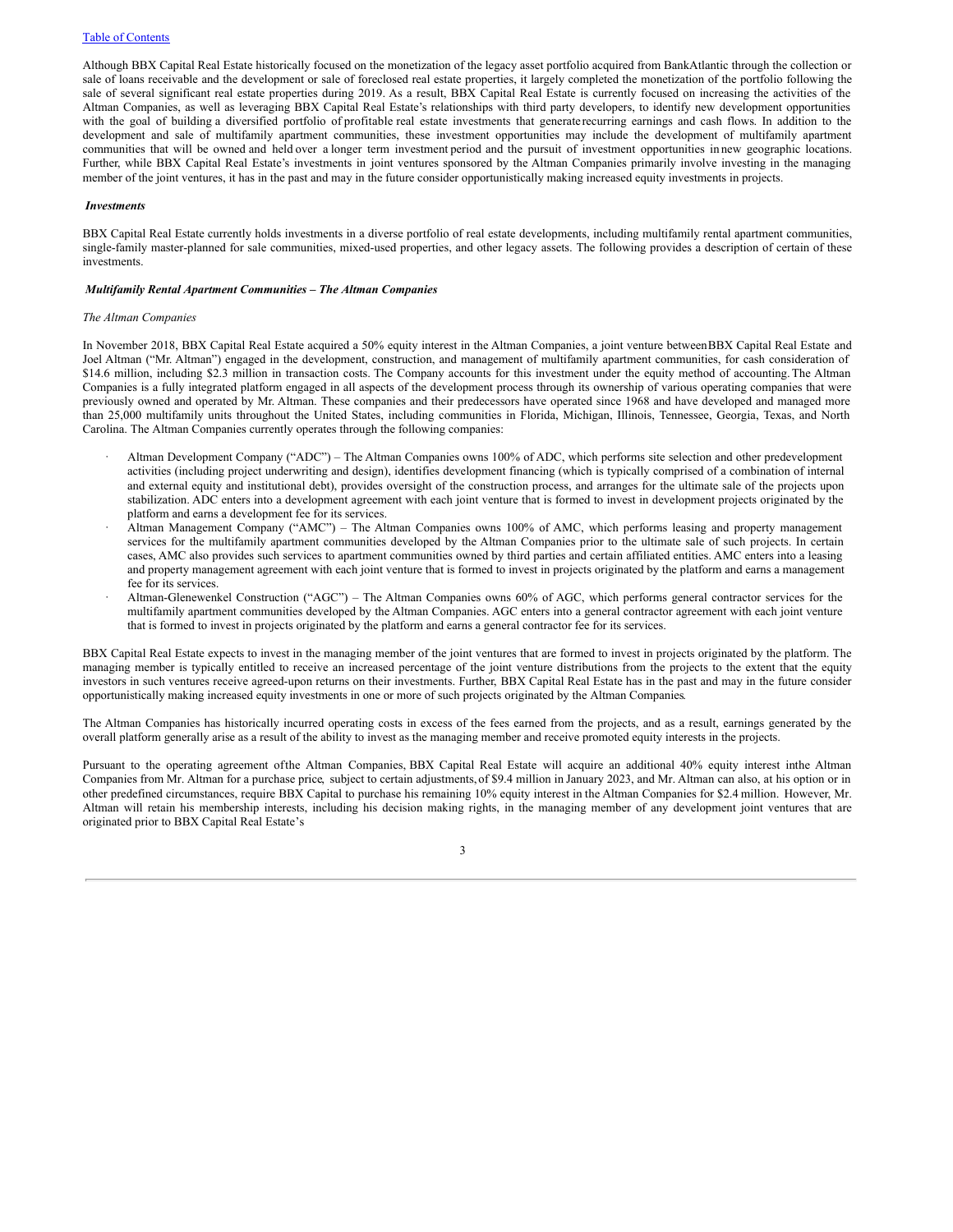Although BBX Capital Real Estate historically focused on the monetization of the legacy asset portfolio acquired from BankAtlantic through the collection or sale of loans receivable and the development or sale of foreclosed real estate properties, it largely completed the monetization of the portfolio following the sale of several significant real estate properties during 2019. As a result, BBX Capital Real Estate is currently focused on increasing the activities of the Altman Companies, as well as leveraging BBX Capital Real Estate's relationships with third party developers, to identify new development opportunities with the goal of building a diversified portfolio of profitable real estate investments that generate recurring earnings and cash flows. In addition to the development and sale of multifamily apartment communities, these investment opportunities may include the development of multifamily apartment communities that will be owned and held over a longer term investment period and the pursuit of investment opportunities in new geographic locations. Further, while BBX Capital Real Estate's investments in joint ventures sponsored by the Altman Companies primarily involve investing in the managing member of the joint ventures, it has in the past and may in the future consider opportunistically making increased equity investments in projects.

***Investments***

BBX Capital Real Estate currently holds investments in a diverse portfolio of real estate developments, including multifamily rental apartment communities, single-family master-planned for sale communities, mixed-used properties, and other legacy assets. The following provides a description of certain of these investments.

***Multifamily Rental Apartment Communities – The Altman Companies***

*The Altman Companies*

In November 2018, BBX Capital Real Estate acquired a 50% equity interest in the Altman Companies, a joint venture between BBX Capital Real Estate and Joel Altman ("Mr. Altman") engaged in the development, construction, and management of multifamily apartment communities, for cash consideration of $14.6 million, including $2.3 million in transaction costs. The Company accounts for this investment under the equity method of accounting. The Altman Companies is a fully integrated platform engaged in all aspects of the development process through its ownership of various operating companies that were previously owned and operated by Mr. Altman. These companies and their predecessors have operated since 1968 and have developed and managed more than 25,000 multifamily units throughout the United States, including communities in Florida, Michigan, Illinois, Tennessee, Georgia, Texas, and North Carolina. The Altman Companies currently operates through the following companies:

- Altman Development Company ("ADC") – The Altman Companies owns 100% of ADC, which performs site selection and other predevelopment activities (including project underwriting and design), identifies development financing (which is typically comprised of a combination of internal and external equity and institutional debt), provides oversight of the construction process, and arranges for the ultimate sale of the projects upon stabilization. ADC enters into a development agreement with each joint venture that is formed to invest in development projects originated by the platform and earns a development fee for its services.
- Altman Management Company ("AMC") – The Altman Companies owns 100% of AMC, which performs leasing and property management services for the multifamily apartment communities developed by the Altman Companies prior to the ultimate sale of such projects. In certain cases, AMC also provides such services to apartment communities owned by third parties and certain affiliated entities. AMC enters into a leasing and property management agreement with each joint venture that is formed to invest in projects originated by the platform and earns a management fee for its services.
- Altman-Glenewenkel Construction ("AGC") – The Altman Companies owns 60% of AGC, which performs general contractor services for the multifamily apartment communities developed by the Altman Companies. AGC enters into a general contractor agreement with each joint venture that is formed to invest in projects originated by the platform and earns a general contractor fee for its services.

BBX Capital Real Estate expects to invest in the managing member of the joint ventures that are formed to invest in projects originated by the platform. The managing member is typically entitled to receive an increased percentage of the joint venture distributions from the projects to the extent that the equity investors in such ventures receive agreed-upon returns on their investments. Further, BBX Capital Real Estate has in the past and may in the future consider opportunistically making increased equity investments in one or more of such projects originated by the Altman Companies.

The Altman Companies has historically incurred operating costs in excess of the fees earned from the projects, and as a result, earnings generated by the overall platform generally arise as a result of the ability to invest as the managing member and receive promoted equity interests in the projects.

Pursuant to the operating agreement of the Altman Companies, BBX Capital Real Estate will acquire an additional 40% equity interest in the Altman Companies from Mr. Altman for a purchase price, subject to certain adjustments, of $9.4 million in January 2023, and Mr. Altman can also, at his option or in other predefined circumstances, require BBX Capital to purchase his remaining 10% equity interest in the Altman Companies for $2.4 million. However, Mr. Altman will retain his membership interests, including his decision making rights, in the managing member of any development joint ventures that are originated prior to BBX Capital Real Estate's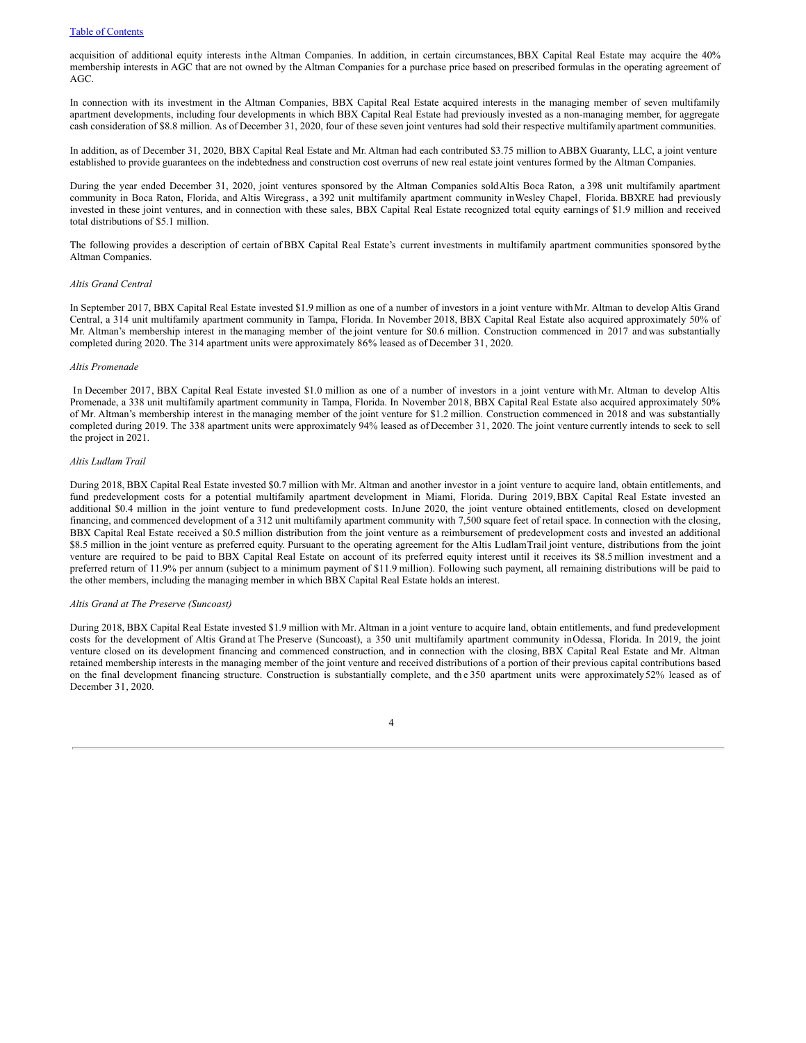acquisition of additional equity interests in the Altman Companies. In addition, in certain circumstances, BBX Capital Real Estate may acquire the 40% membership interests in AGC that are not owned by the Altman Companies for a purchase price based on prescribed formulas in the operating agreement of AGC.

In connection with its investment in the Altman Companies, BBX Capital Real Estate acquired interests in the managing member of seven multifamily apartment developments, including four developments in which BBX Capital Real Estate had previously invested as a non-managing member, for aggregate cash consideration of $8.8 million. As of December 31, 2020, four of these seven joint ventures had sold their respective multifamily apartment communities.

In addition, as of December 31, 2020, BBX Capital Real Estate and Mr. Altman had each contributed $3.75 million to ABBX Guaranty, LLC, a joint venture established to provide guarantees on the indebtedness and construction cost overruns of new real estate joint ventures formed by the Altman Companies.

During the year ended December 31, 2020, joint ventures sponsored by the Altman Companies sold Altis Boca Raton, a 398 unit multifamily apartment community in Boca Raton, Florida, and Altis Wiregrass, a 392 unit multifamily apartment community in Wesley Chapel, Florida. BBXRE had previously invested in these joint ventures, and in connection with these sales, BBX Capital Real Estate recognized total equity earnings of $1.9 million and received total distributions of $5.1 million.

The following provides a description of certain of BBX Capital Real Estate's current investments in multifamily apartment communities sponsored by the Altman Companies.

*Altis Grand Central*

In September 2017, BBX Capital Real Estate invested $1.9 million as one of a number of investors in a joint venture with Mr. Altman to develop Altis Grand Central, a 314 unit multifamily apartment community in Tampa, Florida. In November 2018, BBX Capital Real Estate also acquired approximately 50% of Mr. Altman's membership interest in the managing member of the joint venture for $0.6 million. Construction commenced in 2017 and was substantially completed during 2020. The 314 apartment units were approximately 86% leased as of December 31, 2020.

*Altis Promenade*

In December 2017, BBX Capital Real Estate invested $1.0 million as one of a number of investors in a joint venture with Mr. Altman to develop Altis Promenade, a 338 unit multifamily apartment community in Tampa, Florida. In November 2018, BBX Capital Real Estate also acquired approximately 50% of Mr. Altman's membership interest in the managing member of the joint venture for $1.2 million. Construction commenced in 2018 and was substantially completed during 2019. The 338 apartment units were approximately 94% leased as of December 31, 2020. The joint venture currently intends to seek to sell the project in 2021.

*Altis Ludlam Trail*

During 2018, BBX Capital Real Estate invested $0.7 million with Mr. Altman and another investor in a joint venture to acquire land, obtain entitlements, and fund predevelopment costs for a potential multifamily apartment development in Miami, Florida. During 2019, BBX Capital Real Estate invested an additional $0.4 million in the joint venture to fund predevelopment costs. In June 2020, the joint venture obtained entitlements, closed on development financing, and commenced development of a 312 unit multifamily apartment community with 7,500 square feet of retail space. In connection with the closing, BBX Capital Real Estate received a $0.5 million distribution from the joint venture as a reimbursement of predevelopment costs and invested an additional $8.5 million in the joint venture as preferred equity. Pursuant to the operating agreement for the Altis Ludlam Trail joint venture, distributions from the joint venture are required to be paid to BBX Capital Real Estate on account of its preferred equity interest until it receives its $8.5 million investment and a preferred return of 11.9% per annum (subject to a minimum payment of $11.9 million). Following such payment, all remaining distributions will be paid to the other members, including the managing member in which BBX Capital Real Estate holds an interest.

*Altis Grand at The Preserve (Suncoast)*

During 2018, BBX Capital Real Estate invested $1.9 million with Mr. Altman in a joint venture to acquire land, obtain entitlements, and fund predevelopment costs for the development of Altis Grand at The Preserve (Suncoast), a 350 unit multifamily apartment community in Odessa, Florida. In 2019, the joint venture closed on its development financing and commenced construction, and in connection with the closing, BBX Capital Real Estate and Mr. Altman retained membership interests in the managing member of the joint venture and received distributions of a portion of their previous capital contributions based on the final development financing structure. Construction is substantially complete, and the 350 apartment units were approximately 52% leased as of December 31, 2020.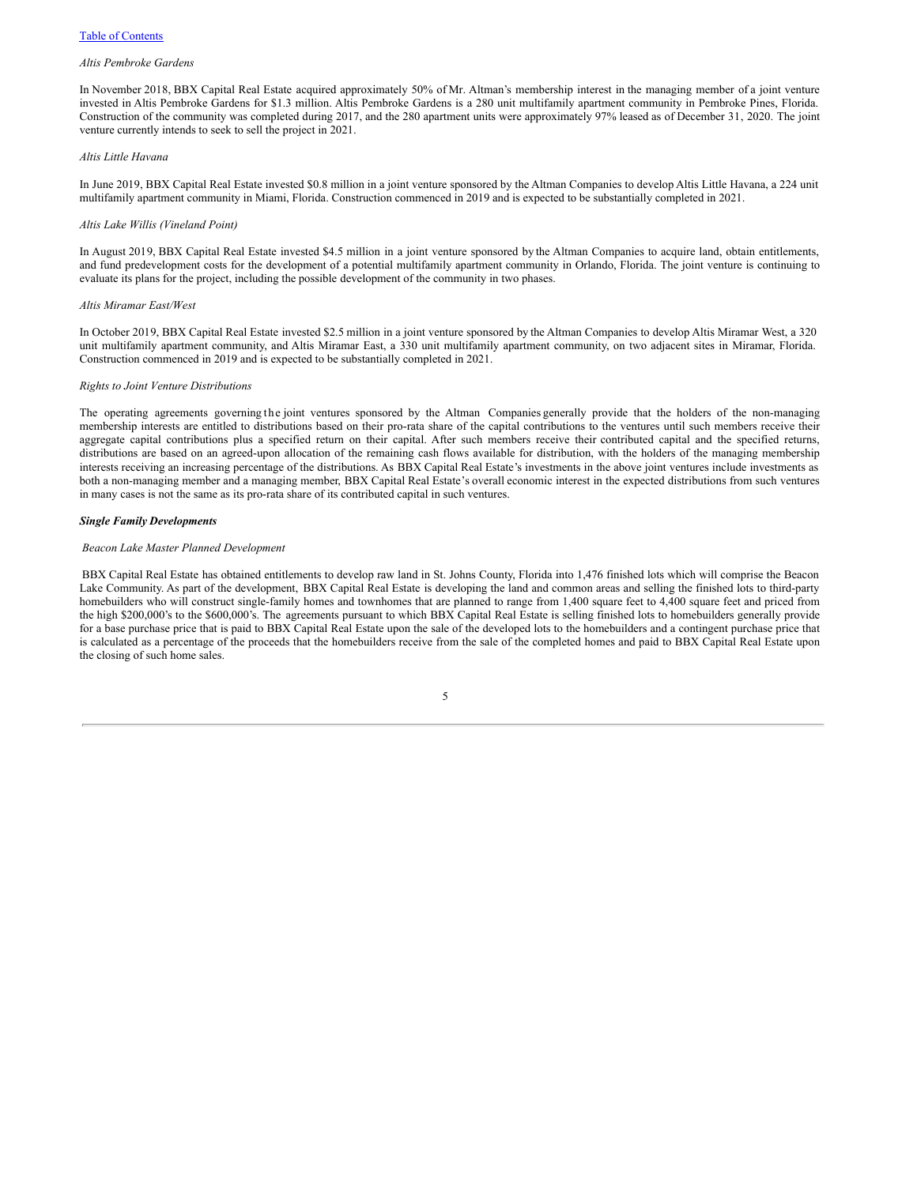*Altis Pembroke Gardens*

In November 2018, BBX Capital Real Estate acquired approximately 50% of Mr. Altman's membership interest in the managing member of a joint venture invested in Altis Pembroke Gardens for $1.3 million. Altis Pembroke Gardens is a 280 unit multifamily apartment community in Pembroke Pines, Florida. Construction of the community was completed during 2017, and the 280 apartment units were approximately 97% leased as of December 31, 2020. The joint venture currently intends to seek to sell the project in 2021.

*Altis Little Havana*

In June 2019, BBX Capital Real Estate invested $0.8 million in a joint venture sponsored by the Altman Companies to develop Altis Little Havana, a 224 unit multifamily apartment community in Miami, Florida. Construction commenced in 2019 and is expected to be substantially completed in 2021.

*Altis Lake Willis (Vineland Point)*

In August 2019, BBX Capital Real Estate invested $4.5 million in a joint venture sponsored by the Altman Companies to acquire land, obtain entitlements, and fund predevelopment costs for the development of a potential multifamily apartment community in Orlando, Florida. The joint venture is continuing to evaluate its plans for the project, including the possible development of the community in two phases.

*Altis Miramar East/West*

In October 2019, BBX Capital Real Estate invested $2.5 million in a joint venture sponsored by the Altman Companies to develop Altis Miramar West, a 320 unit multifamily apartment community, and Altis Miramar East, a 330 unit multifamily apartment community, on two adjacent sites in Miramar, Florida. Construction commenced in 2019 and is expected to be substantially completed in 2021.

*Rights to Joint Venture Distributions*

The operating agreements governing the joint ventures sponsored by the Altman Companies generally provide that the holders of the non-managing membership interests are entitled to distributions based on their pro-rata share of the capital contributions to the ventures until such members receive their aggregate capital contributions plus a specified return on their capital. After such members receive their contributed capital and the specified returns, distributions are based on an agreed-upon allocation of the remaining cash flows available for distribution, with the holders of the managing membership interests receiving an increasing percentage of the distributions. As BBX Capital Real Estate's investments in the above joint ventures include investments as both a non-managing member and a managing member, BBX Capital Real Estate's overall economic interest in the expected distributions from such ventures in many cases is not the same as its pro-rata share of its contributed capital in such ventures.

***Single Family Developments***

*Beacon Lake Master Planned Development*

BBX Capital Real Estate has obtained entitlements to develop raw land in St. Johns County, Florida into 1,476 finished lots which will comprise the Beacon Lake Community. As part of the development, BBX Capital Real Estate is developing the land and common areas and selling the finished lots to third-party homebuilders who will construct single-family homes and townhomes that are planned to range from 1,400 square feet to 4,400 square feet and priced from the high $200,000's to the $600,000's. The agreements pursuant to which BBX Capital Real Estate is selling finished lots to homebuilders generally provide for a base purchase price that is paid to BBX Capital Real Estate upon the sale of the developed lots to the homebuilders and a contingent purchase price that is calculated as a percentage of the proceeds that the homebuilders receive from the sale of the completed homes and paid to BBX Capital Real Estate upon the closing of such home sales.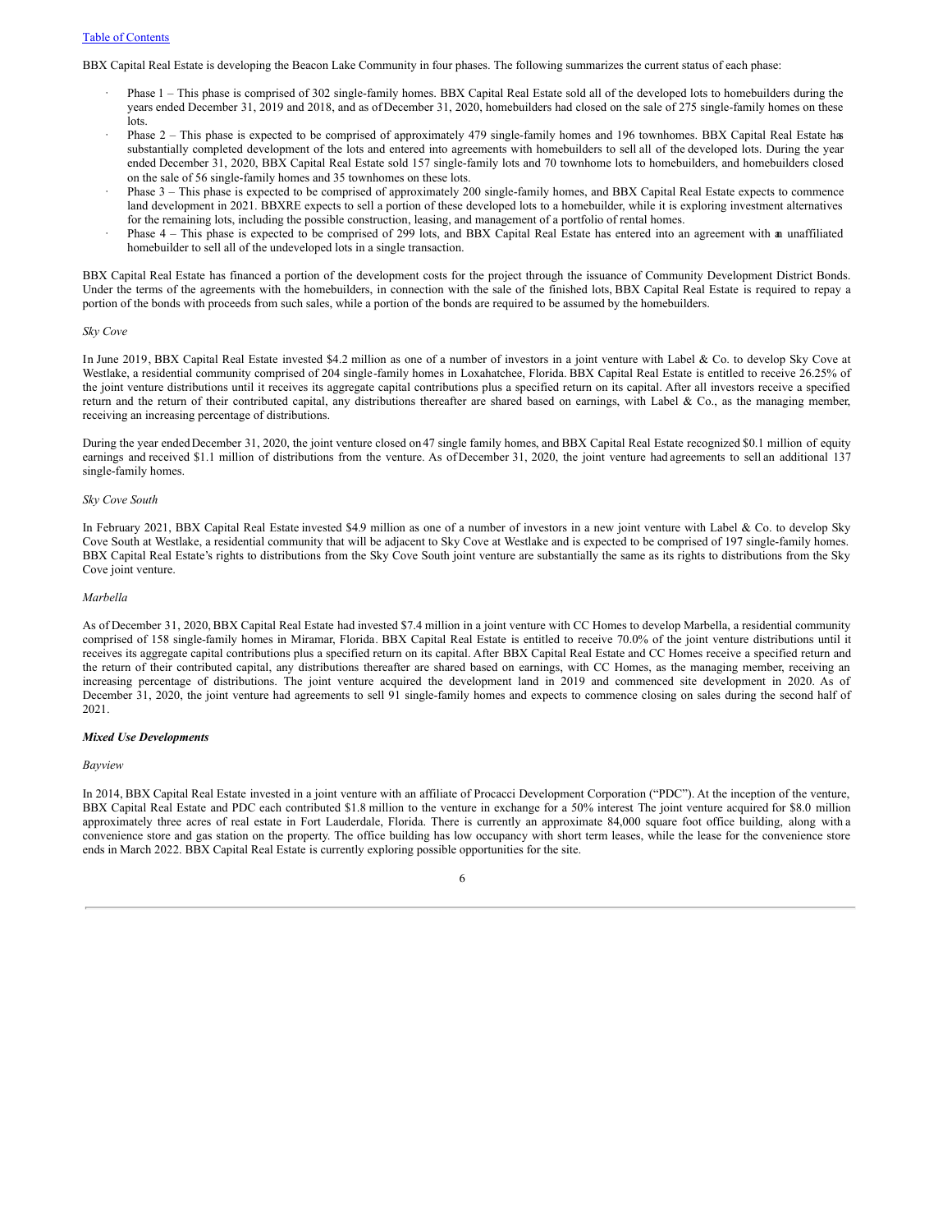[Table of Contents](#)

BBX Capital Real Estate is developing the Beacon Lake Community in four phases. The following summarizes the current status of each phase:

- Phase 1 – This phase is comprised of 302 single-family homes. BBX Capital Real Estate sold all of the developed lots to homebuilders during the years ended December 31, 2019 and 2018, and as of December 31, 2020, homebuilders had closed on the sale of 275 single-family homes on these lots.
- Phase 2 – This phase is expected to be comprised of approximately 479 single-family homes and 196 townhomes. BBX Capital Real Estate has substantially completed development of the lots and entered into agreements with homebuilders to sell all of the developed lots. During the year ended December 31, 2020, BBX Capital Real Estate sold 157 single-family lots and 70 townhome lots to homebuilders, and homebuilders closed on the sale of 56 single-family homes and 35 townhomes on these lots.
- Phase 3 – This phase is expected to be comprised of approximately 200 single-family homes, and BBX Capital Real Estate expects to commence land development in 2021. BBXRE expects to sell a portion of these developed lots to a homebuilder, while it is exploring investment alternatives for the remaining lots, including the possible construction, leasing, and management of a portfolio of rental homes.
- Phase 4 – This phase is expected to be comprised of 299 lots, and BBX Capital Real Estate has entered into an agreement with an unaffiliated homebuilder to sell all of the undeveloped lots in a single transaction.

BBX Capital Real Estate has financed a portion of the development costs for the project through the issuance of Community Development District Bonds. Under the terms of the agreements with the homebuilders, in connection with the sale of the finished lots, BBX Capital Real Estate is required to repay a portion of the bonds with proceeds from such sales, while a portion of the bonds are required to be assumed by the homebuilders.

*Sky Cove*

In June 2019, BBX Capital Real Estate invested $4.2 million as one of a number of investors in a joint venture with Label & Co. to develop Sky Cove at Westlake, a residential community comprised of 204 single-family homes in Loxahatchee, Florida. BBX Capital Real Estate is entitled to receive 26.25% of the joint venture distributions until it receives its aggregate capital contributions plus a specified return on its capital. After all investors receive a specified return and the return of their contributed capital, any distributions thereafter are shared based on earnings, with Label & Co., as the managing member, receiving an increasing percentage of distributions.

During the year ended December 31, 2020, the joint venture closed on 47 single family homes, and BBX Capital Real Estate recognized $0.1 million of equity earnings and received $1.1 million of distributions from the venture. As of December 31, 2020, the joint venture had agreements to sell an additional 137 single-family homes.

*Sky Cove South*

In February 2021, BBX Capital Real Estate invested $4.9 million as one of a number of investors in a new joint venture with Label & Co. to develop Sky Cove South at Westlake, a residential community that will be adjacent to Sky Cove at Westlake and is expected to be comprised of 197 single-family homes. BBX Capital Real Estate's rights to distributions from the Sky Cove South joint venture are substantially the same as its rights to distributions from the Sky Cove joint venture.

*Marbella*

As of December 31, 2020, BBX Capital Real Estate had invested $7.4 million in a joint venture with CC Homes to develop Marbella, a residential community comprised of 158 single-family homes in Miramar, Florida. BBX Capital Real Estate is entitled to receive 70.0% of the joint venture distributions until it receives its aggregate capital contributions plus a specified return on its capital. After BBX Capital Real Estate and CC Homes receive a specified return and the return of their contributed capital, any distributions thereafter are shared based on earnings, with CC Homes, as the managing member, receiving an increasing percentage of distributions. The joint venture acquired the development land in 2019 and commenced site development in 2020. As of December 31, 2020, the joint venture had agreements to sell 91 single-family homes and expects to commence closing on sales during the second half of 2021.

***Mixed Use Developments***

*Bayview*

In 2014, BBX Capital Real Estate invested in a joint venture with an affiliate of Procacci Development Corporation ("PDC"). At the inception of the venture, BBX Capital Real Estate and PDC each contributed $1.8 million to the venture in exchange for a 50% interest The joint venture acquired for $8.0 million approximately three acres of real estate in Fort Lauderdale, Florida. There is currently an approximate 84,000 square foot office building, along with a convenience store and gas station on the property. The office building has low occupancy with short term leases, while the lease for the convenience store ends in March 2022. BBX Capital Real Estate is currently exploring possible opportunities for the site.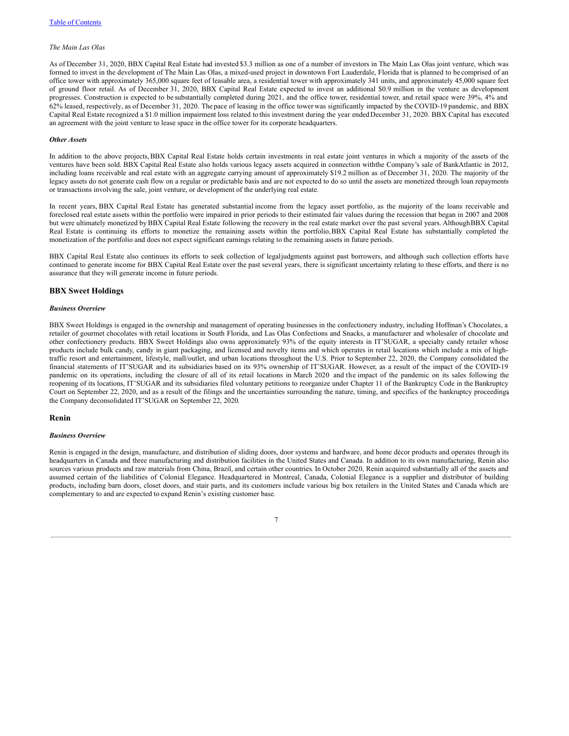*The Main Las Olas*

As of December 31, 2020, BBX Capital Real Estate had invested $3.3 million as one of a number of investors in The Main Las Olas joint venture, which was formed to invest in the development of The Main Las Olas, a mixed-used project in downtown Fort Lauderdale, Florida that is planned to be comprised of an office tower with approximately 365,000 square feet of leasable area, a residential tower with approximately 341 units, and approximately 45,000 square feet of ground floor retail. As of December 31, 2020, BBX Capital Real Estate expected to invest an additional $0.9 million in the venture as development progresses. Construction is expected to be substantially completed during 2021, and the office tower, residential tower, and retail space were 39%, 4% and 62% leased, respectively, as of December 31, 2020. The pace of leasing in the office tower was significantly impacted by the COVID-19 pandemic, and BBX Capital Real Estate recognized a $1.0 million impairment loss related to this investment during the year ended December 31, 2020. BBX Capital has executed an agreement with the joint venture to lease space in the office tower for its corporate headquarters.

***Other Assets***

In addition to the above projects, BBX Capital Real Estate holds certain investments in real estate joint ventures in which a majority of the assets of the ventures have been sold. BBX Capital Real Estate also holds various legacy assets acquired in connection with the Company's sale of BankAtlantic in 2012, including loans receivable and real estate with an aggregate carrying amount of approximately $19.2 million as of December 31, 2020. The majority of the legacy assets do not generate cash flow on a regular or predictable basis and are not expected to do so until the assets are monetized through loan repayments or transactions involving the sale, joint venture, or development of the underlying real estate.

In recent years, BBX Capital Real Estate has generated substantial income from the legacy asset portfolio, as the majority of the loans receivable and foreclosed real estate assets within the portfolio were impaired in prior periods to their estimated fair values during the recession that began in 2007 and 2008 but were ultimately monetized by BBX Capital Real Estate following the recovery in the real estate market over the past several years. Although BBX Capital Real Estate is continuing its efforts to monetize the remaining assets within the portfolio, BBX Capital Real Estate has substantially completed the monetization of the portfolio and does not expect significant earnings relating to the remaining assets in future periods.

BBX Capital Real Estate also continues its efforts to seek collection of legal judgments against past borrowers, and although such collection efforts have continued to generate income for BBX Capital Real Estate over the past several years, there is significant uncertainty relating to these efforts, and there is no assurance that they will generate income in future periods.

## BBX Sweet Holdings

***Business Overview***

BBX Sweet Holdings is engaged in the ownership and management of operating businesses in the confectionery industry, including Hoffman's Chocolates, a retailer of gourmet chocolates with retail locations in South Florida, and Las Olas Confections and Snacks, a manufacturer and wholesaler of chocolate and other confectionery products. BBX Sweet Holdings also owns approximately 93% of the equity interests in IT'SUGAR, a specialty candy retailer whose products include bulk candy, candy in giant packaging, and licensed and novelty items and which operates in retail locations which include a mix of high-traffic resort and entertainment, lifestyle, mall/outlet, and urban locations throughout the U.S. Prior to September 22, 2020, the Company consolidated the financial statements of IT'SUGAR and its subsidiaries based on its 93% ownership of IT'SUGAR. However, as a result of the impact of the COVID-19 pandemic on its operations, including the closure of all of its retail locations in March 2020 and the impact of the pandemic on its sales following the reopening of its locations, IT'SUGAR and its subsidiaries filed voluntary petitions to reorganize under Chapter 11 of the Bankruptcy Code in the Bankruptcy Court on September 22, 2020, and as a result of the filings and the uncertainties surrounding the nature, timing, and specifics of the bankruptcy proceedings, the Company deconsolidated IT'SUGAR on September 22, 2020.

## Renin

***Business Overview***

Renin is engaged in the design, manufacture, and distribution of sliding doors, door systems and hardware, and home décor products and operates through its headquarters in Canada and three manufacturing and distribution facilities in the United States and Canada. In addition to its own manufacturing, Renin also sources various products and raw materials from China, Brazil, and certain other countries. In October 2020, Renin acquired substantially all of the assets and assumed certain of the liabilities of Colonial Elegance. Headquartered in Montreal, Canada, Colonial Elegance is a supplier and distributor of building products, including barn doors, closet doors, and stair parts, and its customers include various big box retailers in the United States and Canada which are complementary to and are expected to expand Renin's existing customer base.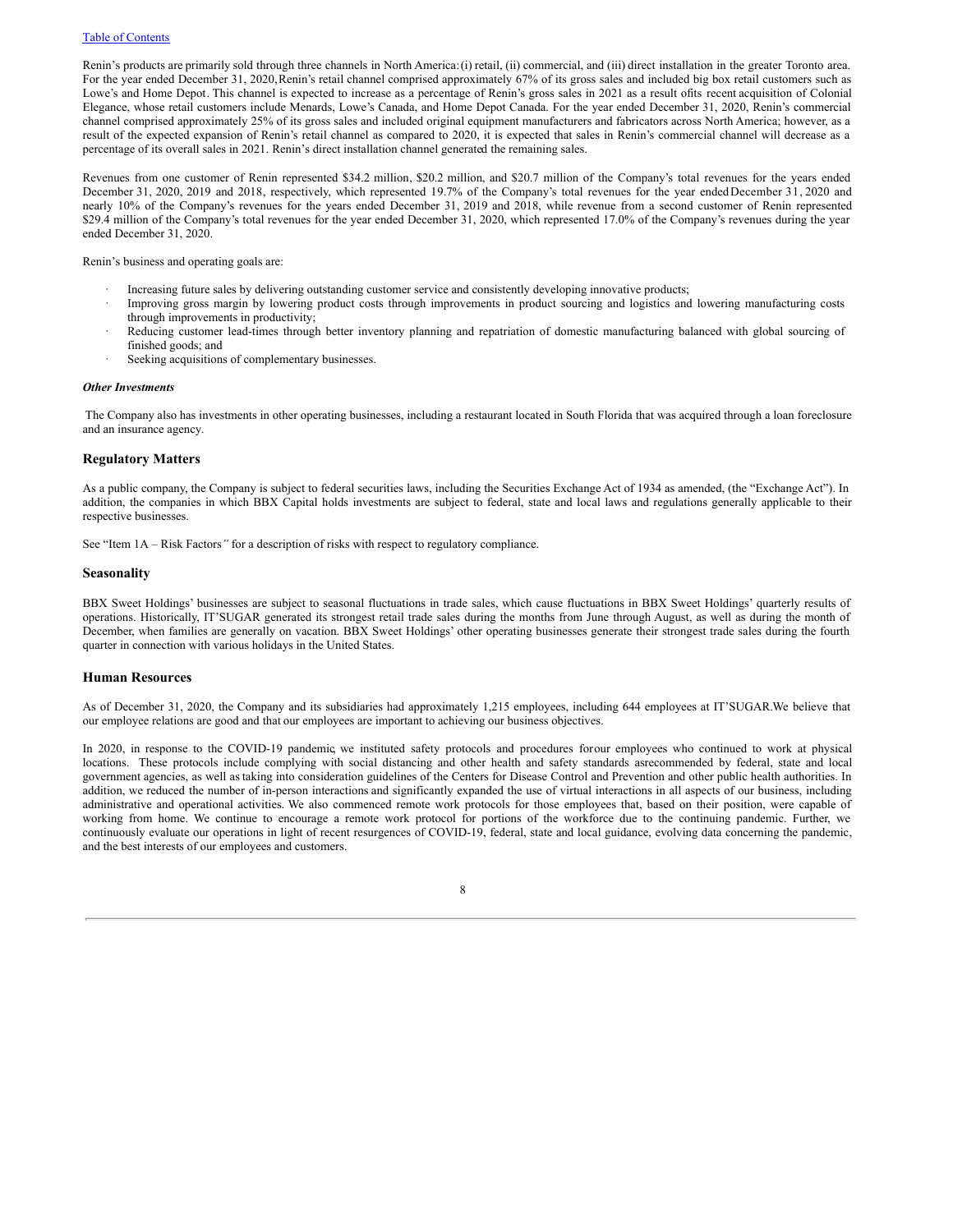Renin's products are primarily sold through three channels in North America: (i) retail, (ii) commercial, and (iii) direct installation in the greater Toronto area. For the year ended December 31, 2020, Renin's retail channel comprised approximately 67% of its gross sales and included big box retail customers such as Lowe's and Home Depot. This channel is expected to increase as a percentage of Renin's gross sales in 2021 as a result of its recent acquisition of Colonial Elegance, whose retail customers include Menards, Lowe's Canada, and Home Depot Canada. For the year ended December 31, 2020, Renin's commercial channel comprised approximately 25% of its gross sales and included original equipment manufacturers and fabricators across North America; however, as a result of the expected expansion of Renin's retail channel as compared to 2020, it is expected that sales in Renin's commercial channel will decrease as a percentage of its overall sales in 2021. Renin's direct installation channel generated the remaining sales.

Revenues from one customer of Renin represented $34.2 million, $20.2 million, and $20.7 million of the Company's total revenues for the years ended December 31, 2020, 2019 and 2018, respectively, which represented 19.7% of the Company's total revenues for the year ended December 31, 2020 and nearly 10% of the Company's revenues for the years ended December 31, 2019 and 2018, while revenue from a second customer of Renin represented $29.4 million of the Company's total revenues for the year ended December 31, 2020, which represented 17.0% of the Company's revenues during the year ended December 31, 2020.

Renin's business and operating goals are:

- Increasing future sales by delivering outstanding customer service and consistently developing innovative products;
- Improving gross margin by lowering product costs through improvements in product sourcing and logistics and lowering manufacturing costs through improvements in productivity;
- Reducing customer lead-times through better inventory planning and repatriation of domestic manufacturing balanced with global sourcing of finished goods; and
- Seeking acquisitions of complementary businesses.

***Other Investments***

The Company also has investments in other operating businesses, including a restaurant located in South Florida that was acquired through a loan foreclosure and an insurance agency.

## Regulatory Matters

As a public company, the Company is subject to federal securities laws, including the Securities Exchange Act of 1934 as amended, (the "Exchange Act"). In addition, the companies in which BBX Capital holds investments are subject to federal, state and local laws and regulations generally applicable to their respective businesses.

See "Item 1A – Risk Factors*"* for a description of risks with respect to regulatory compliance.

## Seasonality

BBX Sweet Holdings' businesses are subject to seasonal fluctuations in trade sales, which cause fluctuations in BBX Sweet Holdings' quarterly results of operations. Historically, IT'SUGAR generated its strongest retail trade sales during the months from June through August, as well as during the month of December, when families are generally on vacation. BBX Sweet Holdings' other operating businesses generate their strongest trade sales during the fourth quarter in connection with various holidays in the United States.

## Human Resources

As of December 31, 2020, the Company and its subsidiaries had approximately 1,215 employees, including 644 employees at IT'SUGAR. We believe that our employee relations are good and that our employees are important to achieving our business objectives.

In 2020, in response to the COVID-19 pandemic, we instituted safety protocols and procedures for our employees who continued to work at physical locations. These protocols include complying with social distancing and other health and safety standards as recommended by federal, state and local government agencies, as well as taking into consideration guidelines of the Centers for Disease Control and Prevention and other public health authorities. In addition, we reduced the number of in-person interactions and significantly expanded the use of virtual interactions in all aspects of our business, including administrative and operational activities. We also commenced remote work protocols for those employees that, based on their position, were capable of working from home. We continue to encourage a remote work protocol for portions of the workforce due to the continuing pandemic. Further, we continuously evaluate our operations in light of recent resurgences of COVID-19, federal, state and local guidance, evolving data concerning the pandemic, and the best interests of our employees and customers.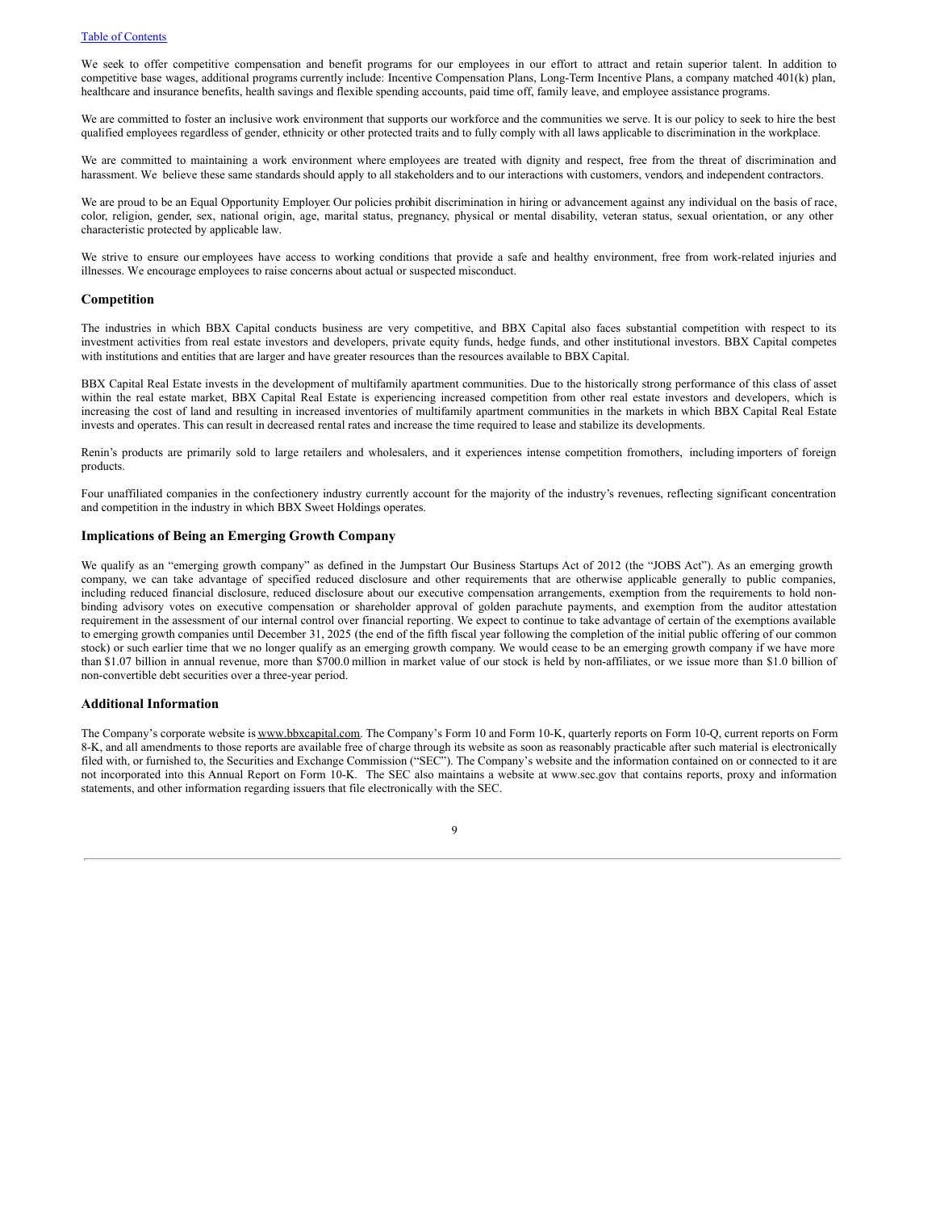We seek to offer competitive compensation and benefit programs for our employees in our effort to attract and retain superior talent. In addition to competitive base wages, additional programs currently include: Incentive Compensation Plans, Long-Term Incentive Plans, a company matched 401(k) plan, healthcare and insurance benefits, health savings and flexible spending accounts, paid time off, family leave, and employee assistance programs.

We are committed to foster an inclusive work environment that supports our workforce and the communities we serve. It is our policy to seek to hire the best qualified employees regardless of gender, ethnicity or other protected traits and to fully comply with all laws applicable to discrimination in the workplace.

We are committed to maintaining a work environment where employees are treated with dignity and respect, free from the threat of discrimination and harassment. We believe these same standards should apply to all stakeholders and to our interactions with customers, vendors, and independent contractors.

We are proud to be an Equal Opportunity Employer. Our policies prohibit discrimination in hiring or advancement against any individual on the basis of race, color, religion, gender, sex, national origin, age, marital status, pregnancy, physical or mental disability, veteran status, sexual orientation, or any other characteristic protected by applicable law.

We strive to ensure our employees have access to working conditions that provide a safe and healthy environment, free from work-related injuries and illnesses. We encourage employees to raise concerns about actual or suspected misconduct.

### Competition

The industries in which BBX Capital conducts business are very competitive, and BBX Capital also faces substantial competition with respect to its investment activities from real estate investors and developers, private equity funds, hedge funds, and other institutional investors. BBX Capital competes with institutions and entities that are larger and have greater resources than the resources available to BBX Capital.

BBX Capital Real Estate invests in the development of multifamily apartment communities. Due to the historically strong performance of this class of asset within the real estate market, BBX Capital Real Estate is experiencing increased competition from other real estate investors and developers, which is increasing the cost of land and resulting in increased inventories of multifamily apartment communities in the markets in which BBX Capital Real Estate invests and operates. This can result in decreased rental rates and increase the time required to lease and stabilize its developments.

Renin's products are primarily sold to large retailers and wholesalers, and it experiences intense competition from others, including importers of foreign products.

Four unaffiliated companies in the confectionery industry currently account for the majority of the industry's revenues, reflecting significant concentration and competition in the industry in which BBX Sweet Holdings operates.

### Implications of Being an Emerging Growth Company

We qualify as an "emerging growth company" as defined in the Jumpstart Our Business Startups Act of 2012 (the "JOBS Act"). As an emerging growth company, we can take advantage of specified reduced disclosure and other requirements that are otherwise applicable generally to public companies, including reduced financial disclosure, reduced disclosure about our executive compensation arrangements, exemption from the requirements to hold non-binding advisory votes on executive compensation or shareholder approval of golden parachute payments, and exemption from the auditor attestation requirement in the assessment of our internal control over financial reporting. We expect to continue to take advantage of certain of the exemptions available to emerging growth companies until December 31, 2025 (the end of the fifth fiscal year following the completion of the initial public offering of our common stock) or such earlier time that we no longer qualify as an emerging growth company. We would cease to be an emerging growth company if we have more than $1.07 billion in annual revenue, more than $700.0 million in market value of our stock is held by non-affiliates, or we issue more than $1.0 billion of non-convertible debt securities over a three-year period.

### Additional Information

The Company's corporate website is www.bbxcapital.com. The Company's Form 10 and Form 10-K, quarterly reports on Form 10-Q, current reports on Form 8-K, and all amendments to those reports are available free of charge through its website as soon as reasonably practicable after such material is electronically filed with, or furnished to, the Securities and Exchange Commission ("SEC"). The Company's website and the information contained on or connected to it are not incorporated into this Annual Report on Form 10-K. The SEC also maintains a website at www.sec.gov that contains reports, proxy and information statements, and other information regarding issuers that file electronically with the SEC.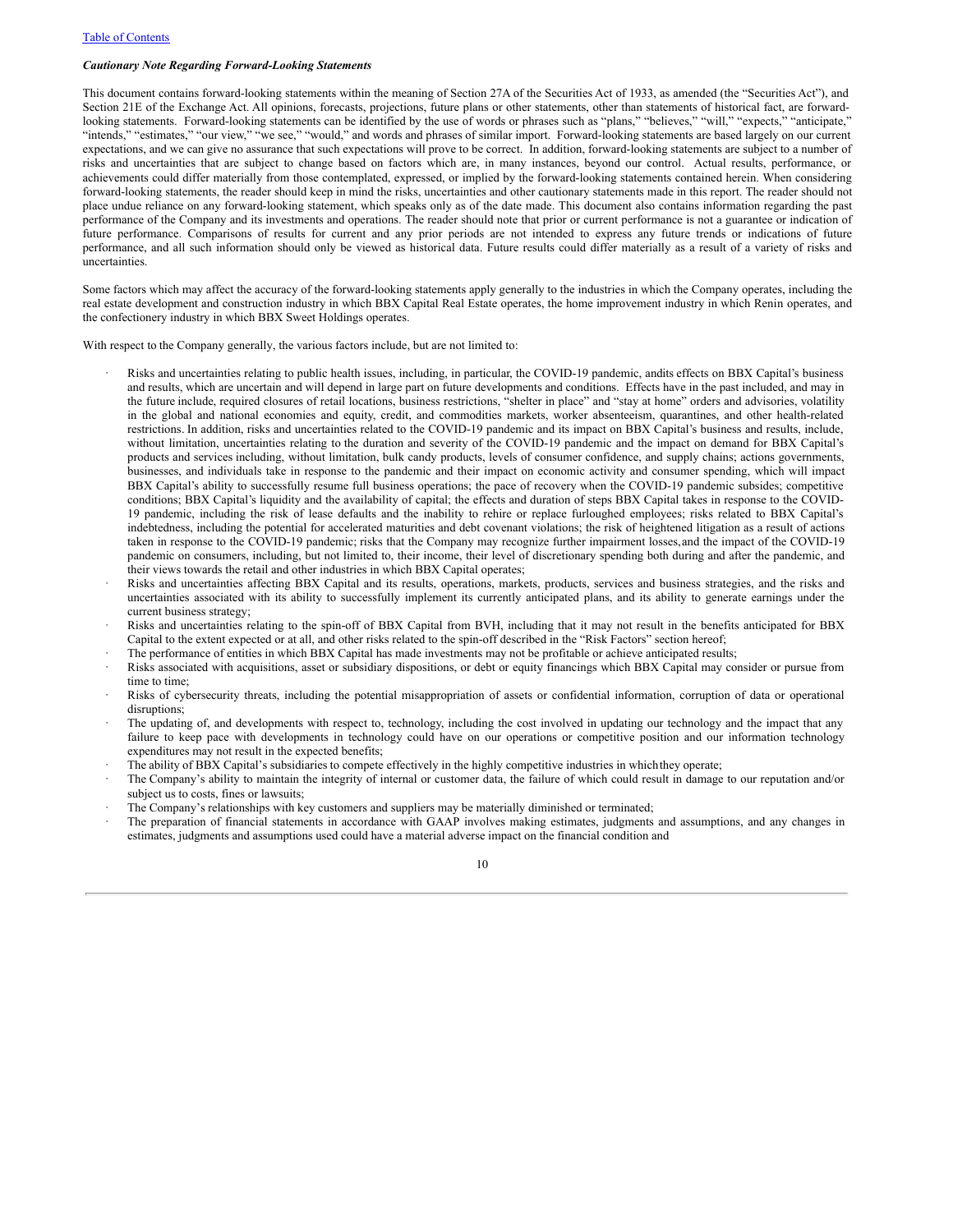*Cautionary Note Regarding Forward-Looking Statements*

This document contains forward-looking statements within the meaning of Section 27A of the Securities Act of 1933, as amended (the "Securities Act"), and Section 21E of the Exchange Act. All opinions, forecasts, projections, future plans or other statements, other than statements of historical fact, are forward-looking statements. Forward-looking statements can be identified by the use of words or phrases such as "plans," "believes," "will," "expects," "anticipate," "intends," "estimates," "our view," "we see," "would," and words and phrases of similar import. Forward-looking statements are based largely on our current expectations, and we can give no assurance that such expectations will prove to be correct. In addition, forward-looking statements are subject to a number of risks and uncertainties that are subject to change based on factors which are, in many instances, beyond our control. Actual results, performance, or achievements could differ materially from those contemplated, expressed, or implied by the forward-looking statements contained herein. When considering forward-looking statements, the reader should keep in mind the risks, uncertainties and other cautionary statements made in this report. The reader should not place undue reliance on any forward-looking statement, which speaks only as of the date made. This document also contains information regarding the past performance of the Company and its investments and operations. The reader should note that prior or current performance is not a guarantee or indication of future performance. Comparisons of results for current and any prior periods are not intended to express any future trends or indications of future performance, and all such information should only be viewed as historical data. Future results could differ materially as a result of a variety of risks and uncertainties.

Some factors which may affect the accuracy of the forward-looking statements apply generally to the industries in which the Company operates, including the real estate development and construction industry in which BBX Capital Real Estate operates, the home improvement industry in which Renin operates, and the confectionery industry in which BBX Sweet Holdings operates.

With respect to the Company generally, the various factors include, but are not limited to:

- Risks and uncertainties relating to public health issues, including, in particular, the COVID-19 pandemic, andits effects on BBX Capital's business and results, which are uncertain and will depend in large part on future developments and conditions. Effects have in the past included, and may in the future include, required closures of retail locations, business restrictions, "shelter in place" and "stay at home" orders and advisories, volatility in the global and national economies and equity, credit, and commodities markets, worker absenteeism, quarantines, and other health-related restrictions. In addition, risks and uncertainties related to the COVID-19 pandemic and its impact on BBX Capital's business and results, include, without limitation, uncertainties relating to the duration and severity of the COVID-19 pandemic and the impact on demand for BBX Capital's products and services including, without limitation, bulk candy products, levels of consumer confidence, and supply chains; actions governments, businesses, and individuals take in response to the pandemic and their impact on economic activity and consumer spending, which will impact BBX Capital's ability to successfully resume full business operations; the pace of recovery when the COVID-19 pandemic subsides; competitive conditions; BBX Capital's liquidity and the availability of capital; the effects and duration of steps BBX Capital takes in response to the COVID-19 pandemic, including the risk of lease defaults and the inability to rehire or replace furloughed employees; risks related to BBX Capital's indebtedness, including the potential for accelerated maturities and debt covenant violations; the risk of heightened litigation as a result of actions taken in response to the COVID-19 pandemic; risks that the Company may recognize further impairment losses,and the impact of the COVID-19 pandemic on consumers, including, but not limited to, their income, their level of discretionary spending both during and after the pandemic, and their views towards the retail and other industries in which BBX Capital operates;
- Risks and uncertainties affecting BBX Capital and its results, operations, markets, products, services and business strategies, and the risks and uncertainties associated with its ability to successfully implement its currently anticipated plans, and its ability to generate earnings under the current business strategy;
- Risks and uncertainties relating to the spin-off of BBX Capital from BVH, including that it may not result in the benefits anticipated for BBX Capital to the extent expected or at all, and other risks related to the spin-off described in the "Risk Factors" section hereof;
- The performance of entities in which BBX Capital has made investments may not be profitable or achieve anticipated results;
- Risks associated with acquisitions, asset or subsidiary dispositions, or debt or equity financings which BBX Capital may consider or pursue from time to time;
- Risks of cybersecurity threats, including the potential misappropriation of assets or confidential information, corruption of data or operational disruptions;
- The updating of, and developments with respect to, technology, including the cost involved in updating our technology and the impact that any failure to keep pace with developments in technology could have on our operations or competitive position and our information technology expenditures may not result in the expected benefits;
- The ability of BBX Capital's subsidiaries to compete effectively in the highly competitive industries in whichthey operate;
- The Company's ability to maintain the integrity of internal or customer data, the failure of which could result in damage to our reputation and/or subject us to costs, fines or lawsuits;
- The Company's relationships with key customers and suppliers may be materially diminished or terminated;
- The preparation of financial statements in accordance with GAAP involves making estimates, judgments and assumptions, and any changes in estimates, judgments and assumptions used could have a material adverse impact on the financial condition and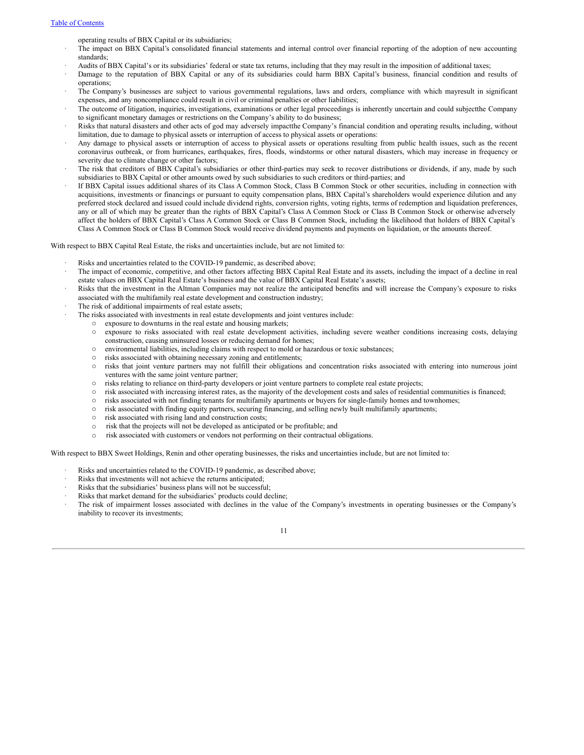operating results of BBX Capital or its subsidiaries;

- The impact on BBX Capital's consolidated financial statements and internal control over financial reporting of the adoption of new accounting standards;
- Audits of BBX Capital's or its subsidiaries' federal or state tax returns, including that they may result in the imposition of additional taxes;
- Damage to the reputation of BBX Capital or any of its subsidiaries could harm BBX Capital's business, financial condition and results of operations;
- The Company's businesses are subject to various governmental regulations, laws and orders, compliance with which mayresult in significant expenses, and any noncompliance could result in civil or criminal penalties or other liabilities;
- The outcome of litigation, inquiries, investigations, examinations or other legal proceedings is inherently uncertain and could subjectthe Company to significant monetary damages or restrictions on the Company's ability to do business;
- Risks that natural disasters and other acts of god may adversely impactthe Company's financial condition and operating results, including, without limitation, due to damage to physical assets or interruption of access to physical assets or operations:
- Any damage to physical assets or interruption of access to physical assets or operations resulting from public health issues, such as the recent coronavirus outbreak, or from hurricanes, earthquakes, fires, floods, windstorms or other natural disasters, which may increase in frequency or severity due to climate change or other factors;
- The risk that creditors of BBX Capital's subsidiaries or other third-parties may seek to recover distributions or dividends, if any, made by such subsidiaries to BBX Capital or other amounts owed by such subsidiaries to such creditors or third-parties; and
- If BBX Capital issues additional shares of its Class A Common Stock, Class B Common Stock or other securities, including in connection with acquisitions, investments or financings or pursuant to equity compensation plans, BBX Capital's shareholders would experience dilution and any preferred stock declared and issued could include dividend rights, conversion rights, voting rights, terms of redemption and liquidation preferences, any or all of which may be greater than the rights of BBX Capital's Class A Common Stock or Class B Common Stock or otherwise adversely affect the holders of BBX Capital's Class A Common Stock or Class B Common Stock, including the likelihood that holders of BBX Capital's Class A Common Stock or Class B Common Stock would receive dividend payments and payments on liquidation, or the amounts thereof.

With respect to BBX Capital Real Estate, the risks and uncertainties include, but are not limited to:

- Risks and uncertainties related to the COVID-19 pandemic, as described above;
- The impact of economic, competitive, and other factors affecting BBX Capital Real Estate and its assets, including the impact of a decline in real estate values on BBX Capital Real Estate's business and the value of BBX Capital Real Estate's assets;
- Risks that the investment in the Altman Companies may not realize the anticipated benefits and will increase the Company's exposure to risks associated with the multifamily real estate development and construction industry;
- The risk of additional impairments of real estate assets;
- The risks associated with investments in real estate developments and joint ventures include:
  - exposure to downturns in the real estate and housing markets;
  - exposure to risks associated with real estate development activities, including severe weather conditions increasing costs, delaying construction, causing uninsured losses or reducing demand for homes;
  - environmental liabilities, including claims with respect to mold or hazardous or toxic substances;
  - risks associated with obtaining necessary zoning and entitlements;
  - risks that joint venture partners may not fulfill their obligations and concentration risks associated with entering into numerous joint ventures with the same joint venture partner;
  - risks relating to reliance on third-party developers or joint venture partners to complete real estate projects;
  - risk associated with increasing interest rates, as the majority of the development costs and sales of residential communities is financed;
  - risks associated with not finding tenants for multifamily apartments or buyers for single-family homes and townhomes;
  - risk associated with finding equity partners, securing financing, and selling newly built multifamily apartments;
  - risk associated with rising land and construction costs;
  - risk that the projects will not be developed as anticipated or be profitable; and
  - risk associated with customers or vendors not performing on their contractual obligations.

With respect to BBX Sweet Holdings, Renin and other operating businesses, the risks and uncertainties include, but are not limited to:

- Risks and uncertainties related to the COVID-19 pandemic, as described above;
- Risks that investments will not achieve the returns anticipated;
- Risks that the subsidiaries' business plans will not be successful;
- Risks that market demand for the subsidiaries' products could decline;
- The risk of impairment losses associated with declines in the value of the Company's investments in operating businesses or the Company's inability to recover its investments;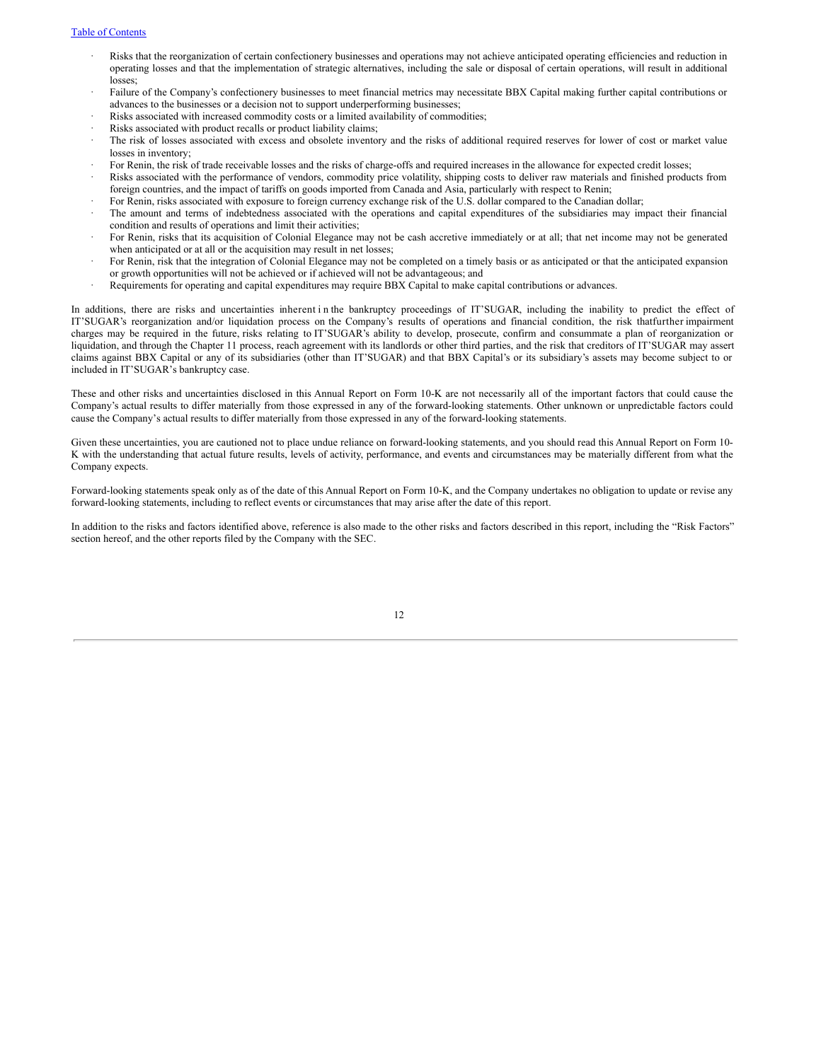- Risks that the reorganization of certain confectionery businesses and operations may not achieve anticipated operating efficiencies and reduction in operating losses and that the implementation of strategic alternatives, including the sale or disposal of certain operations, will result in additional losses;
- Failure of the Company's confectionery businesses to meet financial metrics may necessitate BBX Capital making further capital contributions or advances to the businesses or a decision not to support underperforming businesses;
- Risks associated with increased commodity costs or a limited availability of commodities;
- Risks associated with product recalls or product liability claims;
- The risk of losses associated with excess and obsolete inventory and the risks of additional required reserves for lower of cost or market value losses in inventory;
- For Renin, the risk of trade receivable losses and the risks of charge-offs and required increases in the allowance for expected credit losses;
- Risks associated with the performance of vendors, commodity price volatility, shipping costs to deliver raw materials and finished products from foreign countries, and the impact of tariffs on goods imported from Canada and Asia, particularly with respect to Renin;
- For Renin, risks associated with exposure to foreign currency exchange risk of the U.S. dollar compared to the Canadian dollar;
- The amount and terms of indebtedness associated with the operations and capital expenditures of the subsidiaries may impact their financial condition and results of operations and limit their activities;
- For Renin, risks that its acquisition of Colonial Elegance may not be cash accretive immediately or at all; that net income may not be generated when anticipated or at all or the acquisition may result in net losses;
- For Renin, risk that the integration of Colonial Elegance may not be completed on a timely basis or as anticipated or that the anticipated expansion or growth opportunities will not be achieved or if achieved will not be advantageous; and
- Requirements for operating and capital expenditures may require BBX Capital to make capital contributions or advances.

In additions, there are risks and uncertainties inherent i n the bankruptcy proceedings of IT'SUGAR, including the inability to predict the effect of IT'SUGAR's reorganization and/or liquidation process on the Company's results of operations and financial condition, the risk thatfurther impairment charges may be required in the future, risks relating to IT'SUGAR's ability to develop, prosecute, confirm and consummate a plan of reorganization or liquidation, and through the Chapter 11 process, reach agreement with its landlords or other third parties, and the risk that creditors of IT'SUGAR may assert claims against BBX Capital or any of its subsidiaries (other than IT'SUGAR) and that BBX Capital's or its subsidiary's assets may become subject to or included in IT'SUGAR's bankruptcy case.

These and other risks and uncertainties disclosed in this Annual Report on Form 10-K are not necessarily all of the important factors that could cause the Company's actual results to differ materially from those expressed in any of the forward-looking statements. Other unknown or unpredictable factors could cause the Company's actual results to differ materially from those expressed in any of the forward-looking statements.

Given these uncertainties, you are cautioned not to place undue reliance on forward-looking statements, and you should read this Annual Report on Form 10-K with the understanding that actual future results, levels of activity, performance, and events and circumstances may be materially different from what the Company expects.

Forward-looking statements speak only as of the date of this Annual Report on Form 10-K, and the Company undertakes no obligation to update or revise any forward-looking statements, including to reflect events or circumstances that may arise after the date of this report.

In addition to the risks and factors identified above, reference is also made to the other risks and factors described in this report, including the "Risk Factors" section hereof, and the other reports filed by the Company with the SEC.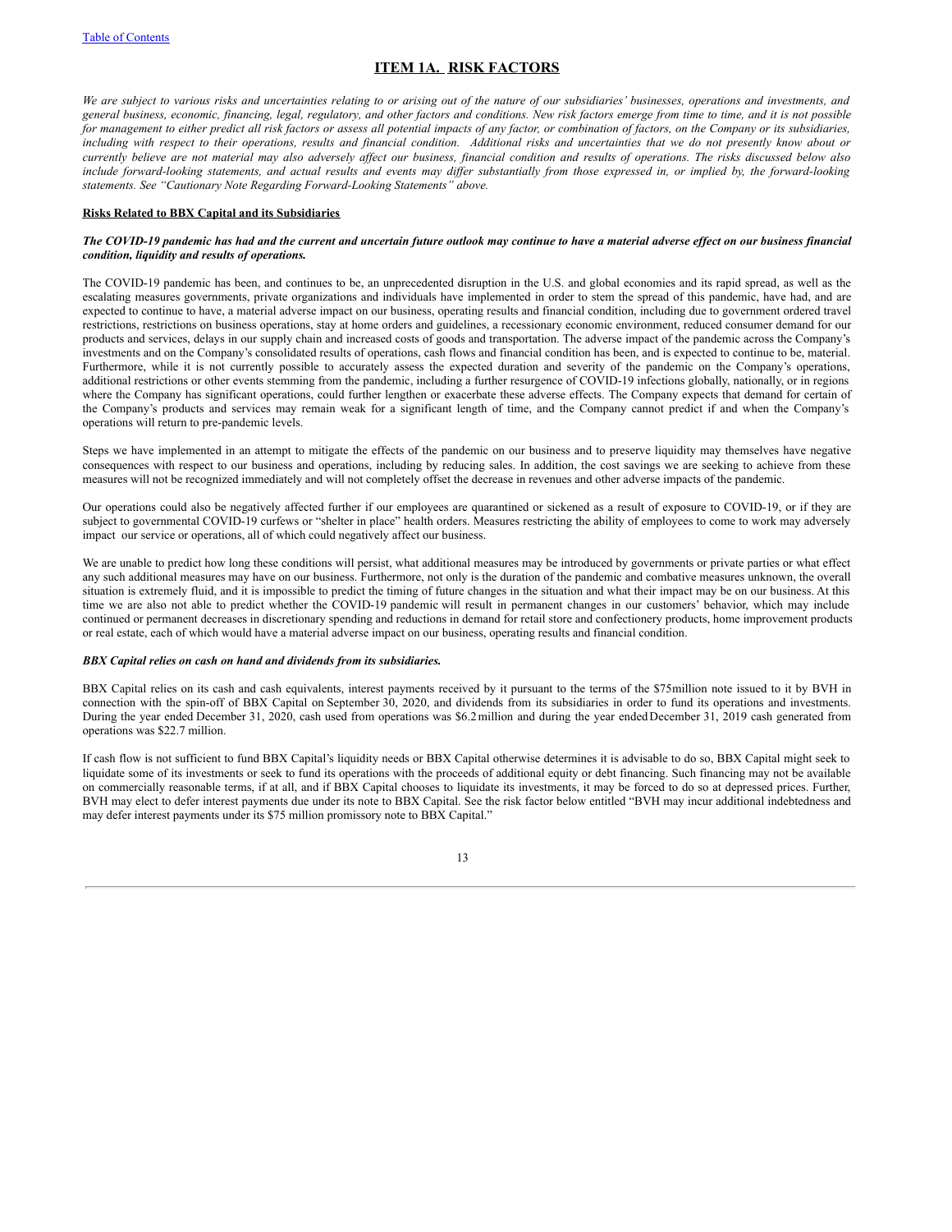[Table of Contents](#)

# ITEM 1A. RISK FACTORS

*We are subject to various risks and uncertainties relating to or arising out of the nature of our subsidiaries' businesses, operations and investments, and general business, economic, financing, legal, regulatory, and other factors and conditions. New risk factors emerge from time to time, and it is not possible for management to either predict all risk factors or assess all potential impacts of any factor, or combination of factors, on the Company or its subsidiaries, including with respect to their operations, results and financial condition. Additional risks and uncertainties that we do not presently know about or currently believe are not material may also adversely affect our business, financial condition and results of operations. The risks discussed below also include forward-looking statements, and actual results and events may differ substantially from those expressed in, or implied by, the forward-looking statements. See "Cautionary Note Regarding Forward-Looking Statements" above.*

## Risks Related to BBX Capital and its Subsidiaries

***The COVID-19 pandemic has had and the current and uncertain future outlook may continue to have a material adverse effect on our business financial condition, liquidity and results of operations.***

The COVID-19 pandemic has been, and continues to be, an unprecedented disruption in the U.S. and global economies and its rapid spread, as well as the escalating measures governments, private organizations and individuals have implemented in order to stem the spread of this pandemic, have had, and are expected to continue to have, a material adverse impact on our business, operating results and financial condition, including due to government ordered travel restrictions, restrictions on business operations, stay at home orders and guidelines, a recessionary economic environment, reduced consumer demand for our products and services, delays in our supply chain and increased costs of goods and transportation. The adverse impact of the pandemic across the Company's investments and on the Company's consolidated results of operations, cash flows and financial condition has been, and is expected to continue to be, material. Furthermore, while it is not currently possible to accurately assess the expected duration and severity of the pandemic on the Company's operations, additional restrictions or other events stemming from the pandemic, including a further resurgence of COVID-19 infections globally, nationally, or in regions where the Company has significant operations, could further lengthen or exacerbate these adverse effects. The Company expects that demand for certain of the Company's products and services may remain weak for a significant length of time, and the Company cannot predict if and when the Company's operations will return to pre-pandemic levels.

Steps we have implemented in an attempt to mitigate the effects of the pandemic on our business and to preserve liquidity may themselves have negative consequences with respect to our business and operations, including by reducing sales. In addition, the cost savings we are seeking to achieve from these measures will not be recognized immediately and will not completely offset the decrease in revenues and other adverse impacts of the pandemic.

Our operations could also be negatively affected further if our employees are quarantined or sickened as a result of exposure to COVID-19, or if they are subject to governmental COVID-19 curfews or "shelter in place" health orders. Measures restricting the ability of employees to come to work may adversely impact our service or operations, all of which could negatively affect our business.

We are unable to predict how long these conditions will persist, what additional measures may be introduced by governments or private parties or what effect any such additional measures may have on our business. Furthermore, not only is the duration of the pandemic and combative measures unknown, the overall situation is extremely fluid, and it is impossible to predict the timing of future changes in the situation and what their impact may be on our business. At this time we are also not able to predict whether the COVID-19 pandemic will result in permanent changes in our customers' behavior, which may include continued or permanent decreases in discretionary spending and reductions in demand for retail store and confectionery products, home improvement products or real estate, each of which would have a material adverse impact on our business, operating results and financial condition.

***BBX Capital relies on cash on hand and dividends from its subsidiaries.***

BBX Capital relies on its cash and cash equivalents, interest payments received by it pursuant to the terms of the $75million note issued to it by BVH in connection with the spin-off of BBX Capital on September 30, 2020, and dividends from its subsidiaries in order to fund its operations and investments. During the year ended December 31, 2020, cash used from operations was $6.2million and during the year ended December 31, 2019 cash generated from operations was $22.7 million.

If cash flow is not sufficient to fund BBX Capital's liquidity needs or BBX Capital otherwise determines it is advisable to do so, BBX Capital might seek to liquidate some of its investments or seek to fund its operations with the proceeds of additional equity or debt financing. Such financing may not be available on commercially reasonable terms, if at all, and if BBX Capital chooses to liquidate its investments, it may be forced to do so at depressed prices. Further, BVH may elect to defer interest payments due under its note to BBX Capital. See the risk factor below entitled "BVH may incur additional indebtedness and may defer interest payments under its $75 million promissory note to BBX Capital."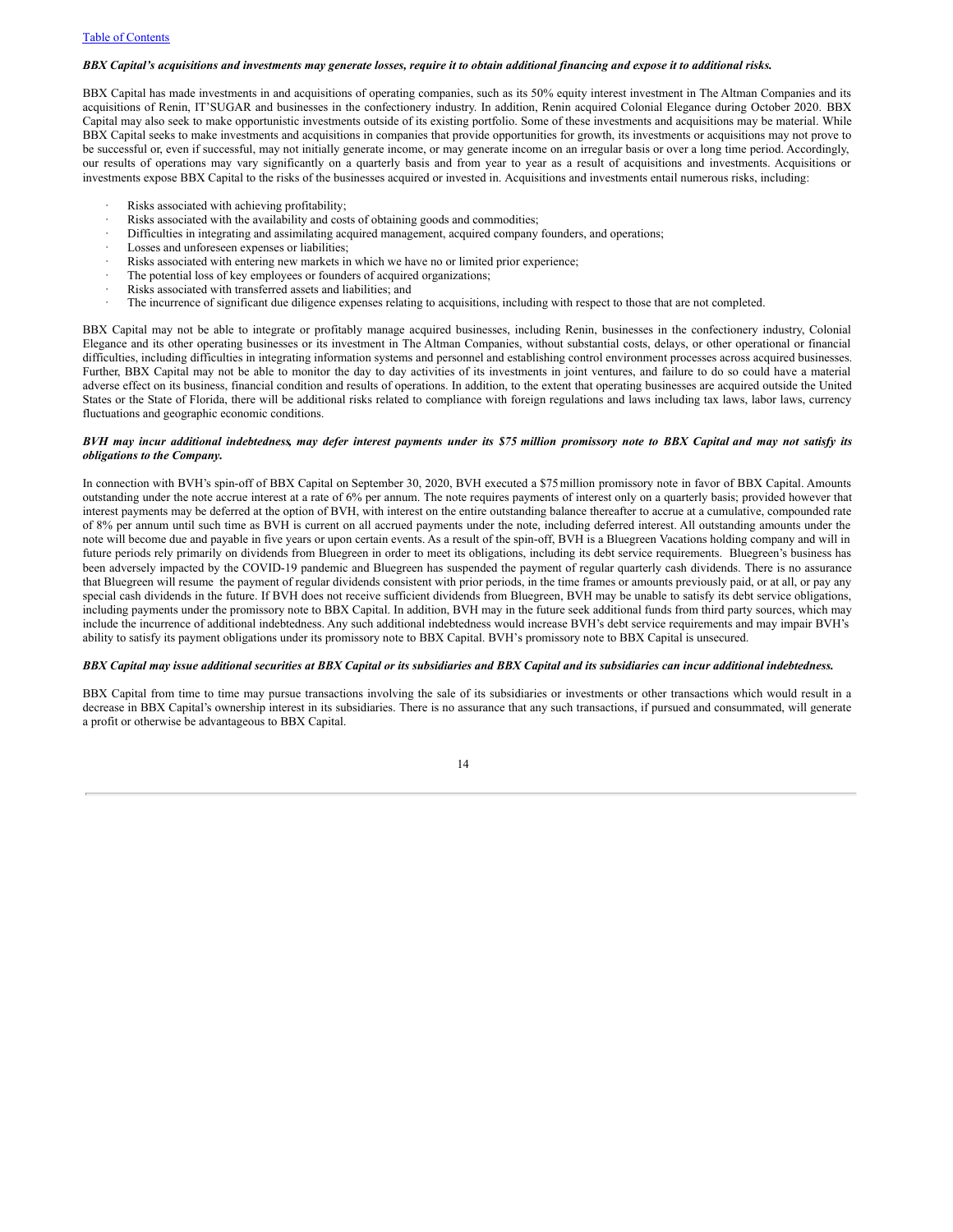***BBX Capital's acquisitions and investments may generate losses, require it to obtain additional financing and expose it to additional risks.***

BBX Capital has made investments in and acquisitions of operating companies, such as its 50% equity interest investment in The Altman Companies and its acquisitions of Renin, IT'SUGAR and businesses in the confectionery industry. In addition, Renin acquired Colonial Elegance during October 2020. BBX Capital may also seek to make opportunistic investments outside of its existing portfolio. Some of these investments and acquisitions may be material. While BBX Capital seeks to make investments and acquisitions in companies that provide opportunities for growth, its investments or acquisitions may not prove to be successful or, even if successful, may not initially generate income, or may generate income on an irregular basis or over a long time period. Accordingly, our results of operations may vary significantly on a quarterly basis and from year to year as a result of acquisitions and investments. Acquisitions or investments expose BBX Capital to the risks of the businesses acquired or invested in. Acquisitions and investments entail numerous risks, including:

- Risks associated with achieving profitability;
- Risks associated with the availability and costs of obtaining goods and commodities;
- Difficulties in integrating and assimilating acquired management, acquired company founders, and operations;
- Losses and unforeseen expenses or liabilities;
- Risks associated with entering new markets in which we have no or limited prior experience;
- The potential loss of key employees or founders of acquired organizations;
- Risks associated with transferred assets and liabilities; and
- The incurrence of significant due diligence expenses relating to acquisitions, including with respect to those that are not completed.

BBX Capital may not be able to integrate or profitably manage acquired businesses, including Renin, businesses in the confectionery industry, Colonial Elegance and its other operating businesses or its investment in The Altman Companies, without substantial costs, delays, or other operational or financial difficulties, including difficulties in integrating information systems and personnel and establishing control environment processes across acquired businesses. Further, BBX Capital may not be able to monitor the day to day activities of its investments in joint ventures, and failure to do so could have a material adverse effect on its business, financial condition and results of operations. In addition, to the extent that operating businesses are acquired outside the United States or the State of Florida, there will be additional risks related to compliance with foreign regulations and laws including tax laws, labor laws, currency fluctuations and geographic economic conditions.

***BVH may incur additional indebtedness, may defer interest payments under its $75 million promissory note to BBX Capital and may not satisfy its obligations to the Company.***

In connection with BVH's spin-off of BBX Capital on September 30, 2020, BVH executed a $75 million promissory note in favor of BBX Capital. Amounts outstanding under the note accrue interest at a rate of 6% per annum. The note requires payments of interest only on a quarterly basis; provided however that interest payments may be deferred at the option of BVH, with interest on the entire outstanding balance thereafter to accrue at a cumulative, compounded rate of 8% per annum until such time as BVH is current on all accrued payments under the note, including deferred interest. All outstanding amounts under the note will become due and payable in five years or upon certain events. As a result of the spin-off, BVH is a Bluegreen Vacations holding company and will in future periods rely primarily on dividends from Bluegreen in order to meet its obligations, including its debt service requirements. Bluegreen's business has been adversely impacted by the COVID-19 pandemic and Bluegreen has suspended the payment of regular quarterly cash dividends. There is no assurance that Bluegreen will resume the payment of regular dividends consistent with prior periods, in the time frames or amounts previously paid, or at all, or pay any special cash dividends in the future. If BVH does not receive sufficient dividends from Bluegreen, BVH may be unable to satisfy its debt service obligations, including payments under the promissory note to BBX Capital. In addition, BVH may in the future seek additional funds from third party sources, which may include the incurrence of additional indebtedness. Any such additional indebtedness would increase BVH's debt service requirements and may impair BVH's ability to satisfy its payment obligations under its promissory note to BBX Capital. BVH's promissory note to BBX Capital is unsecured.

***BBX Capital may issue additional securities at BBX Capital or its subsidiaries and BBX Capital and its subsidiaries can incur additional indebtedness.***

BBX Capital from time to time may pursue transactions involving the sale of its subsidiaries or investments or other transactions which would result in a decrease in BBX Capital's ownership interest in its subsidiaries. There is no assurance that any such transactions, if pursued and consummated, will generate a profit or otherwise be advantageous to BBX Capital.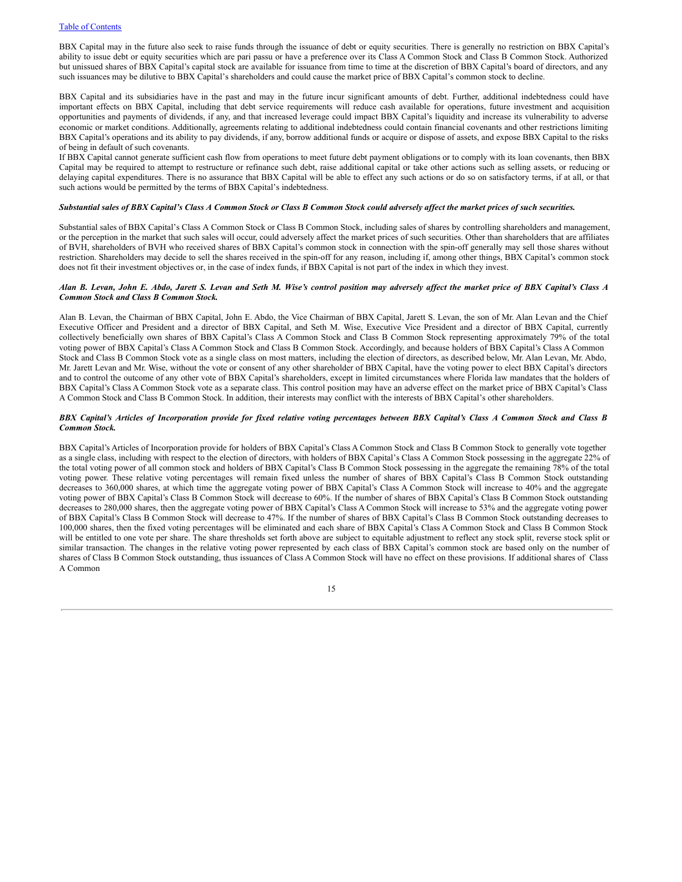BBX Capital may in the future also seek to raise funds through the issuance of debt or equity securities. There is generally no restriction on BBX Capital's ability to issue debt or equity securities which are pari passu or have a preference over its Class A Common Stock and Class B Common Stock. Authorized but unissued shares of BBX Capital's capital stock are available for issuance from time to time at the discretion of BBX Capital's board of directors, and any such issuances may be dilutive to BBX Capital's shareholders and could cause the market price of BBX Capital's common stock to decline.

BBX Capital and its subsidiaries have in the past and may in the future incur significant amounts of debt. Further, additional indebtedness could have important effects on BBX Capital, including that debt service requirements will reduce cash available for operations, future investment and acquisition opportunities and payments of dividends, if any, and that increased leverage could impact BBX Capital's liquidity and increase its vulnerability to adverse economic or market conditions. Additionally, agreements relating to additional indebtedness could contain financial covenants and other restrictions limiting BBX Capital's operations and its ability to pay dividends, if any, borrow additional funds or acquire or dispose of assets, and expose BBX Capital to the risks of being in default of such covenants.

If BBX Capital cannot generate sufficient cash flow from operations to meet future debt payment obligations or to comply with its loan covenants, then BBX Capital may be required to attempt to restructure or refinance such debt, raise additional capital or take other actions such as selling assets, or reducing or delaying capital expenditures. There is no assurance that BBX Capital will be able to effect any such actions or do so on satisfactory terms, if at all, or that such actions would be permitted by the terms of BBX Capital's indebtedness.

***Substantial sales of BBX Capital's Class A Common Stock or Class B Common Stock could adversely affect the market prices of such securities.***

Substantial sales of BBX Capital's Class A Common Stock or Class B Common Stock, including sales of shares by controlling shareholders and management, or the perception in the market that such sales will occur, could adversely affect the market prices of such securities. Other than shareholders that are affiliates of BVH, shareholders of BVH who received shares of BBX Capital's common stock in connection with the spin-off generally may sell those shares without restriction. Shareholders may decide to sell the shares received in the spin-off for any reason, including if, among other things, BBX Capital's common stock does not fit their investment objectives or, in the case of index funds, if BBX Capital is not part of the index in which they invest.

***Alan B. Levan, John E. Abdo, Jarett S. Levan and Seth M. Wise's control position may adversely affect the market price of BBX Capital's Class A Common Stock and Class B Common Stock.***

Alan B. Levan, the Chairman of BBX Capital, John E. Abdo, the Vice Chairman of BBX Capital, Jarett S. Levan, the son of Mr. Alan Levan and the Chief Executive Officer and President and a director of BBX Capital, and Seth M. Wise, Executive Vice President and a director of BBX Capital, currently collectively beneficially own shares of BBX Capital's Class A Common Stock and Class B Common Stock representing approximately 79% of the total voting power of BBX Capital's Class A Common Stock and Class B Common Stock. Accordingly, and because holders of BBX Capital's Class A Common Stock and Class B Common Stock vote as a single class on most matters, including the election of directors, as described below, Mr. Alan Levan, Mr. Abdo, Mr. Jarett Levan and Mr. Wise, without the vote or consent of any other shareholder of BBX Capital, have the voting power to elect BBX Capital's directors and to control the outcome of any other vote of BBX Capital's shareholders, except in limited circumstances where Florida law mandates that the holders of BBX Capital's Class A Common Stock vote as a separate class. This control position may have an adverse effect on the market price of BBX Capital's Class A Common Stock and Class B Common Stock. In addition, their interests may conflict with the interests of BBX Capital's other shareholders.

***BBX Capital's Articles of Incorporation provide for fixed relative voting percentages between BBX Capital's Class A Common Stock and Class B Common Stock.***

BBX Capital's Articles of Incorporation provide for holders of BBX Capital's Class A Common Stock and Class B Common Stock to generally vote together as a single class, including with respect to the election of directors, with holders of BBX Capital's Class A Common Stock possessing in the aggregate 22% of the total voting power of all common stock and holders of BBX Capital's Class B Common Stock possessing in the aggregate the remaining 78% of the total voting power. These relative voting percentages will remain fixed unless the number of shares of BBX Capital's Class B Common Stock outstanding decreases to 360,000 shares, at which time the aggregate voting power of BBX Capital's Class A Common Stock will increase to 40% and the aggregate voting power of BBX Capital's Class B Common Stock will decrease to 60%. If the number of shares of BBX Capital's Class B Common Stock outstanding decreases to 280,000 shares, then the aggregate voting power of BBX Capital's Class A Common Stock will increase to 53% and the aggregate voting power of BBX Capital's Class B Common Stock will decrease to 47%. If the number of shares of BBX Capital's Class B Common Stock outstanding decreases to 100,000 shares, then the fixed voting percentages will be eliminated and each share of BBX Capital's Class A Common Stock and Class B Common Stock will be entitled to one vote per share. The share thresholds set forth above are subject to equitable adjustment to reflect any stock split, reverse stock split or similar transaction. The changes in the relative voting power represented by each class of BBX Capital's common stock are based only on the number of shares of Class B Common Stock outstanding, thus issuances of Class A Common Stock will have no effect on these provisions. If additional shares of Class A Common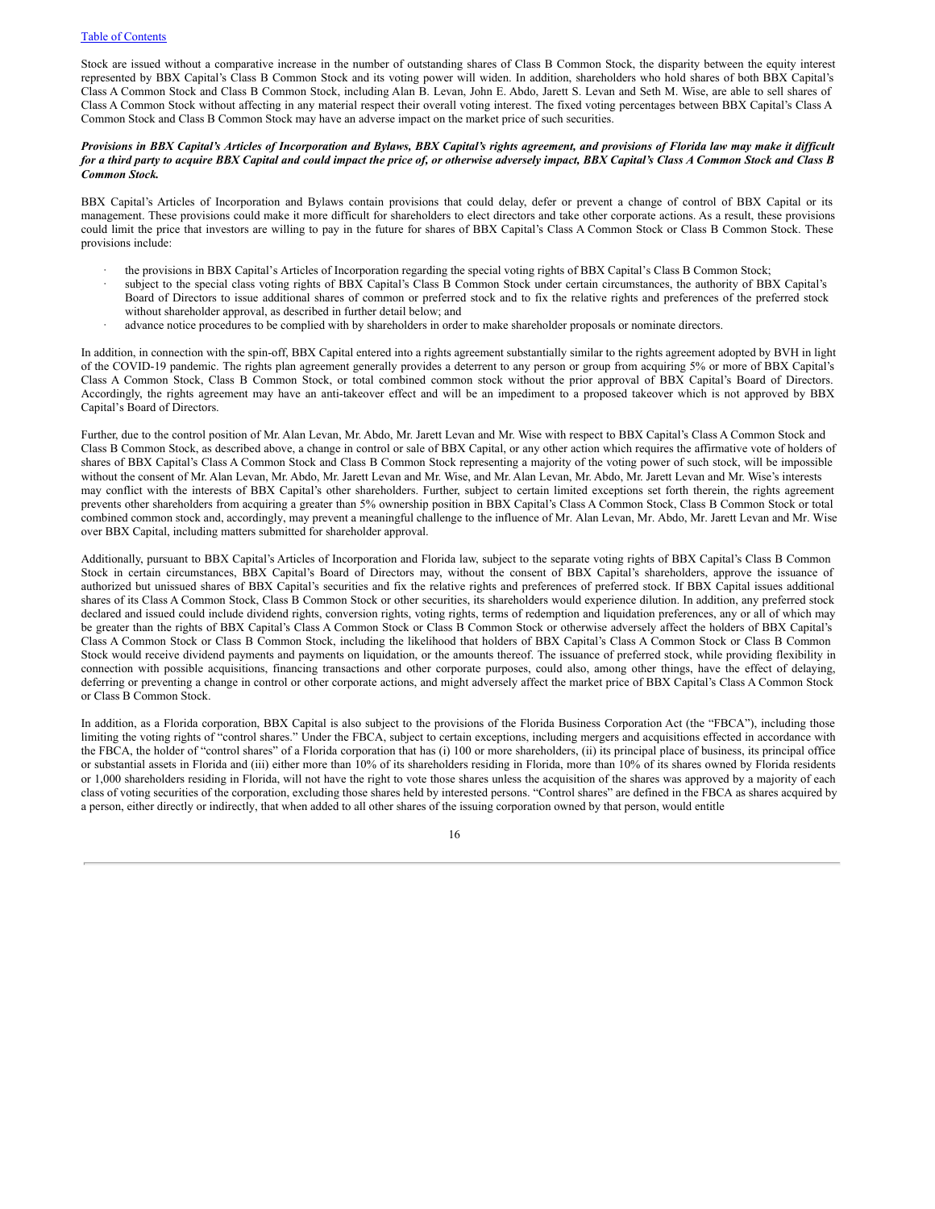Stock are issued without a comparative increase in the number of outstanding shares of Class B Common Stock, the disparity between the equity interest represented by BBX Capital's Class B Common Stock and its voting power will widen. In addition, shareholders who hold shares of both BBX Capital's Class A Common Stock and Class B Common Stock, including Alan B. Levan, John E. Abdo, Jarett S. Levan and Seth M. Wise, are able to sell shares of Class A Common Stock without affecting in any material respect their overall voting interest. The fixed voting percentages between BBX Capital's Class A Common Stock and Class B Common Stock may have an adverse impact on the market price of such securities.

***Provisions in BBX Capital's Articles of Incorporation and Bylaws, BBX Capital's rights agreement, and provisions of Florida law may make it difficult for a third party to acquire BBX Capital and could impact the price of, or otherwise adversely impact, BBX Capital's Class A Common Stock and Class B Common Stock.***

BBX Capital's Articles of Incorporation and Bylaws contain provisions that could delay, defer or prevent a change of control of BBX Capital or its management. These provisions could make it more difficult for shareholders to elect directors and take other corporate actions. As a result, these provisions could limit the price that investors are willing to pay in the future for shares of BBX Capital's Class A Common Stock or Class B Common Stock. These provisions include:

- the provisions in BBX Capital's Articles of Incorporation regarding the special voting rights of BBX Capital's Class B Common Stock;
- subject to the special class voting rights of BBX Capital's Class B Common Stock under certain circumstances, the authority of BBX Capital's Board of Directors to issue additional shares of common or preferred stock and to fix the relative rights and preferences of the preferred stock without shareholder approval, as described in further detail below; and
- advance notice procedures to be complied with by shareholders in order to make shareholder proposals or nominate directors.

In addition, in connection with the spin-off, BBX Capital entered into a rights agreement substantially similar to the rights agreement adopted by BVH in light of the COVID-19 pandemic. The rights plan agreement generally provides a deterrent to any person or group from acquiring 5% or more of BBX Capital's Class A Common Stock, Class B Common Stock, or total combined common stock without the prior approval of BBX Capital's Board of Directors. Accordingly, the rights agreement may have an anti-takeover effect and will be an impediment to a proposed takeover which is not approved by BBX Capital's Board of Directors.

Further, due to the control position of Mr. Alan Levan, Mr. Abdo, Mr. Jarett Levan and Mr. Wise with respect to BBX Capital's Class A Common Stock and Class B Common Stock, as described above, a change in control or sale of BBX Capital, or any other action which requires the affirmative vote of holders of shares of BBX Capital's Class A Common Stock and Class B Common Stock representing a majority of the voting power of such stock, will be impossible without the consent of Mr. Alan Levan, Mr. Abdo, Mr. Jarett Levan and Mr. Wise, and Mr. Alan Levan, Mr. Abdo, Mr. Jarett Levan and Mr. Wise's interests may conflict with the interests of BBX Capital's other shareholders. Further, subject to certain limited exceptions set forth therein, the rights agreement prevents other shareholders from acquiring a greater than 5% ownership position in BBX Capital's Class A Common Stock, Class B Common Stock or total combined common stock and, accordingly, may prevent a meaningful challenge to the influence of Mr. Alan Levan, Mr. Abdo, Mr. Jarett Levan and Mr. Wise over BBX Capital, including matters submitted for shareholder approval.

Additionally, pursuant to BBX Capital's Articles of Incorporation and Florida law, subject to the separate voting rights of BBX Capital's Class B Common Stock in certain circumstances, BBX Capital's Board of Directors may, without the consent of BBX Capital's shareholders, approve the issuance of authorized but unissued shares of BBX Capital's securities and fix the relative rights and preferences of preferred stock. If BBX Capital issues additional shares of its Class A Common Stock, Class B Common Stock or other securities, its shareholders would experience dilution. In addition, any preferred stock declared and issued could include dividend rights, conversion rights, voting rights, terms of redemption and liquidation preferences, any or all of which may be greater than the rights of BBX Capital's Class A Common Stock or Class B Common Stock or otherwise adversely affect the holders of BBX Capital's Class A Common Stock or Class B Common Stock, including the likelihood that holders of BBX Capital's Class A Common Stock or Class B Common Stock would receive dividend payments and payments on liquidation, or the amounts thereof. The issuance of preferred stock, while providing flexibility in connection with possible acquisitions, financing transactions and other corporate purposes, could also, among other things, have the effect of delaying, deferring or preventing a change in control or other corporate actions, and might adversely affect the market price of BBX Capital's Class A Common Stock or Class B Common Stock.

In addition, as a Florida corporation, BBX Capital is also subject to the provisions of the Florida Business Corporation Act (the "FBCA"), including those limiting the voting rights of "control shares." Under the FBCA, subject to certain exceptions, including mergers and acquisitions effected in accordance with the FBCA, the holder of "control shares" of a Florida corporation that has (i) 100 or more shareholders, (ii) its principal place of business, its principal office or substantial assets in Florida and (iii) either more than 10% of its shareholders residing in Florida, more than 10% of its shares owned by Florida residents or 1,000 shareholders residing in Florida, will not have the right to vote those shares unless the acquisition of the shares was approved by a majority of each class of voting securities of the corporation, excluding those shares held by interested persons. "Control shares" are defined in the FBCA as shares acquired by a person, either directly or indirectly, that when added to all other shares of the issuing corporation owned by that person, would entitle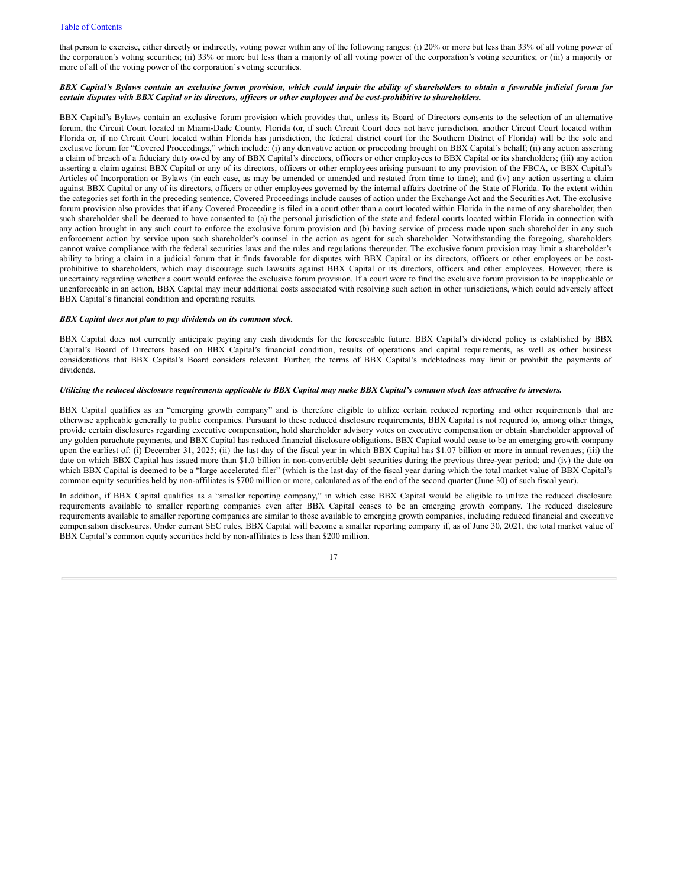that person to exercise, either directly or indirectly, voting power within any of the following ranges: (i) 20% or more but less than 33% of all voting power of the corporation's voting securities; (ii) 33% or more but less than a majority of all voting power of the corporation's voting securities; or (iii) a majority or more of all of the voting power of the corporation's voting securities.

***BBX Capital's Bylaws contain an exclusive forum provision, which could impair the ability of shareholders to obtain a favorable judicial forum for certain disputes with BBX Capital or its directors, officers or other employees and be cost-prohibitive to shareholders.***

BBX Capital's Bylaws contain an exclusive forum provision which provides that, unless its Board of Directors consents to the selection of an alternative forum, the Circuit Court located in Miami-Dade County, Florida (or, if such Circuit Court does not have jurisdiction, another Circuit Court located within Florida or, if no Circuit Court located within Florida has jurisdiction, the federal district court for the Southern District of Florida) will be the sole and exclusive forum for "Covered Proceedings," which include: (i) any derivative action or proceeding brought on BBX Capital's behalf; (ii) any action asserting a claim of breach of a fiduciary duty owed by any of BBX Capital's directors, officers or other employees to BBX Capital or its shareholders; (iii) any action asserting a claim against BBX Capital or any of its directors, officers or other employees arising pursuant to any provision of the FBCA, or BBX Capital's Articles of Incorporation or Bylaws (in each case, as may be amended or amended and restated from time to time); and (iv) any action asserting a claim against BBX Capital or any of its directors, officers or other employees governed by the internal affairs doctrine of the State of Florida. To the extent within the categories set forth in the preceding sentence, Covered Proceedings include causes of action under the Exchange Act and the Securities Act. The exclusive forum provision also provides that if any Covered Proceeding is filed in a court other than a court located within Florida in the name of any shareholder, then such shareholder shall be deemed to have consented to (a) the personal jurisdiction of the state and federal courts located within Florida in connection with any action brought in any such court to enforce the exclusive forum provision and (b) having service of process made upon such shareholder in any such enforcement action by service upon such shareholder's counsel in the action as agent for such shareholder. Notwithstanding the foregoing, shareholders cannot waive compliance with the federal securities laws and the rules and regulations thereunder. The exclusive forum provision may limit a shareholder's ability to bring a claim in a judicial forum that it finds favorable for disputes with BBX Capital or its directors, officers or other employees or be cost-prohibitive to shareholders, which may discourage such lawsuits against BBX Capital or its directors, officers and other employees. However, there is uncertainty regarding whether a court would enforce the exclusive forum provision. If a court were to find the exclusive forum provision to be inapplicable or unenforceable in an action, BBX Capital may incur additional costs associated with resolving such action in other jurisdictions, which could adversely affect BBX Capital's financial condition and operating results.

***BBX Capital does not plan to pay dividends on its common stock.***

BBX Capital does not currently anticipate paying any cash dividends for the foreseeable future. BBX Capital's dividend policy is established by BBX Capital's Board of Directors based on BBX Capital's financial condition, results of operations and capital requirements, as well as other business considerations that BBX Capital's Board considers relevant. Further, the terms of BBX Capital's indebtedness may limit or prohibit the payments of dividends.

***Utilizing the reduced disclosure requirements applicable to BBX Capital may make BBX Capital's common stock less attractive to investors.***

BBX Capital qualifies as an "emerging growth company" and is therefore eligible to utilize certain reduced reporting and other requirements that are otherwise applicable generally to public companies. Pursuant to these reduced disclosure requirements, BBX Capital is not required to, among other things, provide certain disclosures regarding executive compensation, hold shareholder advisory votes on executive compensation or obtain shareholder approval of any golden parachute payments, and BBX Capital has reduced financial disclosure obligations. BBX Capital would cease to be an emerging growth company upon the earliest of: (i) December 31, 2025; (ii) the last day of the fiscal year in which BBX Capital has $1.07 billion or more in annual revenues; (iii) the date on which BBX Capital has issued more than $1.0 billion in non-convertible debt securities during the previous three-year period; and (iv) the date on which BBX Capital is deemed to be a "large accelerated filer" (which is the last day of the fiscal year during which the total market value of BBX Capital's common equity securities held by non-affiliates is $700 million or more, calculated as of the end of the second quarter (June 30) of such fiscal year).

In addition, if BBX Capital qualifies as a "smaller reporting company," in which case BBX Capital would be eligible to utilize the reduced disclosure requirements available to smaller reporting companies even after BBX Capital ceases to be an emerging growth company. The reduced disclosure requirements available to smaller reporting companies are similar to those available to emerging growth companies, including reduced financial and executive compensation disclosures. Under current SEC rules, BBX Capital will become a smaller reporting company if, as of June 30, 2021, the total market value of BBX Capital's common equity securities held by non-affiliates is less than $200 million.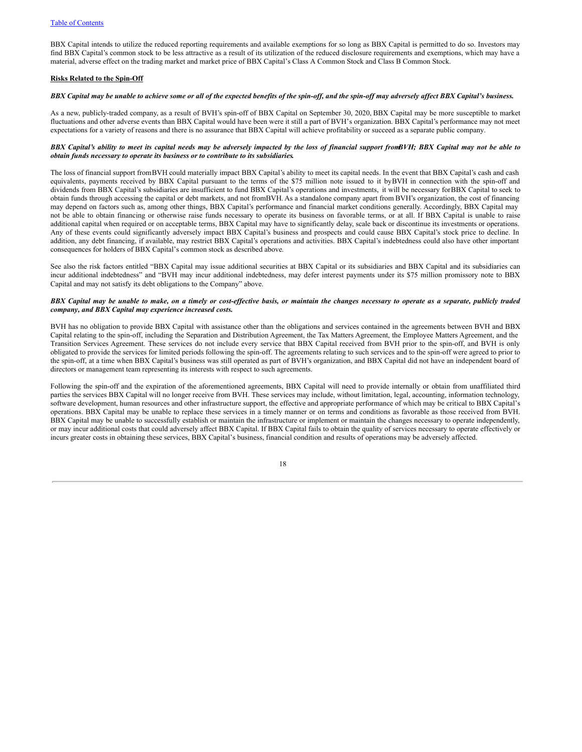BBX Capital intends to utilize the reduced reporting requirements and available exemptions for so long as BBX Capital is permitted to do so. Investors may find BBX Capital's common stock to be less attractive as a result of its utilization of the reduced disclosure requirements and exemptions, which may have a material, adverse effect on the trading market and market price of BBX Capital's Class A Common Stock and Class B Common Stock.

**Risks Related to the Spin-Off**

***BBX Capital may be unable to achieve some or all of the expected benefits of the spin-off, and the spin-off may adversely affect BBX Capital's business.***

As a new, publicly-traded company, as a result of BVH's spin-off of BBX Capital on September 30, 2020, BBX Capital may be more susceptible to market fluctuations and other adverse events than BBX Capital would have been were it still a part of BVH's organization. BBX Capital's performance may not meet expectations for a variety of reasons and there is no assurance that BBX Capital will achieve profitability or succeed as a separate public company.

***BBX Capital's ability to meet its capital needs may be adversely impacted by the loss of financial support from BVH; BBX Capital may not be able to obtain funds necessary to operate its business or to contribute to its subsidiaries.***

The loss of financial support from BVH could materially impact BBX Capital's ability to meet its capital needs. In the event that BBX Capital's cash and cash equivalents, payments received by BBX Capital pursuant to the terms of the $75 million note issued to it by BVH in connection with the spin-off and dividends from BBX Capital's subsidiaries are insufficient to fund BBX Capital's operations and investments, it will be necessary for BBX Capital to seek to obtain funds through accessing the capital or debt markets, and not from BVH. As a standalone company apart from BVH's organization, the cost of financing may depend on factors such as, among other things, BBX Capital's performance and financial market conditions generally. Accordingly, BBX Capital may not be able to obtain financing or otherwise raise funds necessary to operate its business on favorable terms, or at all. If BBX Capital is unable to raise additional capital when required or on acceptable terms, BBX Capital may have to significantly delay, scale back or discontinue its investments or operations. Any of these events could significantly adversely impact BBX Capital's business and prospects and could cause BBX Capital's stock price to decline. In addition, any debt financing, if available, may restrict BBX Capital's operations and activities. BBX Capital's indebtedness could also have other important consequences for holders of BBX Capital's common stock as described above.

See also the risk factors entitled "BBX Capital may issue additional securities at BBX Capital or its subsidiaries and BBX Capital and its subsidiaries can incur additional indebtedness" and "BVH may incur additional indebtedness, may defer interest payments under its $75 million promissory note to BBX Capital and may not satisfy its debt obligations to the Company" above.

***BBX Capital may be unable to make, on a timely or cost-effective basis, or maintain the changes necessary to operate as a separate, publicly traded company, and BBX Capital may experience increased costs.***

BVH has no obligation to provide BBX Capital with assistance other than the obligations and services contained in the agreements between BVH and BBX Capital relating to the spin-off, including the Separation and Distribution Agreement, the Tax Matters Agreement, the Employee Matters Agreement, and the Transition Services Agreement. These services do not include every service that BBX Capital received from BVH prior to the spin-off, and BVH is only obligated to provide the services for limited periods following the spin-off. The agreements relating to such services and to the spin-off were agreed to prior to the spin-off, at a time when BBX Capital's business was still operated as part of BVH's organization, and BBX Capital did not have an independent board of directors or management team representing its interests with respect to such agreements.

Following the spin-off and the expiration of the aforementioned agreements, BBX Capital will need to provide internally or obtain from unaffiliated third parties the services BBX Capital will no longer receive from BVH. These services may include, without limitation, legal, accounting, information technology, software development, human resources and other infrastructure support, the effective and appropriate performance of which may be critical to BBX Capital's operations. BBX Capital may be unable to replace these services in a timely manner or on terms and conditions as favorable as those received from BVH. BBX Capital may be unable to successfully establish or maintain the infrastructure or implement or maintain the changes necessary to operate independently, or may incur additional costs that could adversely affect BBX Capital. If BBX Capital fails to obtain the quality of services necessary to operate effectively or incurs greater costs in obtaining these services, BBX Capital's business, financial condition and results of operations may be adversely affected.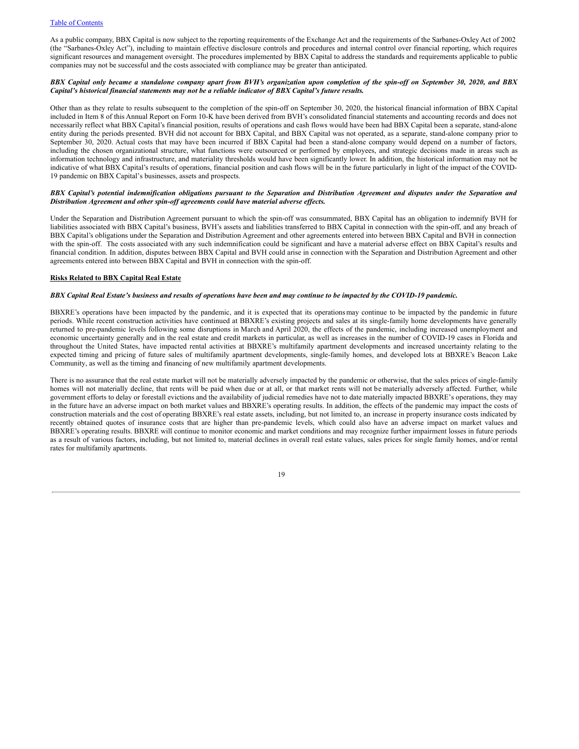As a public company, BBX Capital is now subject to the reporting requirements of the Exchange Act and the requirements of the Sarbanes-Oxley Act of 2002 (the "Sarbanes-Oxley Act"), including to maintain effective disclosure controls and procedures and internal control over financial reporting, which requires significant resources and management oversight. The procedures implemented by BBX Capital to address the standards and requirements applicable to public companies may not be successful and the costs associated with compliance may be greater than anticipated.

***BBX Capital only became a standalone company apart from BVH's organization upon completion of the spin-off on September 30, 2020, and BBX Capital's historical financial statements may not be a reliable indicator of BBX Capital's future results.***

Other than as they relate to results subsequent to the completion of the spin-off on September 30, 2020, the historical financial information of BBX Capital included in Item 8 of this Annual Report on Form 10-K have been derived from BVH's consolidated financial statements and accounting records and does not necessarily reflect what BBX Capital's financial position, results of operations and cash flows would have been had BBX Capital been a separate, stand-alone entity during the periods presented. BVH did not account for BBX Capital, and BBX Capital was not operated, as a separate, stand-alone company prior to September 30, 2020. Actual costs that may have been incurred if BBX Capital had been a stand-alone company would depend on a number of factors, including the chosen organizational structure, what functions were outsourced or performed by employees, and strategic decisions made in areas such as information technology and infrastructure, and materiality thresholds would have been significantly lower. In addition, the historical information may not be indicative of what BBX Capital's results of operations, financial position and cash flows will be in the future particularly in light of the impact of the COVID-19 pandemic on BBX Capital's businesses, assets and prospects.

***BBX Capital's potential indemnification obligations pursuant to the Separation and Distribution Agreement and disputes under the Separation and Distribution Agreement and other spin-off agreements could have material adverse effects.***

Under the Separation and Distribution Agreement pursuant to which the spin-off was consummated, BBX Capital has an obligation to indemnify BVH for liabilities associated with BBX Capital's business, BVH's assets and liabilities transferred to BBX Capital in connection with the spin-off, and any breach of BBX Capital's obligations under the Separation and Distribution Agreement and other agreements entered into between BBX Capital and BVH in connection with the spin-off. The costs associated with any such indemnification could be significant and have a material adverse effect on BBX Capital's results and financial condition. In addition, disputes between BBX Capital and BVH could arise in connection with the Separation and Distribution Agreement and other agreements entered into between BBX Capital and BVH in connection with the spin-off.

**Risks Related to BBX Capital Real Estate**

***BBX Capital Real Estate's business and results of operations have been and may continue to be impacted by the COVID-19 pandemic.***

BBXRE's operations have been impacted by the pandemic, and it is expected that its operations may continue to be impacted by the pandemic in future periods. While recent construction activities have continued at BBXRE's existing projects and sales at its single-family home developments have generally returned to pre-pandemic levels following some disruptions in March and April 2020, the effects of the pandemic, including increased unemployment and economic uncertainty generally and in the real estate and credit markets in particular, as well as increases in the number of COVID-19 cases in Florida and throughout the United States, have impacted rental activities at BBXRE's multifamily apartment developments and increased uncertainty relating to the expected timing and pricing of future sales of multifamily apartment developments, single-family homes, and developed lots at BBXRE's Beacon Lake Community, as well as the timing and financing of new multifamily apartment developments.

There is no assurance that the real estate market will not be materially adversely impacted by the pandemic or otherwise, that the sales prices of single-family homes will not materially decline, that rents will be paid when due or at all, or that market rents will not be materially adversely affected. Further, while government efforts to delay or forestall evictions and the availability of judicial remedies have not to date materially impacted BBXRE's operations, they may in the future have an adverse impact on both market values and BBXRE's operating results. In addition, the effects of the pandemic may impact the costs of construction materials and the cost of operating BBXRE's real estate assets, including, but not limited to, an increase in property insurance costs indicated by recently obtained quotes of insurance costs that are higher than pre-pandemic levels, which could also have an adverse impact on market values and BBXRE's operating results. BBXRE will continue to monitor economic and market conditions and may recognize further impairment losses in future periods as a result of various factors, including, but not limited to, material declines in overall real estate values, sales prices for single family homes, and/or rental rates for multifamily apartments.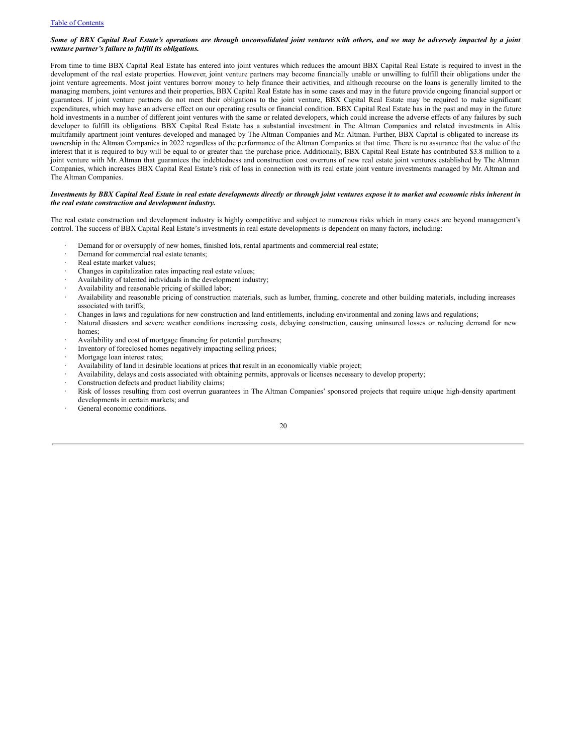***Some of BBX Capital Real Estate's operations are through unconsolidated joint ventures with others, and we may be adversely impacted by a joint venture partner's failure to fulfill its obligations.***

From time to time BBX Capital Real Estate has entered into joint ventures which reduces the amount BBX Capital Real Estate is required to invest in the development of the real estate properties. However, joint venture partners may become financially unable or unwilling to fulfill their obligations under the joint venture agreements. Most joint ventures borrow money to help finance their activities, and although recourse on the loans is generally limited to the managing members, joint ventures and their properties, BBX Capital Real Estate has in some cases and may in the future provide ongoing financial support or guarantees. If joint venture partners do not meet their obligations to the joint venture, BBX Capital Real Estate may be required to make significant expenditures, which may have an adverse effect on our operating results or financial condition. BBX Capital Real Estate has in the past and may in the future hold investments in a number of different joint ventures with the same or related developers, which could increase the adverse effects of any failures by such developer to fulfill its obligations. BBX Capital Real Estate has a substantial investment in The Altman Companies and related investments in Altis multifamily apartment joint ventures developed and managed by The Altman Companies and Mr. Altman. Further, BBX Capital is obligated to increase its ownership in the Altman Companies in 2022 regardless of the performance of the Altman Companies at that time. There is no assurance that the value of the interest that it is required to buy will be equal to or greater than the purchase price. Additionally, BBX Capital Real Estate has contributed $3.8 million to a joint venture with Mr. Altman that guarantees the indebtedness and construction cost overruns of new real estate joint ventures established by The Altman Companies, which increases BBX Capital Real Estate's risk of loss in connection with its real estate joint venture investments managed by Mr. Altman and The Altman Companies.

***Investments by BBX Capital Real Estate in real estate developments directly or through joint ventures expose it to market and economic risks inherent in the real estate construction and development industry.***

The real estate construction and development industry is highly competitive and subject to numerous risks which in many cases are beyond management's control. The success of BBX Capital Real Estate's investments in real estate developments is dependent on many factors, including:

- Demand for or oversupply of new homes, finished lots, rental apartments and commercial real estate;
- Demand for commercial real estate tenants;
- Real estate market values;
- Changes in capitalization rates impacting real estate values;
- Availability of talented individuals in the development industry;
- Availability and reasonable pricing of skilled labor;
- Availability and reasonable pricing of construction materials, such as lumber, framing, concrete and other building materials, including increases associated with tariffs;
- Changes in laws and regulations for new construction and land entitlements, including environmental and zoning laws and regulations;
- Natural disasters and severe weather conditions increasing costs, delaying construction, causing uninsured losses or reducing demand for new homes;
- Availability and cost of mortgage financing for potential purchasers;
- Inventory of foreclosed homes negatively impacting selling prices;
- Mortgage loan interest rates;
- Availability of land in desirable locations at prices that result in an economically viable project;
- Availability, delays and costs associated with obtaining permits, approvals or licenses necessary to develop property;
- Construction defects and product liability claims;
- Risk of losses resulting from cost overrun guarantees in The Altman Companies' sponsored projects that require unique high-density apartment developments in certain markets; and
- General economic conditions.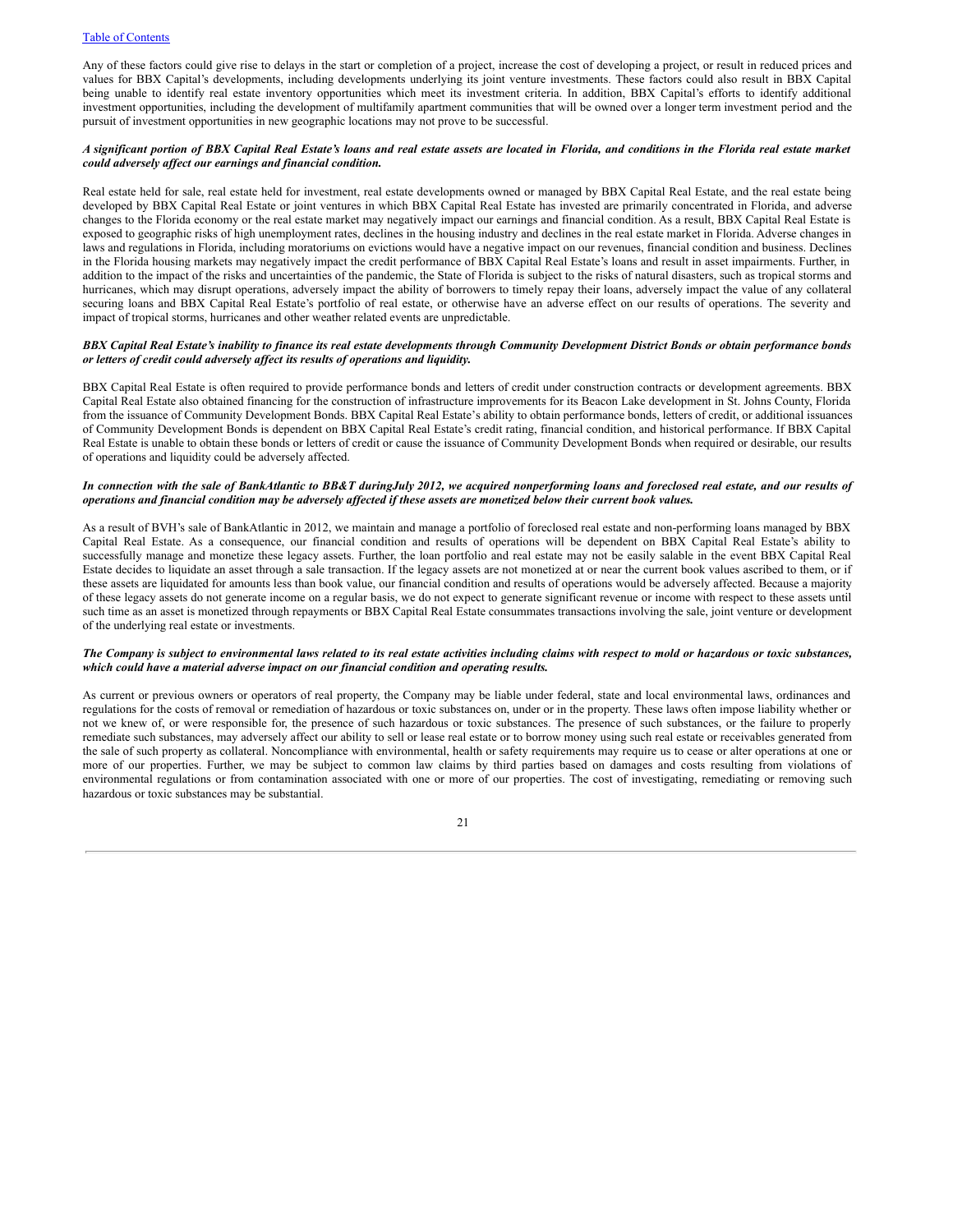Any of these factors could give rise to delays in the start or completion of a project, increase the cost of developing a project, or result in reduced prices and values for BBX Capital's developments, including developments underlying its joint venture investments. These factors could also result in BBX Capital being unable to identify real estate inventory opportunities which meet its investment criteria. In addition, BBX Capital's efforts to identify additional investment opportunities, including the development of multifamily apartment communities that will be owned over a longer term investment period and the pursuit of investment opportunities in new geographic locations may not prove to be successful.

***A significant portion of BBX Capital Real Estate's loans and real estate assets are located in Florida, and conditions in the Florida real estate market could adversely affect our earnings and financial condition.***

Real estate held for sale, real estate held for investment, real estate developments owned or managed by BBX Capital Real Estate, and the real estate being developed by BBX Capital Real Estate or joint ventures in which BBX Capital Real Estate has invested are primarily concentrated in Florida, and adverse changes to the Florida economy or the real estate market may negatively impact our earnings and financial condition. As a result, BBX Capital Real Estate is exposed to geographic risks of high unemployment rates, declines in the housing industry and declines in the real estate market in Florida. Adverse changes in laws and regulations in Florida, including moratoriums on evictions would have a negative impact on our revenues, financial condition and business. Declines in the Florida housing markets may negatively impact the credit performance of BBX Capital Real Estate's loans and result in asset impairments. Further, in addition to the impact of the risks and uncertainties of the pandemic, the State of Florida is subject to the risks of natural disasters, such as tropical storms and hurricanes, which may disrupt operations, adversely impact the ability of borrowers to timely repay their loans, adversely impact the value of any collateral securing loans and BBX Capital Real Estate's portfolio of real estate, or otherwise have an adverse effect on our results of operations. The severity and impact of tropical storms, hurricanes and other weather related events are unpredictable.

***BBX Capital Real Estate's inability to finance its real estate developments through Community Development District Bonds or obtain performance bonds or letters of credit could adversely affect its results of operations and liquidity.***

BBX Capital Real Estate is often required to provide performance bonds and letters of credit under construction contracts or development agreements. BBX Capital Real Estate also obtained financing for the construction of infrastructure improvements for its Beacon Lake development in St. Johns County, Florida from the issuance of Community Development Bonds. BBX Capital Real Estate's ability to obtain performance bonds, letters of credit, or additional issuances of Community Development Bonds is dependent on BBX Capital Real Estate's credit rating, financial condition, and historical performance. If BBX Capital Real Estate is unable to obtain these bonds or letters of credit or cause the issuance of Community Development Bonds when required or desirable, our results of operations and liquidity could be adversely affected.

***In connection with the sale of BankAtlantic to BB&T duringJuly 2012, we acquired nonperforming loans and foreclosed real estate, and our results of operations and financial condition may be adversely affected if these assets are monetized below their current book values.***

As a result of BVH's sale of BankAtlantic in 2012, we maintain and manage a portfolio of foreclosed real estate and non-performing loans managed by BBX Capital Real Estate. As a consequence, our financial condition and results of operations will be dependent on BBX Capital Real Estate's ability to successfully manage and monetize these legacy assets. Further, the loan portfolio and real estate may not be easily salable in the event BBX Capital Real Estate decides to liquidate an asset through a sale transaction. If the legacy assets are not monetized at or near the current book values ascribed to them, or if these assets are liquidated for amounts less than book value, our financial condition and results of operations would be adversely affected. Because a majority of these legacy assets do not generate income on a regular basis, we do not expect to generate significant revenue or income with respect to these assets until such time as an asset is monetized through repayments or BBX Capital Real Estate consummates transactions involving the sale, joint venture or development of the underlying real estate or investments.

***The Company is subject to environmental laws related to its real estate activities including claims with respect to mold or hazardous or toxic substances, which could have a material adverse impact on our financial condition and operating results.***

As current or previous owners or operators of real property, the Company may be liable under federal, state and local environmental laws, ordinances and regulations for the costs of removal or remediation of hazardous or toxic substances on, under or in the property. These laws often impose liability whether or not we knew of, or were responsible for, the presence of such hazardous or toxic substances. The presence of such substances, or the failure to properly remediate such substances, may adversely affect our ability to sell or lease real estate or to borrow money using such real estate or receivables generated from the sale of such property as collateral. Noncompliance with environmental, health or safety requirements may require us to cease or alter operations at one or more of our properties. Further, we may be subject to common law claims by third parties based on damages and costs resulting from violations of environmental regulations or from contamination associated with one or more of our properties. The cost of investigating, remediating or removing such hazardous or toxic substances may be substantial.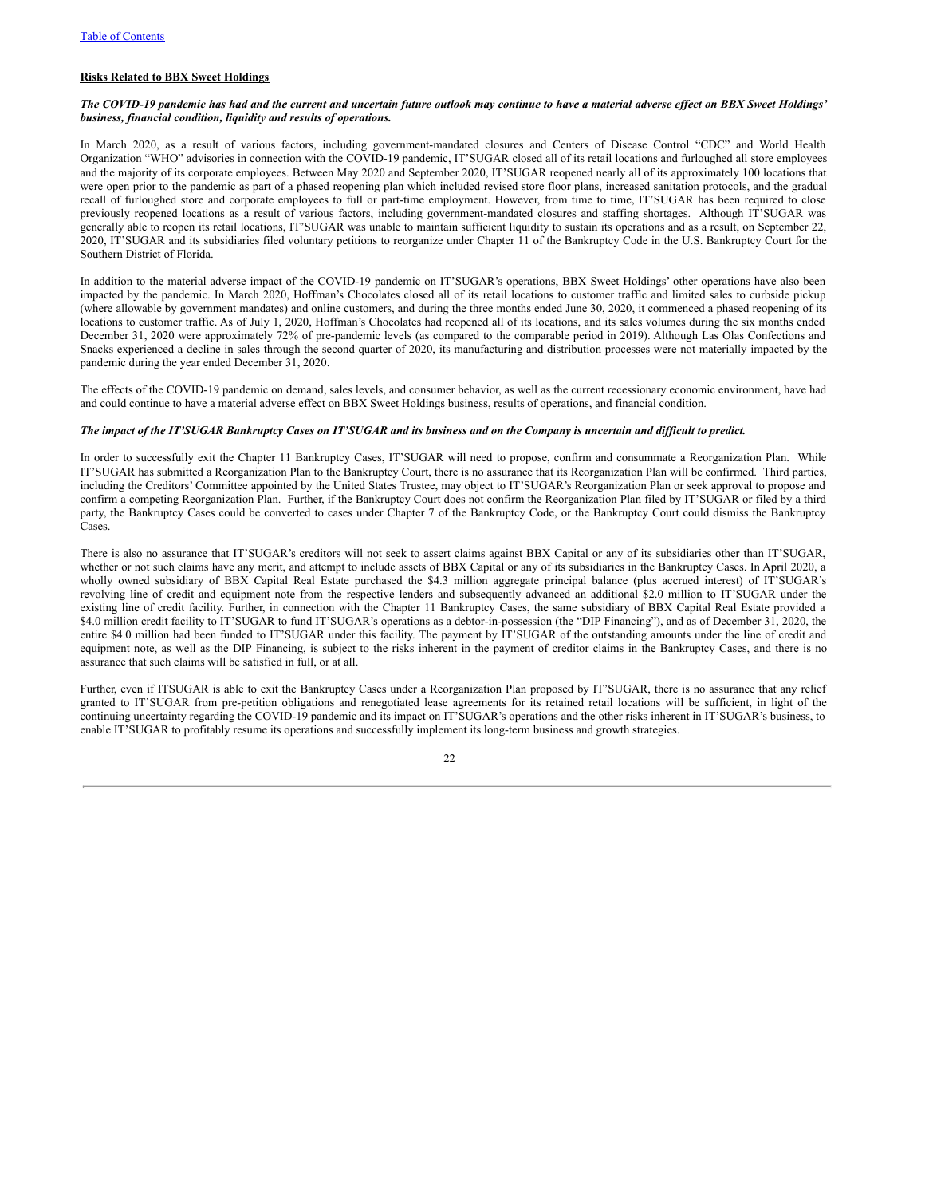**Risks Related to BBX Sweet Holdings**

***The COVID-19 pandemic has had and the current and uncertain future outlook may continue to have a material adverse effect on BBX Sweet Holdings' business, financial condition, liquidity and results of operations.***

In March 2020, as a result of various factors, including government-mandated closures and Centers of Disease Control "CDC" and World Health Organization "WHO" advisories in connection with the COVID-19 pandemic, IT'SUGAR closed all of its retail locations and furloughed all store employees and the majority of its corporate employees. Between May 2020 and September 2020, IT'SUGAR reopened nearly all of its approximately 100 locations that were open prior to the pandemic as part of a phased reopening plan which included revised store floor plans, increased sanitation protocols, and the gradual recall of furloughed store and corporate employees to full or part-time employment. However, from time to time, IT'SUGAR has been required to close previously reopened locations as a result of various factors, including government-mandated closures and staffing shortages. Although IT'SUGAR was generally able to reopen its retail locations, IT'SUGAR was unable to maintain sufficient liquidity to sustain its operations and as a result, on September 22, 2020, IT'SUGAR and its subsidiaries filed voluntary petitions to reorganize under Chapter 11 of the Bankruptcy Code in the U.S. Bankruptcy Court for the Southern District of Florida.

In addition to the material adverse impact of the COVID-19 pandemic on IT'SUGAR's operations, BBX Sweet Holdings' other operations have also been impacted by the pandemic. In March 2020, Hoffman's Chocolates closed all of its retail locations to customer traffic and limited sales to curbside pickup (where allowable by government mandates) and online customers, and during the three months ended June 30, 2020, it commenced a phased reopening of its locations to customer traffic. As of July 1, 2020, Hoffman's Chocolates had reopened all of its locations, and its sales volumes during the six months ended December 31, 2020 were approximately 72% of pre-pandemic levels (as compared to the comparable period in 2019). Although Las Olas Confections and Snacks experienced a decline in sales through the second quarter of 2020, its manufacturing and distribution processes were not materially impacted by the pandemic during the year ended December 31, 2020.

The effects of the COVID-19 pandemic on demand, sales levels, and consumer behavior, as well as the current recessionary economic environment, have had and could continue to have a material adverse effect on BBX Sweet Holdings business, results of operations, and financial condition.

***The impact of the IT'SUGAR Bankruptcy Cases on IT'SUGAR and its business and on the Company is uncertain and difficult to predict.***

In order to successfully exit the Chapter 11 Bankruptcy Cases, IT'SUGAR will need to propose, confirm and consummate a Reorganization Plan. While IT'SUGAR has submitted a Reorganization Plan to the Bankruptcy Court, there is no assurance that its Reorganization Plan will be confirmed. Third parties, including the Creditors' Committee appointed by the United States Trustee, may object to IT'SUGAR's Reorganization Plan or seek approval to propose and confirm a competing Reorganization Plan. Further, if the Bankruptcy Court does not confirm the Reorganization Plan filed by IT'SUGAR or filed by a third party, the Bankruptcy Cases could be converted to cases under Chapter 7 of the Bankruptcy Code, or the Bankruptcy Court could dismiss the Bankruptcy Cases.

There is also no assurance that IT'SUGAR's creditors will not seek to assert claims against BBX Capital or any of its subsidiaries other than IT'SUGAR, whether or not such claims have any merit, and attempt to include assets of BBX Capital or any of its subsidiaries in the Bankruptcy Cases. In April 2020, a wholly owned subsidiary of BBX Capital Real Estate purchased the $4.3 million aggregate principal balance (plus accrued interest) of IT'SUGAR's revolving line of credit and equipment note from the respective lenders and subsequently advanced an additional $2.0 million to IT'SUGAR under the existing line of credit facility. Further, in connection with the Chapter 11 Bankruptcy Cases, the same subsidiary of BBX Capital Real Estate provided a $4.0 million credit facility to IT'SUGAR to fund IT'SUGAR's operations as a debtor-in-possession (the "DIP Financing"), and as of December 31, 2020, the entire $4.0 million had been funded to IT'SUGAR under this facility. The payment by IT'SUGAR of the outstanding amounts under the line of credit and equipment note, as well as the DIP Financing, is subject to the risks inherent in the payment of creditor claims in the Bankruptcy Cases, and there is no assurance that such claims will be satisfied in full, or at all.

Further, even if ITSUGAR is able to exit the Bankruptcy Cases under a Reorganization Plan proposed by IT'SUGAR, there is no assurance that any relief granted to IT'SUGAR from pre-petition obligations and renegotiated lease agreements for its retained retail locations will be sufficient, in light of the continuing uncertainty regarding the COVID-19 pandemic and its impact on IT'SUGAR's operations and the other risks inherent in IT'SUGAR's business, to enable IT'SUGAR to profitably resume its operations and successfully implement its long-term business and growth strategies.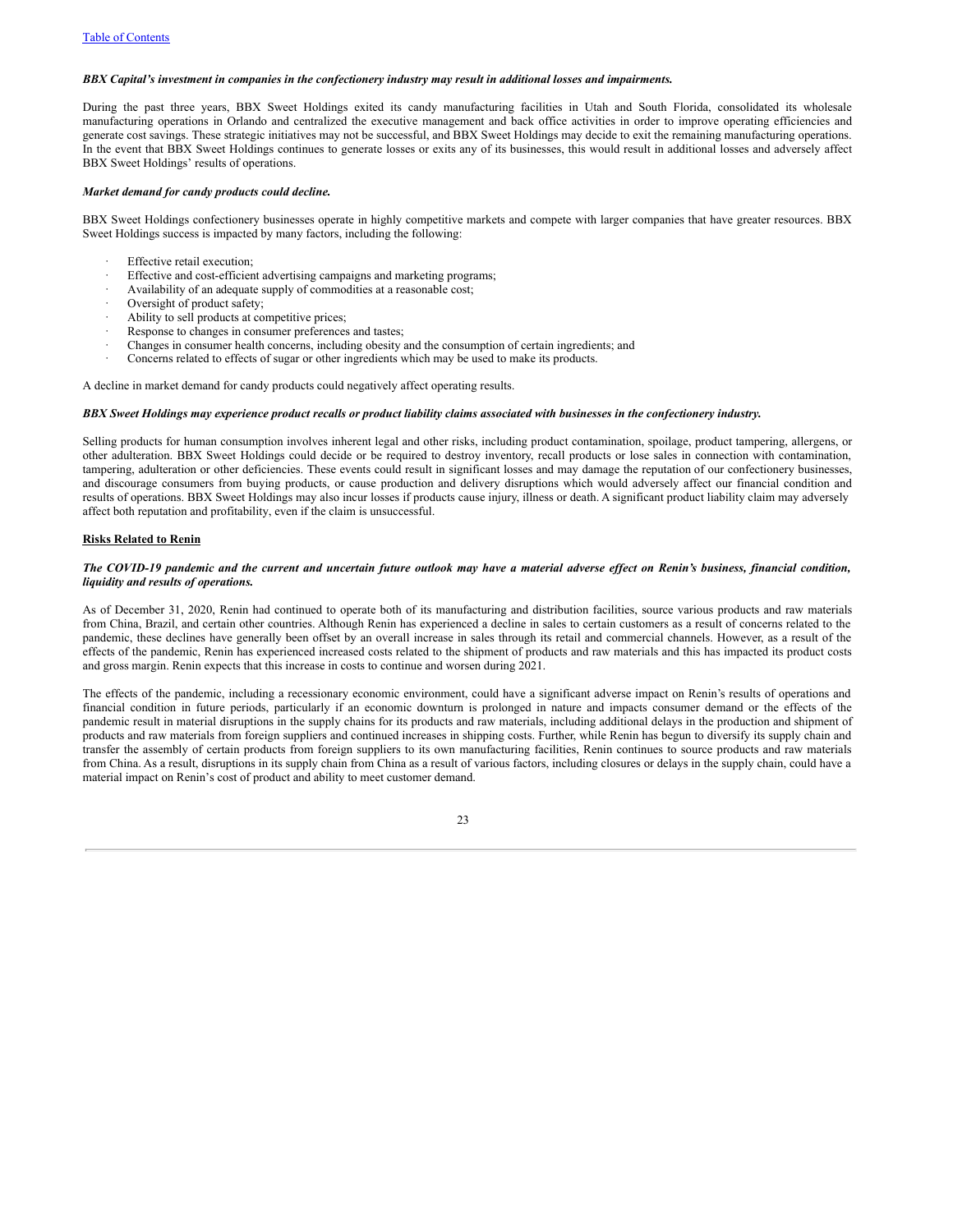***BBX Capital's investment in companies in the confectionery industry may result in additional losses and impairments.***

During the past three years, BBX Sweet Holdings exited its candy manufacturing facilities in Utah and South Florida, consolidated its wholesale manufacturing operations in Orlando and centralized the executive management and back office activities in order to improve operating efficiencies and generate cost savings. These strategic initiatives may not be successful, and BBX Sweet Holdings may decide to exit the remaining manufacturing operations. In the event that BBX Sweet Holdings continues to generate losses or exits any of its businesses, this would result in additional losses and adversely affect BBX Sweet Holdings' results of operations.

***Market demand for candy products could decline.***

BBX Sweet Holdings confectionery businesses operate in highly competitive markets and compete with larger companies that have greater resources. BBX Sweet Holdings success is impacted by many factors, including the following:

- Effective retail execution;
- Effective and cost-efficient advertising campaigns and marketing programs;
- Availability of an adequate supply of commodities at a reasonable cost;
- Oversight of product safety;
- Ability to sell products at competitive prices;
- Response to changes in consumer preferences and tastes;
- Changes in consumer health concerns, including obesity and the consumption of certain ingredients; and
- Concerns related to effects of sugar or other ingredients which may be used to make its products.

A decline in market demand for candy products could negatively affect operating results.

***BBX Sweet Holdings may experience product recalls or product liability claims associated with businesses in the confectionery industry.***

Selling products for human consumption involves inherent legal and other risks, including product contamination, spoilage, product tampering, allergens, or other adulteration. BBX Sweet Holdings could decide or be required to destroy inventory, recall products or lose sales in connection with contamination, tampering, adulteration or other deficiencies. These events could result in significant losses and may damage the reputation of our confectionery businesses, and discourage consumers from buying products, or cause production and delivery disruptions which would adversely affect our financial condition and results of operations. BBX Sweet Holdings may also incur losses if products cause injury, illness or death. A significant product liability claim may adversely affect both reputation and profitability, even if the claim is unsuccessful.

## Risks Related to Renin

***The COVID-19 pandemic and the current and uncertain future outlook may have a material adverse effect on Renin's business, financial condition, liquidity and results of operations.***

As of December 31, 2020, Renin had continued to operate both of its manufacturing and distribution facilities, source various products and raw materials from China, Brazil, and certain other countries. Although Renin has experienced a decline in sales to certain customers as a result of concerns related to the pandemic, these declines have generally been offset by an overall increase in sales through its retail and commercial channels. However, as a result of the effects of the pandemic, Renin has experienced increased costs related to the shipment of products and raw materials and this has impacted its product costs and gross margin. Renin expects that this increase in costs to continue and worsen during 2021.

The effects of the pandemic, including a recessionary economic environment, could have a significant adverse impact on Renin's results of operations and financial condition in future periods, particularly if an economic downturn is prolonged in nature and impacts consumer demand or the effects of the pandemic result in material disruptions in the supply chains for its products and raw materials, including additional delays in the production and shipment of products and raw materials from foreign suppliers and continued increases in shipping costs. Further, while Renin has begun to diversify its supply chain and transfer the assembly of certain products from foreign suppliers to its own manufacturing facilities, Renin continues to source products and raw materials from China. As a result, disruptions in its supply chain from China as a result of various factors, including closures or delays in the supply chain, could have a material impact on Renin's cost of product and ability to meet customer demand.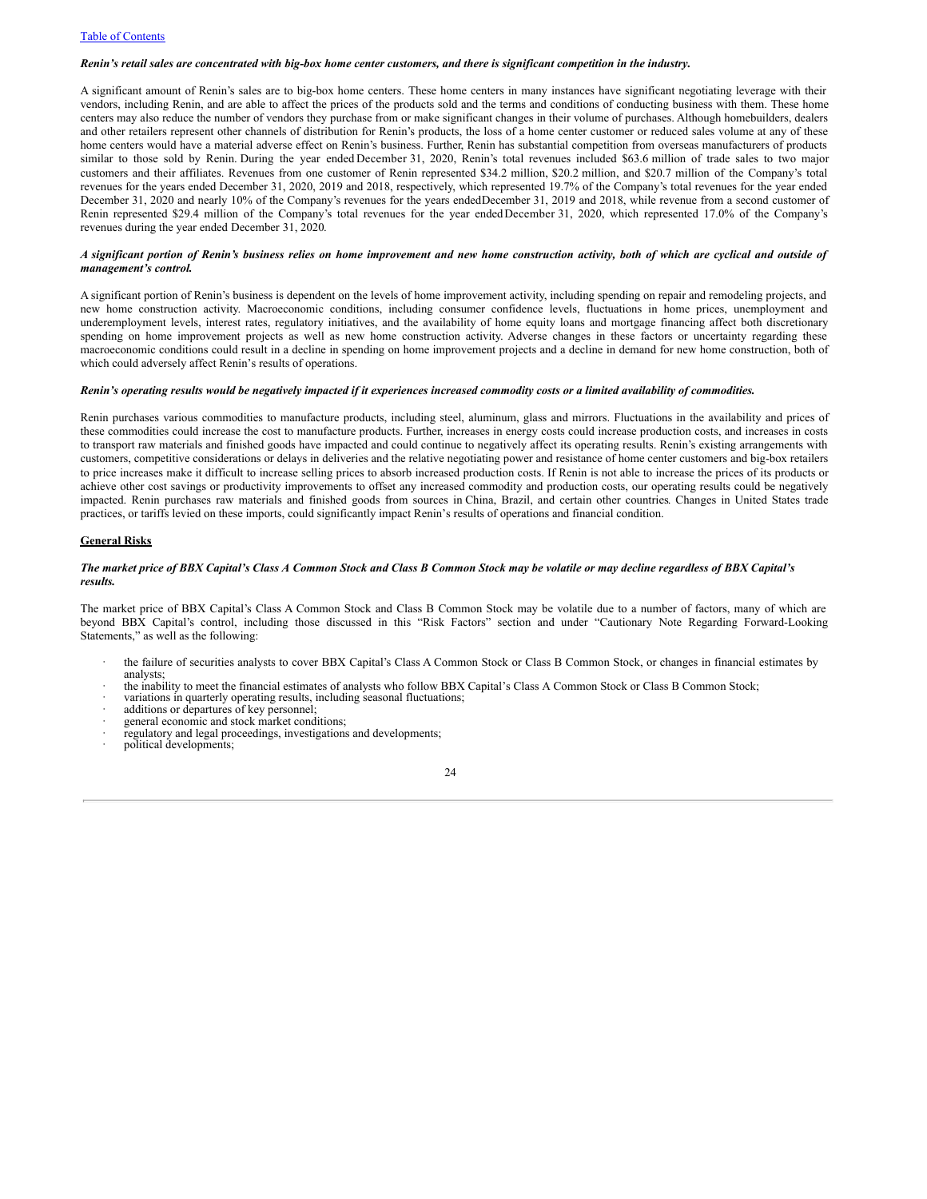***Renin's retail sales are concentrated with big-box home center customers, and there is significant competition in the industry.***

A significant amount of Renin's sales are to big-box home centers. These home centers in many instances have significant negotiating leverage with their vendors, including Renin, and are able to affect the prices of the products sold and the terms and conditions of conducting business with them. These home centers may also reduce the number of vendors they purchase from or make significant changes in their volume of purchases. Although homebuilders, dealers and other retailers represent other channels of distribution for Renin's products, the loss of a home center customer or reduced sales volume at any of these home centers would have a material adverse effect on Renin's business. Further, Renin has substantial competition from overseas manufacturers of products similar to those sold by Renin. During the year ended December 31, 2020, Renin's total revenues included $63.6 million of trade sales to two major customers and their affiliates. Revenues from one customer of Renin represented $34.2 million, $20.2 million, and $20.7 million of the Company's total revenues for the years ended December 31, 2020, 2019 and 2018, respectively, which represented 19.7% of the Company's total revenues for the year ended December 31, 2020 and nearly 10% of the Company's revenues for the years ended December 31, 2019 and 2018, while revenue from a second customer of Renin represented $29.4 million of the Company's total revenues for the year ended December 31, 2020, which represented 17.0% of the Company's revenues during the year ended December 31, 2020.

***A significant portion of Renin's business relies on home improvement and new home construction activity, both of which are cyclical and outside of management's control.***

A significant portion of Renin's business is dependent on the levels of home improvement activity, including spending on repair and remodeling projects, and new home construction activity. Macroeconomic conditions, including consumer confidence levels, fluctuations in home prices, unemployment and underemployment levels, interest rates, regulatory initiatives, and the availability of home equity loans and mortgage financing affect both discretionary spending on home improvement projects as well as new home construction activity. Adverse changes in these factors or uncertainty regarding these macroeconomic conditions could result in a decline in spending on home improvement projects and a decline in demand for new home construction, both of which could adversely affect Renin's results of operations.

***Renin's operating results would be negatively impacted if it experiences increased commodity costs or a limited availability of commodities.***

Renin purchases various commodities to manufacture products, including steel, aluminum, glass and mirrors. Fluctuations in the availability and prices of these commodities could increase the cost to manufacture products. Further, increases in energy costs could increase production costs, and increases in costs to transport raw materials and finished goods have impacted and could continue to negatively affect its operating results. Renin's existing arrangements with customers, competitive considerations or delays in deliveries and the relative negotiating power and resistance of home center customers and big-box retailers to price increases make it difficult to increase selling prices to absorb increased production costs. If Renin is not able to increase the prices of its products or achieve other cost savings or productivity improvements to offset any increased commodity and production costs, our operating results could be negatively impacted. Renin purchases raw materials and finished goods from sources in China, Brazil, and certain other countries. Changes in United States trade practices, or tariffs levied on these imports, could significantly impact Renin's results of operations and financial condition.

**General Risks**

***The market price of BBX Capital's Class A Common Stock and Class B Common Stock may be volatile or may decline regardless of BBX Capital's results.***

The market price of BBX Capital's Class A Common Stock and Class B Common Stock may be volatile due to a number of factors, many of which are beyond BBX Capital's control, including those discussed in this "Risk Factors" section and under "Cautionary Note Regarding Forward-Looking Statements," as well as the following:

- the failure of securities analysts to cover BBX Capital's Class A Common Stock or Class B Common Stock, or changes in financial estimates by analysts;
- the inability to meet the financial estimates of analysts who follow BBX Capital's Class A Common Stock or Class B Common Stock;
- variations in quarterly operating results, including seasonal fluctuations;
- additions or departures of key personnel;
- general economic and stock market conditions;
- regulatory and legal proceedings, investigations and developments;
- political developments;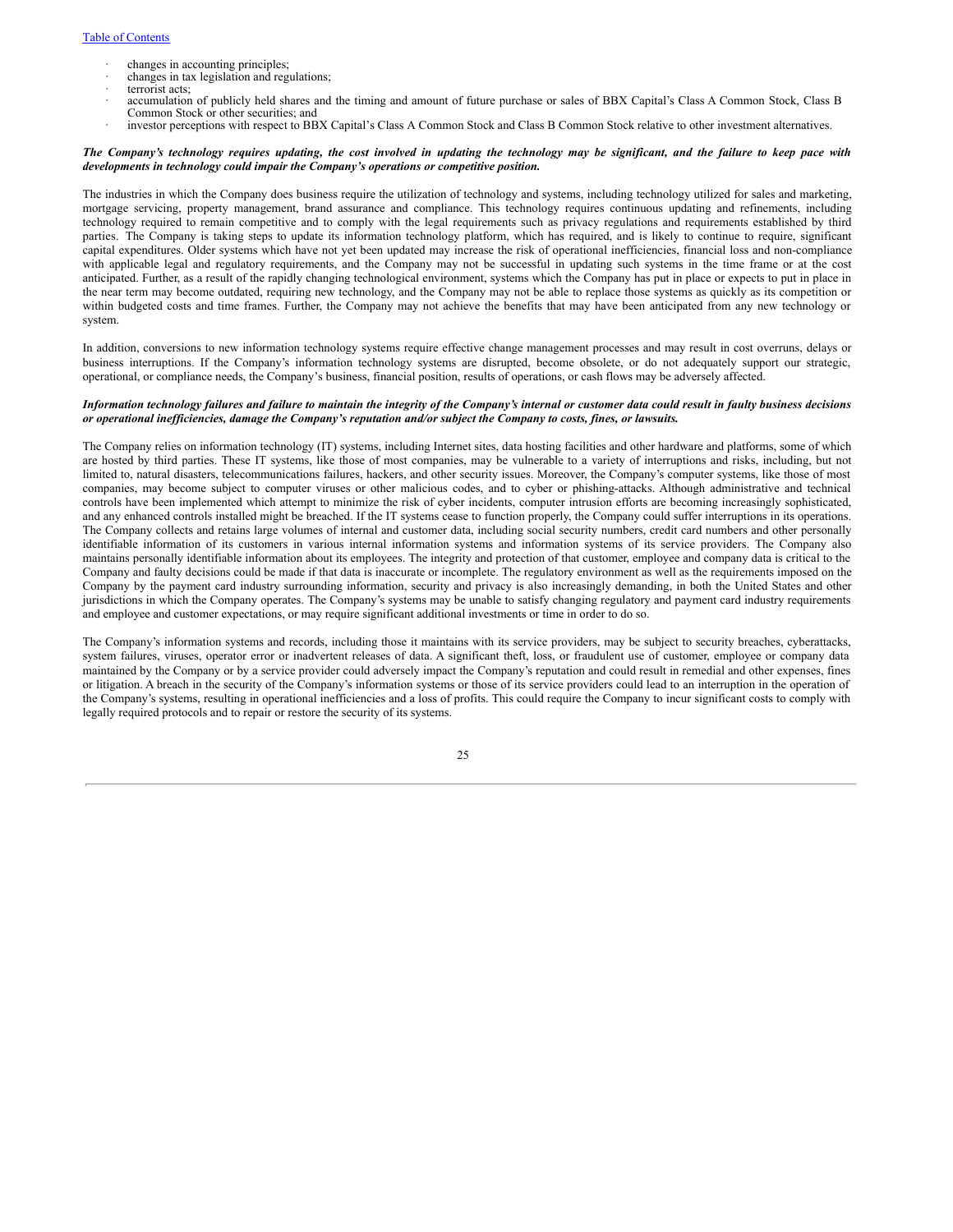- changes in accounting principles;
- changes in tax legislation and regulations;
- terrorist acts;
- accumulation of publicly held shares and the timing and amount of future purchase or sales of BBX Capital's Class A Common Stock, Class B Common Stock or other securities; and
- investor perceptions with respect to BBX Capital's Class A Common Stock and Class B Common Stock relative to other investment alternatives.

***The Company's technology requires updating, the cost involved in updating the technology may be significant, and the failure to keep pace with developments in technology could impair the Company's operations or competitive position.***

The industries in which the Company does business require the utilization of technology and systems, including technology utilized for sales and marketing, mortgage servicing, property management, brand assurance and compliance. This technology requires continuous updating and refinements, including technology required to remain competitive and to comply with the legal requirements such as privacy regulations and requirements established by third parties. The Company is taking steps to update its information technology platform, which has required, and is likely to continue to require, significant capital expenditures. Older systems which have not yet been updated may increase the risk of operational inefficiencies, financial loss and non-compliance with applicable legal and regulatory requirements, and the Company may not be successful in updating such systems in the time frame or at the cost anticipated. Further, as a result of the rapidly changing technological environment, systems which the Company has put in place or expects to put in place in the near term may become outdated, requiring new technology, and the Company may not be able to replace those systems as quickly as its competition or within budgeted costs and time frames. Further, the Company may not achieve the benefits that may have been anticipated from any new technology or system.

In addition, conversions to new information technology systems require effective change management processes and may result in cost overruns, delays or business interruptions. If the Company's information technology systems are disrupted, become obsolete, or do not adequately support our strategic, operational, or compliance needs, the Company's business, financial position, results of operations, or cash flows may be adversely affected.

***Information technology failures and failure to maintain the integrity of the Company's internal or customer data could result in faulty business decisions or operational inefficiencies, damage the Company's reputation and/or subject the Company to costs, fines, or lawsuits.***

The Company relies on information technology (IT) systems, including Internet sites, data hosting facilities and other hardware and platforms, some of which are hosted by third parties. These IT systems, like those of most companies, may be vulnerable to a variety of interruptions and risks, including, but not limited to, natural disasters, telecommunications failures, hackers, and other security issues. Moreover, the Company's computer systems, like those of most companies, may become subject to computer viruses or other malicious codes, and to cyber or phishing-attacks. Although administrative and technical controls have been implemented which attempt to minimize the risk of cyber incidents, computer intrusion efforts are becoming increasingly sophisticated, and any enhanced controls installed might be breached. If the IT systems cease to function properly, the Company could suffer interruptions in its operations. The Company collects and retains large volumes of internal and customer data, including social security numbers, credit card numbers and other personally identifiable information of its customers in various internal information systems and information systems of its service providers. The Company also maintains personally identifiable information about its employees. The integrity and protection of that customer, employee and company data is critical to the Company and faulty decisions could be made if that data is inaccurate or incomplete. The regulatory environment as well as the requirements imposed on the Company by the payment card industry surrounding information, security and privacy is also increasingly demanding, in both the United States and other jurisdictions in which the Company operates. The Company's systems may be unable to satisfy changing regulatory and payment card industry requirements and employee and customer expectations, or may require significant additional investments or time in order to do so.

The Company's information systems and records, including those it maintains with its service providers, may be subject to security breaches, cyberattacks, system failures, viruses, operator error or inadvertent releases of data. A significant theft, loss, or fraudulent use of customer, employee or company data maintained by the Company or by a service provider could adversely impact the Company's reputation and could result in remedial and other expenses, fines or litigation. A breach in the security of the Company's information systems or those of its service providers could lead to an interruption in the operation of the Company's systems, resulting in operational inefficiencies and a loss of profits. This could require the Company to incur significant costs to comply with legally required protocols and to repair or restore the security of its systems.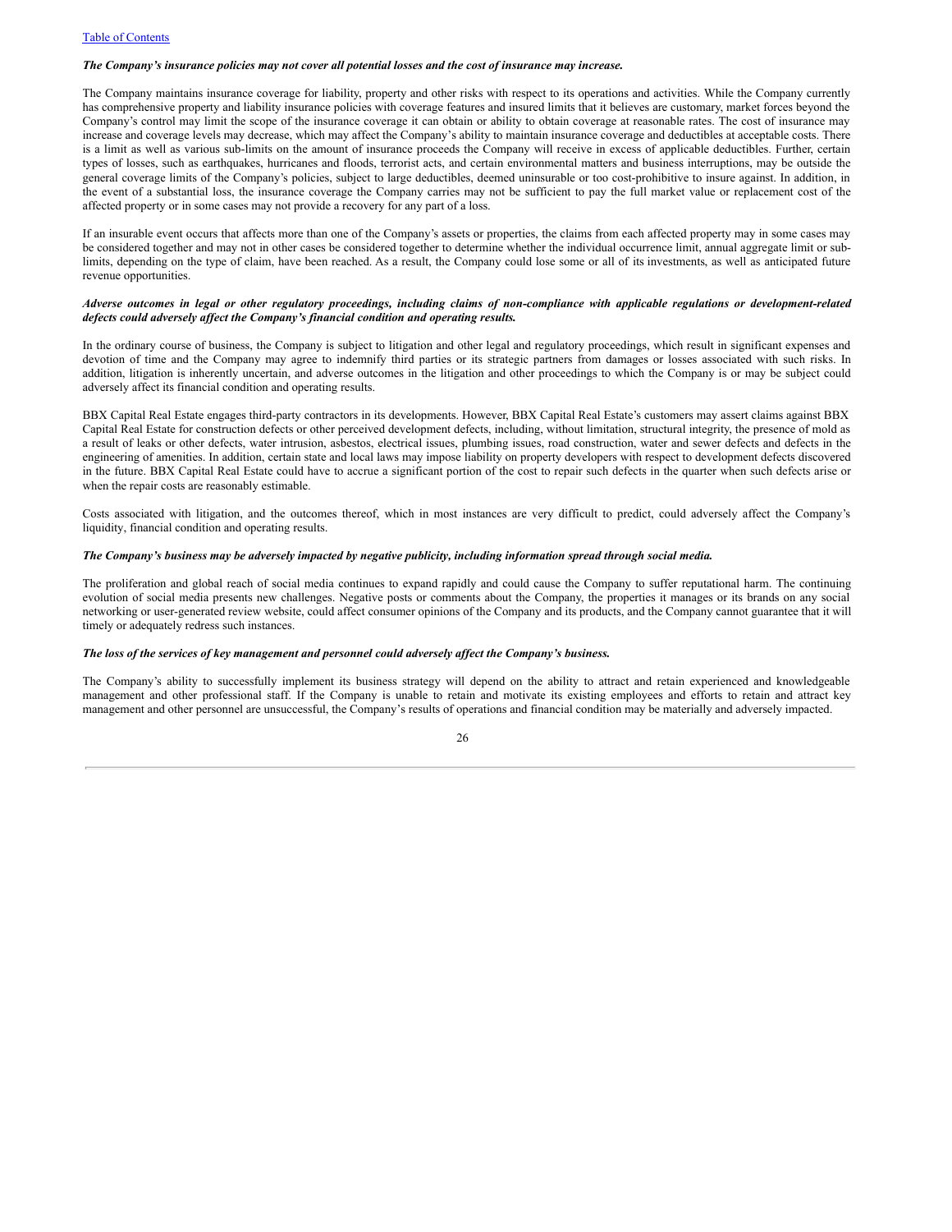*__The Company's insurance policies may not cover all potential losses and the cost of insurance may increase.__*

The Company maintains insurance coverage for liability, property and other risks with respect to its operations and activities. While the Company currently has comprehensive property and liability insurance policies with coverage features and insured limits that it believes are customary, market forces beyond the Company's control may limit the scope of the insurance coverage it can obtain or ability to obtain coverage at reasonable rates. The cost of insurance may increase and coverage levels may decrease, which may affect the Company's ability to maintain insurance coverage and deductibles at acceptable costs. There is a limit as well as various sub-limits on the amount of insurance proceeds the Company will receive in excess of applicable deductibles. Further, certain types of losses, such as earthquakes, hurricanes and floods, terrorist acts, and certain environmental matters and business interruptions, may be outside the general coverage limits of the Company's policies, subject to large deductibles, deemed uninsurable or too cost-prohibitive to insure against. In addition, in the event of a substantial loss, the insurance coverage the Company carries may not be sufficient to pay the full market value or replacement cost of the affected property or in some cases may not provide a recovery for any part of a loss.

If an insurable event occurs that affects more than one of the Company's assets or properties, the claims from each affected property may in some cases may be considered together and may not in other cases be considered together to determine whether the individual occurrence limit, annual aggregate limit or sub-limits, depending on the type of claim, have been reached. As a result, the Company could lose some or all of its investments, as well as anticipated future revenue opportunities.

*__Adverse outcomes in legal or other regulatory proceedings, including claims of non-compliance with applicable regulations or development-related defects could adversely affect the Company's financial condition and operating results.__*

In the ordinary course of business, the Company is subject to litigation and other legal and regulatory proceedings, which result in significant expenses and devotion of time and the Company may agree to indemnify third parties or its strategic partners from damages or losses associated with such risks. In addition, litigation is inherently uncertain, and adverse outcomes in the litigation and other proceedings to which the Company is or may be subject could adversely affect its financial condition and operating results.

BBX Capital Real Estate engages third-party contractors in its developments. However, BBX Capital Real Estate's customers may assert claims against BBX Capital Real Estate for construction defects or other perceived development defects, including, without limitation, structural integrity, the presence of mold as a result of leaks or other defects, water intrusion, asbestos, electrical issues, plumbing issues, road construction, water and sewer defects and defects in the engineering of amenities. In addition, certain state and local laws may impose liability on property developers with respect to development defects discovered in the future. BBX Capital Real Estate could have to accrue a significant portion of the cost to repair such defects in the quarter when such defects arise or when the repair costs are reasonably estimable.

Costs associated with litigation, and the outcomes thereof, which in most instances are very difficult to predict, could adversely affect the Company's liquidity, financial condition and operating results.

*__The Company's business may be adversely impacted by negative publicity, including information spread through social media.__*

The proliferation and global reach of social media continues to expand rapidly and could cause the Company to suffer reputational harm. The continuing evolution of social media presents new challenges. Negative posts or comments about the Company, the properties it manages or its brands on any social networking or user-generated review website, could affect consumer opinions of the Company and its products, and the Company cannot guarantee that it will timely or adequately redress such instances.

*__The loss of the services of key management and personnel could adversely affect the Company's business.__*

The Company's ability to successfully implement its business strategy will depend on the ability to attract and retain experienced and knowledgeable management and other professional staff. If the Company is unable to retain and motivate its existing employees and efforts to retain and attract key management and other personnel are unsuccessful, the Company's results of operations and financial condition may be materially and adversely impacted.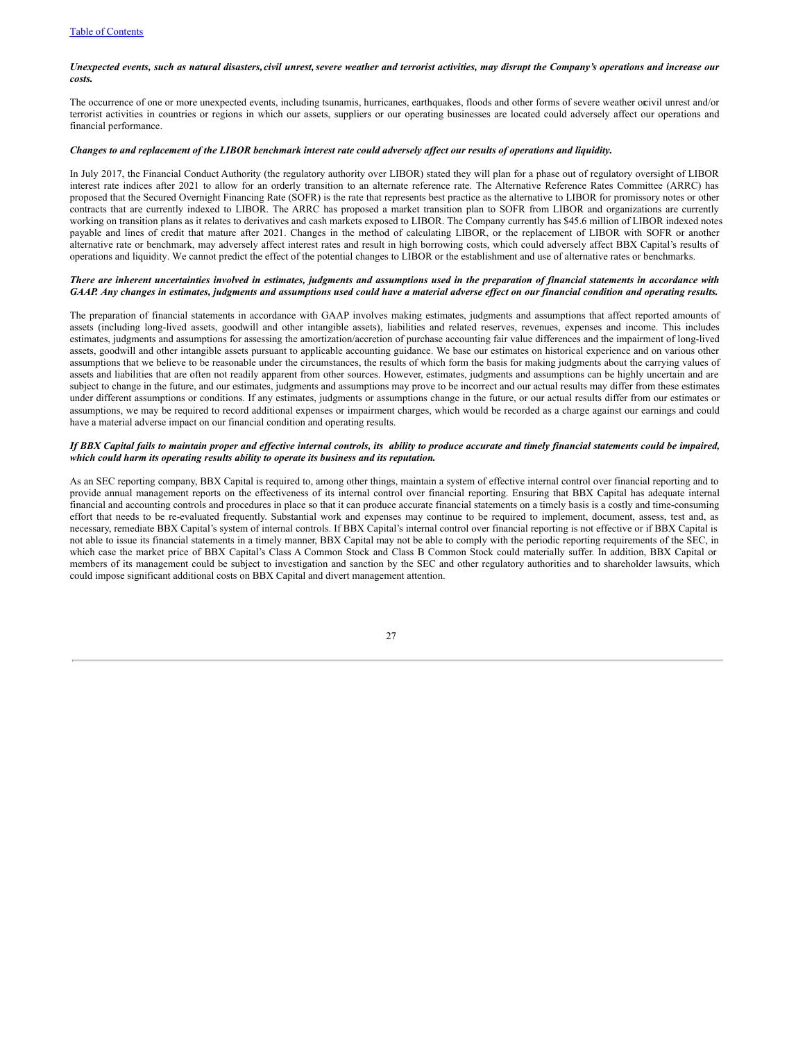***Unexpected events, such as natural disasters, civil unrest, severe weather and terrorist activities, may disrupt the Company's operations and increase our costs.***

The occurrence of one or more unexpected events, including tsunamis, hurricanes, earthquakes, floods and other forms of severe weather or civil unrest and/or terrorist activities in countries or regions in which our assets, suppliers or our operating businesses are located could adversely affect our operations and financial performance.

***Changes to and replacement of the LIBOR benchmark interest rate could adversely affect our results of operations and liquidity.***

In July 2017, the Financial Conduct Authority (the regulatory authority over LIBOR) stated they will plan for a phase out of regulatory oversight of LIBOR interest rate indices after 2021 to allow for an orderly transition to an alternate reference rate. The Alternative Reference Rates Committee (ARRC) has proposed that the Secured Overnight Financing Rate (SOFR) is the rate that represents best practice as the alternative to LIBOR for promissory notes or other contracts that are currently indexed to LIBOR. The ARRC has proposed a market transition plan to SOFR from LIBOR and organizations are currently working on transition plans as it relates to derivatives and cash markets exposed to LIBOR. The Company currently has $45.6 million of LIBOR indexed notes payable and lines of credit that mature after 2021. Changes in the method of calculating LIBOR, or the replacement of LIBOR with SOFR or another alternative rate or benchmark, may adversely affect interest rates and result in high borrowing costs, which could adversely affect BBX Capital's results of operations and liquidity. We cannot predict the effect of the potential changes to LIBOR or the establishment and use of alternative rates or benchmarks.

***There are inherent uncertainties involved in estimates, judgments and assumptions used in the preparation of financial statements in accordance with GAAP. Any changes in estimates, judgments and assumptions used could have a material adverse effect on our financial condition and operating results.***

The preparation of financial statements in accordance with GAAP involves making estimates, judgments and assumptions that affect reported amounts of assets (including long-lived assets, goodwill and other intangible assets), liabilities and related reserves, revenues, expenses and income. This includes estimates, judgments and assumptions for assessing the amortization/accretion of purchase accounting fair value differences and the impairment of long-lived assets, goodwill and other intangible assets pursuant to applicable accounting guidance. We base our estimates on historical experience and on various other assumptions that we believe to be reasonable under the circumstances, the results of which form the basis for making judgments about the carrying values of assets and liabilities that are often not readily apparent from other sources. However, estimates, judgments and assumptions can be highly uncertain and are subject to change in the future, and our estimates, judgments and assumptions may prove to be incorrect and our actual results may differ from these estimates under different assumptions or conditions. If any estimates, judgments or assumptions change in the future, or our actual results differ from our estimates or assumptions, we may be required to record additional expenses or impairment charges, which would be recorded as a charge against our earnings and could have a material adverse impact on our financial condition and operating results.

***If BBX Capital fails to maintain proper and effective internal controls, its ability to produce accurate and timely financial statements could be impaired, which could harm its operating results ability to operate its business and its reputation.***

As an SEC reporting company, BBX Capital is required to, among other things, maintain a system of effective internal control over financial reporting and to provide annual management reports on the effectiveness of its internal control over financial reporting. Ensuring that BBX Capital has adequate internal financial and accounting controls and procedures in place so that it can produce accurate financial statements on a timely basis is a costly and time-consuming effort that needs to be re-evaluated frequently. Substantial work and expenses may continue to be required to implement, document, assess, test and, as necessary, remediate BBX Capital's system of internal controls. If BBX Capital's internal control over financial reporting is not effective or if BBX Capital is not able to issue its financial statements in a timely manner, BBX Capital may not be able to comply with the periodic reporting requirements of the SEC, in which case the market price of BBX Capital's Class A Common Stock and Class B Common Stock could materially suffer. In addition, BBX Capital or members of its management could be subject to investigation and sanction by the SEC and other regulatory authorities and to shareholder lawsuits, which could impose significant additional costs on BBX Capital and divert management attention.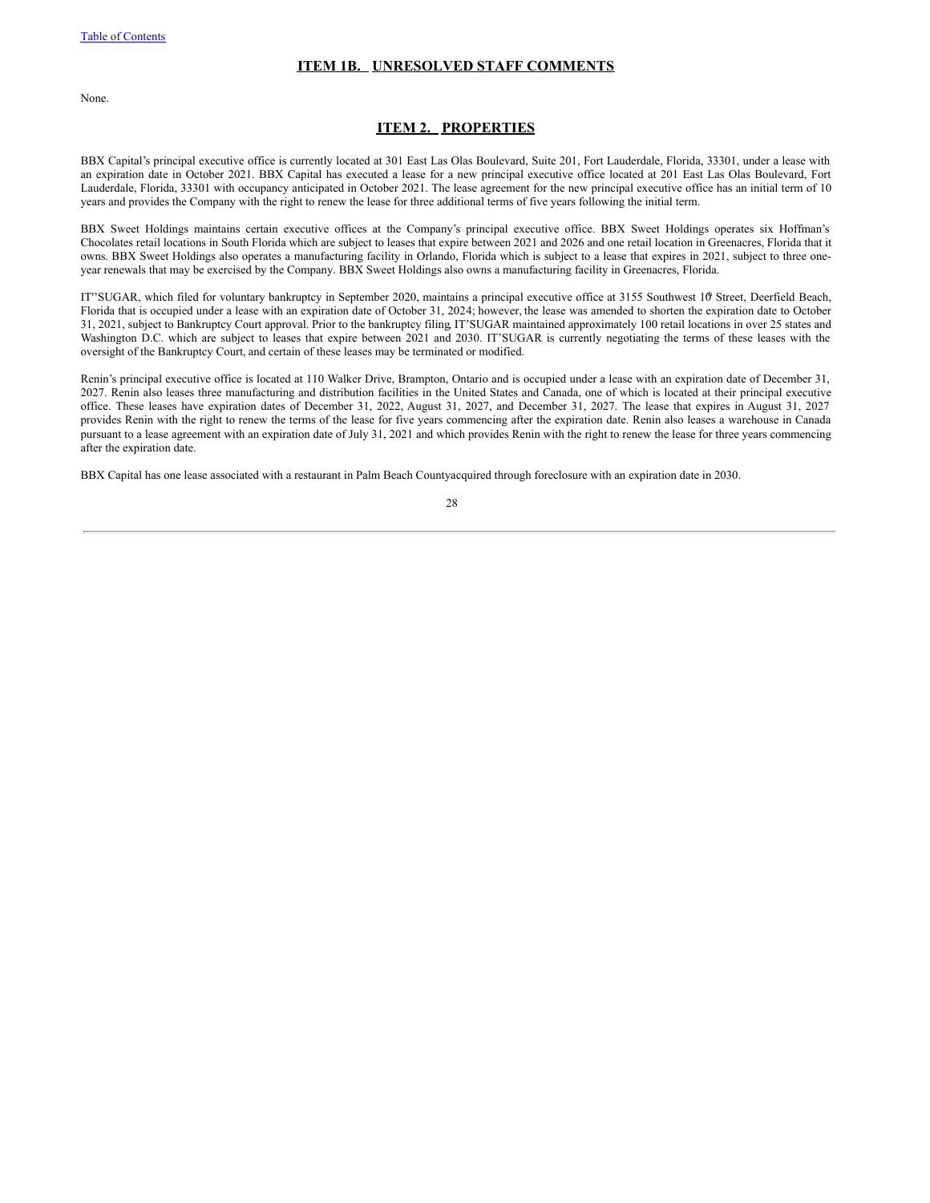## ITEM 1B. UNRESOLVED STAFF COMMENTS

None.

## ITEM 2. PROPERTIES

BBX Capital's principal executive office is currently located at 301 East Las Olas Boulevard, Suite 201, Fort Lauderdale, Florida, 33301, under a lease with an expiration date in October 2021. BBX Capital has executed a lease for a new principal executive office located at 201 East Las Olas Boulevard, Fort Lauderdale, Florida, 33301 with occupancy anticipated in October 2021. The lease agreement for the new principal executive office has an initial term of 10 years and provides the Company with the right to renew the lease for three additional terms of five years following the initial term.

BBX Sweet Holdings maintains certain executive offices at the Company's principal executive office. BBX Sweet Holdings operates six Hoffman's Chocolates retail locations in South Florida which are subject to leases that expire between 2021 and 2026 and one retail location in Greenacres, Florida that it owns. BBX Sweet Holdings also operates a manufacturing facility in Orlando, Florida which is subject to a lease that expires in 2021, subject to three one-year renewals that may be exercised by the Company. BBX Sweet Holdings also owns a manufacturing facility in Greenacres, Florida.

IT'SUGAR, which filed for voluntary bankruptcy in September 2020, maintains a principal executive office at 3155 Southwest 10th Street, Deerfield Beach, Florida that is occupied under a lease with an expiration date of October 31, 2024; however, the lease was amended to shorten the expiration date to October 31, 2021, subject to Bankruptcy Court approval. Prior to the bankruptcy filing, IT'SUGAR maintained approximately 100 retail locations in over 25 states and Washington D.C. which are subject to leases that expire between 2021 and 2030. IT'SUGAR is currently negotiating the terms of these leases with the oversight of the Bankruptcy Court, and certain of these leases may be terminated or modified.

Renin's principal executive office is located at 110 Walker Drive, Brampton, Ontario and is occupied under a lease with an expiration date of December 31, 2027. Renin also leases three manufacturing and distribution facilities in the United States and Canada, one of which is located at their principal executive office. These leases have expiration dates of December 31, 2022, August 31, 2027, and December 31, 2027. The lease that expires in August 31, 2027 provides Renin with the right to renew the terms of the lease for five years commencing after the expiration date. Renin also leases a warehouse in Canada pursuant to a lease agreement with an expiration date of July 31, 2021 and which provides Renin with the right to renew the lease for three years commencing after the expiration date.

BBX Capital has one lease associated with a restaurant in Palm Beach County acquired through foreclosure with an expiration date in 2030.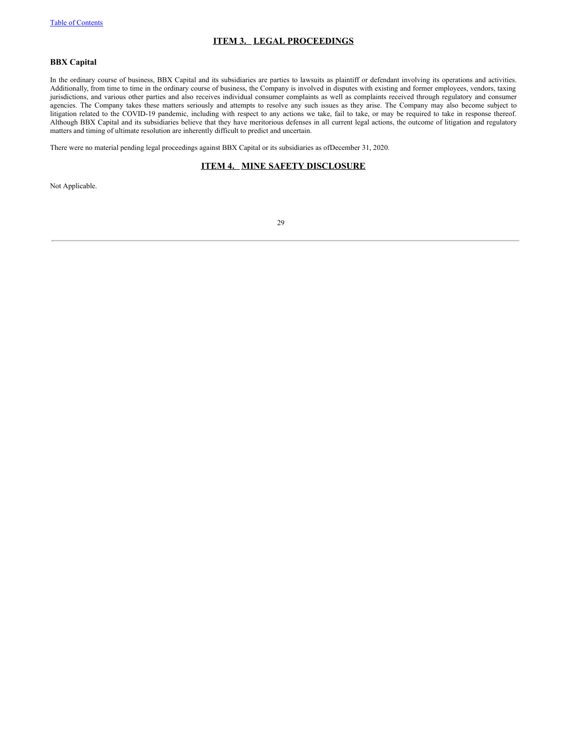## ITEM 3. LEGAL PROCEEDINGS

### BBX Capital

In the ordinary course of business, BBX Capital and its subsidiaries are parties to lawsuits as plaintiff or defendant involving its operations and activities. Additionally, from time to time in the ordinary course of business, the Company is involved in disputes with existing and former employees, vendors, taxing jurisdictions, and various other parties and also receives individual consumer complaints as well as complaints received through regulatory and consumer agencies. The Company takes these matters seriously and attempts to resolve any such issues as they arise. The Company may also become subject to litigation related to the COVID-19 pandemic, including with respect to any actions we take, fail to take, or may be required to take in response thereof. Although BBX Capital and its subsidiaries believe that they have meritorious defenses in all current legal actions, the outcome of litigation and regulatory matters and timing of ultimate resolution are inherently difficult to predict and uncertain.

There were no material pending legal proceedings against BBX Capital or its subsidiaries as ofDecember 31, 2020.

## ITEM 4. MINE SAFETY DISCLOSURE

Not Applicable.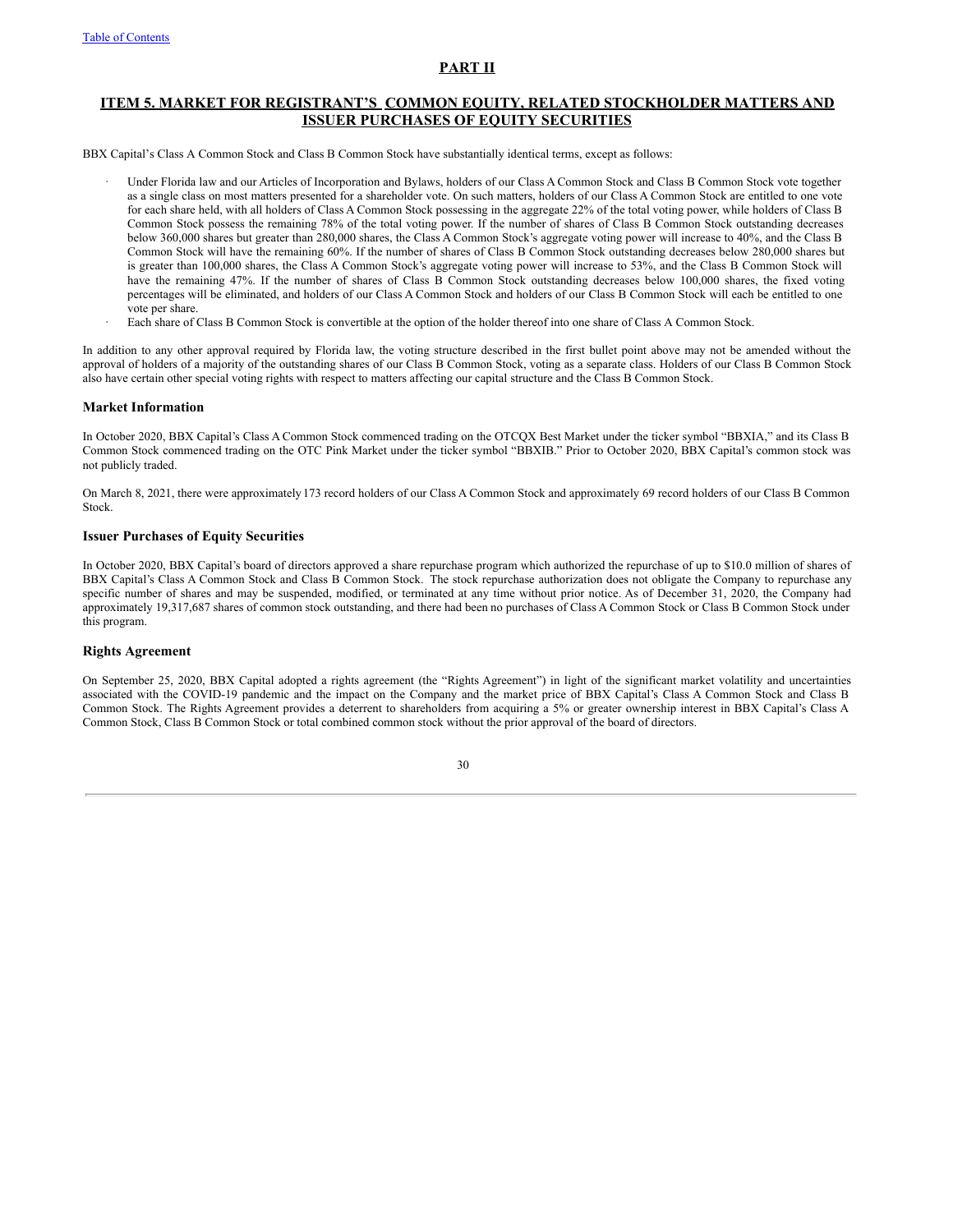## PART II

## ITEM 5. MARKET FOR REGISTRANT'S COMMON EQUITY, RELATED STOCKHOLDER MATTERS AND ISSUER PURCHASES OF EQUITY SECURITIES

BBX Capital's Class A Common Stock and Class B Common Stock have substantially identical terms, except as follows:

- Under Florida law and our Articles of Incorporation and Bylaws, holders of our Class A Common Stock and Class B Common Stock vote together as a single class on most matters presented for a shareholder vote. On such matters, holders of our Class A Common Stock are entitled to one vote for each share held, with all holders of Class A Common Stock possessing in the aggregate 22% of the total voting power, while holders of Class B Common Stock possess the remaining 78% of the total voting power. If the number of shares of Class B Common Stock outstanding decreases below 360,000 shares but greater than 280,000 shares, the Class A Common Stock's aggregate voting power will increase to 40%, and the Class B Common Stock will have the remaining 60%. If the number of shares of Class B Common Stock outstanding decreases below 280,000 shares but is greater than 100,000 shares, the Class A Common Stock's aggregate voting power will increase to 53%, and the Class B Common Stock will have the remaining 47%. If the number of shares of Class B Common Stock outstanding decreases below 100,000 shares, the fixed voting percentages will be eliminated, and holders of our Class A Common Stock and holders of our Class B Common Stock will each be entitled to one vote per share.
- Each share of Class B Common Stock is convertible at the option of the holder thereof into one share of Class A Common Stock.

In addition to any other approval required by Florida law, the voting structure described in the first bullet point above may not be amended without the approval of holders of a majority of the outstanding shares of our Class B Common Stock, voting as a separate class. Holders of our Class B Common Stock also have certain other special voting rights with respect to matters affecting our capital structure and the Class B Common Stock.

### Market Information

In October 2020, BBX Capital's Class A Common Stock commenced trading on the OTCQX Best Market under the ticker symbol "BBXIA," and its Class B Common Stock commenced trading on the OTC Pink Market under the ticker symbol "BBXIB." Prior to October 2020, BBX Capital's common stock was not publicly traded.

On March 8, 2021, there were approximately 173 record holders of our Class A Common Stock and approximately 69 record holders of our Class B Common Stock.

### Issuer Purchases of Equity Securities

In October 2020, BBX Capital's board of directors approved a share repurchase program which authorized the repurchase of up to $10.0 million of shares of BBX Capital's Class A Common Stock and Class B Common Stock. The stock repurchase authorization does not obligate the Company to repurchase any specific number of shares and may be suspended, modified, or terminated at any time without prior notice. As of December 31, 2020, the Company had approximately 19,317,687 shares of common stock outstanding, and there had been no purchases of Class A Common Stock or Class B Common Stock under this program.

### Rights Agreement

On September 25, 2020, BBX Capital adopted a rights agreement (the "Rights Agreement") in light of the significant market volatility and uncertainties associated with the COVID-19 pandemic and the impact on the Company and the market price of BBX Capital's Class A Common Stock and Class B Common Stock. The Rights Agreement provides a deterrent to shareholders from acquiring a 5% or greater ownership interest in BBX Capital's Class A Common Stock, Class B Common Stock or total combined common stock without the prior approval of the board of directors.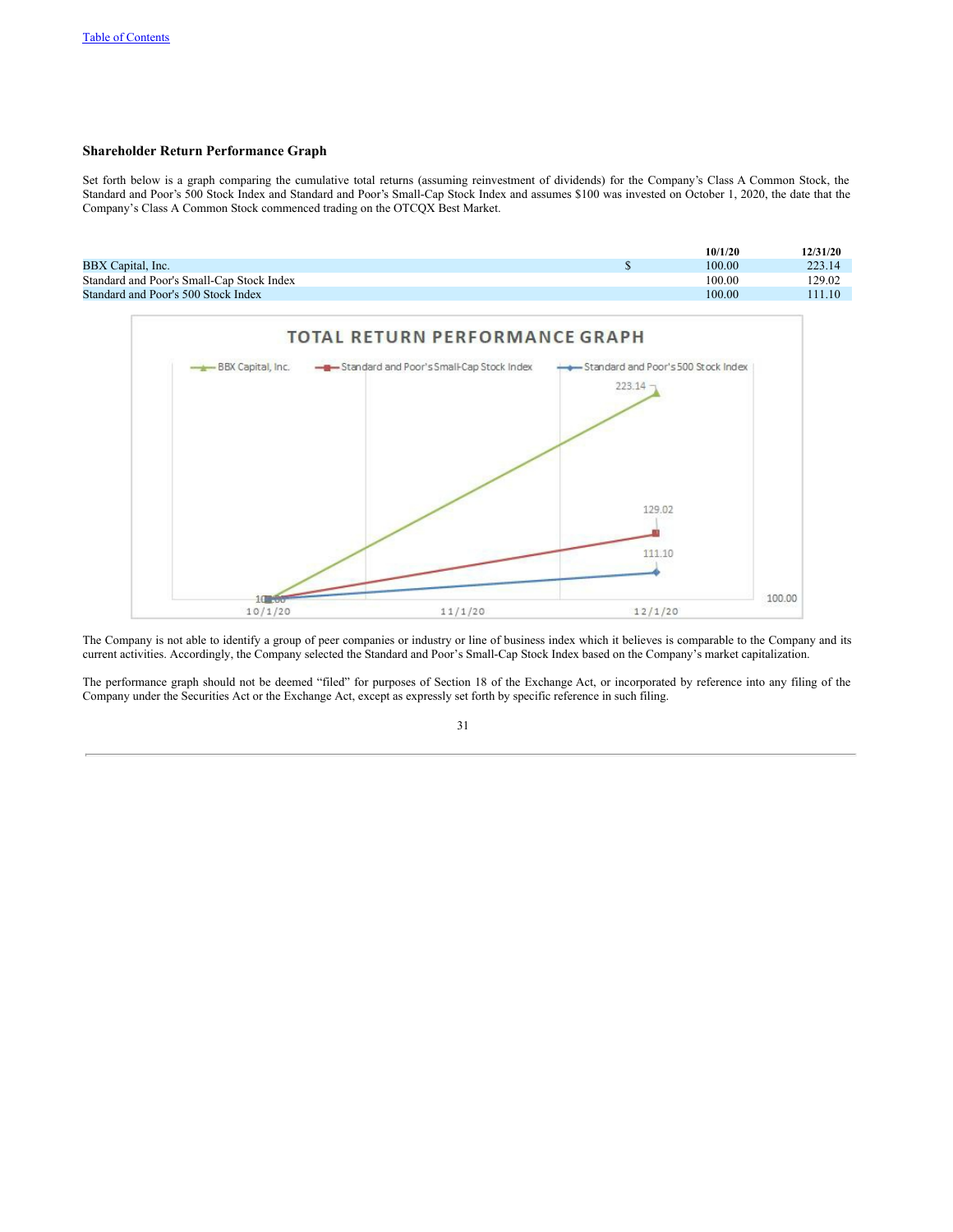### Shareholder Return Performance Graph

Set forth below is a graph comparing the cumulative total returns (assuming reinvestment of dividends) for the Company's Class A Common Stock, the Standard and Poor's 500 Stock Index and Standard and Poor's Small-Cap Stock Index and assumes $100 was invested on October 1, 2020, the date that the Company's Class A Common Stock commenced trading on the OTCQX Best Market.

| | | 10/1/20 | 12/31/20 |
|---|---|---|---|
| BBX Capital, Inc. | $ | 100.00 | 223.14 |
| Standard and Poor's Small-Cap Stock Index | | 100.00 | 129.02 |
| Standard and Poor's 500 Stock Index | | 100.00 | 111.10 |

The Company is not able to identify a group of peer companies or industry or line of business index which it believes is comparable to the Company and its current activities. Accordingly, the Company selected the Standard and Poor's Small-Cap Stock Index based on the Company's market capitalization.

The performance graph should not be deemed "filed" for purposes of Section 18 of the Exchange Act, or incorporated by reference into any filing of the Company under the Securities Act or the Exchange Act, except as expressly set forth by specific reference in such filing.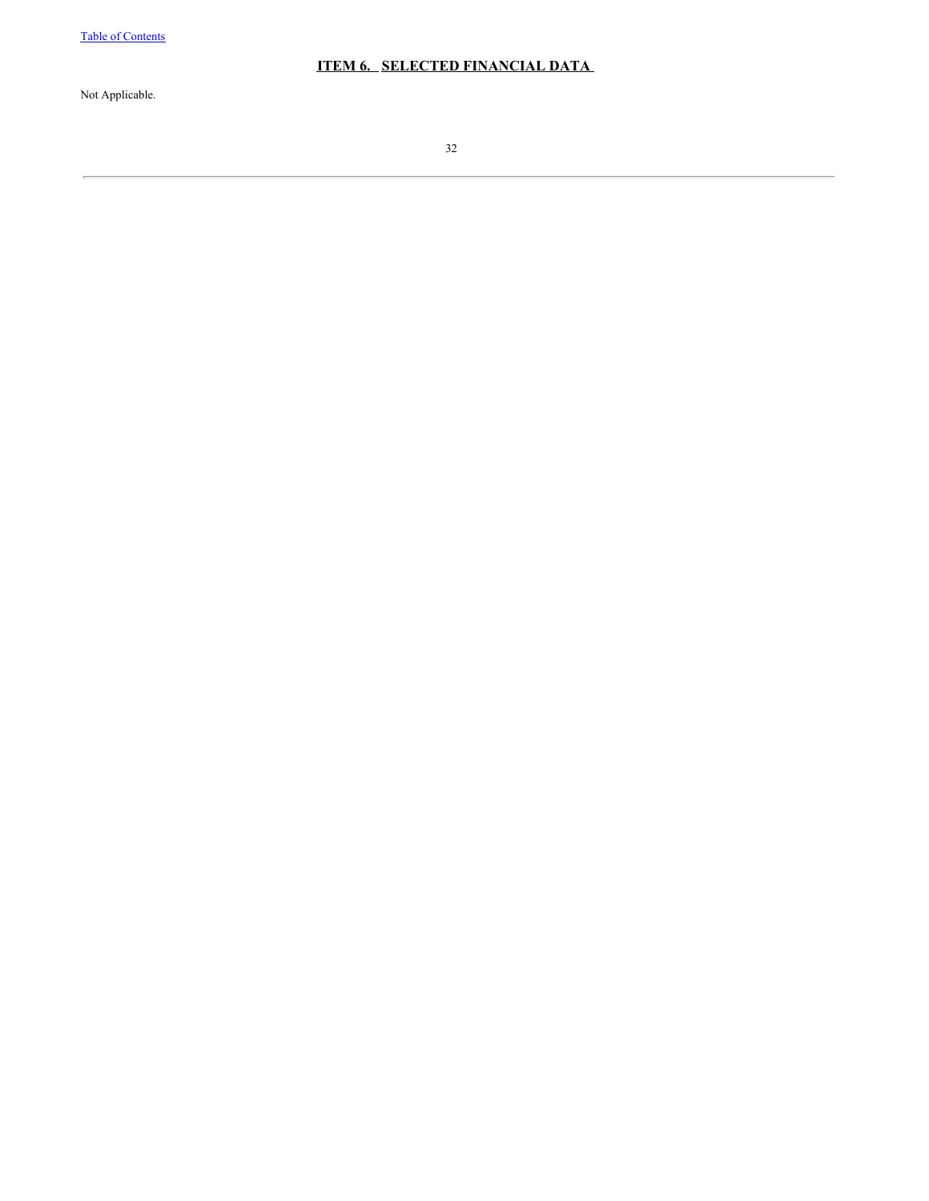## ITEM 6. SELECTED FINANCIAL DATA

Not Applicable.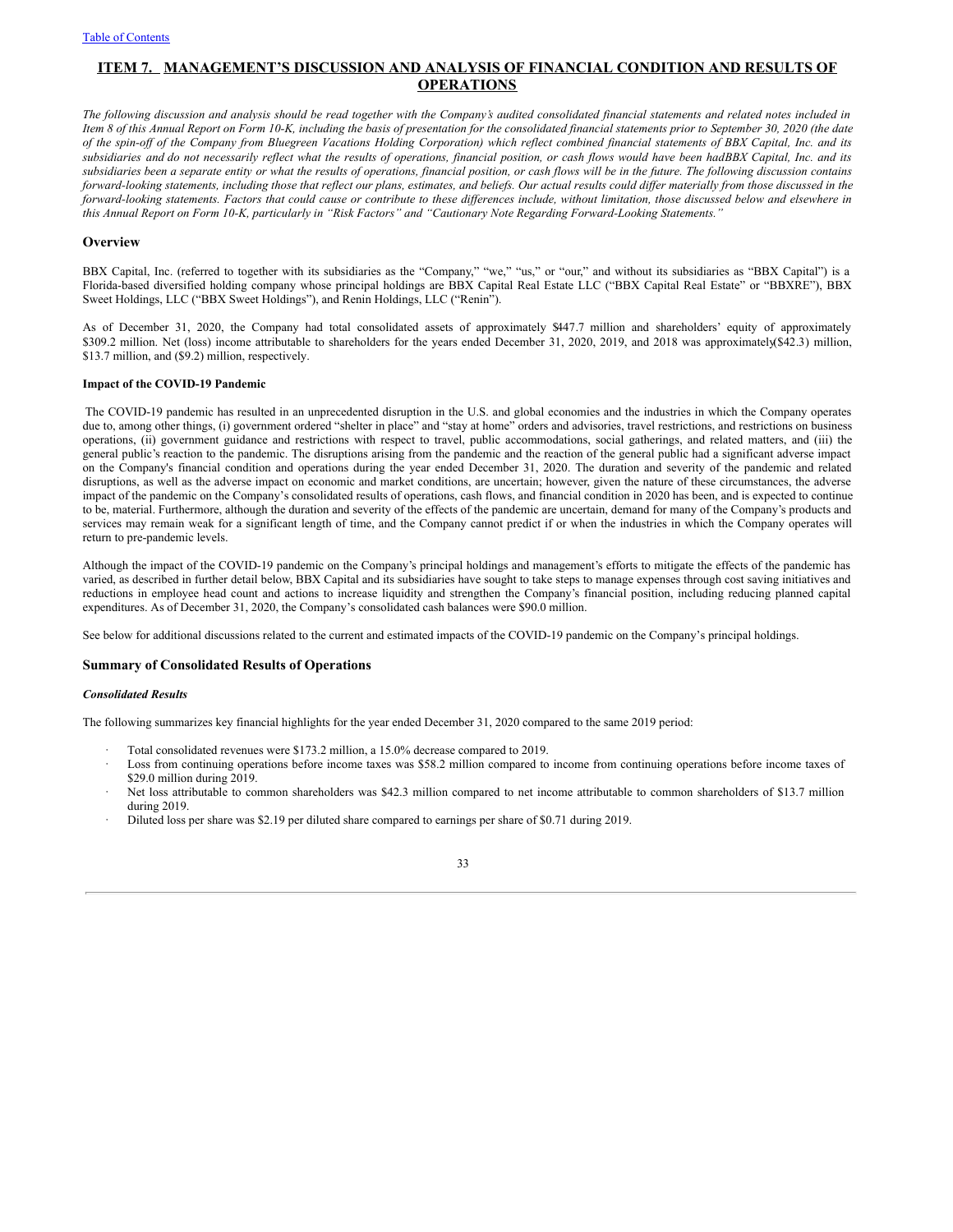# ITEM 7. MANAGEMENT'S DISCUSSION AND ANALYSIS OF FINANCIAL CONDITION AND RESULTS OF OPERATIONS

*The following discussion and analysis should be read together with the Company's audited consolidated financial statements and related notes included in Item 8 of this Annual Report on Form 10-K, including the basis of presentation for the consolidated financial statements prior to September 30, 2020 (the date of the spin-off of the Company from Bluegreen Vacations Holding Corporation) which reflect combined financial statements of BBX Capital, Inc. and its subsidiaries and do not necessarily reflect what the results of operations, financial position, or cash flows would have been hadBBX Capital, Inc. and its subsidiaries been a separate entity or what the results of operations, financial position, or cash flows will be in the future. The following discussion contains forward-looking statements, including those that reflect our plans, estimates, and beliefs. Our actual results could differ materially from those discussed in the forward-looking statements. Factors that could cause or contribute to these differences include, without limitation, those discussed below and elsewhere in this Annual Report on Form 10-K, particularly in "Risk Factors" and "Cautionary Note Regarding Forward-Looking Statements."*

## Overview

BBX Capital, Inc. (referred to together with its subsidiaries as the "Company," "we," "us," or "our," and without its subsidiaries as "BBX Capital") is a Florida-based diversified holding company whose principal holdings are BBX Capital Real Estate LLC ("BBX Capital Real Estate" or "BBXRE"), BBX Sweet Holdings, LLC ("BBX Sweet Holdings"), and Renin Holdings, LLC ("Renin").

As of December 31, 2020, the Company had total consolidated assets of approximately $447.7 million and shareholders' equity of approximately $309.2 million. Net (loss) income attributable to shareholders for the years ended December 31, 2020, 2019, and 2018 was approximately ($42.3) million, $13.7 million, and ($9.2) million, respectively.

### Impact of the COVID-19 Pandemic

The COVID-19 pandemic has resulted in an unprecedented disruption in the U.S. and global economies and the industries in which the Company operates due to, among other things, (i) government ordered "shelter in place" and "stay at home" orders and advisories, travel restrictions, and restrictions on business operations, (ii) government guidance and restrictions with respect to travel, public accommodations, social gatherings, and related matters, and (iii) the general public's reaction to the pandemic. The disruptions arising from the pandemic and the reaction of the general public had a significant adverse impact on the Company's financial condition and operations during the year ended December 31, 2020. The duration and severity of the pandemic and related disruptions, as well as the adverse impact on economic and market conditions, are uncertain; however, given the nature of these circumstances, the adverse impact of the pandemic on the Company's consolidated results of operations, cash flows, and financial condition in 2020 has been, and is expected to continue to be, material. Furthermore, although the duration and severity of the effects of the pandemic are uncertain, demand for many of the Company's products and services may remain weak for a significant length of time, and the Company cannot predict if or when the industries in which the Company operates will return to pre-pandemic levels.

Although the impact of the COVID-19 pandemic on the Company's principal holdings and management's efforts to mitigate the effects of the pandemic has varied, as described in further detail below, BBX Capital and its subsidiaries have sought to take steps to manage expenses through cost saving initiatives and reductions in employee head count and actions to increase liquidity and strengthen the Company's financial position, including reducing planned capital expenditures. As of December 31, 2020, the Company's consolidated cash balances were $90.0 million.

See below for additional discussions related to the current and estimated impacts of the COVID-19 pandemic on the Company's principal holdings.

## Summary of Consolidated Results of Operations

### *Consolidated Results*

The following summarizes key financial highlights for the year ended December 31, 2020 compared to the same 2019 period:

- Total consolidated revenues were $173.2 million, a 15.0% decrease compared to 2019.
- Loss from continuing operations before income taxes was $58.2 million compared to income from continuing operations before income taxes of $29.0 million during 2019.
- Net loss attributable to common shareholders was $42.3 million compared to net income attributable to common shareholders of $13.7 million during 2019.
- Diluted loss per share was $2.19 per diluted share compared to earnings per share of $0.71 during 2019.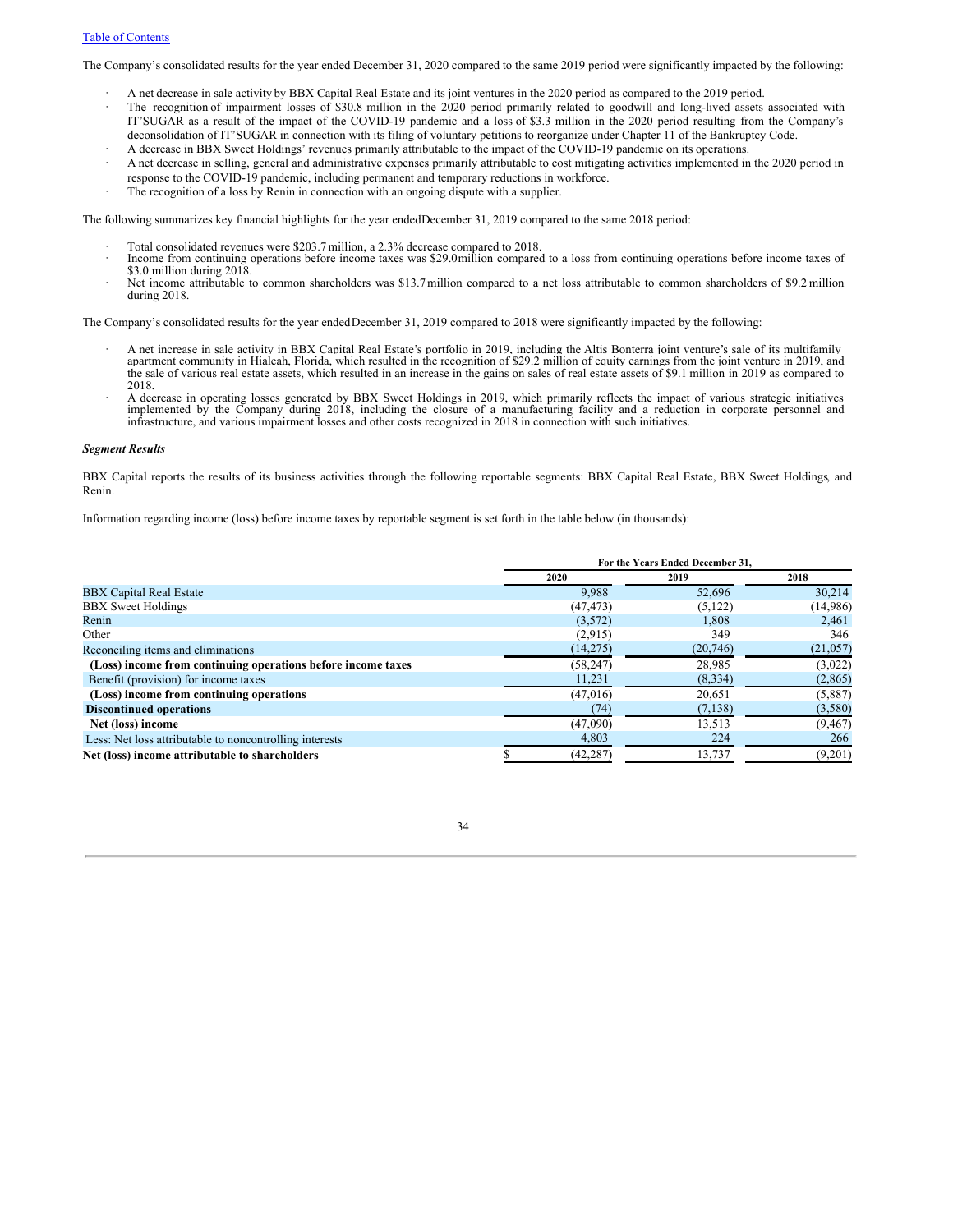The Company's consolidated results for the year ended December 31, 2020 compared to the same 2019 period were significantly impacted by the following:

- A net decrease in sale activity by BBX Capital Real Estate and its joint ventures in the 2020 period as compared to the 2019 period.
- The recognition of impairment losses of $30.8 million in the 2020 period primarily related to goodwill and long-lived assets associated with IT'SUGAR as a result of the impact of the COVID-19 pandemic and a loss of $3.3 million in the 2020 period resulting from the Company's deconsolidation of IT'SUGAR in connection with its filing of voluntary petitions to reorganize under Chapter 11 of the Bankruptcy Code.
- A decrease in BBX Sweet Holdings' revenues primarily attributable to the impact of the COVID-19 pandemic on its operations.
- A net decrease in selling, general and administrative expenses primarily attributable to cost mitigating activities implemented in the 2020 period in response to the COVID-19 pandemic, including permanent and temporary reductions in workforce.
- The recognition of a loss by Renin in connection with an ongoing dispute with a supplier.

The following summarizes key financial highlights for the year ended December 31, 2019 compared to the same 2018 period:

- Total consolidated revenues were $203.7 million, a 2.3% decrease compared to 2018.
- Income from continuing operations before income taxes was $29.0 million compared to a loss from continuing operations before income taxes of $3.0 million during 2018.
- Net income attributable to common shareholders was $13.7 million compared to a net loss attributable to common shareholders of $9.2 million during 2018.

The Company's consolidated results for the year ended December 31, 2019 compared to 2018 were significantly impacted by the following:

- A net increase in sale activity in BBX Capital Real Estate's portfolio in 2019, including the Altis Bonterra joint venture's sale of its multifamily apartment community in Hialeah, Florida, which resulted in the recognition of $29.2 million of equity earnings from the joint venture in 2019, and the sale of various real estate assets, which resulted in an increase in the gains on sales of real estate assets of $9.1 million in 2019 as compared to 2018.
- A decrease in operating losses generated by BBX Sweet Holdings in 2019, which primarily reflects the impact of various strategic initiatives implemented by the Company during 2018, including the closure of a manufacturing facility and a reduction in corporate personnel and infrastructure, and various impairment losses and other costs recognized in 2018 in connection with such initiatives.

***Segment Results***

BBX Capital reports the results of its business activities through the following reportable segments: BBX Capital Real Estate, BBX Sweet Holdings, and Renin.

Information regarding income (loss) before income taxes by reportable segment is set forth in the table below (in thousands):

| | For the Years Ended December 31, | | |
|---|---|---|---|
| | 2020 | 2019 | 2018 |
| BBX Capital Real Estate | 9,988 | 52,696 | 30,214 |
| BBX Sweet Holdings | (47,473) | (5,122) | (14,986) |
| Renin | (3,572) | 1,808 | 2,461 |
| Other | (2,915) | 349 | 346 |
| Reconciling items and eliminations | (14,275) | (20,746) | (21,057) |
| **(Loss) income from continuing operations before income taxes** | (58,247) | 28,985 | (3,022) |
| Benefit (provision) for income taxes | 11,231 | (8,334) | (2,865) |
| **(Loss) income from continuing operations** | (47,016) | 20,651 | (5,887) |
| **Discontinued operations** | (74) | (7,138) | (3,580) |
| **Net (loss) income** | (47,090) | 13,513 | (9,467) |
| Less: Net loss attributable to noncontrolling interests | 4,803 | 224 | 266 |
| **Net (loss) income attributable to shareholders** | $ (42,287) | 13,737 | (9,201) |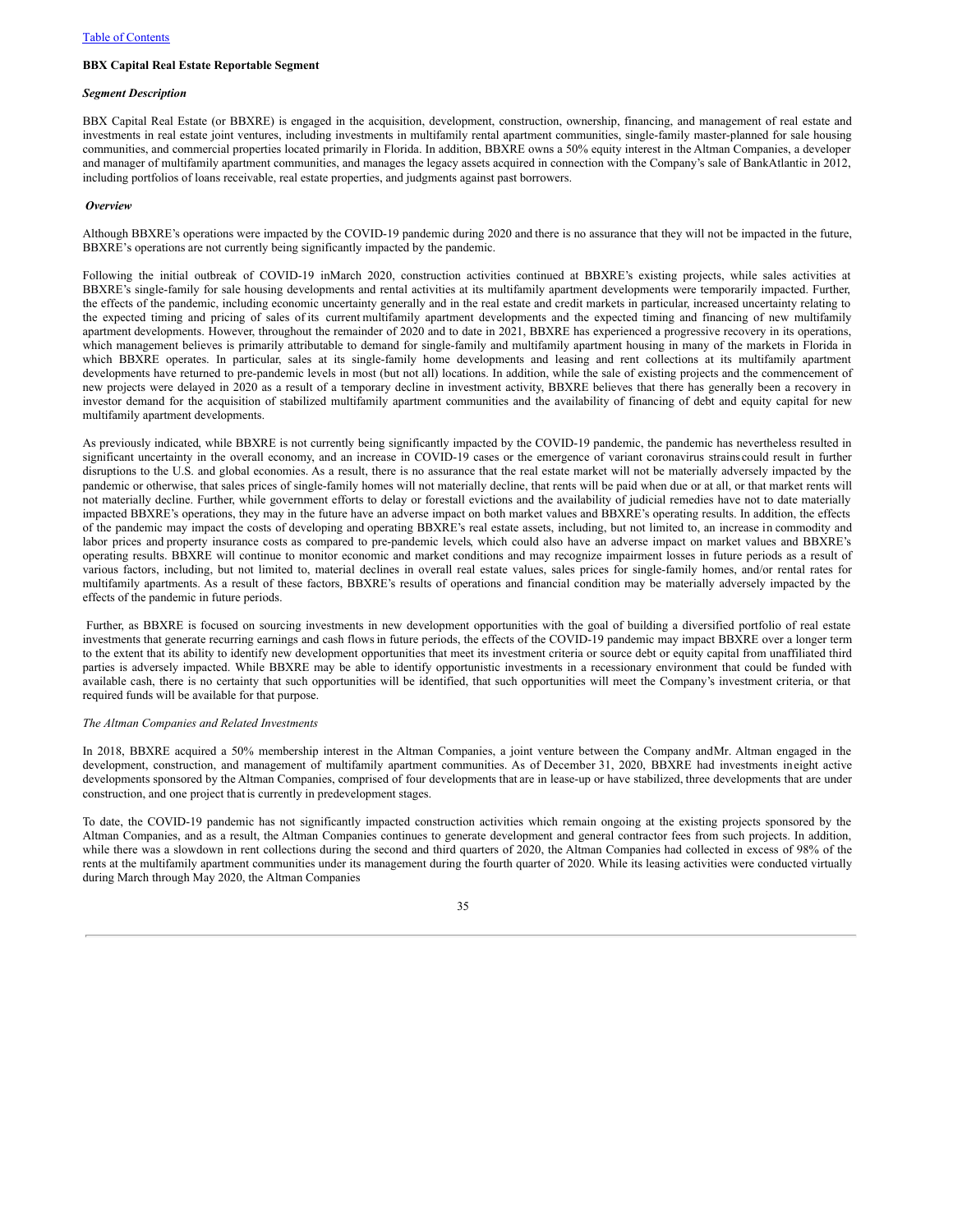**BBX Capital Real Estate Reportable Segment**

***Segment Description***

BBX Capital Real Estate (or BBXRE) is engaged in the acquisition, development, construction, ownership, financing, and management of real estate and investments in real estate joint ventures, including investments in multifamily rental apartment communities, single-family master-planned for sale housing communities, and commercial properties located primarily in Florida. In addition, BBXRE owns a 50% equity interest in the Altman Companies, a developer and manager of multifamily apartment communities, and manages the legacy assets acquired in connection with the Company's sale of BankAtlantic in 2012, including portfolios of loans receivable, real estate properties, and judgments against past borrowers.

***Overview***

Although BBXRE's operations were impacted by the COVID-19 pandemic during 2020 and there is no assurance that they will not be impacted in the future, BBXRE's operations are not currently being significantly impacted by the pandemic.

Following the initial outbreak of COVID-19 in March 2020, construction activities continued at BBXRE's existing projects, while sales activities at BBXRE's single-family for sale housing developments and rental activities at its multifamily apartment developments were temporarily impacted. Further, the effects of the pandemic, including economic uncertainty generally and in the real estate and credit markets in particular, increased uncertainty relating to the expected timing and pricing of sales of its current multifamily apartment developments and the expected timing and financing of new multifamily apartment developments. However, throughout the remainder of 2020 and to date in 2021, BBXRE has experienced a progressive recovery in its operations, which management believes is primarily attributable to demand for single-family and multifamily apartment housing in many of the markets in Florida in which BBXRE operates. In particular, sales at its single-family home developments and leasing and rent collections at its multifamily apartment developments have returned to pre-pandemic levels in most (but not all) locations. In addition, while the sale of existing projects and the commencement of new projects were delayed in 2020 as a result of a temporary decline in investment activity, BBXRE believes that there has generally been a recovery in investor demand for the acquisition of stabilized multifamily apartment communities and the availability of financing of debt and equity capital for new multifamily apartment developments.

As previously indicated, while BBXRE is not currently being significantly impacted by the COVID-19 pandemic, the pandemic has nevertheless resulted in significant uncertainty in the overall economy, and an increase in COVID-19 cases or the emergence of variant coronavirus strains could result in further disruptions to the U.S. and global economies. As a result, there is no assurance that the real estate market will not be materially adversely impacted by the pandemic or otherwise, that sales prices of single-family homes will not materially decline, that rents will be paid when due or at all, or that market rents will not materially decline. Further, while government efforts to delay or forestall evictions and the availability of judicial remedies have not to date materially impacted BBXRE's operations, they may in the future have an adverse impact on both market values and BBXRE's operating results. In addition, the effects of the pandemic may impact the costs of developing and operating BBXRE's real estate assets, including, but not limited to, an increase in commodity and labor prices and property insurance costs as compared to pre-pandemic levels, which could also have an adverse impact on market values and BBXRE's operating results. BBXRE will continue to monitor economic and market conditions and may recognize impairment losses in future periods as a result of various factors, including, but not limited to, material declines in overall real estate values, sales prices for single-family homes, and/or rental rates for multifamily apartments. As a result of these factors, BBXRE's results of operations and financial condition may be materially adversely impacted by the effects of the pandemic in future periods.

Further, as BBXRE is focused on sourcing investments in new development opportunities with the goal of building a diversified portfolio of real estate investments that generate recurring earnings and cash flows in future periods, the effects of the COVID-19 pandemic may impact BBXRE over a longer term to the extent that its ability to identify new development opportunities that meet its investment criteria or source debt or equity capital from unaffiliated third parties is adversely impacted. While BBXRE may be able to identify opportunistic investments in a recessionary environment that could be funded with available cash, there is no certainty that such opportunities will be identified, that such opportunities will meet the Company's investment criteria, or that required funds will be available for that purpose.

*The Altman Companies and Related Investments*

In 2018, BBXRE acquired a 50% membership interest in the Altman Companies, a joint venture between the Company and Mr. Altman engaged in the development, construction, and management of multifamily apartment communities. As of December 31, 2020, BBXRE had investments in eight active developments sponsored by the Altman Companies, comprised of four developments that are in lease-up or have stabilized, three developments that are under construction, and one project that is currently in predevelopment stages.

To date, the COVID-19 pandemic has not significantly impacted construction activities which remain ongoing at the existing projects sponsored by the Altman Companies, and as a result, the Altman Companies continues to generate development and general contractor fees from such projects. In addition, while there was a slowdown in rent collections during the second and third quarters of 2020, the Altman Companies had collected in excess of 98% of the rents at the multifamily apartment communities under its management during the fourth quarter of 2020. While its leasing activities were conducted virtually during March through May 2020, the Altman Companies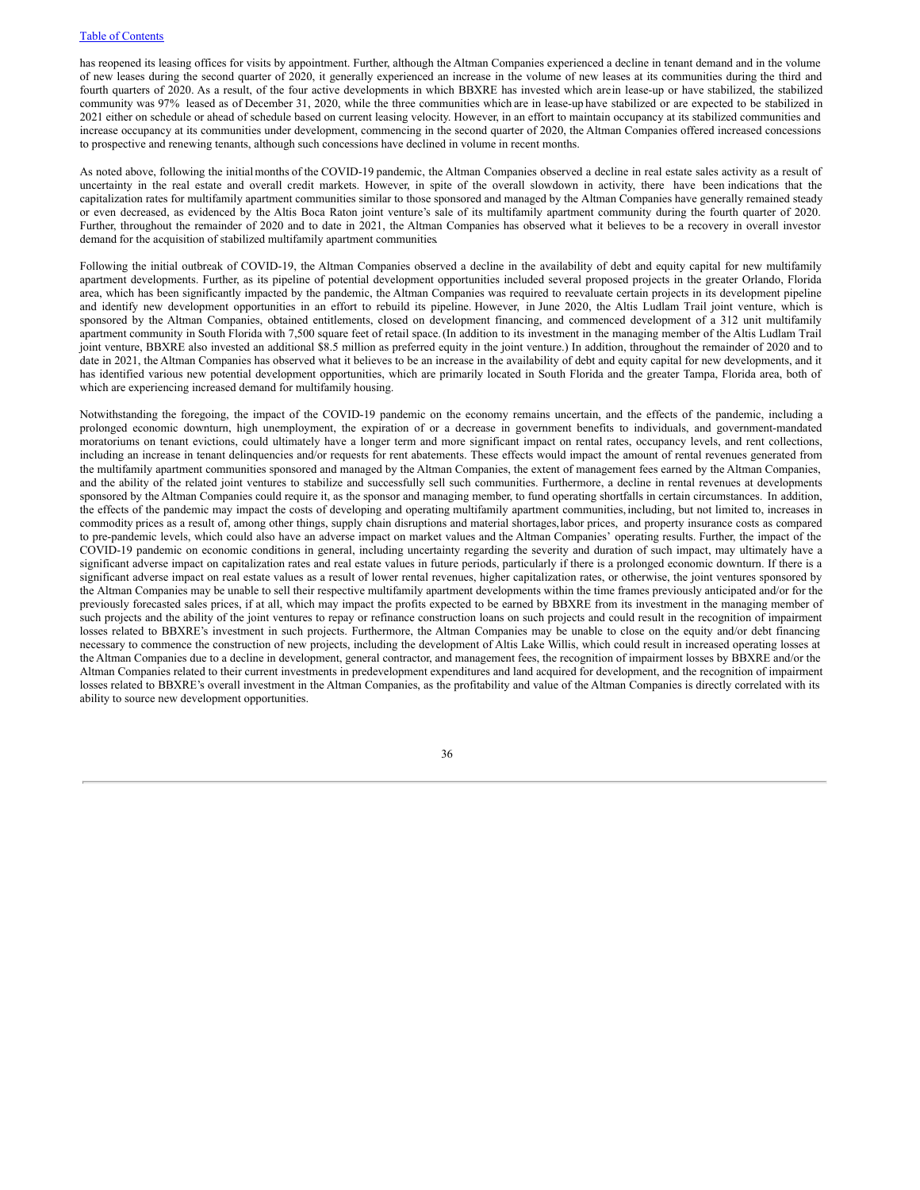has reopened its leasing offices for visits by appointment. Further, although the Altman Companies experienced a decline in tenant demand and in the volume of new leases during the second quarter of 2020, it generally experienced an increase in the volume of new leases at its communities during the third and fourth quarters of 2020. As a result, of the four active developments in which BBXRE has invested which are in lease-up or have stabilized, the stabilized community was 97% leased as of December 31, 2020, while the three communities which are in lease-up have stabilized or are expected to be stabilized in 2021 either on schedule or ahead of schedule based on current leasing velocity. However, in an effort to maintain occupancy at its stabilized communities and increase occupancy at its communities under development, commencing in the second quarter of 2020, the Altman Companies offered increased concessions to prospective and renewing tenants, although such concessions have declined in volume in recent months.

As noted above, following the initial months of the COVID-19 pandemic, the Altman Companies observed a decline in real estate sales activity as a result of uncertainty in the real estate and overall credit markets. However, in spite of the overall slowdown in activity, there have been indications that the capitalization rates for multifamily apartment communities similar to those sponsored and managed by the Altman Companies have generally remained steady or even decreased, as evidenced by the Altis Boca Raton joint venture's sale of its multifamily apartment community during the fourth quarter of 2020. Further, throughout the remainder of 2020 and to date in 2021, the Altman Companies has observed what it believes to be a recovery in overall investor demand for the acquisition of stabilized multifamily apartment communities.

Following the initial outbreak of COVID-19, the Altman Companies observed a decline in the availability of debt and equity capital for new multifamily apartment developments. Further, as its pipeline of potential development opportunities included several proposed projects in the greater Orlando, Florida area, which has been significantly impacted by the pandemic, the Altman Companies was required to reevaluate certain projects in its development pipeline and identify new development opportunities in an effort to rebuild its pipeline. However, in June 2020, the Altis Ludlam Trail joint venture, which is sponsored by the Altman Companies, obtained entitlements, closed on development financing, and commenced development of a 312 unit multifamily apartment community in South Florida with 7,500 square feet of retail space. (In addition to its investment in the managing member of the Altis Ludlam Trail joint venture, BBXRE also invested an additional $8.5 million as preferred equity in the joint venture.) In addition, throughout the remainder of 2020 and to date in 2021, the Altman Companies has observed what it believes to be an increase in the availability of debt and equity capital for new developments, and it has identified various new potential development opportunities, which are primarily located in South Florida and the greater Tampa, Florida area, both of which are experiencing increased demand for multifamily housing.

Notwithstanding the foregoing, the impact of the COVID-19 pandemic on the economy remains uncertain, and the effects of the pandemic, including a prolonged economic downturn, high unemployment, the expiration of or a decrease in government benefits to individuals, and government-mandated moratoriums on tenant evictions, could ultimately have a longer term and more significant impact on rental rates, occupancy levels, and rent collections, including an increase in tenant delinquencies and/or requests for rent abatements. These effects would impact the amount of rental revenues generated from the multifamily apartment communities sponsored and managed by the Altman Companies, the extent of management fees earned by the Altman Companies, and the ability of the related joint ventures to stabilize and successfully sell such communities. Furthermore, a decline in rental revenues at developments sponsored by the Altman Companies could require it, as the sponsor and managing member, to fund operating shortfalls in certain circumstances. In addition, the effects of the pandemic may impact the costs of developing and operating multifamily apartment communities, including, but not limited to, increases in commodity prices as a result of, among other things, supply chain disruptions and material shortages, labor prices, and property insurance costs as compared to pre-pandemic levels, which could also have an adverse impact on market values and the Altman Companies' operating results. Further, the impact of the COVID-19 pandemic on economic conditions in general, including uncertainty regarding the severity and duration of such impact, may ultimately have a significant adverse impact on capitalization rates and real estate values in future periods, particularly if there is a prolonged economic downturn. If there is a significant adverse impact on real estate values as a result of lower rental revenues, higher capitalization rates, or otherwise, the joint ventures sponsored by the Altman Companies may be unable to sell their respective multifamily apartment developments within the time frames previously anticipated and/or for the previously forecasted sales prices, if at all, which may impact the profits expected to be earned by BBXRE from its investment in the managing member of such projects and the ability of the joint ventures to repay or refinance construction loans on such projects and could result in the recognition of impairment losses related to BBXRE's investment in such projects. Furthermore, the Altman Companies may be unable to close on the equity and/or debt financing necessary to commence the construction of new projects, including the development of Altis Lake Willis, which could result in increased operating losses at the Altman Companies due to a decline in development, general contractor, and management fees, the recognition of impairment losses by BBXRE and/or the Altman Companies related to their current investments in predevelopment expenditures and land acquired for development, and the recognition of impairment losses related to BBXRE's overall investment in the Altman Companies, as the profitability and value of the Altman Companies is directly correlated with its ability to source new development opportunities.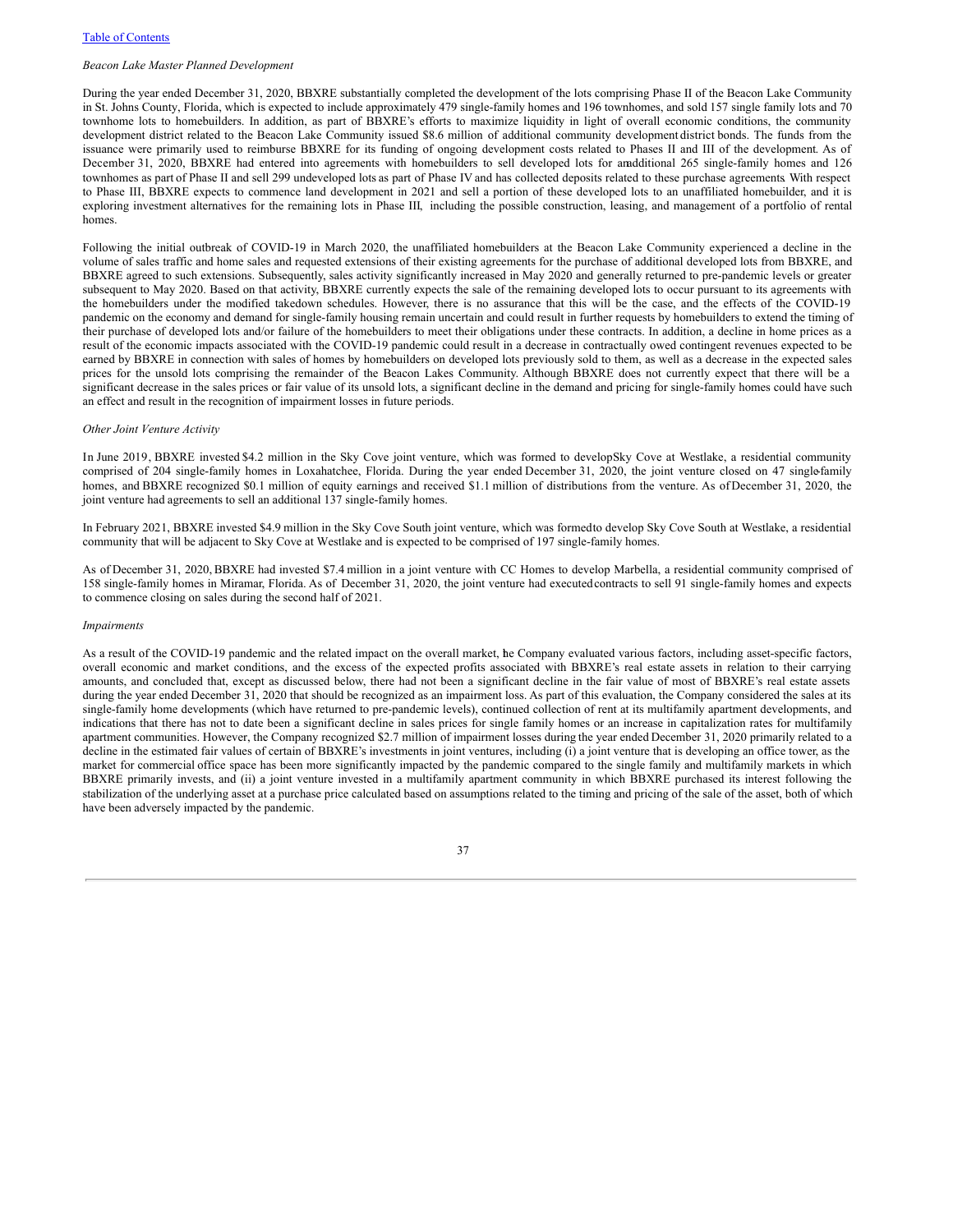*Beacon Lake Master Planned Development*

During the year ended December 31, 2020, BBXRE substantially completed the development of the lots comprising Phase II of the Beacon Lake Community in St. Johns County, Florida, which is expected to include approximately 479 single-family homes and 196 townhomes, and sold 157 single family lots and 70 townhome lots to homebuilders. In addition, as part of BBXRE's efforts to maximize liquidity in light of overall economic conditions, the community development district related to the Beacon Lake Community issued $8.6 million of additional community development district bonds. The funds from the issuance were primarily used to reimburse BBXRE for its funding of ongoing development costs related to Phases II and III of the development. As of December 31, 2020, BBXRE had entered into agreements with homebuilders to sell developed lots for an additional 265 single-family homes and 126 townhomes as part of Phase II and sell 299 undeveloped lots as part of Phase IV and has collected deposits related to these purchase agreements. With respect to Phase III, BBXRE expects to commence land development in 2021 and sell a portion of these developed lots to an unaffiliated homebuilder, and it is exploring investment alternatives for the remaining lots in Phase III, including the possible construction, leasing, and management of a portfolio of rental homes.

Following the initial outbreak of COVID-19 in March 2020, the unaffiliated homebuilders at the Beacon Lake Community experienced a decline in the volume of sales traffic and home sales and requested extensions of their existing agreements for the purchase of additional developed lots from BBXRE, and BBXRE agreed to such extensions. Subsequently, sales activity significantly increased in May 2020 and generally returned to pre-pandemic levels or greater subsequent to May 2020. Based on that activity, BBXRE currently expects the sale of the remaining developed lots to occur pursuant to its agreements with the homebuilders under the modified takedown schedules. However, there is no assurance that this will be the case, and the effects of the COVID-19 pandemic on the economy and demand for single-family housing remain uncertain and could result in further requests by homebuilders to extend the timing of their purchase of developed lots and/or failure of the homebuilders to meet their obligations under these contracts. In addition, a decline in home prices as a result of the economic impacts associated with the COVID-19 pandemic could result in a decrease in contractually owed contingent revenues expected to be earned by BBXRE in connection with sales of homes by homebuilders on developed lots previously sold to them, as well as a decrease in the expected sales prices for the unsold lots comprising the remainder of the Beacon Lakes Community. Although BBXRE does not currently expect that there will be a significant decrease in the sales prices or fair value of its unsold lots, a significant decline in the demand and pricing for single-family homes could have such an effect and result in the recognition of impairment losses in future periods.

*Other Joint Venture Activity*

In June 2019, BBXRE invested $4.2 million in the Sky Cove joint venture, which was formed to develop Sky Cove at Westlake, a residential community comprised of 204 single-family homes in Loxahatchee, Florida. During the year ended December 31, 2020, the joint venture closed on 47 single-family homes, and BBXRE recognized $0.1 million of equity earnings and received $1.1 million of distributions from the venture. As of December 31, 2020, the joint venture had agreements to sell an additional 137 single-family homes.

In February 2021, BBXRE invested $4.9 million in the Sky Cove South joint venture, which was formed to develop Sky Cove South at Westlake, a residential community that will be adjacent to Sky Cove at Westlake and is expected to be comprised of 197 single-family homes.

As of December 31, 2020, BBXRE had invested $7.4 million in a joint venture with CC Homes to develop Marbella, a residential community comprised of 158 single-family homes in Miramar, Florida. As of December 31, 2020, the joint venture had executed contracts to sell 91 single-family homes and expects to commence closing on sales during the second half of 2021.

*Impairments*

As a result of the COVID-19 pandemic and the related impact on the overall market, the Company evaluated various factors, including asset-specific factors, overall economic and market conditions, and the excess of the expected profits associated with BBXRE's real estate assets in relation to their carrying amounts, and concluded that, except as discussed below, there had not been a significant decline in the fair value of most of BBXRE's real estate assets during the year ended December 31, 2020 that should be recognized as an impairment loss. As part of this evaluation, the Company considered the sales at its single-family home developments (which have returned to pre-pandemic levels), continued collection of rent at its multifamily apartment developments, and indications that there has not to date been a significant decline in sales prices for single family homes or an increase in capitalization rates for multifamily apartment communities. However, the Company recognized $2.7 million of impairment losses during the year ended December 31, 2020 primarily related to a decline in the estimated fair values of certain of BBXRE's investments in joint ventures, including (i) a joint venture that is developing an office tower, as the market for commercial office space has been more significantly impacted by the pandemic compared to the single family and multifamily markets in which BBXRE primarily invests, and (ii) a joint venture invested in a multifamily apartment community in which BBXRE purchased its interest following the stabilization of the underlying asset at a purchase price calculated based on assumptions related to the timing and pricing of the sale of the asset, both of which have been adversely impacted by the pandemic.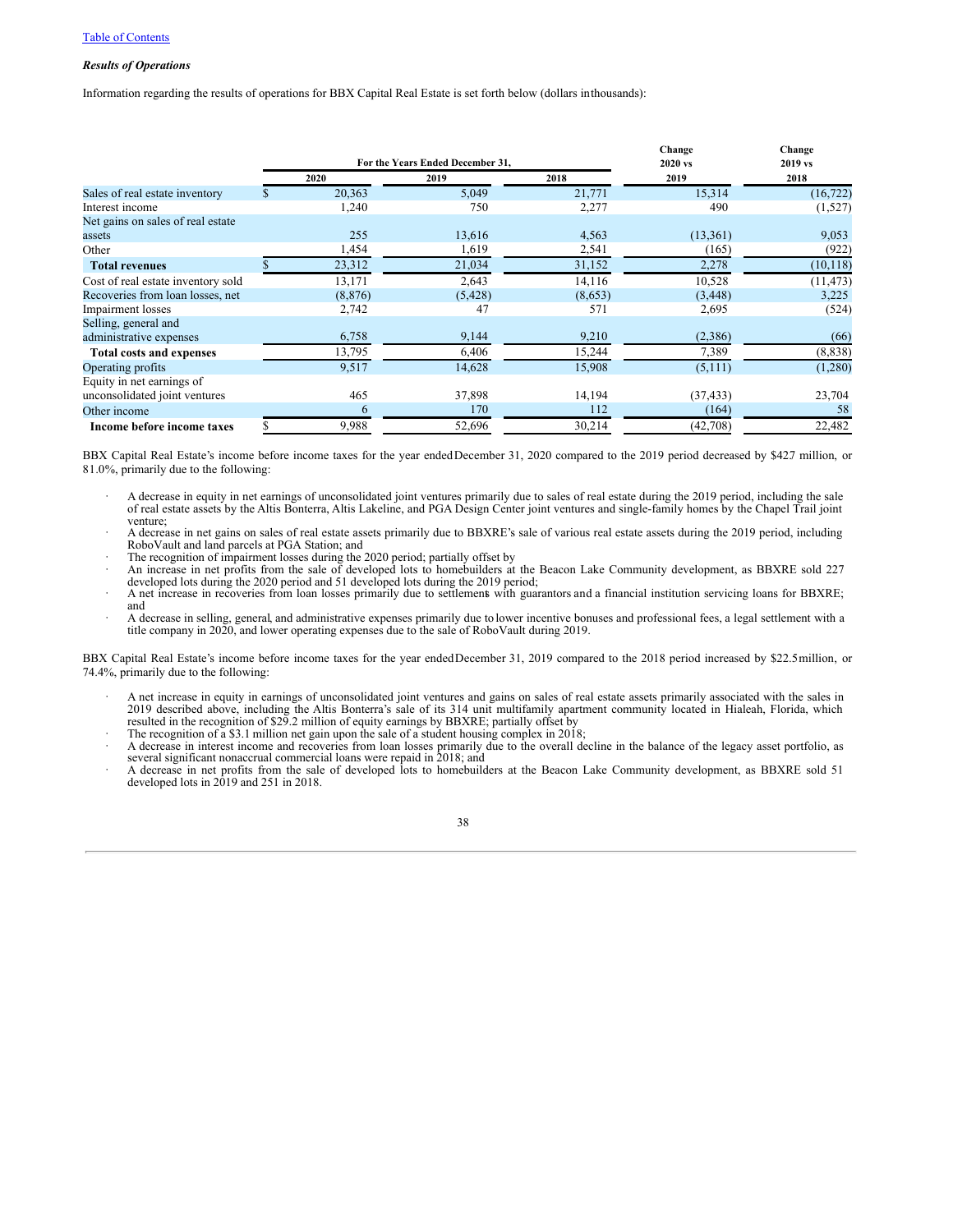[Table of Contents](#)

***Results of Operations***

Information regarding the results of operations for BBX Capital Real Estate is set forth below (dollars in thousands):

| | For the Years Ended December 31, | | | Change 2020 vs 2019 | Change 2019 vs 2018 |
|---|---|---|---|---|---|
| | 2020 | 2019 | 2018 | | |
| Sales of real estate inventory | $ 20,363 | 5,049 | 21,771 | 15,314 | (16,722) |
| Interest income | 1,240 | 750 | 2,277 | 490 | (1,527) |
| Net gains on sales of real estate assets | 255 | 13,616 | 4,563 | (13,361) | 9,053 |
| Other | 1,454 | 1,619 | 2,541 | (165) | (922) |
| **Total revenues** | $ 23,312 | 21,034 | 31,152 | 2,278 | (10,118) |
| Cost of real estate inventory sold | 13,171 | 2,643 | 14,116 | 10,528 | (11,473) |
| Recoveries from loan losses, net | (8,876) | (5,428) | (8,653) | (3,448) | 3,225 |
| Impairment losses | 2,742 | 47 | 571 | 2,695 | (524) |
| Selling, general and administrative expenses | 6,758 | 9,144 | 9,210 | (2,386) | (66) |
| **Total costs and expenses** | 13,795 | 6,406 | 15,244 | 7,389 | (8,838) |
| Operating profits | 9,517 | 14,628 | 15,908 | (5,111) | (1,280) |
| Equity in net earnings of unconsolidated joint ventures | 465 | 37,898 | 14,194 | (37,433) | 23,704 |
| Other income | 6 | 170 | 112 | (164) | 58 |
| **Income before income taxes** | $ 9,988 | 52,696 | 30,214 | (42,708) | 22,482 |

BBX Capital Real Estate's income before income taxes for the year ended December 31, 2020 compared to the 2019 period decreased by $427 million, or 81.0%, primarily due to the following:

- A decrease in equity in net earnings of unconsolidated joint ventures primarily due to sales of real estate during the 2019 period, including the sale of real estate assets by the Altis Bonterra, Altis Lakeline, and PGA Design Center joint ventures and single-family homes by the Chapel Trail joint venture;
- A decrease in net gains on sales of real estate assets primarily due to BBXRE's sale of various real estate assets during the 2019 period, including RoboVault and land parcels at PGA Station; and
- The recognition of impairment losses during the 2020 period; partially offset by
- An increase in net profits from the sale of developed lots to homebuilders at the Beacon Lake Community development, as BBXRE sold 227 developed lots during the 2020 period and 51 developed lots during the 2019 period;
- A net increase in recoveries from loan losses primarily due to settlements with guarantors and a financial institution servicing loans for BBXRE; and
- A decrease in selling, general, and administrative expenses primarily due to lower incentive bonuses and professional fees, a legal settlement with a title company in 2020, and lower operating expenses due to the sale of RoboVault during 2019.

BBX Capital Real Estate's income before income taxes for the year ended December 31, 2019 compared to the 2018 period increased by $22.5 million, or 74.4%, primarily due to the following:

- A net increase in equity in earnings of unconsolidated joint ventures and gains on sales of real estate assets primarily associated with the sales in 2019 described above, including the Altis Bonterra's sale of its 314 unit multifamily apartment community located in Hialeah, Florida, which resulted in the recognition of $29.2 million of equity earnings by BBXRE; partially offset by
- The recognition of a $3.1 million net gain upon the sale of a student housing complex in 2018;
- A decrease in interest income and recoveries from loan losses primarily due to the overall decline in the balance of the legacy asset portfolio, as several significant nonaccrual commercial loans were repaid in 2018; and
- A decrease in net profits from the sale of developed lots to homebuilders at the Beacon Lake Community development, as BBXRE sold 51 developed lots in 2019 and 251 in 2018.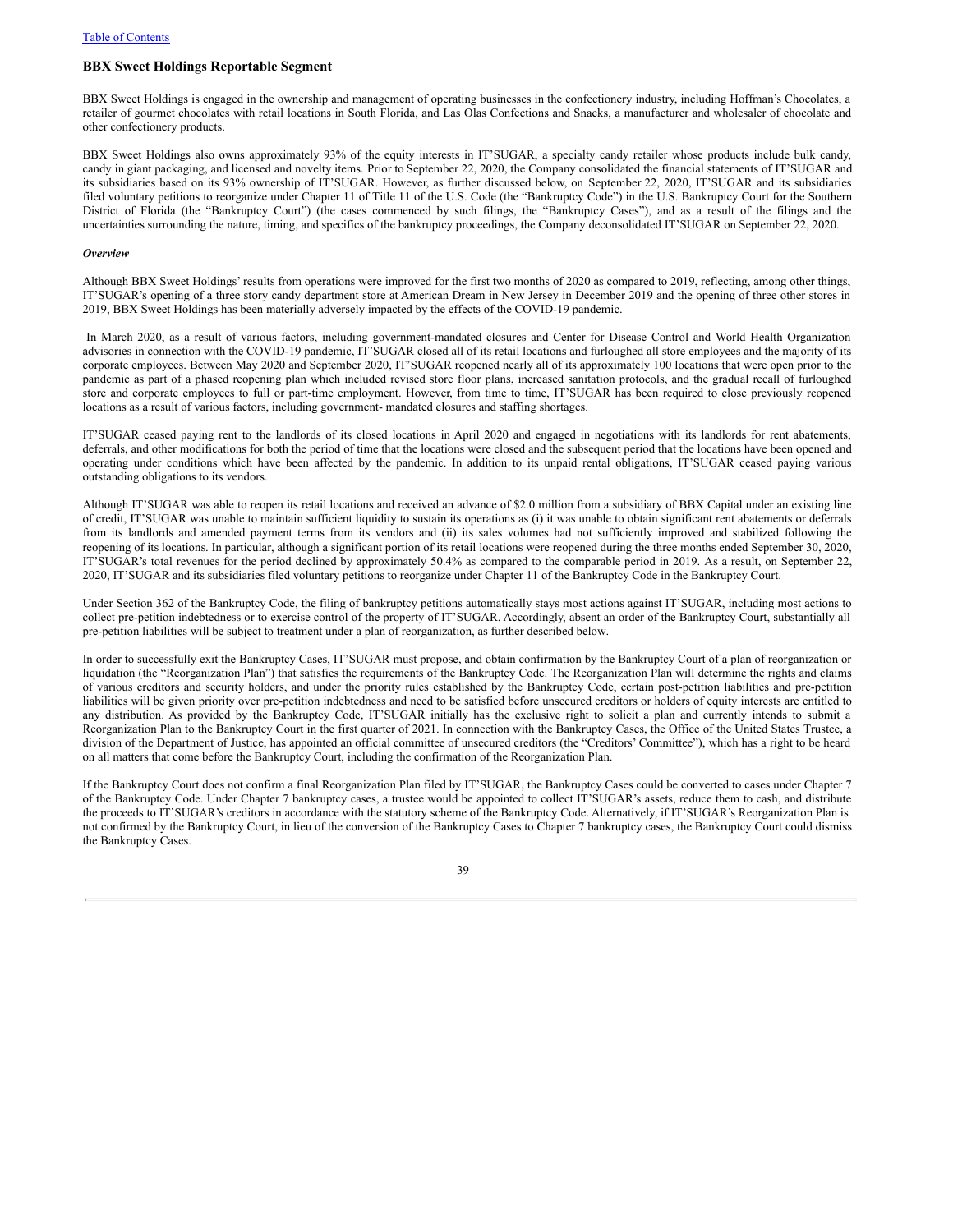## BBX Sweet Holdings Reportable Segment

BBX Sweet Holdings is engaged in the ownership and management of operating businesses in the confectionery industry, including Hoffman's Chocolates, a retailer of gourmet chocolates with retail locations in South Florida, and Las Olas Confections and Snacks, a manufacturer and wholesaler of chocolate and other confectionery products.

BBX Sweet Holdings also owns approximately 93% of the equity interests in IT'SUGAR, a specialty candy retailer whose products include bulk candy, candy in giant packaging, and licensed and novelty items. Prior to September 22, 2020, the Company consolidated the financial statements of IT'SUGAR and its subsidiaries based on its 93% ownership of IT'SUGAR. However, as further discussed below, on September 22, 2020, IT'SUGAR and its subsidiaries filed voluntary petitions to reorganize under Chapter 11 of Title 11 of the U.S. Code (the "Bankruptcy Code") in the U.S. Bankruptcy Court for the Southern District of Florida (the "Bankruptcy Court") (the cases commenced by such filings, the "Bankruptcy Cases"), and as a result of the filings and the uncertainties surrounding the nature, timing, and specifics of the bankruptcy proceedings, the Company deconsolidated IT'SUGAR on September 22, 2020.

***Overview***

Although BBX Sweet Holdings' results from operations were improved for the first two months of 2020 as compared to 2019, reflecting, among other things, IT'SUGAR's opening of a three story candy department store at American Dream in New Jersey in December 2019 and the opening of three other stores in 2019, BBX Sweet Holdings has been materially adversely impacted by the effects of the COVID-19 pandemic.

In March 2020, as a result of various factors, including government-mandated closures and Center for Disease Control and World Health Organization advisories in connection with the COVID-19 pandemic, IT'SUGAR closed all of its retail locations and furloughed all store employees and the majority of its corporate employees. Between May 2020 and September 2020, IT'SUGAR reopened nearly all of its approximately 100 locations that were open prior to the pandemic as part of a phased reopening plan which included revised store floor plans, increased sanitation protocols, and the gradual recall of furloughed store and corporate employees to full or part-time employment. However, from time to time, IT'SUGAR has been required to close previously reopened locations as a result of various factors, including government- mandated closures and staffing shortages.

IT'SUGAR ceased paying rent to the landlords of its closed locations in April 2020 and engaged in negotiations with its landlords for rent abatements, deferrals, and other modifications for both the period of time that the locations were closed and the subsequent period that the locations have been opened and operating under conditions which have been affected by the pandemic. In addition to its unpaid rental obligations, IT'SUGAR ceased paying various outstanding obligations to its vendors.

Although IT'SUGAR was able to reopen its retail locations and received an advance of $2.0 million from a subsidiary of BBX Capital under an existing line of credit, IT'SUGAR was unable to maintain sufficient liquidity to sustain its operations as (i) it was unable to obtain significant rent abatements or deferrals from its landlords and amended payment terms from its vendors and (ii) its sales volumes had not sufficiently improved and stabilized following the reopening of its locations. In particular, although a significant portion of its retail locations were reopened during the three months ended September 30, 2020, IT'SUGAR's total revenues for the period declined by approximately 50.4% as compared to the comparable period in 2019. As a result, on September 22, 2020, IT'SUGAR and its subsidiaries filed voluntary petitions to reorganize under Chapter 11 of the Bankruptcy Code in the Bankruptcy Court.

Under Section 362 of the Bankruptcy Code, the filing of bankruptcy petitions automatically stays most actions against IT'SUGAR, including most actions to collect pre-petition indebtedness or to exercise control of the property of IT'SUGAR. Accordingly, absent an order of the Bankruptcy Court, substantially all pre-petition liabilities will be subject to treatment under a plan of reorganization, as further described below.

In order to successfully exit the Bankruptcy Cases, IT'SUGAR must propose, and obtain confirmation by the Bankruptcy Court of a plan of reorganization or liquidation (the "Reorganization Plan") that satisfies the requirements of the Bankruptcy Code. The Reorganization Plan will determine the rights and claims of various creditors and security holders, and under the priority rules established by the Bankruptcy Code, certain post-petition liabilities and pre-petition liabilities will be given priority over pre-petition indebtedness and need to be satisfied before unsecured creditors or holders of equity interests are entitled to any distribution. As provided by the Bankruptcy Code, IT'SUGAR initially has the exclusive right to solicit a plan and currently intends to submit a Reorganization Plan to the Bankruptcy Court in the first quarter of 2021. In connection with the Bankruptcy Cases, the Office of the United States Trustee, a division of the Department of Justice, has appointed an official committee of unsecured creditors (the "Creditors' Committee"), which has a right to be heard on all matters that come before the Bankruptcy Court, including the confirmation of the Reorganization Plan.

If the Bankruptcy Court does not confirm a final Reorganization Plan filed by IT'SUGAR, the Bankruptcy Cases could be converted to cases under Chapter 7 of the Bankruptcy Code. Under Chapter 7 bankruptcy cases, a trustee would be appointed to collect IT'SUGAR's assets, reduce them to cash, and distribute the proceeds to IT'SUGAR's creditors in accordance with the statutory scheme of the Bankruptcy Code. Alternatively, if IT'SUGAR's Reorganization Plan is not confirmed by the Bankruptcy Court, in lieu of the conversion of the Bankruptcy Cases to Chapter 7 bankruptcy cases, the Bankruptcy Court could dismiss the Bankruptcy Cases.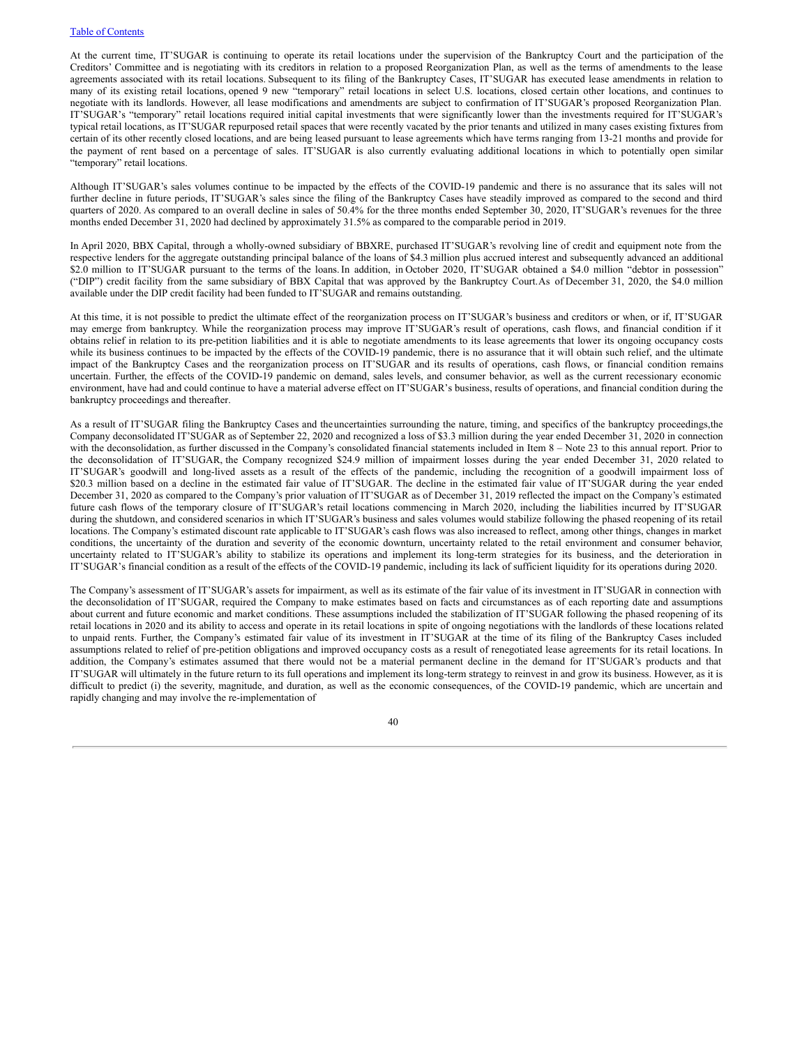At the current time, IT'SUGAR is continuing to operate its retail locations under the supervision of the Bankruptcy Court and the participation of the Creditors' Committee and is negotiating with its creditors in relation to a proposed Reorganization Plan, as well as the terms of amendments to the lease agreements associated with its retail locations. Subsequent to its filing of the Bankruptcy Cases, IT'SUGAR has executed lease amendments in relation to many of its existing retail locations, opened 9 new "temporary" retail locations in select U.S. locations, closed certain other locations, and continues to negotiate with its landlords. However, all lease modifications and amendments are subject to confirmation of IT'SUGAR's proposed Reorganization Plan. IT'SUGAR's "temporary" retail locations required initial capital investments that were significantly lower than the investments required for IT'SUGAR's typical retail locations, as IT'SUGAR repurposed retail spaces that were recently vacated by the prior tenants and utilized in many cases existing fixtures from certain of its other recently closed locations, and are being leased pursuant to lease agreements which have terms ranging from 13-21 months and provide for the payment of rent based on a percentage of sales. IT'SUGAR is also currently evaluating additional locations in which to potentially open similar "temporary" retail locations.

Although IT'SUGAR's sales volumes continue to be impacted by the effects of the COVID-19 pandemic and there is no assurance that its sales will not further decline in future periods, IT'SUGAR's sales since the filing of the Bankruptcy Cases have steadily improved as compared to the second and third quarters of 2020. As compared to an overall decline in sales of 50.4% for the three months ended September 30, 2020, IT'SUGAR's revenues for the three months ended December 31, 2020 had declined by approximately 31.5% as compared to the comparable period in 2019.

In April 2020, BBX Capital, through a wholly-owned subsidiary of BBXRE, purchased IT'SUGAR's revolving line of credit and equipment note from the respective lenders for the aggregate outstanding principal balance of the loans of $4.3 million plus accrued interest and subsequently advanced an additional $2.0 million to IT'SUGAR pursuant to the terms of the loans. In addition, in October 2020, IT'SUGAR obtained a $4.0 million "debtor in possession" ("DIP") credit facility from the same subsidiary of BBX Capital that was approved by the Bankruptcy Court. As of December 31, 2020, the $4.0 million available under the DIP credit facility had been funded to IT'SUGAR and remains outstanding.

At this time, it is not possible to predict the ultimate effect of the reorganization process on IT'SUGAR's business and creditors or when, or if, IT'SUGAR may emerge from bankruptcy. While the reorganization process may improve IT'SUGAR's result of operations, cash flows, and financial condition if it obtains relief in relation to its pre-petition liabilities and it is able to negotiate amendments to its lease agreements that lower its ongoing occupancy costs while its business continues to be impacted by the effects of the COVID-19 pandemic, there is no assurance that it will obtain such relief, and the ultimate impact of the Bankruptcy Cases and the reorganization process on IT'SUGAR and its results of operations, cash flows, or financial condition remains uncertain. Further, the effects of the COVID-19 pandemic on demand, sales levels, and consumer behavior, as well as the current recessionary economic environment, have had and could continue to have a material adverse effect on IT'SUGAR's business, results of operations, and financial condition during the bankruptcy proceedings and thereafter.

As a result of IT'SUGAR filing the Bankruptcy Cases and the uncertainties surrounding the nature, timing, and specifics of the bankruptcy proceedings, the Company deconsolidated IT'SUGAR as of September 22, 2020 and recognized a loss of $3.3 million during the year ended December 31, 2020 in connection with the deconsolidation, as further discussed in the Company's consolidated financial statements included in Item 8 – Note 23 to this annual report. Prior to the deconsolidation of IT'SUGAR, the Company recognized $24.9 million of impairment losses during the year ended December 31, 2020 related to IT'SUGAR's goodwill and long-lived assets as a result of the effects of the pandemic, including the recognition of a goodwill impairment loss of $20.3 million based on a decline in the estimated fair value of IT'SUGAR. The decline in the estimated fair value of IT'SUGAR during the year ended December 31, 2020 as compared to the Company's prior valuation of IT'SUGAR as of December 31, 2019 reflected the impact on the Company's estimated future cash flows of the temporary closure of IT'SUGAR's retail locations commencing in March 2020, including the liabilities incurred by IT'SUGAR during the shutdown, and considered scenarios in which IT'SUGAR's business and sales volumes would stabilize following the phased reopening of its retail locations. The Company's estimated discount rate applicable to IT'SUGAR's cash flows was also increased to reflect, among other things, changes in market conditions, the uncertainty of the duration and severity of the economic downturn, uncertainty related to the retail environment and consumer behavior, uncertainty related to IT'SUGAR's ability to stabilize its operations and implement its long-term strategies for its business, and the deterioration in IT'SUGAR's financial condition as a result of the effects of the COVID-19 pandemic, including its lack of sufficient liquidity for its operations during 2020.

The Company's assessment of IT'SUGAR's assets for impairment, as well as its estimate of the fair value of its investment in IT'SUGAR in connection with the deconsolidation of IT'SUGAR, required the Company to make estimates based on facts and circumstances as of each reporting date and assumptions about current and future economic and market conditions. These assumptions included the stabilization of IT'SUGAR following the phased reopening of its retail locations in 2020 and its ability to access and operate in its retail locations in spite of ongoing negotiations with the landlords of these locations related to unpaid rents. Further, the Company's estimated fair value of its investment in IT'SUGAR at the time of its filing of the Bankruptcy Cases included assumptions related to relief of pre-petition obligations and improved occupancy costs as a result of renegotiated lease agreements for its retail locations. In addition, the Company's estimates assumed that there would not be a material permanent decline in the demand for IT'SUGAR's products and that IT'SUGAR will ultimately in the future return to its full operations and implement its long-term strategy to reinvest in and grow its business. However, as it is difficult to predict (i) the severity, magnitude, and duration, as well as the economic consequences, of the COVID-19 pandemic, which are uncertain and rapidly changing and may involve the re-implementation of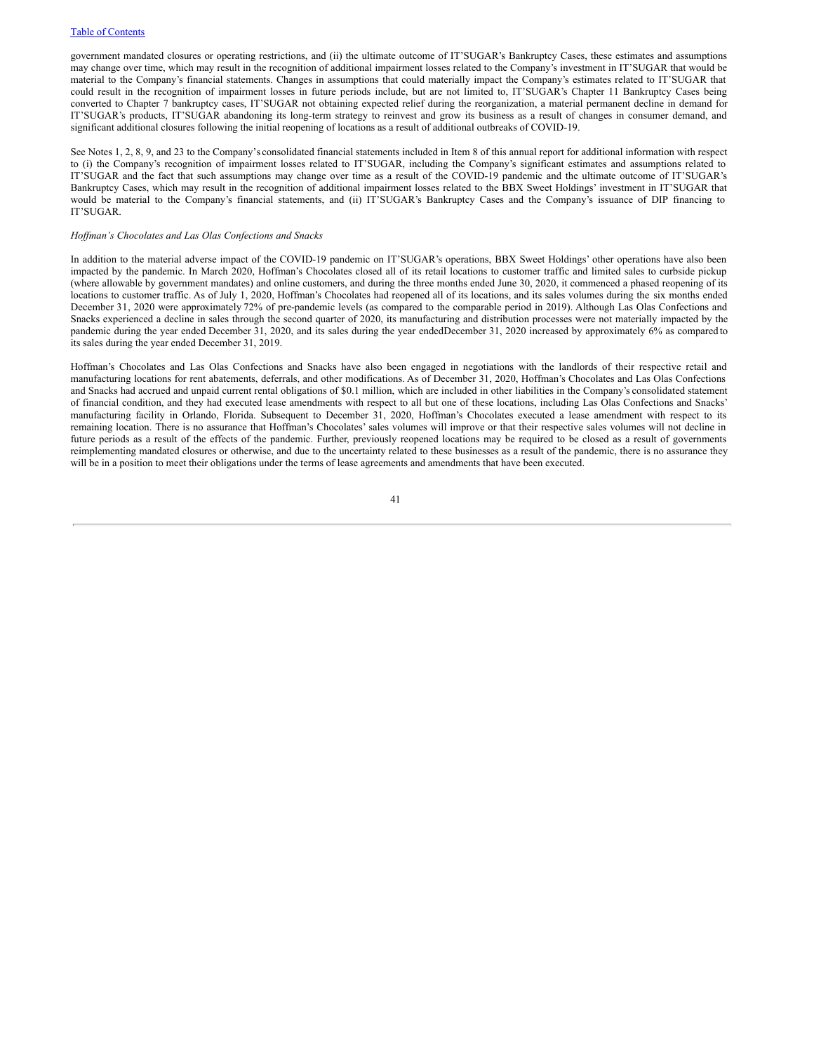government mandated closures or operating restrictions, and (ii) the ultimate outcome of IT'SUGAR's Bankruptcy Cases, these estimates and assumptions may change over time, which may result in the recognition of additional impairment losses related to the Company's investment in IT'SUGAR that would be material to the Company's financial statements. Changes in assumptions that could materially impact the Company's estimates related to IT'SUGAR that could result in the recognition of impairment losses in future periods include, but are not limited to, IT'SUGAR's Chapter 11 Bankruptcy Cases being converted to Chapter 7 bankruptcy cases, IT'SUGAR not obtaining expected relief during the reorganization, a material permanent decline in demand for IT'SUGAR's products, IT'SUGAR abandoning its long-term strategy to reinvest and grow its business as a result of changes in consumer demand, and significant additional closures following the initial reopening of locations as a result of additional outbreaks of COVID-19.

See Notes 1, 2, 8, 9, and 23 to the Company's consolidated financial statements included in Item 8 of this annual report for additional information with respect to (i) the Company's recognition of impairment losses related to IT'SUGAR, including the Company's significant estimates and assumptions related to IT'SUGAR and the fact that such assumptions may change over time as a result of the COVID-19 pandemic and the ultimate outcome of IT'SUGAR's Bankruptcy Cases, which may result in the recognition of additional impairment losses related to the BBX Sweet Holdings' investment in IT'SUGAR that would be material to the Company's financial statements, and (ii) IT'SUGAR's Bankruptcy Cases and the Company's issuance of DIP financing to IT'SUGAR.

*Hoffman's Chocolates and Las Olas Confections and Snacks*

In addition to the material adverse impact of the COVID-19 pandemic on IT'SUGAR's operations, BBX Sweet Holdings' other operations have also been impacted by the pandemic. In March 2020, Hoffman's Chocolates closed all of its retail locations to customer traffic and limited sales to curbside pickup (where allowable by government mandates) and online customers, and during the three months ended June 30, 2020, it commenced a phased reopening of its locations to customer traffic. As of July 1, 2020, Hoffman's Chocolates had reopened all of its locations, and its sales volumes during the six months ended December 31, 2020 were approximately 72% of pre-pandemic levels (as compared to the comparable period in 2019). Although Las Olas Confections and Snacks experienced a decline in sales through the second quarter of 2020, its manufacturing and distribution processes were not materially impacted by the pandemic during the year ended December 31, 2020, and its sales during the year endedDecember 31, 2020 increased by approximately 6% as compared to its sales during the year ended December 31, 2019.

Hoffman's Chocolates and Las Olas Confections and Snacks have also been engaged in negotiations with the landlords of their respective retail and manufacturing locations for rent abatements, deferrals, and other modifications. As of December 31, 2020, Hoffman's Chocolates and Las Olas Confections and Snacks had accrued and unpaid current rental obligations of $0.1 million, which are included in other liabilities in the Company's consolidated statement of financial condition, and they had executed lease amendments with respect to all but one of these locations, including Las Olas Confections and Snacks' manufacturing facility in Orlando, Florida. Subsequent to December 31, 2020, Hoffman's Chocolates executed a lease amendment with respect to its remaining location. There is no assurance that Hoffman's Chocolates' sales volumes will improve or that their respective sales volumes will not decline in future periods as a result of the effects of the pandemic. Further, previously reopened locations may be required to be closed as a result of governments reimplementing mandated closures or otherwise, and due to the uncertainty related to these businesses as a result of the pandemic, there is no assurance they will be in a position to meet their obligations under the terms of lease agreements and amendments that have been executed.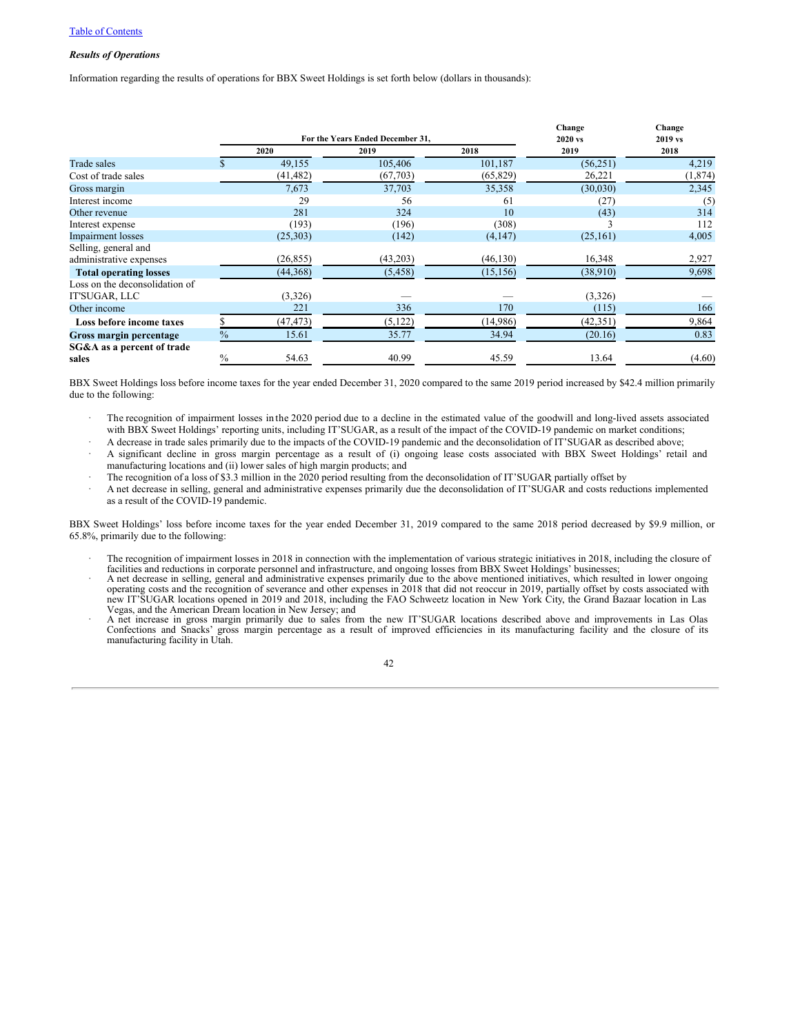*Results of Operations*

Information regarding the results of operations for BBX Sweet Holdings is set forth below (dollars in thousands):

| | For the Years Ended December 31, | | | Change 2020 vs | Change 2019 vs |
|---|---|---|---|---|---|
| | 2020 | 2019 | 2018 | 2019 | 2018 |
| Trade sales | $ 49,155 | 105,406 | 101,187 | (56,251) | 4,219 |
| Cost of trade sales | (41,482) | (67,703) | (65,829) | 26,221 | (1,874) |
| Gross margin | 7,673 | 37,703 | 35,358 | (30,030) | 2,345 |
| Interest income | 29 | 56 | 61 | (27) | (5) |
| Other revenue | 281 | 324 | 10 | (43) | 314 |
| Interest expense | (193) | (196) | (308) | 3 | 112 |
| Impairment losses | (25,303) | (142) | (4,147) | (25,161) | 4,005 |
| Selling, general and administrative expenses | (26,855) | (43,203) | (46,130) | 16,348 | 2,927 |
| **Total operating losses** | (44,368) | (5,458) | (15,156) | (38,910) | 9,698 |
| Loss on the deconsolidation of IT'SUGAR, LLC | (3,326) | — | — | (3,326) | — |
| Other income | 221 | 336 | 170 | (115) | 166 |
| **Loss before income taxes** | $ (47,473) | (5,122) | (14,986) | (42,351) | 9,864 |
| **Gross margin percentage** | % 15.61 | 35.77 | 34.94 | (20.16) | 0.83 |
| **SG&A as a percent of trade sales** | % 54.63 | 40.99 | 45.59 | 13.64 | (4.60) |

BBX Sweet Holdings loss before income taxes for the year ended December 31, 2020 compared to the same 2019 period increased by $42.4 million primarily due to the following:

- The recognition of impairment losses in the 2020 period due to a decline in the estimated value of the goodwill and long-lived assets associated with BBX Sweet Holdings' reporting units, including IT'SUGAR, as a result of the impact of the COVID-19 pandemic on market conditions;
- A decrease in trade sales primarily due to the impacts of the COVID-19 pandemic and the deconsolidation of IT'SUGAR as described above;
- A significant decline in gross margin percentage as a result of (i) ongoing lease costs associated with BBX Sweet Holdings' retail and manufacturing locations and (ii) lower sales of high margin products; and
- The recognition of a loss of $3.3 million in the 2020 period resulting from the deconsolidation of IT'SUGAR partially offset by
- A net decrease in selling, general and administrative expenses primarily due the deconsolidation of IT'SUGAR and costs reductions implemented as a result of the COVID-19 pandemic.

BBX Sweet Holdings' loss before income taxes for the year ended December 31, 2019 compared to the same 2018 period decreased by $9.9 million, or 65.8%, primarily due to the following:

- The recognition of impairment losses in 2018 in connection with the implementation of various strategic initiatives in 2018, including the closure of facilities and reductions in corporate personnel and infrastructure, and ongoing losses from BBX Sweet Holdings' businesses;
- A net decrease in selling, general and administrative expenses primarily due to the above mentioned initiatives, which resulted in lower ongoing operating costs and the recognition of severance and other expenses in 2018 that did not reoccur in 2019, partially offset by costs associated with new IT'SUGAR locations opened in 2019 and 2018, including the FAO Schweetz location in New York City, the Grand Bazaar location in Las Vegas, and the American Dream location in New Jersey; and
- A net increase in gross margin primarily due to sales from the new IT'SUGAR locations described above and improvements in Las Olas Confections and Snacks' gross margin percentage as a result of improved efficiencies in its manufacturing facility and the closure of its manufacturing facility in Utah.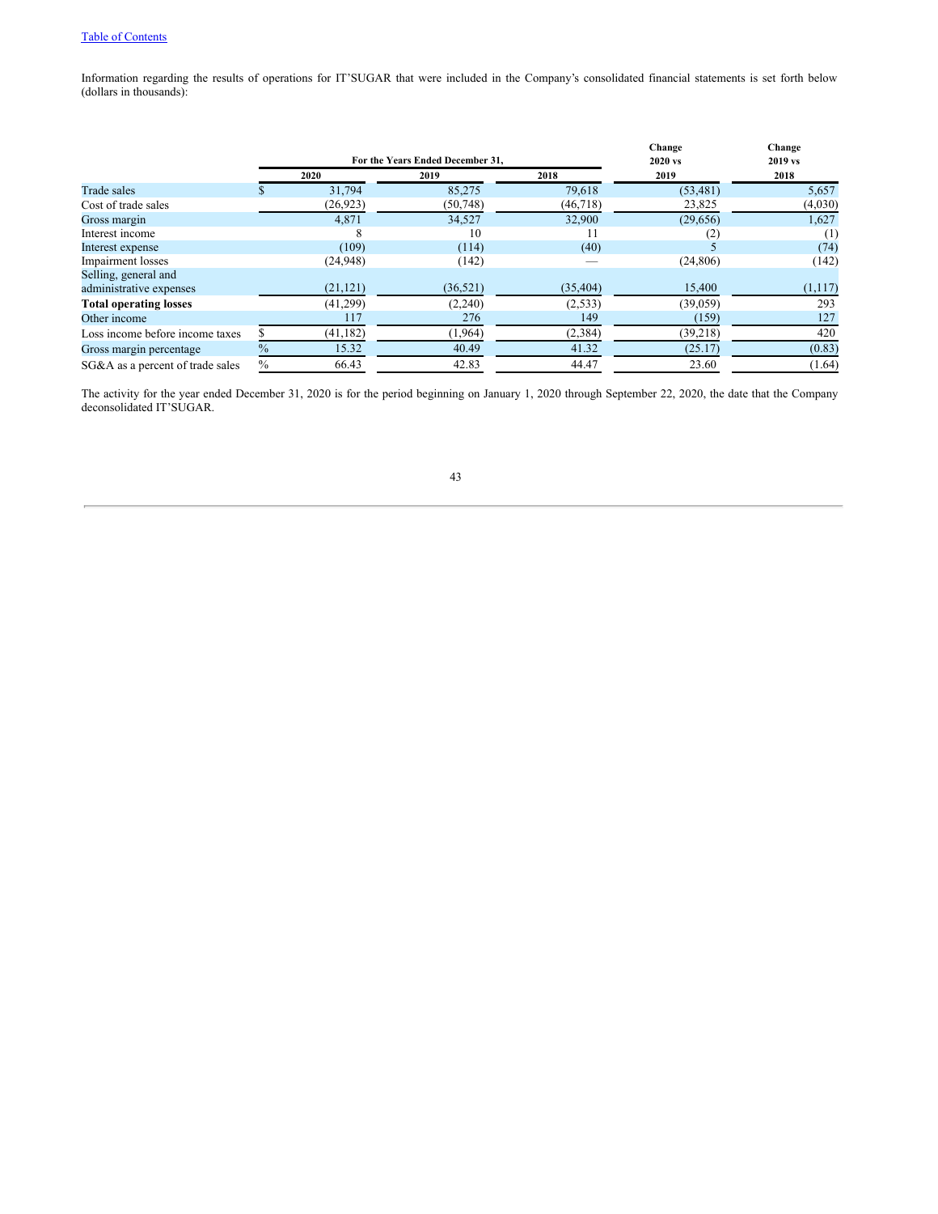Information regarding the results of operations for IT'SUGAR that were included in the Company's consolidated financial statements is set forth below (dollars in thousands):

| | For the Years Ended December 31, | | | Change 2020 vs 2019 | Change 2019 vs 2018 |
|---|---|---|---|---|---|
| | 2020 | 2019 | 2018 | | |
| Trade sales | $ 31,794 | 85,275 | 79,618 | (53,481) | 5,657 |
| Cost of trade sales | (26,923) | (50,748) | (46,718) | 23,825 | (4,030) |
| Gross margin | 4,871 | 34,527 | 32,900 | (29,656) | 1,627 |
| Interest income | 8 | 10 | 11 | (2) | (1) |
| Interest expense | (109) | (114) | (40) | 5 | (74) |
| Impairment losses | (24,948) | (142) | — | (24,806) | (142) |
| Selling, general and administrative expenses | (21,121) | (36,521) | (35,404) | 15,400 | (1,117) |
| **Total operating losses** | (41,299) | (2,240) | (2,533) | (39,059) | 293 |
| Other income | 117 | 276 | 149 | (159) | 127 |
| Loss income before income taxes | $ (41,182) | (1,964) | (2,384) | (39,218) | 420 |
| Gross margin percentage | % 15.32 | 40.49 | 41.32 | (25.17) | (0.83) |
| SG&A as a percent of trade sales | % 66.43 | 42.83 | 44.47 | 23.60 | (1.64) |

The activity for the year ended December 31, 2020 is for the period beginning on January 1, 2020 through September 22, 2020, the date that the Company deconsolidated IT'SUGAR.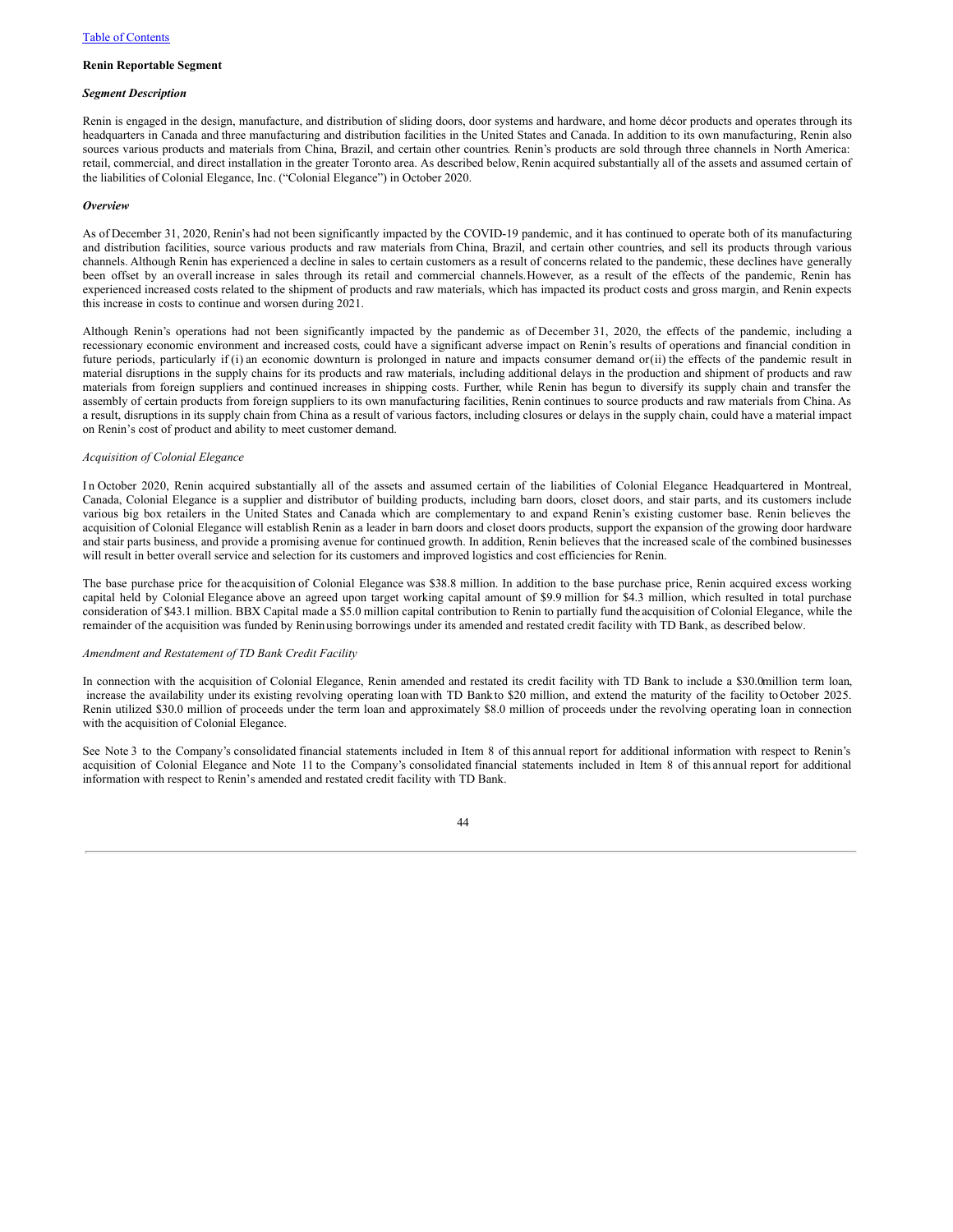### Renin Reportable Segment

***Segment Description***

Renin is engaged in the design, manufacture, and distribution of sliding doors, door systems and hardware, and home décor products and operates through its headquarters in Canada and three manufacturing and distribution facilities in the United States and Canada. In addition to its own manufacturing, Renin also sources various products and materials from China, Brazil, and certain other countries. Renin's products are sold through three channels in North America: retail, commercial, and direct installation in the greater Toronto area. As described below, Renin acquired substantially all of the assets and assumed certain of the liabilities of Colonial Elegance, Inc. ("Colonial Elegance") in October 2020.

***Overview***

As of December 31, 2020, Renin's had not been significantly impacted by the COVID-19 pandemic, and it has continued to operate both of its manufacturing and distribution facilities, source various products and raw materials from China, Brazil, and certain other countries, and sell its products through various channels. Although Renin has experienced a decline in sales to certain customers as a result of concerns related to the pandemic, these declines have generally been offset by an overall increase in sales through its retail and commercial channels. However, as a result of the effects of the pandemic, Renin has experienced increased costs related to the shipment of products and raw materials, which has impacted its product costs and gross margin, and Renin expects this increase in costs to continue and worsen during 2021.

Although Renin's operations had not been significantly impacted by the pandemic as of December 31, 2020, the effects of the pandemic, including a recessionary economic environment and increased costs, could have a significant adverse impact on Renin's results of operations and financial condition in future periods, particularly if (i) an economic downturn is prolonged in nature and impacts consumer demand or (ii) the effects of the pandemic result in material disruptions in the supply chains for its products and raw materials, including additional delays in the production and shipment of products and raw materials from foreign suppliers and continued increases in shipping costs. Further, while Renin has begun to diversify its supply chain and transfer the assembly of certain products from foreign suppliers to its own manufacturing facilities, Renin continues to source products and raw materials from China. As a result, disruptions in its supply chain from China as a result of various factors, including closures or delays in the supply chain, could have a material impact on Renin's cost of product and ability to meet customer demand.

*Acquisition of Colonial Elegance*

In October 2020, Renin acquired substantially all of the assets and assumed certain of the liabilities of Colonial Elegance. Headquartered in Montreal, Canada, Colonial Elegance is a supplier and distributor of building products, including barn doors, closet doors, and stair parts, and its customers include various big box retailers in the United States and Canada which are complementary to and expand Renin's existing customer base. Renin believes the acquisition of Colonial Elegance will establish Renin as a leader in barn doors and closet doors products, support the expansion of the growing door hardware and stair parts business, and provide a promising avenue for continued growth. In addition, Renin believes that the increased scale of the combined businesses will result in better overall service and selection for its customers and improved logistics and cost efficiencies for Renin.

The base purchase price for the acquisition of Colonial Elegance was $38.8 million. In addition to the base purchase price, Renin acquired excess working capital held by Colonial Elegance above an agreed upon target working capital amount of $9.9 million for $4.3 million, which resulted in total purchase consideration of $43.1 million. BBX Capital made a $5.0 million capital contribution to Renin to partially fund the acquisition of Colonial Elegance, while the remainder of the acquisition was funded by Renin using borrowings under its amended and restated credit facility with TD Bank, as described below.

*Amendment and Restatement of TD Bank Credit Facility*

In connection with the acquisition of Colonial Elegance, Renin amended and restated its credit facility with TD Bank to include a $30.0 million term loan, increase the availability under its existing revolving operating loan with TD Bank to $20 million, and extend the maturity of the facility to October 2025. Renin utilized $30.0 million of proceeds under the term loan and approximately $8.0 million of proceeds under the revolving operating loan in connection with the acquisition of Colonial Elegance.

See Note 3 to the Company's consolidated financial statements included in Item 8 of this annual report for additional information with respect to Renin's acquisition of Colonial Elegance and Note 11 to the Company's consolidated financial statements included in Item 8 of this annual report for additional information with respect to Renin's amended and restated credit facility with TD Bank.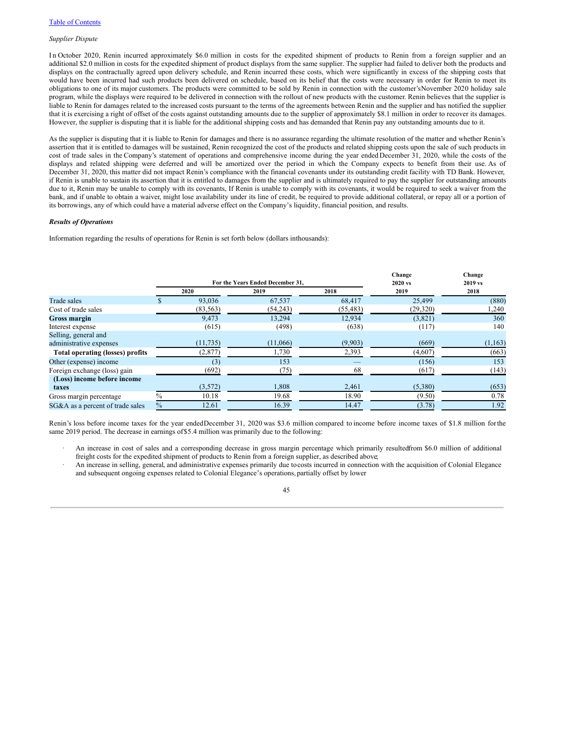*Supplier Dispute*

In October 2020, Renin incurred approximately $6.0 million in costs for the expedited shipment of products to Renin from a foreign supplier and an additional $2.0 million in costs for the expedited shipment of product displays from the same supplier. The supplier had failed to deliver both the products and displays on the contractually agreed upon delivery schedule, and Renin incurred these costs, which were significantly in excess of the shipping costs that would have been incurred had such products been delivered on schedule, based on its belief that the costs were necessary in order for Renin to meet its obligations to one of its major customers. The products were committed to be sold by Renin in connection with the customer's November 2020 holiday sale program, while the displays were required to be delivered in connection with the rollout of new products with the customer. Renin believes that the supplier is liable to Renin for damages related to the increased costs pursuant to the terms of the agreements between Renin and the supplier and has notified the supplier that it is exercising a right of offset of the costs against outstanding amounts due to the supplier of approximately $8.1 million in order to recover its damages. However, the supplier is disputing that it is liable for the additional shipping costs and has demanded that Renin pay any outstanding amounts due to it.

As the supplier is disputing that it is liable to Renin for damages and there is no assurance regarding the ultimate resolution of the matter and whether Renin's assertion that it is entitled to damages will be sustained, Renin recognized the cost of the products and related shipping costs upon the sale of such products in cost of trade sales in the Company's statement of operations and comprehensive income during the year ended December 31, 2020, while the costs of the displays and related shipping were deferred and will be amortized over the period in which the Company expects to benefit from their use. As of December 31, 2020, this matter did not impact Renin's compliance with the financial covenants under its outstanding credit facility with TD Bank. However, if Renin is unable to sustain its assertion that it is entitled to damages from the supplier and is ultimately required to pay the supplier for outstanding amounts due to it, Renin may be unable to comply with its covenants, If Renin is unable to comply with its covenants, it would be required to seek a waiver from the bank, and if unable to obtain a waiver, might lose availability under its line of credit, be required to provide additional collateral, or repay all or a portion of its borrowings, any of which could have a material adverse effect on the Company's liquidity, financial position, and results.

***Results of Operations***

Information regarding the results of operations for Renin is set forth below (dollars in thousands):

| | | For the Years Ended December 31, | | Change | Change |
|---|---|---|---|---|---|
| | 2020 | 2019 | 2018 | 2020 vs 2019 | 2019 vs 2018 |
| Trade sales | $ 93,036 | 67,537 | 68,417 | 25,499 | (880) |
| Cost of trade sales | (83,563) | (54,243) | (55,483) | (29,320) | 1,240 |
| **Gross margin** | 9,473 | 13,294 | 12,934 | (3,821) | 360 |
| Interest expense | (615) | (498) | (638) | (117) | 140 |
| Selling, general and administrative expenses | (11,735) | (11,066) | (9,903) | (669) | (1,163) |
| **Total operating (losses) profits** | (2,877) | 1,730 | 2,393 | (4,607) | (663) |
| Other (expense) income | (3) | 153 | — | (156) | 153 |
| Foreign exchange (loss) gain | (692) | (75) | 68 | (617) | (143) |
| **(Loss) income before income taxes** | (3,572) | 1,808 | 2,461 | (5,380) | (653) |
| Gross margin percentage | % 10.18 | 19.68 | 18.90 | (9.50) | 0.78 |
| SG&A as a percent of trade sales | % 12.61 | 16.39 | 14.47 | (3.78) | 1.92 |

Renin's loss before income taxes for the year ended December 31, 2020 was $3.6 million compared to income before income taxes of $1.8 million for the same 2019 period. The decrease in earnings of $5.4 million was primarily due to the following:

- An increase in cost of sales and a corresponding decrease in gross margin percentage which primarily resulted from $6.0 million of additional freight costs for the expedited shipment of products to Renin from a foreign supplier, as described above;
- An increase in selling, general, and administrative expenses primarily due to costs incurred in connection with the acquisition of Colonial Elegance and subsequent ongoing expenses related to Colonial Elegance's operations, partially offset by lower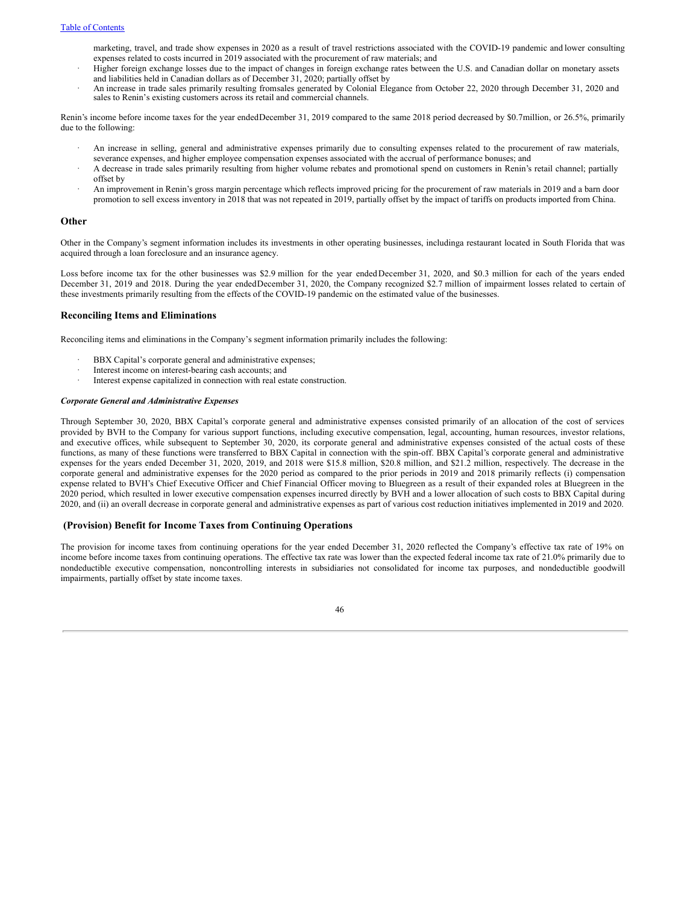marketing, travel, and trade show expenses in 2020 as a result of travel restrictions associated with the COVID-19 pandemic and lower consulting expenses related to costs incurred in 2019 associated with the procurement of raw materials; and

- Higher foreign exchange losses due to the impact of changes in foreign exchange rates between the U.S. and Canadian dollar on monetary assets and liabilities held in Canadian dollars as of December 31, 2020; partially offset by
- An increase in trade sales primarily resulting fromsales generated by Colonial Elegance from October 22, 2020 through December 31, 2020 and sales to Renin's existing customers across its retail and commercial channels.

Renin's income before income taxes for the year endedDecember 31, 2019 compared to the same 2018 period decreased by $0.7million, or 26.5%, primarily due to the following:

- An increase in selling, general and administrative expenses primarily due to consulting expenses related to the procurement of raw materials, severance expenses, and higher employee compensation expenses associated with the accrual of performance bonuses; and
- A decrease in trade sales primarily resulting from higher volume rebates and promotional spend on customers in Renin's retail channel; partially offset by
- An improvement in Renin's gross margin percentage which reflects improved pricing for the procurement of raw materials in 2019 and a barn door promotion to sell excess inventory in 2018 that was not repeated in 2019, partially offset by the impact of tariffs on products imported from China.

## Other

Other in the Company's segment information includes its investments in other operating businesses, includinga restaurant located in South Florida that was acquired through a loan foreclosure and an insurance agency.

Loss before income tax for the other businesses was $2.9 million for the year ended December 31, 2020, and $0.3 million for each of the years ended December 31, 2019 and 2018. During the year endedDecember 31, 2020, the Company recognized $2.7 million of impairment losses related to certain of these investments primarily resulting from the effects of the COVID-19 pandemic on the estimated value of the businesses.

## Reconciling Items and Eliminations

Reconciling items and eliminations in the Company's segment information primarily includes the following:

- BBX Capital's corporate general and administrative expenses;
- Interest income on interest-bearing cash accounts; and
- Interest expense capitalized in connection with real estate construction.

#### *Corporate General and Administrative Expenses*

Through September 30, 2020, BBX Capital's corporate general and administrative expenses consisted primarily of an allocation of the cost of services provided by BVH to the Company for various support functions, including executive compensation, legal, accounting, human resources, investor relations, and executive offices, while subsequent to September 30, 2020, its corporate general and administrative expenses consisted of the actual costs of these functions, as many of these functions were transferred to BBX Capital in connection with the spin-off. BBX Capital's corporate general and administrative expenses for the years ended December 31, 2020, 2019, and 2018 were $15.8 million, $20.8 million, and $21.2 million, respectively. The decrease in the corporate general and administrative expenses for the 2020 period as compared to the prior periods in 2019 and 2018 primarily reflects (i) compensation expense related to BVH's Chief Executive Officer and Chief Financial Officer moving to Bluegreen as a result of their expanded roles at Bluegreen in the 2020 period, which resulted in lower executive compensation expenses incurred directly by BVH and a lower allocation of such costs to BBX Capital during 2020, and (ii) an overall decrease in corporate general and administrative expenses as part of various cost reduction initiatives implemented in 2019 and 2020.

## (Provision) Benefit for Income Taxes from Continuing Operations

The provision for income taxes from continuing operations for the year ended December 31, 2020 reflected the Company's effective tax rate of 19% on income before income taxes from continuing operations. The effective tax rate was lower than the expected federal income tax rate of 21.0% primarily due to nondeductible executive compensation, noncontrolling interests in subsidiaries not consolidated for income tax purposes, and nondeductible goodwill impairments, partially offset by state income taxes.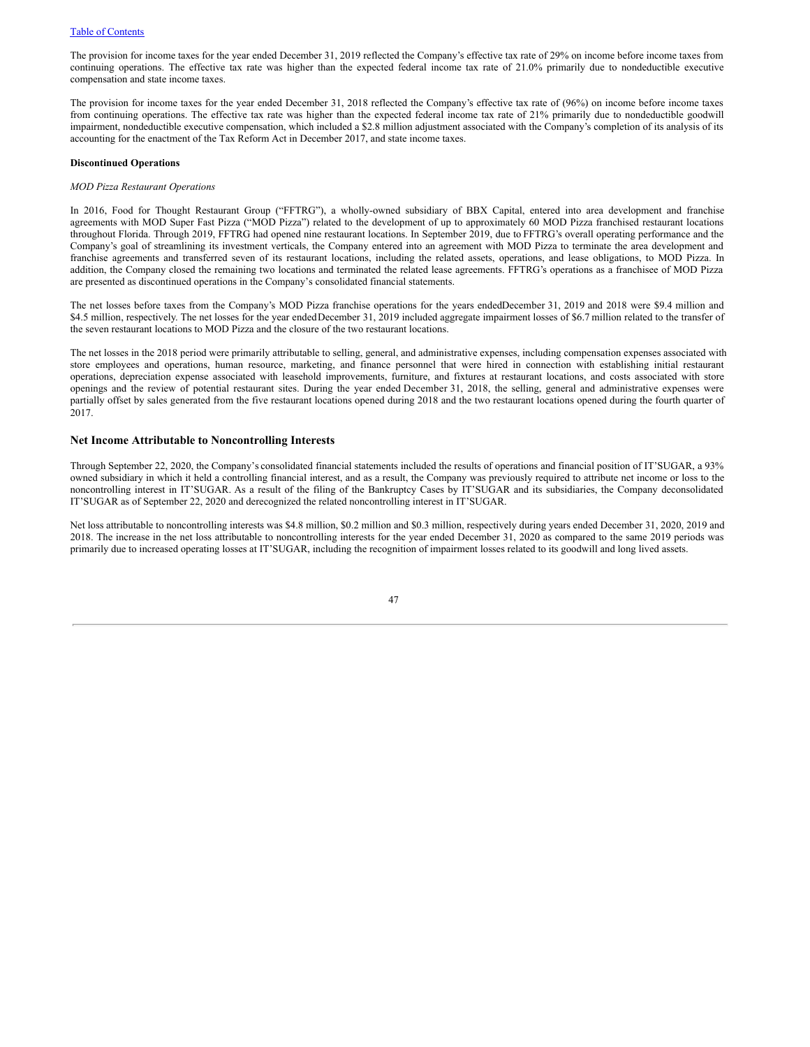The provision for income taxes for the year ended December 31, 2019 reflected the Company's effective tax rate of 29% on income before income taxes from continuing operations. The effective tax rate was higher than the expected federal income tax rate of 21.0% primarily due to nondeductible executive compensation and state income taxes.

The provision for income taxes for the year ended December 31, 2018 reflected the Company's effective tax rate of (96%) on income before income taxes from continuing operations. The effective tax rate was higher than the expected federal income tax rate of 21% primarily due to nondeductible goodwill impairment, nondeductible executive compensation, which included a $2.8 million adjustment associated with the Company's completion of its analysis of its accounting for the enactment of the Tax Reform Act in December 2017, and state income taxes.

**Discontinued Operations**

*MOD Pizza Restaurant Operations*

In 2016, Food for Thought Restaurant Group ("FFTRG"), a wholly-owned subsidiary of BBX Capital, entered into area development and franchise agreements with MOD Super Fast Pizza ("MOD Pizza") related to the development of up to approximately 60 MOD Pizza franchised restaurant locations throughout Florida. Through 2019, FFTRG had opened nine restaurant locations. In September 2019, due to FFTRG's overall operating performance and the Company's goal of streamlining its investment verticals, the Company entered into an agreement with MOD Pizza to terminate the area development and franchise agreements and transferred seven of its restaurant locations, including the related assets, operations, and lease obligations, to MOD Pizza. In addition, the Company closed the remaining two locations and terminated the related lease agreements. FFTRG's operations as a franchisee of MOD Pizza are presented as discontinued operations in the Company's consolidated financial statements.

The net losses before taxes from the Company's MOD Pizza franchise operations for the years ended December 31, 2019 and 2018 were $9.4 million and $4.5 million, respectively. The net losses for the year ended December 31, 2019 included aggregate impairment losses of $6.7 million related to the transfer of the seven restaurant locations to MOD Pizza and the closure of the two restaurant locations.

The net losses in the 2018 period were primarily attributable to selling, general, and administrative expenses, including compensation expenses associated with store employees and operations, human resource, marketing, and finance personnel that were hired in connection with establishing initial restaurant operations, depreciation expense associated with leasehold improvements, furniture, and fixtures at restaurant locations, and costs associated with store openings and the review of potential restaurant sites. During the year ended December 31, 2018, the selling, general and administrative expenses were partially offset by sales generated from the five restaurant locations opened during 2018 and the two restaurant locations opened during the fourth quarter of 2017.

## Net Income Attributable to Noncontrolling Interests

Through September 22, 2020, the Company's consolidated financial statements included the results of operations and financial position of IT'SUGAR, a 93% owned subsidiary in which it held a controlling financial interest, and as a result, the Company was previously required to attribute net income or loss to the noncontrolling interest in IT'SUGAR. As a result of the filing of the Bankruptcy Cases by IT'SUGAR and its subsidiaries, the Company deconsolidated IT'SUGAR as of September 22, 2020 and derecognized the related noncontrolling interest in IT'SUGAR.

Net loss attributable to noncontrolling interests was $4.8 million, $0.2 million and $0.3 million, respectively during years ended December 31, 2020, 2019 and 2018. The increase in the net loss attributable to noncontrolling interests for the year ended December 31, 2020 as compared to the same 2019 periods was primarily due to increased operating losses at IT'SUGAR, including the recognition of impairment losses related to its goodwill and long lived assets.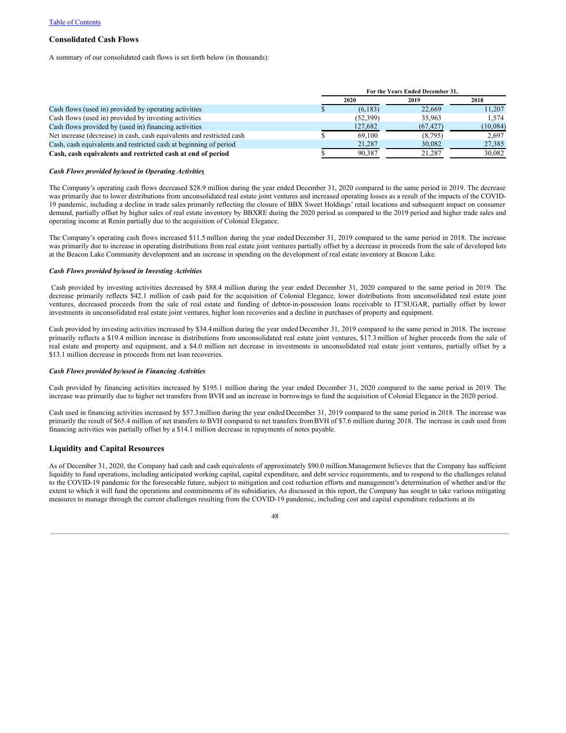## Consolidated Cash Flows

A summary of our consolidated cash flows is set forth below (in thousands):

| | For the Years Ended December 31, | | |
|---|---|---|---|
| | 2020 | 2019 | 2018 |
| Cash flows (used in) provided by operating activities | $ (6,183) | 22,669 | 11,207 |
| Cash flows (used in) provided by investing activities | (52,399) | 35,963 | 1,574 |
| Cash flows provided by (used in) financing activities | 127,682 | (67,427) | (10,084) |
| Net increase (decrease) in cash, cash equivalents and restricted cash | $ 69,100 | (8,795) | 2,697 |
| Cash, cash equivalents and restricted cash at beginning of period | 21,287 | 30,082 | 27,385 |
| **Cash, cash equivalents and restricted cash at end of period** | $ 90,387 | 21,287 | 30,082 |

***Cash Flows provided by/used in Operating Activities***

The Company's operating cash flows decreased $28.9 million during the year ended December 31, 2020 compared to the same period in 2019. The decrease was primarily due to lower distributions from unconsolidated real estate joint ventures and increased operating losses as a result of the impacts of the COVID-19 pandemic, including a decline in trade sales primarily reflecting the closure of BBX Sweet Holdings' retail locations and subsequent impact on consumer demand, partially offset by higher sales of real estate inventory by BBXRE during the 2020 period as compared to the 2019 period and higher trade sales and operating income at Renin partially due to the acquisition of Colonial Elegance.

The Company's operating cash flows increased $11.5 million during the year ended December 31, 2019 compared to the same period in 2018. The increase was primarily due to increase in operating distributions from real estate joint ventures partially offset by a decrease in proceeds from the sale of developed lots at the Beacon Lake Community development and an increase in spending on the development of real estate inventory at Beacon Lake.

***Cash Flows provided by/used in Investing Activities***

Cash provided by investing activities decreased by $88.4 million during the year ended December 31, 2020 compared to the same period in 2019. The decrease primarily reflects $42.1 million of cash paid for the acquisition of Colonial Elegance, lower distributions from unconsolidated real estate joint ventures, decreased proceeds from the sale of real estate and funding of debtor-in-possession loans receivable to IT'SUGAR, partially offset by lower investments in unconsolidated real estate joint ventures, higher loan recoveries and a decline in purchases of property and equipment.

Cash provided by investing activities increased by $34.4 million during the year ended December 31, 2019 compared to the same period in 2018. The increase primarily reflects a $19.4 million increase in distributions from unconsolidated real estate joint ventures, $17.3 million of higher proceeds from the sale of real estate and property and equipment, and a $4.0 million net decrease in investments in unconsolidated real estate joint ventures, partially offset by a $13.1 million decrease in proceeds from net loan recoveries.

***Cash Flows provided by/used in Financing Activities***

Cash provided by financing activities increased by $195.1 million during the year ended December 31, 2020 compared to the same period in 2019. The increase was primarily due to higher net transfers from BVH and an increase in borrowings to fund the acquisition of Colonial Elegance in the 2020 period.

Cash used in financing activities increased by $57.3 million during the year ended December 31, 2019 compared to the same period in 2018. The increase was primarily the result of $65.4 million of net transfers to BVH compared to net transfers from BVH of $7.6 million during 2018. The increase in cash used from financing activities was partially offset by a $14.1 million decrease in repayments of notes payable.

## Liquidity and Capital Resources

As of December 31, 2020, the Company had cash and cash equivalents of approximately $90.0 million. Management believes that the Company has sufficient liquidity to fund operations, including anticipated working capital, capital expenditure, and debt service requirements, and to respond to the challenges related to the COVID-19 pandemic for the foreseeable future, subject to mitigation and cost reduction efforts and management's determination of whether and/or the extent to which it will fund the operations and commitments of its subsidiaries. As discussed in this report, the Company has sought to take various mitigating measures to manage through the current challenges resulting from the COVID-19 pandemic, including cost and capital expenditure reductions at its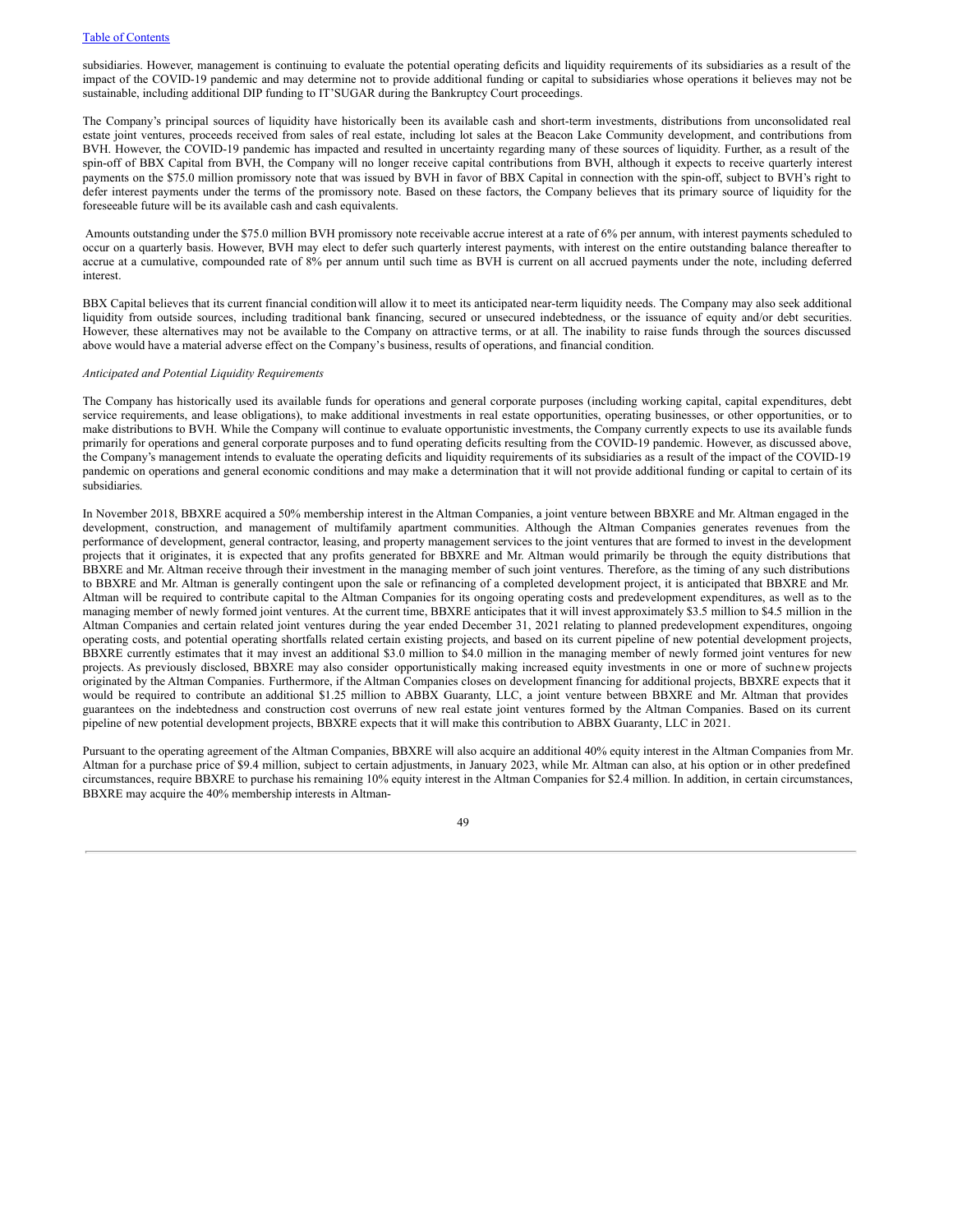subsidiaries. However, management is continuing to evaluate the potential operating deficits and liquidity requirements of its subsidiaries as a result of the impact of the COVID-19 pandemic and may determine not to provide additional funding or capital to subsidiaries whose operations it believes may not be sustainable, including additional DIP funding to IT'SUGAR during the Bankruptcy Court proceedings.

The Company's principal sources of liquidity have historically been its available cash and short-term investments, distributions from unconsolidated real estate joint ventures, proceeds received from sales of real estate, including lot sales at the Beacon Lake Community development, and contributions from BVH. However, the COVID-19 pandemic has impacted and resulted in uncertainty regarding many of these sources of liquidity. Further, as a result of the spin-off of BBX Capital from BVH, the Company will no longer receive capital contributions from BVH, although it expects to receive quarterly interest payments on the $75.0 million promissory note that was issued by BVH in favor of BBX Capital in connection with the spin-off, subject to BVH's right to defer interest payments under the terms of the promissory note. Based on these factors, the Company believes that its primary source of liquidity for the foreseeable future will be its available cash and cash equivalents.

Amounts outstanding under the $75.0 million BVH promissory note receivable accrue interest at a rate of 6% per annum, with interest payments scheduled to occur on a quarterly basis. However, BVH may elect to defer such quarterly interest payments, with interest on the entire outstanding balance thereafter to accrue at a cumulative, compounded rate of 8% per annum until such time as BVH is current on all accrued payments under the note, including deferred interest.

BBX Capital believes that its current financial condition will allow it to meet its anticipated near-term liquidity needs. The Company may also seek additional liquidity from outside sources, including traditional bank financing, secured or unsecured indebtedness, or the issuance of equity and/or debt securities. However, these alternatives may not be available to the Company on attractive terms, or at all. The inability to raise funds through the sources discussed above would have a material adverse effect on the Company's business, results of operations, and financial condition.

*Anticipated and Potential Liquidity Requirements*

The Company has historically used its available funds for operations and general corporate purposes (including working capital, capital expenditures, debt service requirements, and lease obligations), to make additional investments in real estate opportunities, operating businesses, or other opportunities, or to make distributions to BVH. While the Company will continue to evaluate opportunistic investments, the Company currently expects to use its available funds primarily for operations and general corporate purposes and to fund operating deficits resulting from the COVID-19 pandemic. However, as discussed above, the Company's management intends to evaluate the operating deficits and liquidity requirements of its subsidiaries as a result of the impact of the COVID-19 pandemic on operations and general economic conditions and may make a determination that it will not provide additional funding or capital to certain of its subsidiaries.

In November 2018, BBXRE acquired a 50% membership interest in the Altman Companies, a joint venture between BBXRE and Mr. Altman engaged in the development, construction, and management of multifamily apartment communities. Although the Altman Companies generates revenues from the performance of development, general contractor, leasing, and property management services to the joint ventures that are formed to invest in the development projects that it originates, it is expected that any profits generated for BBXRE and Mr. Altman would primarily be through the equity distributions that BBXRE and Mr. Altman receive through their investment in the managing member of such joint ventures. Therefore, as the timing of any such distributions to BBXRE and Mr. Altman is generally contingent upon the sale or refinancing of a completed development project, it is anticipated that BBXRE and Mr. Altman will be required to contribute capital to the Altman Companies for its ongoing operating costs and predevelopment expenditures, as well as to the managing member of newly formed joint ventures. At the current time, BBXRE anticipates that it will invest approximately $3.5 million to $4.5 million in the Altman Companies and certain related joint ventures during the year ended December 31, 2021 relating to planned predevelopment expenditures, ongoing operating costs, and potential operating shortfalls related certain existing projects, and based on its current pipeline of new potential development projects, BBXRE currently estimates that it may invest an additional $3.0 million to $4.0 million in the managing member of newly formed joint ventures for new projects. As previously disclosed, BBXRE may also consider opportunistically making increased equity investments in one or more of suchnew projects originated by the Altman Companies. Furthermore, if the Altman Companies closes on development financing for additional projects, BBXRE expects that it would be required to contribute an additional $1.25 million to ABBX Guaranty, LLC, a joint venture between BBXRE and Mr. Altman that provides guarantees on the indebtedness and construction cost overruns of new real estate joint ventures formed by the Altman Companies. Based on its current pipeline of new potential development projects, BBXRE expects that it will make this contribution to ABBX Guaranty, LLC in 2021.

Pursuant to the operating agreement of the Altman Companies, BBXRE will also acquire an additional 40% equity interest in the Altman Companies from Mr. Altman for a purchase price of $9.4 million, subject to certain adjustments, in January 2023, while Mr. Altman can also, at his option or in other predefined circumstances, require BBXRE to purchase his remaining 10% equity interest in the Altman Companies for $2.4 million. In addition, in certain circumstances, BBXRE may acquire the 40% membership interests in Altman-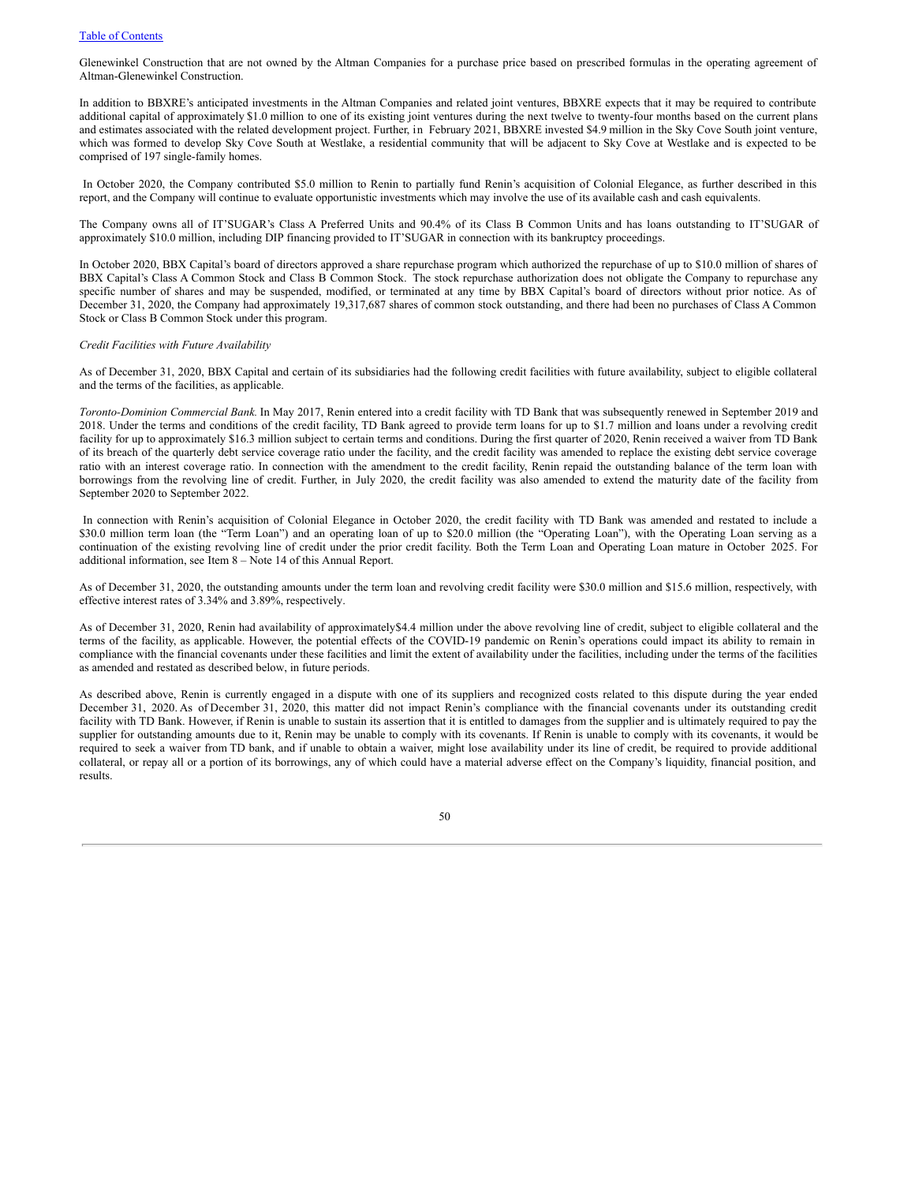Glenewinkel Construction that are not owned by the Altman Companies for a purchase price based on prescribed formulas in the operating agreement of Altman-Glenewinkel Construction.

In addition to BBXRE's anticipated investments in the Altman Companies and related joint ventures, BBXRE expects that it may be required to contribute additional capital of approximately $1.0 million to one of its existing joint ventures during the next twelve to twenty-four months based on the current plans and estimates associated with the related development project. Further, in February 2021, BBXRE invested $4.9 million in the Sky Cove South joint venture, which was formed to develop Sky Cove South at Westlake, a residential community that will be adjacent to Sky Cove at Westlake and is expected to be comprised of 197 single-family homes.

In October 2020, the Company contributed $5.0 million to Renin to partially fund Renin's acquisition of Colonial Elegance, as further described in this report, and the Company will continue to evaluate opportunistic investments which may involve the use of its available cash and cash equivalents.

The Company owns all of IT'SUGAR's Class A Preferred Units and 90.4% of its Class B Common Units and has loans outstanding to IT'SUGAR of approximately $10.0 million, including DIP financing provided to IT'SUGAR in connection with its bankruptcy proceedings.

In October 2020, BBX Capital's board of directors approved a share repurchase program which authorized the repurchase of up to $10.0 million of shares of BBX Capital's Class A Common Stock and Class B Common Stock. The stock repurchase authorization does not obligate the Company to repurchase any specific number of shares and may be suspended, modified, or terminated at any time by BBX Capital's board of directors without prior notice. As of December 31, 2020, the Company had approximately 19,317,687 shares of common stock outstanding, and there had been no purchases of Class A Common Stock or Class B Common Stock under this program.

*Credit Facilities with Future Availability*

As of December 31, 2020, BBX Capital and certain of its subsidiaries had the following credit facilities with future availability, subject to eligible collateral and the terms of the facilities, as applicable.

*Toronto-Dominion Commercial Bank.* In May 2017, Renin entered into a credit facility with TD Bank that was subsequently renewed in September 2019 and 2018. Under the terms and conditions of the credit facility, TD Bank agreed to provide term loans for up to $1.7 million and loans under a revolving credit facility for up to approximately $16.3 million subject to certain terms and conditions. During the first quarter of 2020, Renin received a waiver from TD Bank of its breach of the quarterly debt service coverage ratio under the facility, and the credit facility was amended to replace the existing debt service coverage ratio with an interest coverage ratio. In connection with the amendment to the credit facility, Renin repaid the outstanding balance of the term loan with borrowings from the revolving line of credit. Further, in July 2020, the credit facility was also amended to extend the maturity date of the facility from September 2020 to September 2022.

In connection with Renin's acquisition of Colonial Elegance in October 2020, the credit facility with TD Bank was amended and restated to include a $30.0 million term loan (the "Term Loan") and an operating loan of up to $20.0 million (the "Operating Loan"), with the Operating Loan serving as a continuation of the existing revolving line of credit under the prior credit facility. Both the Term Loan and Operating Loan mature in October 2025. For additional information, see Item 8 – Note 14 of this Annual Report.

As of December 31, 2020, the outstanding amounts under the term loan and revolving credit facility were $30.0 million and $15.6 million, respectively, with effective interest rates of 3.34% and 3.89%, respectively.

As of December 31, 2020, Renin had availability of approximately$4.4 million under the above revolving line of credit, subject to eligible collateral and the terms of the facility, as applicable. However, the potential effects of the COVID-19 pandemic on Renin's operations could impact its ability to remain in compliance with the financial covenants under these facilities and limit the extent of availability under the facilities, including under the terms of the facilities as amended and restated as described below, in future periods.

As described above, Renin is currently engaged in a dispute with one of its suppliers and recognized costs related to this dispute during the year ended December 31, 2020. As of December 31, 2020, this matter did not impact Renin's compliance with the financial covenants under its outstanding credit facility with TD Bank. However, if Renin is unable to sustain its assertion that it is entitled to damages from the supplier and is ultimately required to pay the supplier for outstanding amounts due to it, Renin may be unable to comply with its covenants. If Renin is unable to comply with its covenants, it would be required to seek a waiver from TD bank, and if unable to obtain a waiver, might lose availability under its line of credit, be required to provide additional collateral, or repay all or a portion of its borrowings, any of which could have a material adverse effect on the Company's liquidity, financial position, and results.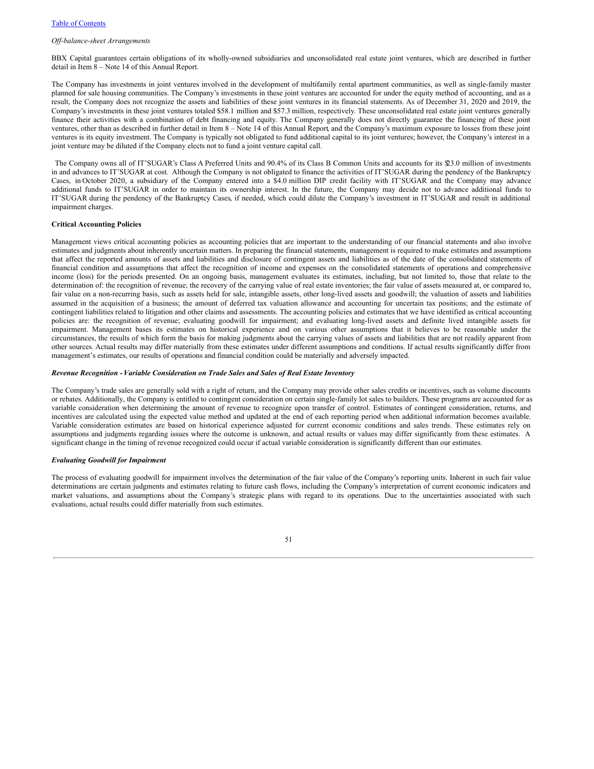*Off-balance-sheet Arrangements*

BBX Capital guarantees certain obligations of its wholly-owned subsidiaries and unconsolidated real estate joint ventures, which are described in further detail in Item 8 – Note 14 of this Annual Report.

The Company has investments in joint ventures involved in the development of multifamily rental apartment communities, as well as single-family master planned for sale housing communities. The Company's investments in these joint ventures are accounted for under the equity method of accounting, and as a result, the Company does not recognize the assets and liabilities of these joint ventures in its financial statements. As of December 31, 2020 and 2019, the Company's investments in these joint ventures totaled $58.1 million and $57.3 million, respectively. These unconsolidated real estate joint ventures generally finance their activities with a combination of debt financing and equity. The Company generally does not directly guarantee the financing of these joint ventures, other than as described in further detail in Item 8 – Note 14 of this Annual Report, and the Company's maximum exposure to losses from these joint ventures is its equity investment. The Company is typically not obligated to fund additional capital to its joint ventures; however, the Company's interest in a joint venture may be diluted if the Company elects not to fund a joint venture capital call.

The Company owns all of IT'SUGAR's Class A Preferred Units and 90.4% of its Class B Common Units and accounts for its $23.0 million of investments in and advances to IT'SUGAR at cost. Although the Company is not obligated to finance the activities of IT'SUGAR during the pendency of the Bankruptcy Cases, in October 2020, a subsidiary of the Company entered into a $4.0 million DIP credit facility with IT'SUGAR and the Company may advance additional funds to IT'SUGAR in order to maintain its ownership interest. In the future, the Company may decide not to advance additional funds to IT'SUGAR during the pendency of the Bankruptcy Cases, if needed, which could dilute the Company's investment in IT'SUGAR and result in additional impairment charges.

**Critical Accounting Policies**

Management views critical accounting policies as accounting policies that are important to the understanding of our financial statements and also involve estimates and judgments about inherently uncertain matters. In preparing the financial statements, management is required to make estimates and assumptions that affect the reported amounts of assets and liabilities and disclosure of contingent assets and liabilities as of the date of the consolidated statements of financial condition and assumptions that affect the recognition of income and expenses on the consolidated statements of operations and comprehensive income (loss) for the periods presented. On an ongoing basis, management evaluates its estimates, including, but not limited to, those that relate to the determination of: the recognition of revenue; the recovery of the carrying value of real estate inventories; the fair value of assets measured at, or compared to, fair value on a non-recurring basis, such as assets held for sale, intangible assets, other long-lived assets and goodwill; the valuation of assets and liabilities assumed in the acquisition of a business; the amount of deferred tax valuation allowance and accounting for uncertain tax positions; and the estimate of contingent liabilities related to litigation and other claims and assessments. The accounting policies and estimates that we have identified as critical accounting policies are: the recognition of revenue; evaluating goodwill for impairment; and evaluating long-lived assets and definite lived intangible assets for impairment. Management bases its estimates on historical experience and on various other assumptions that it believes to be reasonable under the circumstances, the results of which form the basis for making judgments about the carrying values of assets and liabilities that are not readily apparent from other sources. Actual results may differ materially from these estimates under different assumptions and conditions. If actual results significantly differ from management's estimates, our results of operations and financial condition could be materially and adversely impacted.

***Revenue Recognition - Variable Consideration on Trade Sales and Sales of Real Estate Inventory***

The Company's trade sales are generally sold with a right of return, and the Company may provide other sales credits or incentives, such as volume discounts or rebates. Additionally, the Company is entitled to contingent consideration on certain single-family lot sales to builders. These programs are accounted for as variable consideration when determining the amount of revenue to recognize upon transfer of control. Estimates of contingent consideration, returns, and incentives are calculated using the expected value method and updated at the end of each reporting period when additional information becomes available. Variable consideration estimates are based on historical experience adjusted for current economic conditions and sales trends. These estimates rely on assumptions and judgments regarding issues where the outcome is unknown, and actual results or values may differ significantly from these estimates. A significant change in the timing of revenue recognized could occur if actual variable consideration is significantly different than our estimates.

***Evaluating Goodwill for Impairment***

The process of evaluating goodwill for impairment involves the determination of the fair value of the Company's reporting units. Inherent in such fair value determinations are certain judgments and estimates relating to future cash flows, including the Company's interpretation of current economic indicators and market valuations, and assumptions about the Company's strategic plans with regard to its operations. Due to the uncertainties associated with such evaluations, actual results could differ materially from such estimates.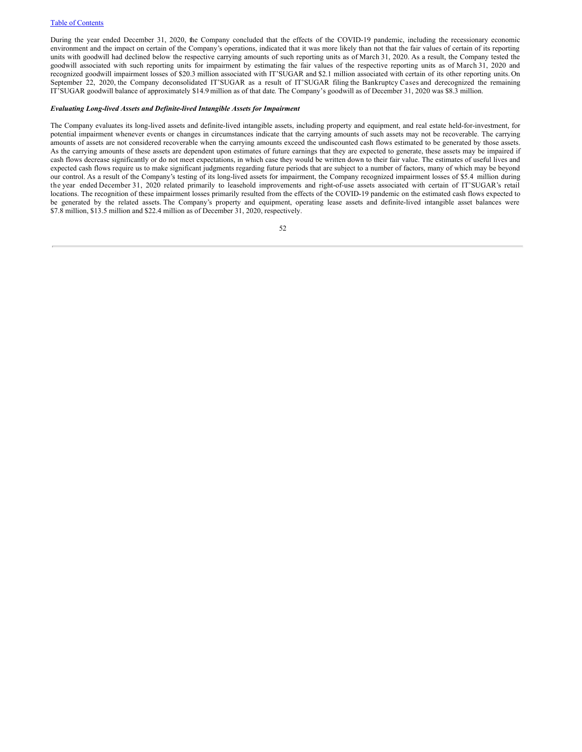During the year ended December 31, 2020, the Company concluded that the effects of the COVID-19 pandemic, including the recessionary economic environment and the impact on certain of the Company's operations, indicated that it was more likely than not that the fair values of certain of its reporting units with goodwill had declined below the respective carrying amounts of such reporting units as of March 31, 2020. As a result, the Company tested the goodwill associated with such reporting units for impairment by estimating the fair values of the respective reporting units as of March 31, 2020 and recognized goodwill impairment losses of $20.3 million associated with IT'SUGAR and $2.1 million associated with certain of its other reporting units. On September 22, 2020, the Company deconsolidated IT'SUGAR as a result of IT'SUGAR filing the Bankruptcy Cases and derecognized the remaining IT'SUGAR goodwill balance of approximately $14.9 million as of that date. The Company's goodwill as of December 31, 2020 was $8.3 million.

***Evaluating Long-lived Assets and Definite-lived Intangible Assets for Impairment***

The Company evaluates its long-lived assets and definite-lived intangible assets, including property and equipment, and real estate held-for-investment, for potential impairment whenever events or changes in circumstances indicate that the carrying amounts of such assets may not be recoverable. The carrying amounts of assets are not considered recoverable when the carrying amounts exceed the undiscounted cash flows estimated to be generated by those assets. As the carrying amounts of these assets are dependent upon estimates of future earnings that they are expected to generate, these assets may be impaired if cash flows decrease significantly or do not meet expectations, in which case they would be written down to their fair value. The estimates of useful lives and expected cash flows require us to make significant judgments regarding future periods that are subject to a number of factors, many of which may be beyond our control. As a result of the Company's testing of its long-lived assets for impairment, the Company recognized impairment losses of $5.4 million during the year ended December 31, 2020 related primarily to leasehold improvements and right-of-use assets associated with certain of IT'SUGAR's retail locations. The recognition of these impairment losses primarily resulted from the effects of the COVID-19 pandemic on the estimated cash flows expected to be generated by the related assets. The Company's property and equipment, operating lease assets and definite-lived intangible asset balances were $7.8 million, $13.5 million and $22.4 million as of December 31, 2020, respectively.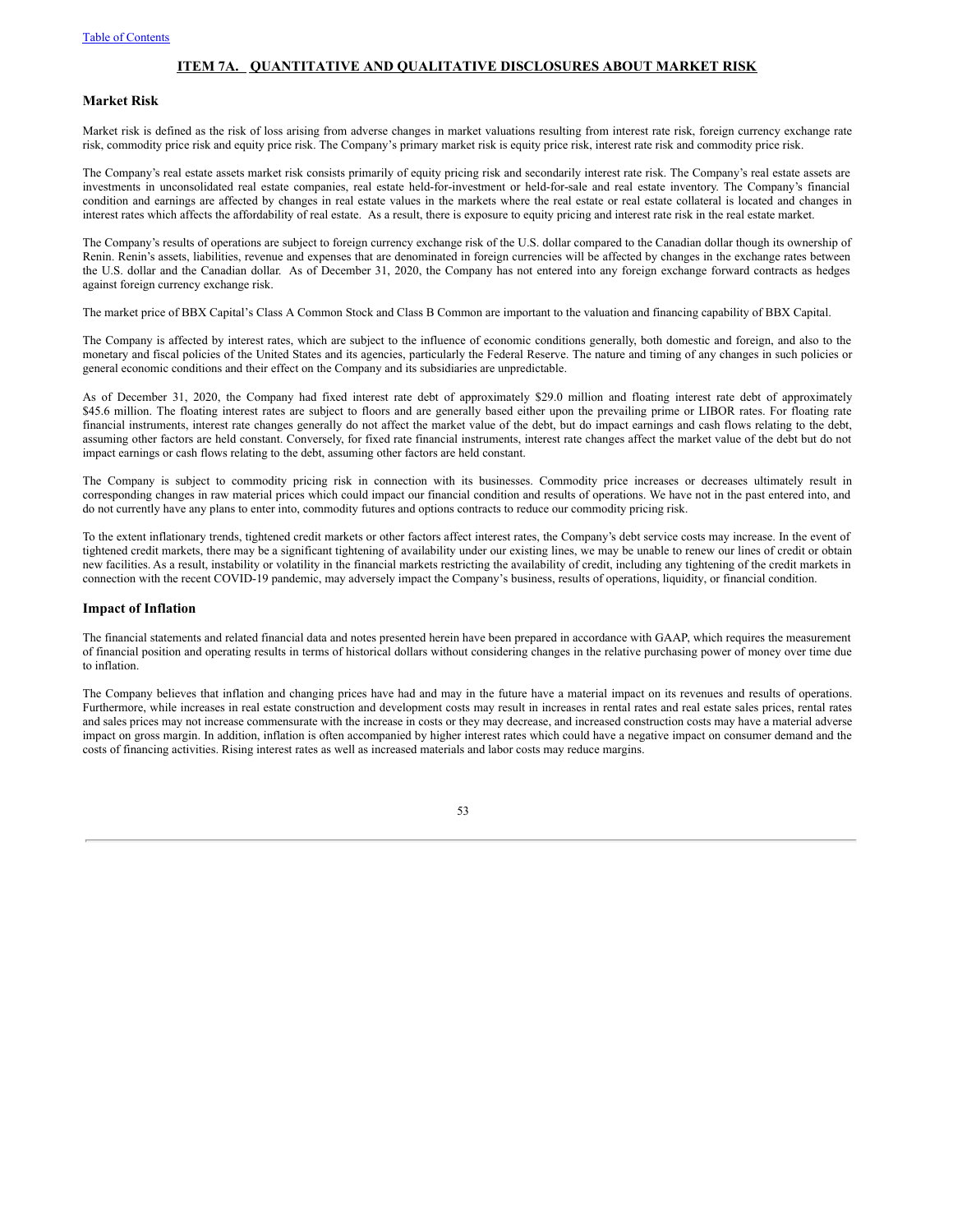## ITEM 7A. QUANTITATIVE AND QUALITATIVE DISCLOSURES ABOUT MARKET RISK

### Market Risk

Market risk is defined as the risk of loss arising from adverse changes in market valuations resulting from interest rate risk, foreign currency exchange rate risk, commodity price risk and equity price risk. The Company's primary market risk is equity price risk, interest rate risk and commodity price risk.

The Company's real estate assets market risk consists primarily of equity pricing risk and secondarily interest rate risk. The Company's real estate assets are investments in unconsolidated real estate companies, real estate held-for-investment or held-for-sale and real estate inventory. The Company's financial condition and earnings are affected by changes in real estate values in the markets where the real estate or real estate collateral is located and changes in interest rates which affects the affordability of real estate. As a result, there is exposure to equity pricing and interest rate risk in the real estate market.

The Company's results of operations are subject to foreign currency exchange risk of the U.S. dollar compared to the Canadian dollar though its ownership of Renin. Renin's assets, liabilities, revenue and expenses that are denominated in foreign currencies will be affected by changes in the exchange rates between the U.S. dollar and the Canadian dollar. As of December 31, 2020, the Company has not entered into any foreign exchange forward contracts as hedges against foreign currency exchange risk.

The market price of BBX Capital's Class A Common Stock and Class B Common are important to the valuation and financing capability of BBX Capital.

The Company is affected by interest rates, which are subject to the influence of economic conditions generally, both domestic and foreign, and also to the monetary and fiscal policies of the United States and its agencies, particularly the Federal Reserve. The nature and timing of any changes in such policies or general economic conditions and their effect on the Company and its subsidiaries are unpredictable.

As of December 31, 2020, the Company had fixed interest rate debt of approximately $29.0 million and floating interest rate debt of approximately $45.6 million. The floating interest rates are subject to floors and are generally based either upon the prevailing prime or LIBOR rates. For floating rate financial instruments, interest rate changes generally do not affect the market value of the debt, but do impact earnings and cash flows relating to the debt, assuming other factors are held constant. Conversely, for fixed rate financial instruments, interest rate changes affect the market value of the debt but do not impact earnings or cash flows relating to the debt, assuming other factors are held constant.

The Company is subject to commodity pricing risk in connection with its businesses. Commodity price increases or decreases ultimately result in corresponding changes in raw material prices which could impact our financial condition and results of operations. We have not in the past entered into, and do not currently have any plans to enter into, commodity futures and options contracts to reduce our commodity pricing risk.

To the extent inflationary trends, tightened credit markets or other factors affect interest rates, the Company's debt service costs may increase. In the event of tightened credit markets, there may be a significant tightening of availability under our existing lines, we may be unable to renew our lines of credit or obtain new facilities. As a result, instability or volatility in the financial markets restricting the availability of credit, including any tightening of the credit markets in connection with the recent COVID-19 pandemic, may adversely impact the Company's business, results of operations, liquidity, or financial condition.

### Impact of Inflation

The financial statements and related financial data and notes presented herein have been prepared in accordance with GAAP, which requires the measurement of financial position and operating results in terms of historical dollars without considering changes in the relative purchasing power of money over time due to inflation.

The Company believes that inflation and changing prices have had and may in the future have a material impact on its revenues and results of operations. Furthermore, while increases in real estate construction and development costs may result in increases in rental rates and real estate sales prices, rental rates and sales prices may not increase commensurate with the increase in costs or they may decrease, and increased construction costs may have a material adverse impact on gross margin. In addition, inflation is often accompanied by higher interest rates which could have a negative impact on consumer demand and the costs of financing activities. Rising interest rates as well as increased materials and labor costs may reduce margins.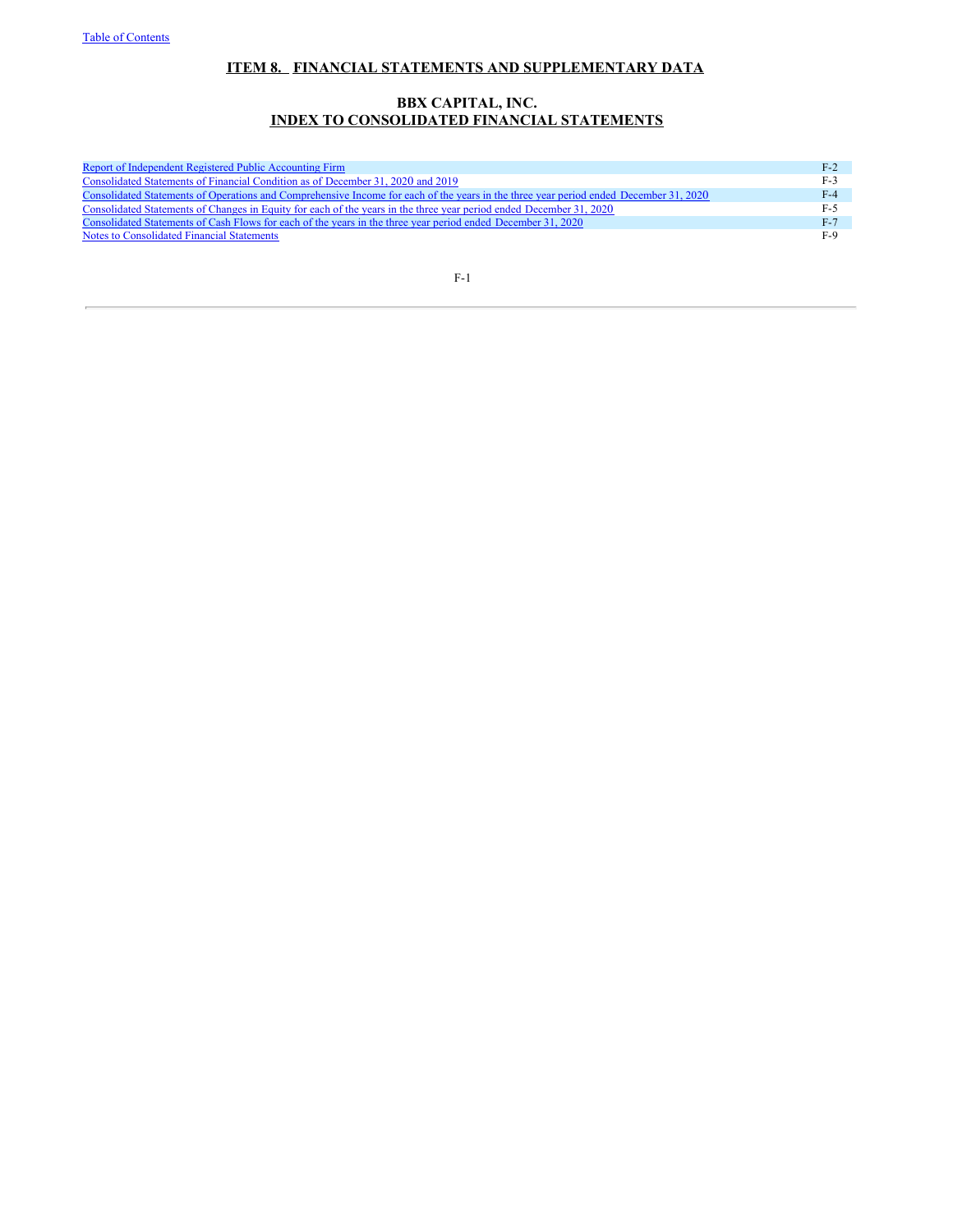## ITEM 8. FINANCIAL STATEMENTS AND SUPPLEMENTARY DATA

## BBX CAPITAL, INC.
## INDEX TO CONSOLIDATED FINANCIAL STATEMENTS

| | |
|---|---|
| Report of Independent Registered Public Accounting Firm | F-2 |
| Consolidated Statements of Financial Condition as of December 31, 2020 and 2019 | F-3 |
| Consolidated Statements of Operations and Comprehensive Income for each of the years in the three year period ended December 31, 2020 | F-4 |
| Consolidated Statements of Changes in Equity for each of the years in the three year period ended December 31, 2020 | F-5 |
| Consolidated Statements of Cash Flows for each of the years in the three year period ended December 31, 2020 | F-7 |
| Notes to Consolidated Financial Statements | F-9 |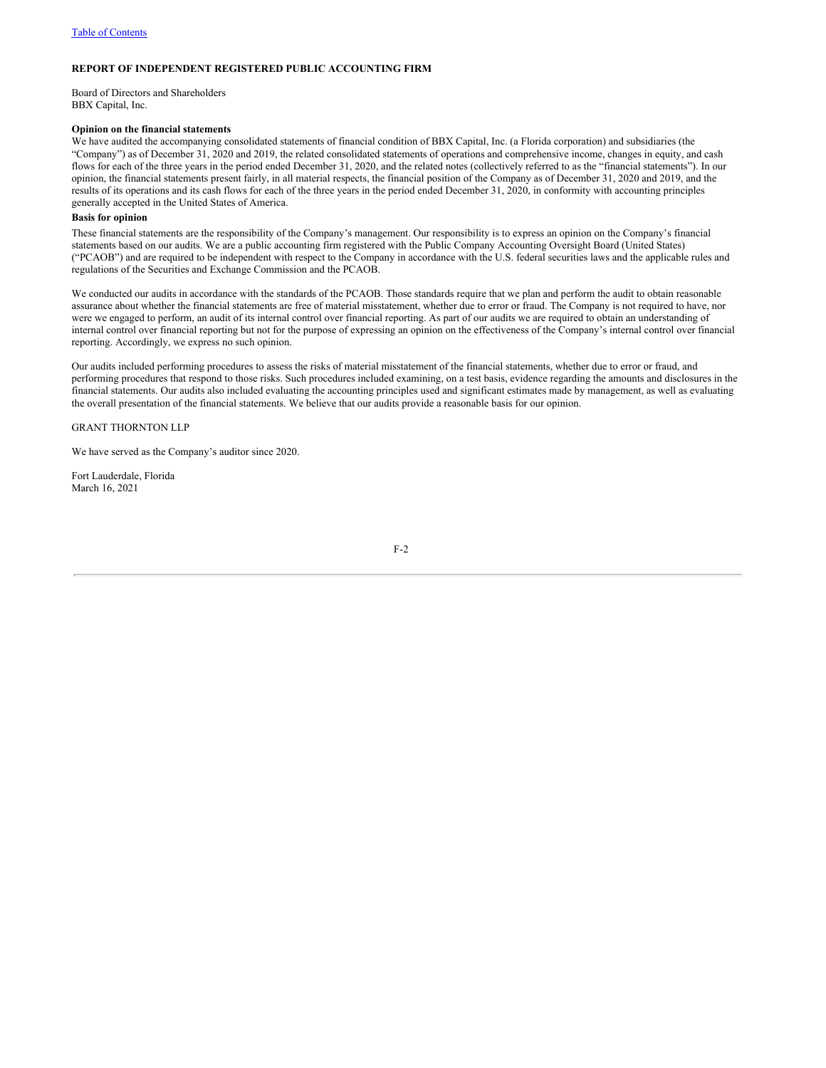## REPORT OF INDEPENDENT REGISTERED PUBLIC ACCOUNTING FIRM

Board of Directors and Shareholders
BBX Capital, Inc.

**Opinion on the financial statements**

We have audited the accompanying consolidated statements of financial condition of BBX Capital, Inc. (a Florida corporation) and subsidiaries (the "Company") as of December 31, 2020 and 2019, the related consolidated statements of operations and comprehensive income, changes in equity, and cash flows for each of the three years in the period ended December 31, 2020, and the related notes (collectively referred to as the "financial statements"). In our opinion, the financial statements present fairly, in all material respects, the financial position of the Company as of December 31, 2020 and 2019, and the results of its operations and its cash flows for each of the three years in the period ended December 31, 2020, in conformity with accounting principles generally accepted in the United States of America.

**Basis for opinion**

These financial statements are the responsibility of the Company's management. Our responsibility is to express an opinion on the Company's financial statements based on our audits. We are a public accounting firm registered with the Public Company Accounting Oversight Board (United States) ("PCAOB") and are required to be independent with respect to the Company in accordance with the U.S. federal securities laws and the applicable rules and regulations of the Securities and Exchange Commission and the PCAOB.

We conducted our audits in accordance with the standards of the PCAOB. Those standards require that we plan and perform the audit to obtain reasonable assurance about whether the financial statements are free of material misstatement, whether due to error or fraud. The Company is not required to have, nor were we engaged to perform, an audit of its internal control over financial reporting. As part of our audits we are required to obtain an understanding of internal control over financial reporting but not for the purpose of expressing an opinion on the effectiveness of the Company's internal control over financial reporting. Accordingly, we express no such opinion.

Our audits included performing procedures to assess the risks of material misstatement of the financial statements, whether due to error or fraud, and performing procedures that respond to those risks. Such procedures included examining, on a test basis, evidence regarding the amounts and disclosures in the financial statements. Our audits also included evaluating the accounting principles used and significant estimates made by management, as well as evaluating the overall presentation of the financial statements. We believe that our audits provide a reasonable basis for our opinion.

GRANT THORNTON LLP

We have served as the Company's auditor since 2020.

Fort Lauderdale, Florida
March 16, 2021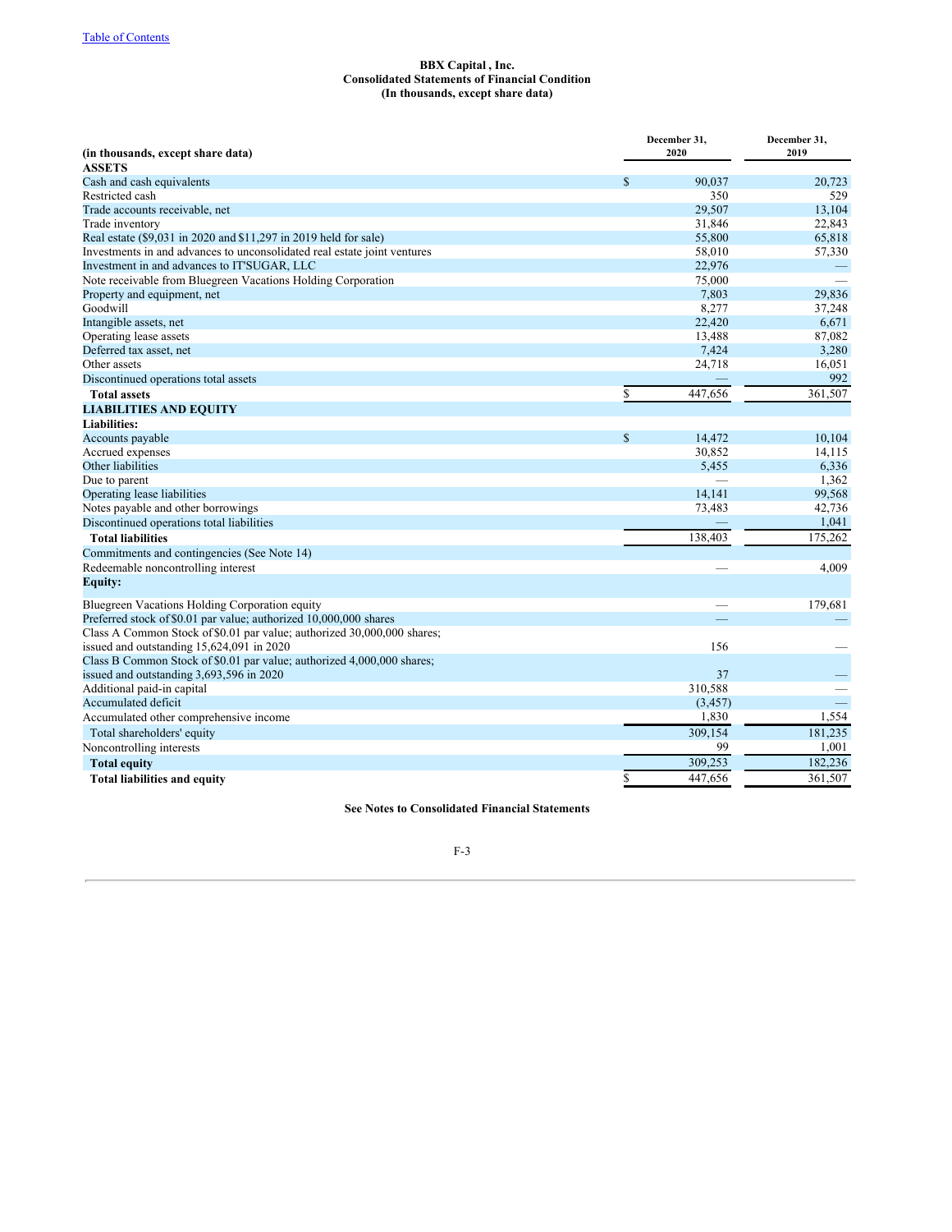[Table of Contents](#)

**BBX Capital , Inc.**
**Consolidated Statements of Financial Condition**
**(In thousands, except share data)**

| (in thousands, except share data) | December 31, 2020 | December 31, 2019 |
|---|---|---|
| **ASSETS** | | |
| Cash and cash equivalents | $ 90,037 | 20,723 |
| Restricted cash | 350 | 529 |
| Trade accounts receivable, net | 29,507 | 13,104 |
| Trade inventory | 31,846 | 22,843 |
| Real estate ($9,031 in 2020 and $11,297 in 2019 held for sale) | 55,800 | 65,818 |
| Investments in and advances to unconsolidated real estate joint ventures | 58,010 | 57,330 |
| Investment in and advances to IT'SUGAR, LLC | 22,976 | — |
| Note receivable from Bluegreen Vacations Holding Corporation | 75,000 | — |
| Property and equipment, net | 7,803 | 29,836 |
| Goodwill | 8,277 | 37,248 |
| Intangible assets, net | 22,420 | 6,671 |
| Operating lease assets | 13,488 | 87,082 |
| Deferred tax asset, net | 7,424 | 3,280 |
| Other assets | 24,718 | 16,051 |
| Discontinued operations total assets | — | 992 |
| **Total assets** | $ 447,656 | 361,507 |
| **LIABILITIES AND EQUITY** | | |
| **Liabilities:** | | |
| Accounts payable | $ 14,472 | 10,104 |
| Accrued expenses | 30,852 | 14,115 |
| Other liabilities | 5,455 | 6,336 |
| Due to parent | — | 1,362 |
| Operating lease liabilities | 14,141 | 99,568 |
| Notes payable and other borrowings | 73,483 | 42,736 |
| Discontinued operations total liabilities | — | 1,041 |
| **Total liabilities** | 138,403 | 175,262 |
| Commitments and contingencies (See Note 14) | | |
| Redeemable noncontrolling interest | — | 4,009 |
| **Equity:** | | |
| Bluegreen Vacations Holding Corporation equity | — | 179,681 |
| Preferred stock of $0.01 par value; authorized 10,000,000 shares | — | — |
| Class A Common Stock of $0.01 par value; authorized 30,000,000 shares; issued and outstanding 15,624,091 in 2020 | 156 | — |
| Class B Common Stock of $0.01 par value; authorized 4,000,000 shares; issued and outstanding 3,693,596 in 2020 | 37 | — |
| Additional paid-in capital | 310,588 | — |
| Accumulated deficit | (3,457) | — |
| Accumulated other comprehensive income | 1,830 | 1,554 |
| Total shareholders' equity | 309,154 | 181,235 |
| Noncontrolling interests | 99 | 1,001 |
| **Total equity** | 309,253 | 182,236 |
| **Total liabilities and equity** | $ 447,656 | 361,507 |

**See Notes to Consolidated Financial Statements**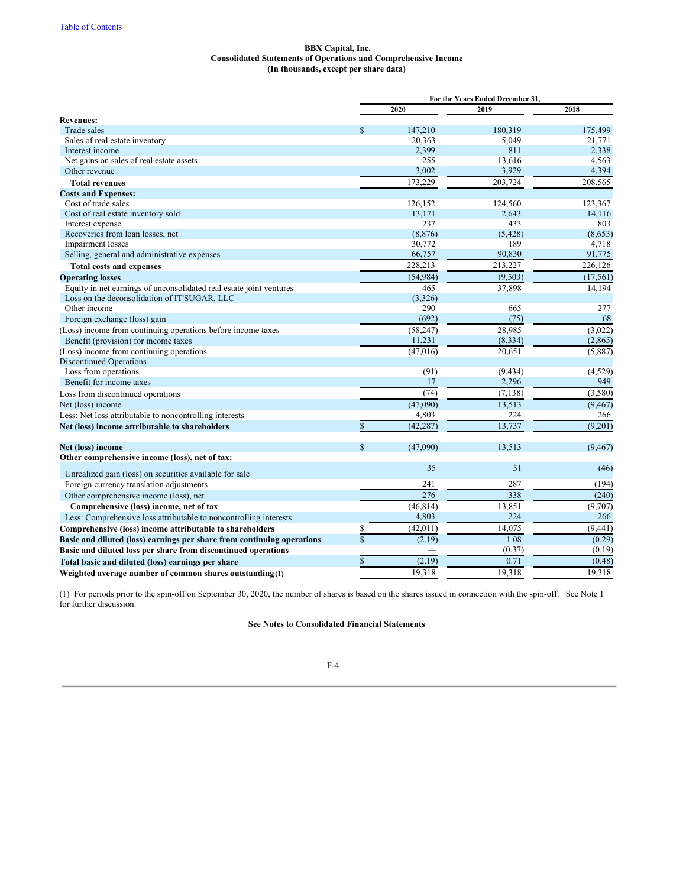[Table of Contents](#)

**BBX Capital, Inc.**
**Consolidated Statements of Operations and Comprehensive Income**
**(In thousands, except per share data)**

| | For the Years Ended December 31, | | |
|---|---|---|---|
| | 2020 | 2019 | 2018 |
| **Revenues:** | | | |
| Trade sales | $ 147,210 | 180,319 | 175,499 |
| Sales of real estate inventory | 20,363 | 5,049 | 21,771 |
| Interest income | 2,399 | 811 | 2,338 |
| Net gains on sales of real estate assets | 255 | 13,616 | 4,563 |
| Other revenue | 3,002 | 3,929 | 4,394 |
| **Total revenues** | 173,229 | 203,724 | 208,565 |
| **Costs and Expenses:** | | | |
| Cost of trade sales | 126,152 | 124,560 | 123,367 |
| Cost of real estate inventory sold | 13,171 | 2,643 | 14,116 |
| Interest expense | 237 | 433 | 803 |
| Recoveries from loan losses, net | (8,876) | (5,428) | (8,653) |
| Impairment losses | 30,772 | 189 | 4,718 |
| Selling, general and administrative expenses | 66,757 | 90,830 | 91,775 |
| **Total costs and expenses** | 228,213 | 213,227 | 226,126 |
| **Operating losses** | (54,984) | (9,503) | (17,561) |
| Equity in net earnings of unconsolidated real estate joint ventures | 465 | 37,898 | 14,194 |
| Loss on the deconsolidation of IT'SUGAR, LLC | (3,326) | — | — |
| Other income | 290 | 665 | 277 |
| Foreign exchange (loss) gain | (692) | (75) | 68 |
| (Loss) income from continuing operations before income taxes | (58,247) | 28,985 | (3,022) |
| Benefit (provision) for income taxes | 11,231 | (8,334) | (2,865) |
| (Loss) income from continuing operations | (47,016) | 20,651 | (5,887) |
| Discontinued Operations | | | |
| Loss from operations | (91) | (9,434) | (4,529) |
| Benefit for income taxes | 17 | 2,296 | 949 |
| Loss from discontinued operations | (74) | (7,138) | (3,580) |
| Net (loss) income | (47,090) | 13,513 | (9,467) |
| Less: Net loss attributable to noncontrolling interests | 4,803 | 224 | 266 |
| **Net (loss) income attributable to shareholders** | $ (42,287) | 13,737 | (9,201) |
| | | | |
| **Net (loss) income** | $ (47,090) | 13,513 | (9,467) |
| **Other comprehensive income (loss), net of tax:** | | | |
| Unrealized gain (loss) on securities available for sale | 35 | 51 | (46) |
| Foreign currency translation adjustments | 241 | 287 | (194) |
| Other comprehensive income (loss), net | 276 | 338 | (240) |
| **Comprehensive (loss) income, net of tax** | (46,814) | 13,851 | (9,707) |
| Less: Comprehensive loss attributable to noncontrolling interests | 4,803 | 224 | 266 |
| **Comprehensive (loss) income attributable to shareholders** | $ (42,011) | 14,075 | (9,441) |
| **Basic and diluted (loss) earnings per share from continuing operations** | $ (2.19) | 1.08 | (0.29) |
| **Basic and diluted loss per share from discontinued operations** | — | (0.37) | (0.19) |
| **Total basic and diluted (loss) earnings per share** | $ (2.19) | 0.71 | (0.48) |
| **Weighted average number of common shares outstanding (1)** | 19,318 | 19,318 | 19,318 |

(1) For periods prior to the spin-off on September 30, 2020, the number of shares is based on the shares issued in connection with the spin-off. See Note 1 for further discussion.

**See Notes to Consolidated Financial Statements**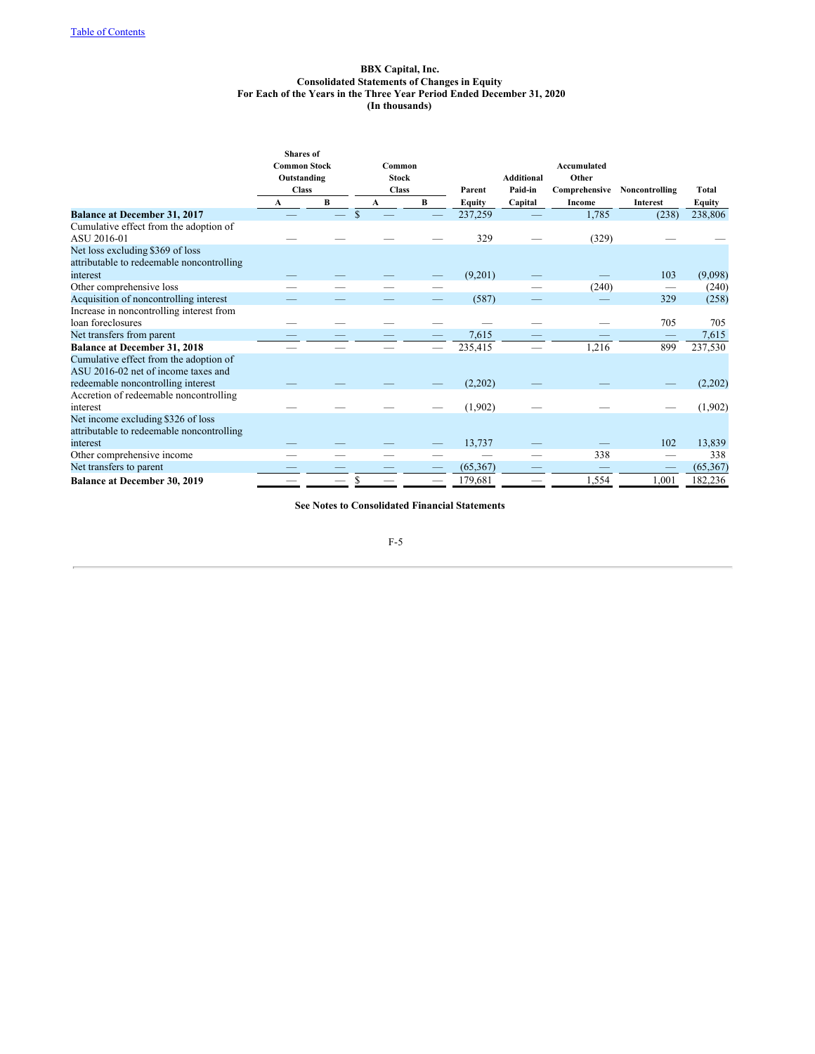Table of Contents

**BBX Capital, Inc.**
**Consolidated Statements of Changes in Equity**
**For Each of the Years in the Three Year Period Ended December 31, 2020**
**(In thousands)**

| | Shares of Common Stock Outstanding Class | | Common Stock Class | | Parent | Additional Paid-in | Accumulated Other Comprehensive | Noncontrolling | Total |
|---|---|---|---|---|---|---|---|---|---|
| | A | B | A | B | Equity | Capital | Income | Interest | Equity |
| **Balance at December 31, 2017** | — | — | $ — | — | 237,259 | — | 1,785 | (238) | 238,806 |
| Cumulative effect from the adoption of ASU 2016-01 | — | — | — | — | 329 | — | (329) | — | — |
| Net loss excluding $369 of loss attributable to redeemable noncontrolling interest | — | — | — | — | (9,201) | — | — | 103 | (9,098) |
| Other comprehensive loss | — | — | — | — | | — | (240) | — | (240) |
| Acquisition of noncontrolling interest | — | — | — | — | (587) | — | — | 329 | (258) |
| Increase in noncontrolling interest from loan foreclosures | — | — | — | — | — | — | — | 705 | 705 |
| Net transfers from parent | — | — | — | — | 7,615 | — | — | — | 7,615 |
| **Balance at December 31, 2018** | — | — | — | — | 235,415 | — | 1,216 | 899 | 237,530 |
| Cumulative effect from the adoption of ASU 2016-02 net of income taxes and redeemable noncontrolling interest | — | — | — | — | (2,202) | — | — | — | (2,202) |
| Accretion of redeemable noncontrolling interest | — | — | — | — | (1,902) | — | — | — | (1,902) |
| Net income excluding $326 of loss attributable to redeemable noncontrolling interest | — | — | — | — | 13,737 | — | — | 102 | 13,839 |
| Other comprehensive income | — | — | — | — | — | — | 338 | — | 338 |
| Net transfers to parent | — | — | — | — | (65,367) | — | — | — | (65,367) |
| **Balance at December 30, 2019** | — | — | $ — | — | 179,681 | — | 1,554 | 1,001 | 182,236 |

**See Notes to Consolidated Financial Statements**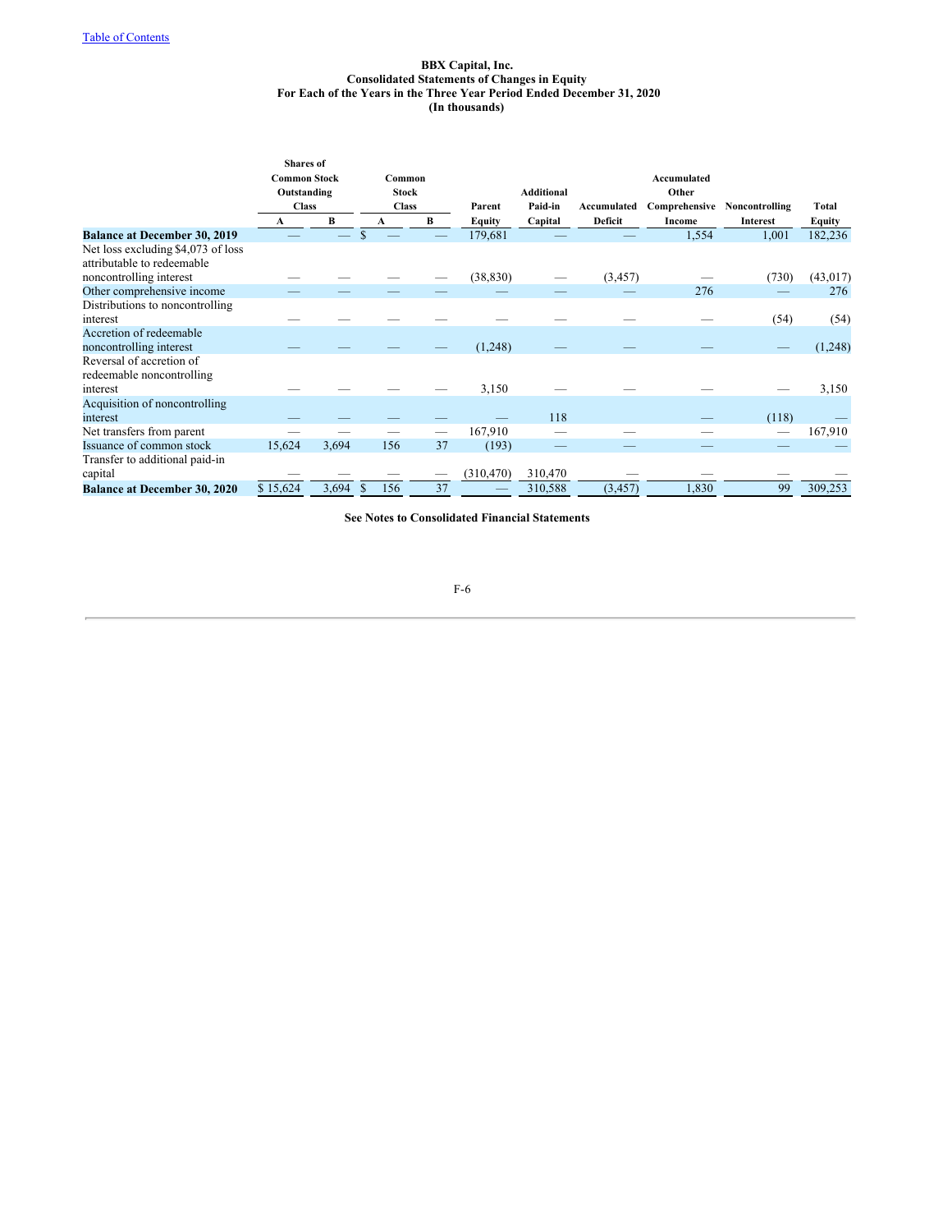**BBX Capital, Inc.**
**Consolidated Statements of Changes in Equity**
**For Each of the Years in the Three Year Period Ended December 31, 2020**
**(In thousands)**

| | Shares of Common Stock Outstanding Class | | Common Stock Class | | Parent | Additional Paid-in | Accumulated | Accumulated Other Comprehensive | Noncontrolling | Total |
|---|---|---|---|---|---|---|---|---|---|---|
| | A | B | A | B | Equity | Capital | Deficit | Income | Interest | Equity |
| **Balance at December 30, 2019** | — | — | $ — | — | 179,681 | — | — | 1,554 | 1,001 | 182,236 |
| Net loss excluding $4,073 of loss attributable to redeemable noncontrolling interest | — | — | — | — | (38,830) | — | (3,457) | — | (730) | (43,017) |
| Other comprehensive income | — | — | — | — | — | — | — | 276 | — | 276 |
| Distributions to noncontrolling interest | — | — | — | — | — | — | — | — | (54) | (54) |
| Accretion of redeemable noncontrolling interest | — | — | — | — | (1,248) | — | — | — | — | (1,248) |
| Reversal of accretion of redeemable noncontrolling interest | — | — | — | — | 3,150 | — | — | — | — | 3,150 |
| Acquisition of noncontrolling interest | — | — | — | — | — | 118 | | — | (118) | — |
| Net transfers from parent | — | — | — | — | 167,910 | — | — | — | — | 167,910 |
| Issuance of common stock | 15,624 | 3,694 | 156 | 37 | (193) | — | — | — | — | — |
| Transfer to additional paid-in capital | — | — | — | — | (310,470) | 310,470 | — | — | — | — |
| **Balance at December 30, 2020** | $ 15,624 | 3,694 | $ 156 | 37 | — | 310,588 | (3,457) | 1,830 | 99 | 309,253 |

**See Notes to Consolidated Financial Statements**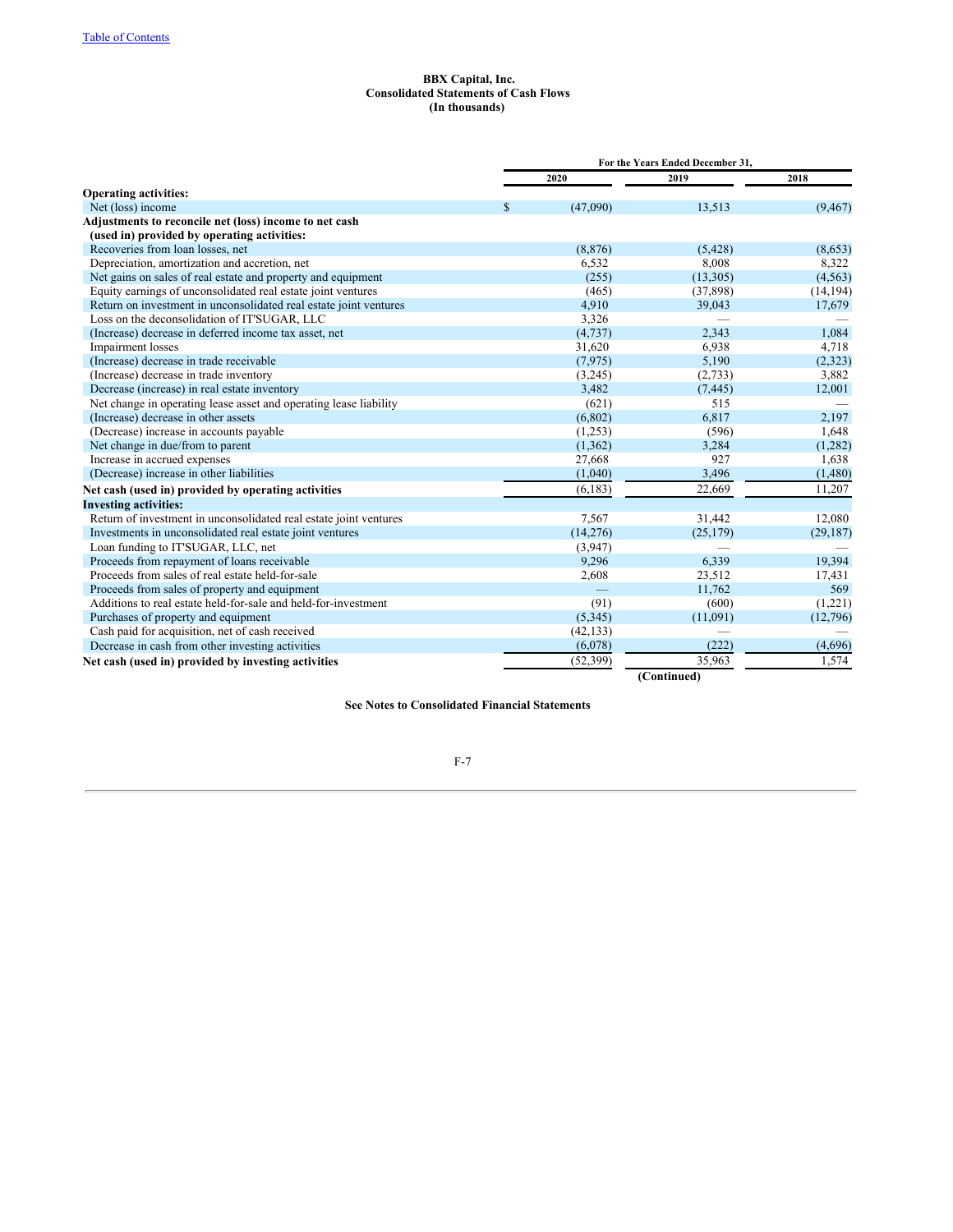Table of Contents

**BBX Capital, Inc.**
**Consolidated Statements of Cash Flows**
**(In thousands)**

| | For the Years Ended December 31, | | |
|---|---|---|---|
| | 2020 | 2019 | 2018 |
| **Operating activities:** | | | |
| Net (loss) income | $ (47,090) | 13,513 | (9,467) |
| **Adjustments to reconcile net (loss) income to net cash (used in) provided by operating activities:** | | | |
| Recoveries from loan losses, net | (8,876) | (5,428) | (8,653) |
| Depreciation, amortization and accretion, net | 6,532 | 8,008 | 8,322 |
| Net gains on sales of real estate and property and equipment | (255) | (13,305) | (4,563) |
| Equity earnings of unconsolidated real estate joint ventures | (465) | (37,898) | (14,194) |
| Return on investment in unconsolidated real estate joint ventures | 4,910 | 39,043 | 17,679 |
| Loss on the deconsolidation of IT'SUGAR, LLC | 3,326 | — | — |
| (Increase) decrease in deferred income tax asset, net | (4,737) | 2,343 | 1,084 |
| Impairment losses | 31,620 | 6,938 | 4,718 |
| (Increase) decrease in trade receivable | (7,975) | 5,190 | (2,323) |
| (Increase) decrease in trade inventory | (3,245) | (2,733) | 3,882 |
| Decrease (increase) in real estate inventory | 3,482 | (7,445) | 12,001 |
| Net change in operating lease asset and operating lease liability | (621) | 515 | — |
| (Increase) decrease in other assets | (6,802) | 6,817 | 2,197 |
| (Decrease) increase in accounts payable | (1,253) | (596) | 1,648 |
| Net change in due/from to parent | (1,362) | 3,284 | (1,282) |
| Increase in accrued expenses | 27,668 | 927 | 1,638 |
| (Decrease) increase in other liabilities | (1,040) | 3,496 | (1,480) |
| **Net cash (used in) provided by operating activities** | (6,183) | 22,669 | 11,207 |
| **Investing activities:** | | | |
| Return of investment in unconsolidated real estate joint ventures | 7,567 | 31,442 | 12,080 |
| Investments in unconsolidated real estate joint ventures | (14,276) | (25,179) | (29,187) |
| Loan funding to IT'SUGAR, LLC, net | (3,947) | — | — |
| Proceeds from repayment of loans receivable | 9,296 | 6,339 | 19,394 |
| Proceeds from sales of real estate held-for-sale | 2,608 | 23,512 | 17,431 |
| Proceeds from sales of property and equipment | — | 11,762 | 569 |
| Additions to real estate held-for-sale and held-for-investment | (91) | (600) | (1,221) |
| Purchases of property and equipment | (5,345) | (11,091) | (12,796) |
| Cash paid for acquisition, net of cash received | (42,133) | — | — |
| Decrease in cash from other investing activities | (6,078) | (222) | (4,696) |
| **Net cash (used in) provided by investing activities** | (52,399) | 35,963 | 1,574 |

**(Continued)**

**See Notes to Consolidated Financial Statements**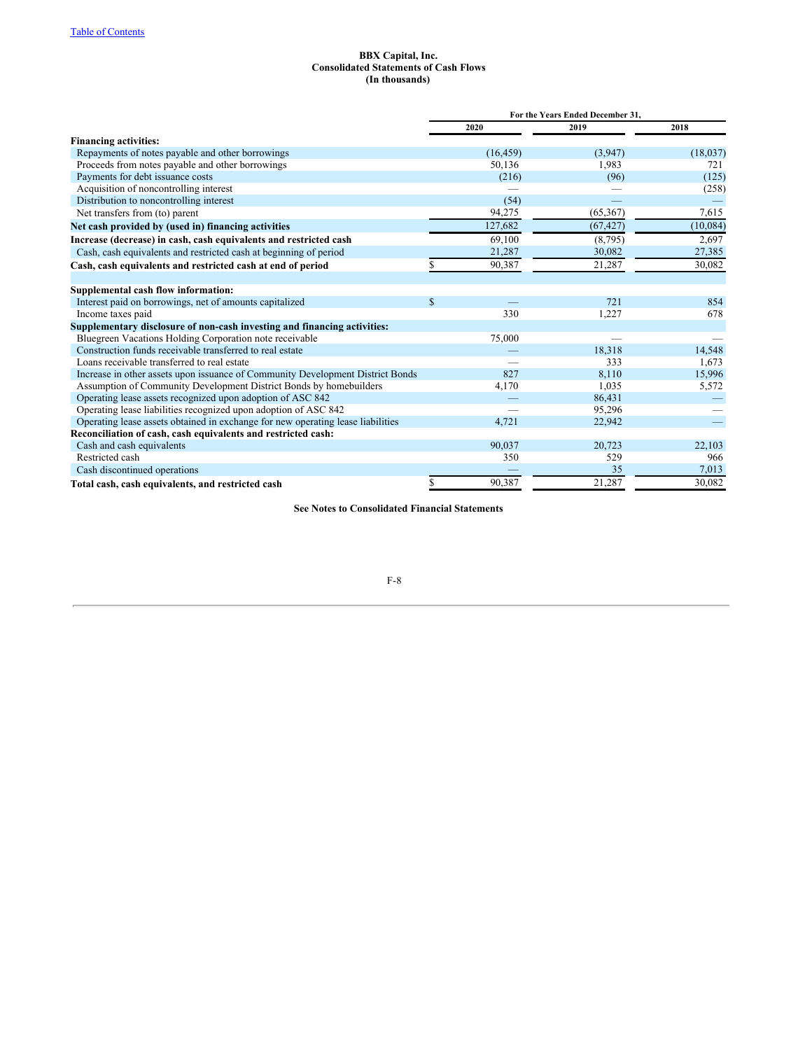Table of Contents

**BBX Capital, Inc.**
**Consolidated Statements of Cash Flows**
**(In thousands)**

| | For the Years Ended December 31, | | |
|---|---|---|---|
| | 2020 | 2019 | 2018 |
| **Financing activities:** | | | |
| Repayments of notes payable and other borrowings | (16,459) | (3,947) | (18,037) |
| Proceeds from notes payable and other borrowings | 50,136 | 1,983 | 721 |
| Payments for debt issuance costs | (216) | (96) | (125) |
| Acquisition of noncontrolling interest | — | — | (258) |
| Distribution to noncontrolling interest | (54) | — | — |
| Net transfers from (to) parent | 94,275 | (65,367) | 7,615 |
| **Net cash provided by (used in) financing activities** | 127,682 | (67,427) | (10,084) |
| **Increase (decrease) in cash, cash equivalents and restricted cash** | 69,100 | (8,795) | 2,697 |
| Cash, cash equivalents and restricted cash at beginning of period | 21,287 | 30,082 | 27,385 |
| **Cash, cash equivalents and restricted cash at end of period** | $ 90,387 | 21,287 | 30,082 |
| | | | |
| **Supplemental cash flow information:** | | | |
| Interest paid on borrowings, net of amounts capitalized | $ — | 721 | 854 |
| Income taxes paid | 330 | 1,227 | 678 |
| **Supplementary disclosure of non-cash investing and financing activities:** | | | |
| Bluegreen Vacations Holding Corporation note receivable | 75,000 | — | — |
| Construction funds receivable transferred to real estate | — | 18,318 | 14,548 |
| Loans receivable transferred to real estate | — | 333 | 1,673 |
| Increase in other assets upon issuance of Community Development District Bonds | 827 | 8,110 | 15,996 |
| Assumption of Community Development District Bonds by homebuilders | 4,170 | 1,035 | 5,572 |
| Operating lease assets recognized upon adoption of ASC 842 | — | 86,431 | — |
| Operating lease liabilities recognized upon adoption of ASC 842 | — | 95,296 | — |
| Operating lease assets obtained in exchange for new operating lease liabilities | 4,721 | 22,942 | — |
| **Reconciliation of cash, cash equivalents and restricted cash:** | | | |
| Cash and cash equivalents | 90,037 | 20,723 | 22,103 |
| Restricted cash | 350 | 529 | 966 |
| Cash discontinued operations | — | 35 | 7,013 |
| **Total cash, cash equivalents, and restricted cash** | $ 90,387 | 21,287 | 30,082 |

**See Notes to Consolidated Financial Statements**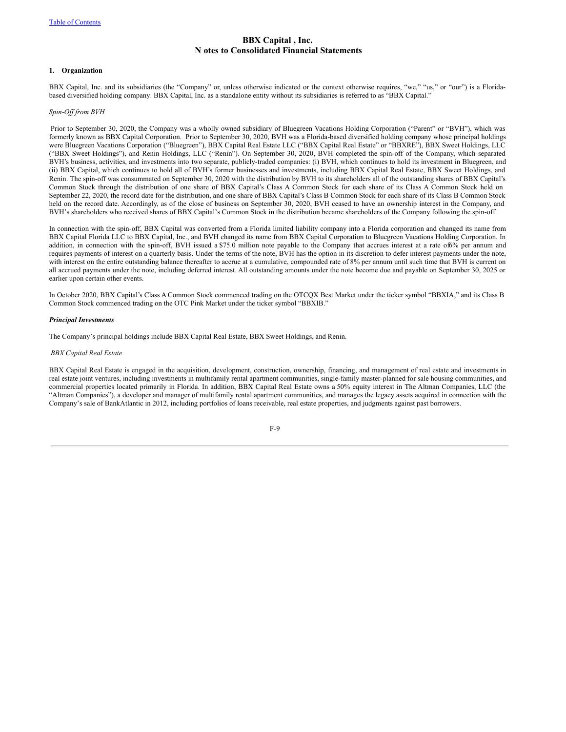## BBX Capital , Inc.
## N otes to Consolidated Financial Statements

**1. Organization**

BBX Capital, Inc. and its subsidiaries (the "Company" or, unless otherwise indicated or the context otherwise requires, "we," "us," or "our") is a Florida-based diversified holding company. BBX Capital, Inc. as a standalone entity without its subsidiaries is referred to as "BBX Capital."

*Spin-Off from BVH*

Prior to September 30, 2020, the Company was a wholly owned subsidiary of Bluegreen Vacations Holding Corporation ("Parent" or "BVH"), which was formerly known as BBX Capital Corporation. Prior to September 30, 2020, BVH was a Florida-based diversified holding company whose principal holdings were Bluegreen Vacations Corporation ("Bluegreen"), BBX Capital Real Estate LLC ("BBX Capital Real Estate" or "BBXRE"), BBX Sweet Holdings, LLC ("BBX Sweet Holdings"), and Renin Holdings, LLC ("Renin"). On September 30, 2020, BVH completed the spin-off of the Company, which separated BVH's business, activities, and investments into two separate, publicly-traded companies: (i) BVH, which continues to hold its investment in Bluegreen, and (ii) BBX Capital, which continues to hold all of BVH's former businesses and investments, including BBX Capital Real Estate, BBX Sweet Holdings, and Renin. The spin-off was consummated on September 30, 2020 with the distribution by BVH to its shareholders all of the outstanding shares of BBX Capital's Common Stock through the distribution of one share of BBX Capital's Class A Common Stock for each share of its Class A Common Stock held on September 22, 2020, the record date for the distribution, and one share of BBX Capital's Class B Common Stock for each share of its Class B Common Stock held on the record date. Accordingly, as of the close of business on September 30, 2020, BVH ceased to have an ownership interest in the Company, and BVH's shareholders who received shares of BBX Capital's Common Stock in the distribution became shareholders of the Company following the spin-off.

In connection with the spin-off, BBX Capital was converted from a Florida limited liability company into a Florida corporation and changed its name from BBX Capital Florida LLC to BBX Capital, Inc., and BVH changed its name from BBX Capital Corporation to Bluegreen Vacations Holding Corporation. In addition, in connection with the spin-off, BVH issued a $75.0 million note payable to the Company that accrues interest at a rate of 6% per annum and requires payments of interest on a quarterly basis. Under the terms of the note, BVH has the option in its discretion to defer interest payments under the note, with interest on the entire outstanding balance thereafter to accrue at a cumulative, compounded rate of 8% per annum until such time that BVH is current on all accrued payments under the note, including deferred interest. All outstanding amounts under the note become due and payable on September 30, 2025 or earlier upon certain other events.

In October 2020, BBX Capital's Class A Common Stock commenced trading on the OTCQX Best Market under the ticker symbol "BBXIA," and its Class B Common Stock commenced trading on the OTC Pink Market under the ticker symbol "BBXIB."

***Principal Investments***

The Company's principal holdings include BBX Capital Real Estate, BBX Sweet Holdings, and Renin.

*BBX Capital Real Estate*

BBX Capital Real Estate is engaged in the acquisition, development, construction, ownership, financing, and management of real estate and investments in real estate joint ventures, including investments in multifamily rental apartment communities, single-family master-planned for sale housing communities, and commercial properties located primarily in Florida. In addition, BBX Capital Real Estate owns a 50% equity interest in The Altman Companies, LLC (the "Altman Companies"), a developer and manager of multifamily rental apartment communities, and manages the legacy assets acquired in connection with the Company's sale of BankAtlantic in 2012, including portfolios of loans receivable, real estate properties, and judgments against past borrowers.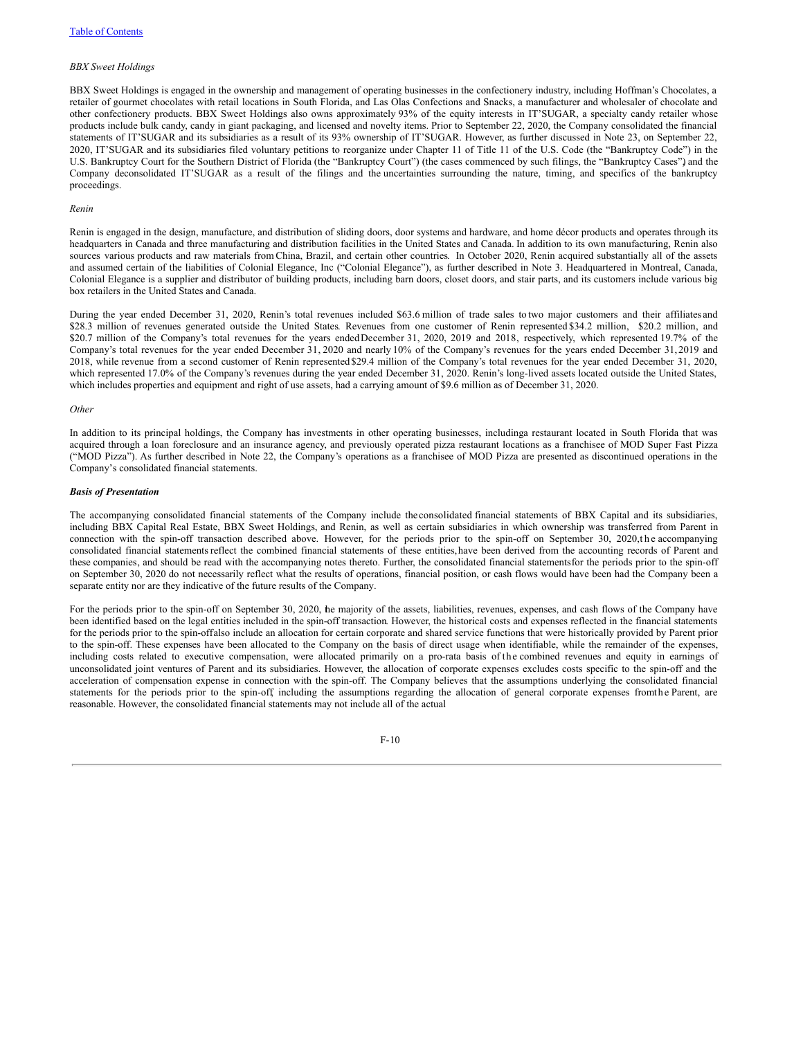*BBX Sweet Holdings*

BBX Sweet Holdings is engaged in the ownership and management of operating businesses in the confectionery industry, including Hoffman's Chocolates, a retailer of gourmet chocolates with retail locations in South Florida, and Las Olas Confections and Snacks, a manufacturer and wholesaler of chocolate and other confectionery products. BBX Sweet Holdings also owns approximately 93% of the equity interests in IT'SUGAR, a specialty candy retailer whose products include bulk candy, candy in giant packaging, and licensed and novelty items. Prior to September 22, 2020, the Company consolidated the financial statements of IT'SUGAR and its subsidiaries as a result of its 93% ownership of IT'SUGAR. However, as further discussed in Note 23, on September 22, 2020, IT'SUGAR and its subsidiaries filed voluntary petitions to reorganize under Chapter 11 of Title 11 of the U.S. Code (the "Bankruptcy Code") in the U.S. Bankruptcy Court for the Southern District of Florida (the "Bankruptcy Court") (the cases commenced by such filings, the "Bankruptcy Cases") and the Company deconsolidated IT'SUGAR as a result of the filings and the uncertainties surrounding the nature, timing, and specifics of the bankruptcy proceedings.

*Renin*

Renin is engaged in the design, manufacture, and distribution of sliding doors, door systems and hardware, and home décor products and operates through its headquarters in Canada and three manufacturing and distribution facilities in the United States and Canada. In addition to its own manufacturing, Renin also sources various products and raw materials from China, Brazil, and certain other countries. In October 2020, Renin acquired substantially all of the assets and assumed certain of the liabilities of Colonial Elegance, Inc ("Colonial Elegance"), as further described in Note 3. Headquartered in Montreal, Canada, Colonial Elegance is a supplier and distributor of building products, including barn doors, closet doors, and stair parts, and its customers include various big box retailers in the United States and Canada.

During the year ended December 31, 2020, Renin's total revenues included $63.6 million of trade sales to two major customers and their affiliates and $28.3 million of revenues generated outside the United States. Revenues from one customer of Renin represented $34.2 million, $20.2 million, and $20.7 million of the Company's total revenues for the years ended December 31, 2020, 2019 and 2018, respectively, which represented 19.7% of the Company's total revenues for the year ended December 31, 2020 and nearly 10% of the Company's revenues for the years ended December 31, 2019 and 2018, while revenue from a second customer of Renin represented $29.4 million of the Company's total revenues for the year ended December 31, 2020, which represented 17.0% of the Company's revenues during the year ended December 31, 2020. Renin's long-lived assets located outside the United States, which includes properties and equipment and right of use assets, had a carrying amount of $9.6 million as of December 31, 2020.

*Other*

In addition to its principal holdings, the Company has investments in other operating businesses, including a restaurant located in South Florida that was acquired through a loan foreclosure and an insurance agency, and previously operated pizza restaurant locations as a franchisee of MOD Super Fast Pizza ("MOD Pizza"). As further described in Note 22, the Company's operations as a franchisee of MOD Pizza are presented as discontinued operations in the Company's consolidated financial statements.

***Basis of Presentation***

The accompanying consolidated financial statements of the Company include the consolidated financial statements of BBX Capital and its subsidiaries, including BBX Capital Real Estate, BBX Sweet Holdings, and Renin, as well as certain subsidiaries in which ownership was transferred from Parent in connection with the spin-off transaction described above. However, for the periods prior to the spin-off on September 30, 2020, the accompanying consolidated financial statements reflect the combined financial statements of these entities, have been derived from the accounting records of Parent and these companies, and should be read with the accompanying notes thereto. Further, the consolidated financial statements for the periods prior to the spin-off on September 30, 2020 do not necessarily reflect what the results of operations, financial position, or cash flows would have been had the Company been a separate entity nor are they indicative of the future results of the Company.

For the periods prior to the spin-off on September 30, 2020, the majority of the assets, liabilities, revenues, expenses, and cash flows of the Company have been identified based on the legal entities included in the spin-off transaction. However, the historical costs and expenses reflected in the financial statements for the periods prior to the spin-off also include an allocation for certain corporate and shared service functions that were historically provided by Parent prior to the spin-off. These expenses have been allocated to the Company on the basis of direct usage when identifiable, while the remainder of the expenses, including costs related to executive compensation, were allocated primarily on a pro-rata basis of the combined revenues and equity in earnings of unconsolidated joint ventures of Parent and its subsidiaries. However, the allocation of corporate expenses excludes costs specific to the spin-off and the acceleration of compensation expense in connection with the spin-off. The Company believes that the assumptions underlying the consolidated financial statements for the periods prior to the spin-off including the assumptions regarding the allocation of general corporate expenses from the Parent, are reasonable. However, the consolidated financial statements may not include all of the actual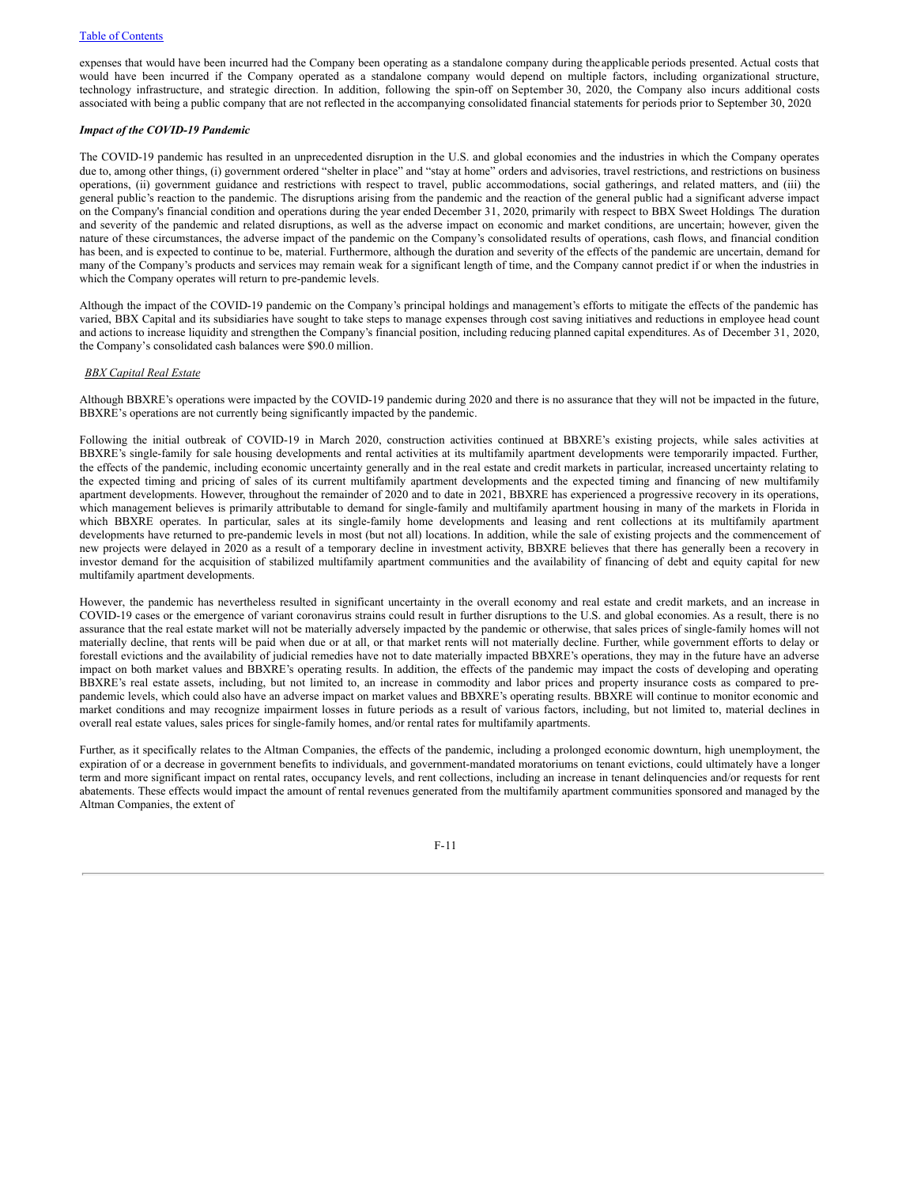expenses that would have been incurred had the Company been operating as a standalone company during the applicable periods presented. Actual costs that would have been incurred if the Company operated as a standalone company would depend on multiple factors, including organizational structure, technology infrastructure, and strategic direction. In addition, following the spin-off on September 30, 2020, the Company also incurs additional costs associated with being a public company that are not reflected in the accompanying consolidated financial statements for periods prior to September 30, 2020.

***Impact of the COVID-19 Pandemic***

The COVID-19 pandemic has resulted in an unprecedented disruption in the U.S. and global economies and the industries in which the Company operates due to, among other things, (i) government ordered "shelter in place" and "stay at home" orders and advisories, travel restrictions, and restrictions on business operations, (ii) government guidance and restrictions with respect to travel, public accommodations, social gatherings, and related matters, and (iii) the general public's reaction to the pandemic. The disruptions arising from the pandemic and the reaction of the general public had a significant adverse impact on the Company's financial condition and operations during the year ended December 31, 2020, primarily with respect to BBX Sweet Holdings. The duration and severity of the pandemic and related disruptions, as well as the adverse impact on economic and market conditions, are uncertain; however, given the nature of these circumstances, the adverse impact of the pandemic on the Company's consolidated results of operations, cash flows, and financial condition has been, and is expected to continue to be, material. Furthermore, although the duration and severity of the effects of the pandemic are uncertain, demand for many of the Company's products and services may remain weak for a significant length of time, and the Company cannot predict if or when the industries in which the Company operates will return to pre-pandemic levels.

Although the impact of the COVID-19 pandemic on the Company's principal holdings and management's efforts to mitigate the effects of the pandemic has varied, BBX Capital and its subsidiaries have sought to take steps to manage expenses through cost saving initiatives and reductions in employee head count and actions to increase liquidity and strengthen the Company's financial position, including reducing planned capital expenditures. As of December 31, 2020, the Company's consolidated cash balances were $90.0 million.

*BBX Capital Real Estate*

Although BBXRE's operations were impacted by the COVID-19 pandemic during 2020 and there is no assurance that they will not be impacted in the future, BBXRE's operations are not currently being significantly impacted by the pandemic.

Following the initial outbreak of COVID-19 in March 2020, construction activities continued at BBXRE's existing projects, while sales activities at BBXRE's single-family for sale housing developments and rental activities at its multifamily apartment developments were temporarily impacted. Further, the effects of the pandemic, including economic uncertainty generally and in the real estate and credit markets in particular, increased uncertainty relating to the expected timing and pricing of sales of its current multifamily apartment developments and the expected timing and financing of new multifamily apartment developments. However, throughout the remainder of 2020 and to date in 2021, BBXRE has experienced a progressive recovery in its operations, which management believes is primarily attributable to demand for single-family and multifamily apartment housing in many of the markets in Florida in which BBXRE operates. In particular, sales at its single-family home developments and leasing and rent collections at its multifamily apartment developments have returned to pre-pandemic levels in most (but not all) locations. In addition, while the sale of existing projects and the commencement of new projects were delayed in 2020 as a result of a temporary decline in investment activity, BBXRE believes that there has generally been a recovery in investor demand for the acquisition of stabilized multifamily apartment communities and the availability of financing of debt and equity capital for new multifamily apartment developments.

However, the pandemic has nevertheless resulted in significant uncertainty in the overall economy and real estate and credit markets, and an increase in COVID-19 cases or the emergence of variant coronavirus strains could result in further disruptions to the U.S. and global economies. As a result, there is no assurance that the real estate market will not be materially adversely impacted by the pandemic or otherwise, that sales prices of single-family homes will not materially decline, that rents will be paid when due or at all, or that market rents will not materially decline. Further, while government efforts to delay or forestall evictions and the availability of judicial remedies have not to date materially impacted BBXRE's operations, they may in the future have an adverse impact on both market values and BBXRE's operating results. In addition, the effects of the pandemic may impact the costs of developing and operating BBXRE's real estate assets, including, but not limited to, an increase in commodity and labor prices and property insurance costs as compared to pre-pandemic levels, which could also have an adverse impact on market values and BBXRE's operating results. BBXRE will continue to monitor economic and market conditions and may recognize impairment losses in future periods as a result of various factors, including, but not limited to, material declines in overall real estate values, sales prices for single-family homes, and/or rental rates for multifamily apartments.

Further, as it specifically relates to the Altman Companies, the effects of the pandemic, including a prolonged economic downturn, high unemployment, the expiration of or a decrease in government benefits to individuals, and government-mandated moratoriums on tenant evictions, could ultimately have a longer term and more significant impact on rental rates, occupancy levels, and rent collections, including an increase in tenant delinquencies and/or requests for rent abatements. These effects would impact the amount of rental revenues generated from the multifamily apartment communities sponsored and managed by the Altman Companies, the extent of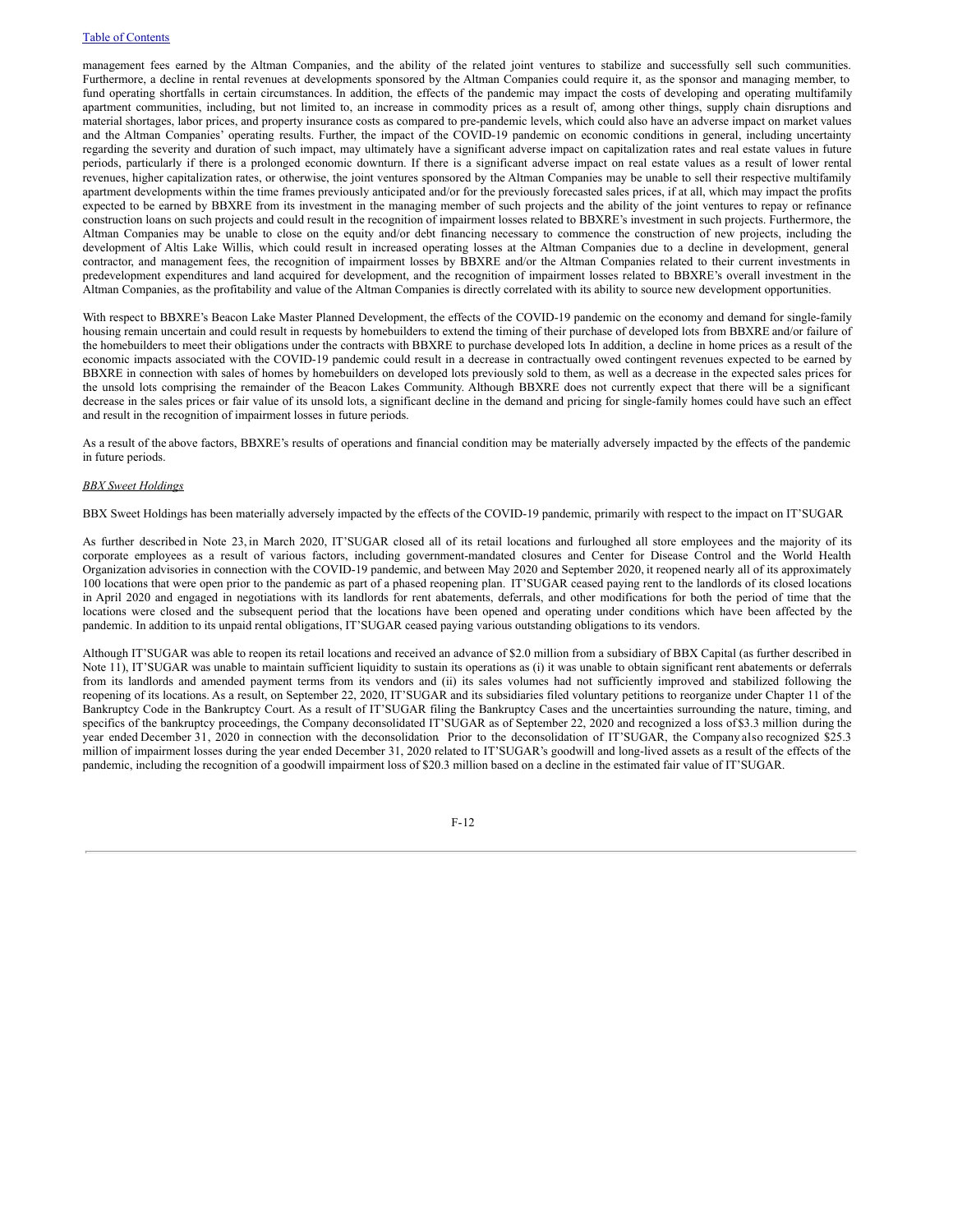management fees earned by the Altman Companies, and the ability of the related joint ventures to stabilize and successfully sell such communities. Furthermore, a decline in rental revenues at developments sponsored by the Altman Companies could require it, as the sponsor and managing member, to fund operating shortfalls in certain circumstances. In addition, the effects of the pandemic may impact the costs of developing and operating multifamily apartment communities, including, but not limited to, an increase in commodity prices as a result of, among other things, supply chain disruptions and material shortages, labor prices, and property insurance costs as compared to pre-pandemic levels, which could also have an adverse impact on market values and the Altman Companies' operating results. Further, the impact of the COVID-19 pandemic on economic conditions in general, including uncertainty regarding the severity and duration of such impact, may ultimately have a significant adverse impact on capitalization rates and real estate values in future periods, particularly if there is a prolonged economic downturn. If there is a significant adverse impact on real estate values as a result of lower rental revenues, higher capitalization rates, or otherwise, the joint ventures sponsored by the Altman Companies may be unable to sell their respective multifamily apartment developments within the time frames previously anticipated and/or for the previously forecasted sales prices, if at all, which may impact the profits expected to be earned by BBXRE from its investment in the managing member of such projects and the ability of the joint ventures to repay or refinance construction loans on such projects and could result in the recognition of impairment losses related to BBXRE's investment in such projects. Furthermore, the Altman Companies may be unable to close on the equity and/or debt financing necessary to commence the construction of new projects, including the development of Altis Lake Willis, which could result in increased operating losses at the Altman Companies due to a decline in development, general contractor, and management fees, the recognition of impairment losses by BBXRE and/or the Altman Companies related to their current investments in predevelopment expenditures and land acquired for development, and the recognition of impairment losses related to BBXRE's overall investment in the Altman Companies, as the profitability and value of the Altman Companies is directly correlated with its ability to source new development opportunities.

With respect to BBXRE's Beacon Lake Master Planned Development, the effects of the COVID-19 pandemic on the economy and demand for single-family housing remain uncertain and could result in requests by homebuilders to extend the timing of their purchase of developed lots from BBXRE and/or failure of the homebuilders to meet their obligations under the contracts with BBXRE to purchase developed lots In addition, a decline in home prices as a result of the economic impacts associated with the COVID-19 pandemic could result in a decrease in contractually owed contingent revenues expected to be earned by BBXRE in connection with sales of homes by homebuilders on developed lots previously sold to them, as well as a decrease in the expected sales prices for the unsold lots comprising the remainder of the Beacon Lakes Community. Although BBXRE does not currently expect that there will be a significant decrease in the sales prices or fair value of its unsold lots, a significant decline in the demand and pricing for single-family homes could have such an effect and result in the recognition of impairment losses in future periods.

As a result of the above factors, BBXRE's results of operations and financial condition may be materially adversely impacted by the effects of the pandemic in future periods.

*BBX Sweet Holdings*

BBX Sweet Holdings has been materially adversely impacted by the effects of the COVID-19 pandemic, primarily with respect to the impact on IT'SUGAR

As further described in Note 23, in March 2020, IT'SUGAR closed all of its retail locations and furloughed all store employees and the majority of its corporate employees as a result of various factors, including government-mandated closures and Center for Disease Control and the World Health Organization advisories in connection with the COVID-19 pandemic, and between May 2020 and September 2020, it reopened nearly all of its approximately 100 locations that were open prior to the pandemic as part of a phased reopening plan. IT'SUGAR ceased paying rent to the landlords of its closed locations in April 2020 and engaged in negotiations with its landlords for rent abatements, deferrals, and other modifications for both the period of time that the locations were closed and the subsequent period that the locations have been opened and operating under conditions which have been affected by the pandemic. In addition to its unpaid rental obligations, IT'SUGAR ceased paying various outstanding obligations to its vendors.

Although IT'SUGAR was able to reopen its retail locations and received an advance of $2.0 million from a subsidiary of BBX Capital (as further described in Note 11), IT'SUGAR was unable to maintain sufficient liquidity to sustain its operations as (i) it was unable to obtain significant rent abatements or deferrals from its landlords and amended payment terms from its vendors and (ii) its sales volumes had not sufficiently improved and stabilized following the reopening of its locations. As a result, on September 22, 2020, IT'SUGAR and its subsidiaries filed voluntary petitions to reorganize under Chapter 11 of the Bankruptcy Code in the Bankruptcy Court. As a result of IT'SUGAR filing the Bankruptcy Cases and the uncertainties surrounding the nature, timing, and specifics of the bankruptcy proceedings, the Company deconsolidated IT'SUGAR as of September 22, 2020 and recognized a loss of $3.3 million during the year ended December 31, 2020 in connection with the deconsolidation Prior to the deconsolidation of IT'SUGAR, the Company also recognized $25.3 million of impairment losses during the year ended December 31, 2020 related to IT'SUGAR's goodwill and long-lived assets as a result of the effects of the pandemic, including the recognition of a goodwill impairment loss of $20.3 million based on a decline in the estimated fair value of IT'SUGAR.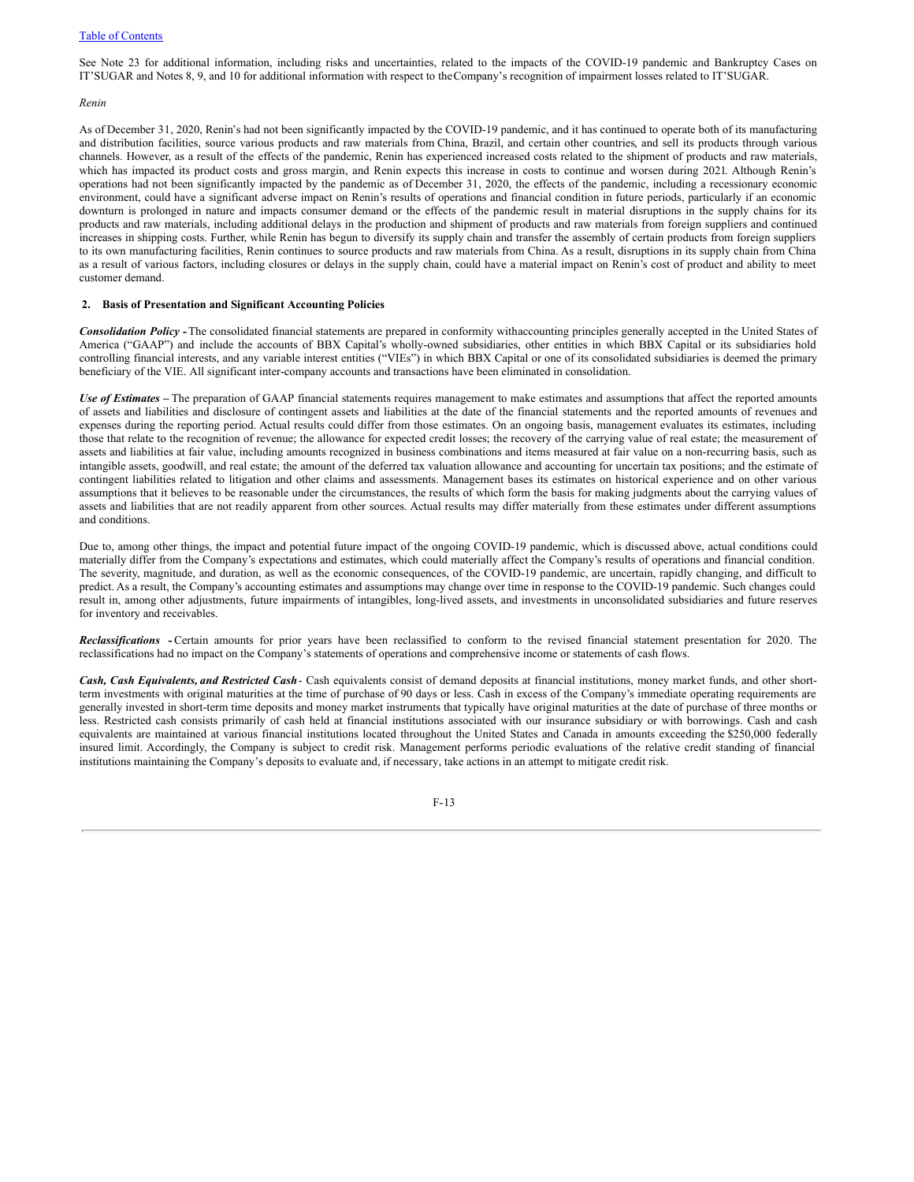See Note 23 for additional information, including risks and uncertainties, related to the impacts of the COVID-19 pandemic and Bankruptcy Cases on IT'SUGAR and Notes 8, 9, and 10 for additional information with respect to the Company's recognition of impairment losses related to IT'SUGAR.

*Renin*

As of December 31, 2020, Renin's had not been significantly impacted by the COVID-19 pandemic, and it has continued to operate both of its manufacturing and distribution facilities, source various products and raw materials from China, Brazil, and certain other countries, and sell its products through various channels. However, as a result of the effects of the pandemic, Renin has experienced increased costs related to the shipment of products and raw materials, which has impacted its product costs and gross margin, and Renin expects this increase in costs to continue and worsen during 2021. Although Renin's operations had not been significantly impacted by the pandemic as of December 31, 2020, the effects of the pandemic, including a recessionary economic environment, could have a significant adverse impact on Renin's results of operations and financial condition in future periods, particularly if an economic downturn is prolonged in nature and impacts consumer demand or the effects of the pandemic result in material disruptions in the supply chains for its products and raw materials, including additional delays in the production and shipment of products and raw materials from foreign suppliers and continued increases in shipping costs. Further, while Renin has begun to diversify its supply chain and transfer the assembly of certain products from foreign suppliers to its own manufacturing facilities, Renin continues to source products and raw materials from China. As a result, disruptions in its supply chain from China as a result of various factors, including closures or delays in the supply chain, could have a material impact on Renin's cost of product and ability to meet customer demand.

## 2. Basis of Presentation and Significant Accounting Policies

***Consolidation Policy -*** The consolidated financial statements are prepared in conformity with accounting principles generally accepted in the United States of America ("GAAP") and include the accounts of BBX Capital's wholly-owned subsidiaries, other entities in which BBX Capital or its subsidiaries hold controlling financial interests, and any variable interest entities ("VIEs") in which BBX Capital or one of its consolidated subsidiaries is deemed the primary beneficiary of the VIE. All significant inter-company accounts and transactions have been eliminated in consolidation.

***Use of Estimates –*** The preparation of GAAP financial statements requires management to make estimates and assumptions that affect the reported amounts of assets and liabilities and disclosure of contingent assets and liabilities at the date of the financial statements and the reported amounts of revenues and expenses during the reporting period. Actual results could differ from those estimates. On an ongoing basis, management evaluates its estimates, including those that relate to the recognition of revenue; the allowance for expected credit losses; the recovery of the carrying value of real estate; the measurement of assets and liabilities at fair value, including amounts recognized in business combinations and items measured at fair value on a non-recurring basis, such as intangible assets, goodwill, and real estate; the amount of the deferred tax valuation allowance and accounting for uncertain tax positions; and the estimate of contingent liabilities related to litigation and other claims and assessments. Management bases its estimates on historical experience and on other various assumptions that it believes to be reasonable under the circumstances, the results of which form the basis for making judgments about the carrying values of assets and liabilities that are not readily apparent from other sources. Actual results may differ materially from these estimates under different assumptions and conditions.

Due to, among other things, the impact and potential future impact of the ongoing COVID-19 pandemic, which is discussed above, actual conditions could materially differ from the Company's expectations and estimates, which could materially affect the Company's results of operations and financial condition. The severity, magnitude, and duration, as well as the economic consequences, of the COVID-19 pandemic, are uncertain, rapidly changing, and difficult to predict. As a result, the Company's accounting estimates and assumptions may change over time in response to the COVID-19 pandemic. Such changes could result in, among other adjustments, future impairments of intangibles, long-lived assets, and investments in unconsolidated subsidiaries and future reserves for inventory and receivables.

***Reclassifications -*** Certain amounts for prior years have been reclassified to conform to the revised financial statement presentation for 2020. The reclassifications had no impact on the Company's statements of operations and comprehensive income or statements of cash flows.

***Cash, Cash Equivalents, and Restricted Cash*** - Cash equivalents consist of demand deposits at financial institutions, money market funds, and other short-term investments with original maturities at the time of purchase of 90 days or less. Cash in excess of the Company's immediate operating requirements are generally invested in short-term time deposits and money market instruments that typically have original maturities at the date of purchase of three months or less. Restricted cash consists primarily of cash held at financial institutions associated with our insurance subsidiary or with borrowings. Cash and cash equivalents are maintained at various financial institutions located throughout the United States and Canada in amounts exceeding the $250,000 federally insured limit. Accordingly, the Company is subject to credit risk. Management performs periodic evaluations of the relative credit standing of financial institutions maintaining the Company's deposits to evaluate and, if necessary, take actions in an attempt to mitigate credit risk.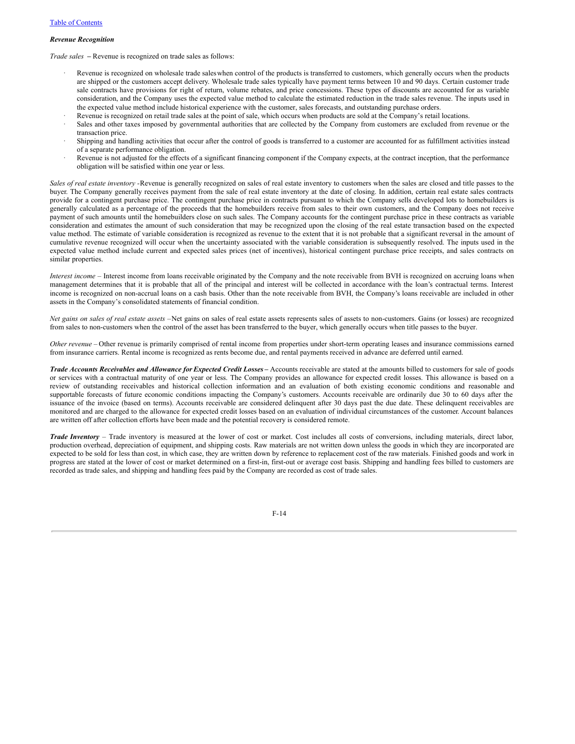***Revenue Recognition***

*Trade sales* **–** Revenue is recognized on trade sales as follows:

- Revenue is recognized on wholesale trade saleswhen control of the products is transferred to customers, which generally occurs when the products are shipped or the customers accept delivery. Wholesale trade sales typically have payment terms between 10 and 90 days. Certain customer trade sale contracts have provisions for right of return, volume rebates, and price concessions. These types of discounts are accounted for as variable consideration, and the Company uses the expected value method to calculate the estimated reduction in the trade sales revenue. The inputs used in the expected value method include historical experience with the customer, sales forecasts, and outstanding purchase orders.
- Revenue is recognized on retail trade sales at the point of sale, which occurs when products are sold at the Company's retail locations.
- Sales and other taxes imposed by governmental authorities that are collected by the Company from customers are excluded from revenue or the transaction price.
- Shipping and handling activities that occur after the control of goods is transferred to a customer are accounted for as fulfillment activities instead of a separate performance obligation.
- Revenue is not adjusted for the effects of a significant financing component if the Company expects, at the contract inception, that the performance obligation will be satisfied within one year or less.

*Sales of real estate inventory* -Revenue is generally recognized on sales of real estate inventory to customers when the sales are closed and title passes to the buyer. The Company generally receives payment from the sale of real estate inventory at the date of closing. In addition, certain real estate sales contracts provide for a contingent purchase price. The contingent purchase price in contracts pursuant to which the Company sells developed lots to homebuilders is generally calculated as a percentage of the proceeds that the homebuilders receive from sales to their own customers, and the Company does not receive payment of such amounts until the homebuilders close on such sales. The Company accounts for the contingent purchase price in these contracts as variable consideration and estimates the amount of such consideration that may be recognized upon the closing of the real estate transaction based on the expected value method. The estimate of variable consideration is recognized as revenue to the extent that it is not probable that a significant reversal in the amount of cumulative revenue recognized will occur when the uncertainty associated with the variable consideration is subsequently resolved. The inputs used in the expected value method include current and expected sales prices (net of incentives), historical contingent purchase price receipts, and sales contracts on similar properties.

*Interest income* – Interest income from loans receivable originated by the Company and the note receivable from BVH is recognized on accruing loans when management determines that it is probable that all of the principal and interest will be collected in accordance with the loan's contractual terms. Interest income is recognized on non-accrual loans on a cash basis. Other than the note receivable from BVH, the Company's loans receivable are included in other assets in the Company's consolidated statements of financial condition.

*Net gains on sales of real estate assets* –Net gains on sales of real estate assets represents sales of assets to non-customers. Gains (or losses) are recognized from sales to non-customers when the control of the asset has been transferred to the buyer, which generally occurs when title passes to the buyer.

*Other revenue* – Other revenue is primarily comprised of rental income from properties under short-term operating leases and insurance commissions earned from insurance carriers. Rental income is recognized as rents become due, and rental payments received in advance are deferred until earned.

***Trade Accounts Receivables and Allowance for Expected Credit Losses*** **–** Accounts receivable are stated at the amounts billed to customers for sale of goods or services with a contractual maturity of one year or less. The Company provides an allowance for expected credit losses. This allowance is based on a review of outstanding receivables and historical collection information and an evaluation of both existing economic conditions and reasonable and supportable forecasts of future economic conditions impacting the Company's customers. Accounts receivable are ordinarily due 30 to 60 days after the issuance of the invoice (based on terms). Accounts receivable are considered delinquent after 30 days past the due date. These delinquent receivables are monitored and are charged to the allowance for expected credit losses based on an evaluation of individual circumstances of the customer. Account balances are written off after collection efforts have been made and the potential recovery is considered remote.

***Trade Inventory*** – Trade inventory is measured at the lower of cost or market. Cost includes all costs of conversions, including materials, direct labor, production overhead, depreciation of equipment, and shipping costs. Raw materials are not written down unless the goods in which they are incorporated are expected to be sold for less than cost, in which case, they are written down by reference to replacement cost of the raw materials. Finished goods and work in progress are stated at the lower of cost or market determined on a first-in, first-out or average cost basis. Shipping and handling fees billed to customers are recorded as trade sales, and shipping and handling fees paid by the Company are recorded as cost of trade sales.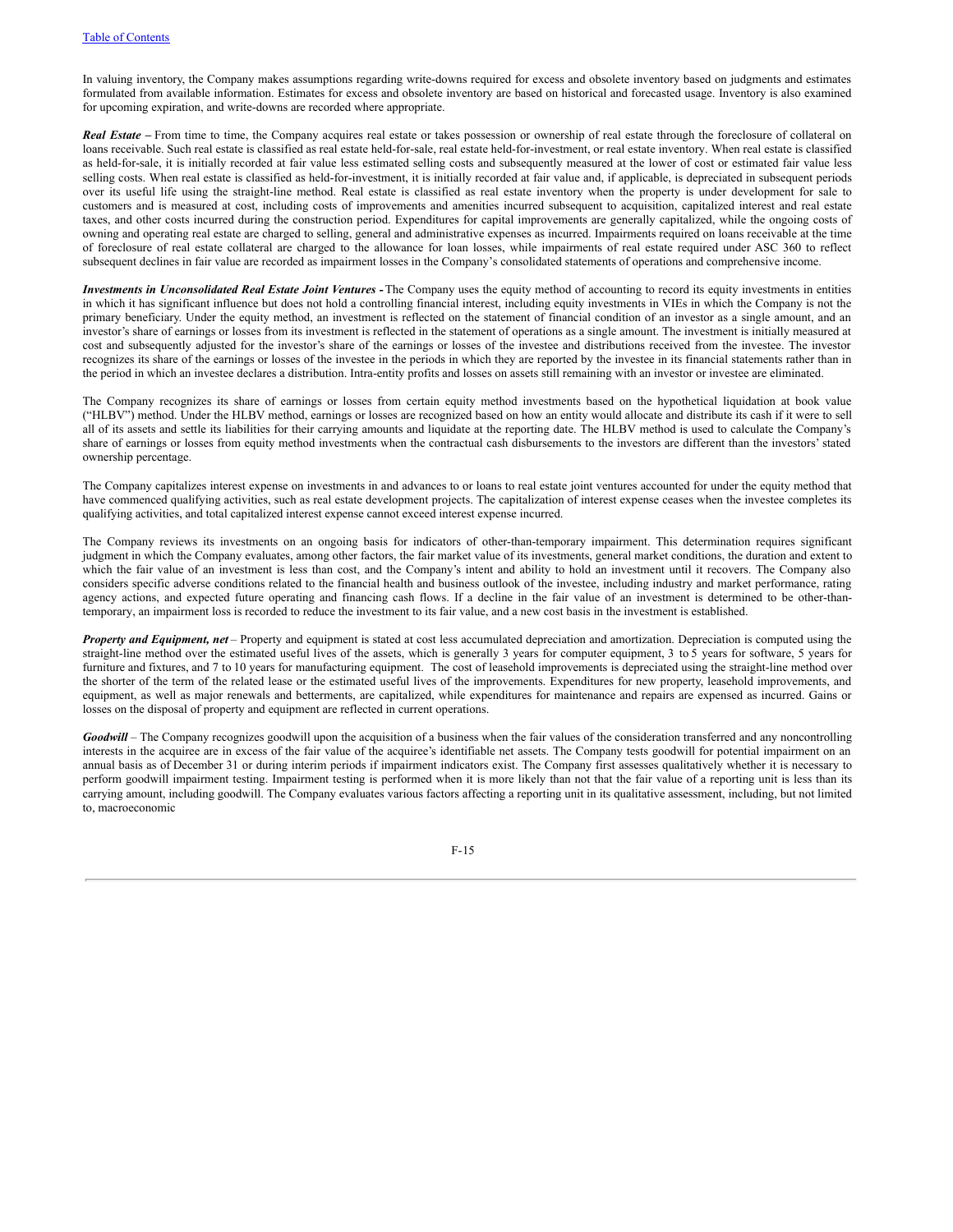In valuing inventory, the Company makes assumptions regarding write-downs required for excess and obsolete inventory based on judgments and estimates formulated from available information. Estimates for excess and obsolete inventory are based on historical and forecasted usage. Inventory is also examined for upcoming expiration, and write-downs are recorded where appropriate.

***Real Estate –*** From time to time, the Company acquires real estate or takes possession or ownership of real estate through the foreclosure of collateral on loans receivable. Such real estate is classified as real estate held-for-sale, real estate held-for-investment, or real estate inventory. When real estate is classified as held-for-sale, it is initially recorded at fair value less estimated selling costs and subsequently measured at the lower of cost or estimated fair value less selling costs. When real estate is classified as held-for-investment, it is initially recorded at fair value and, if applicable, is depreciated in subsequent periods over its useful life using the straight-line method. Real estate is classified as real estate inventory when the property is under development for sale to customers and is measured at cost, including costs of improvements and amenities incurred subsequent to acquisition, capitalized interest and real estate taxes, and other costs incurred during the construction period. Expenditures for capital improvements are generally capitalized, while the ongoing costs of owning and operating real estate are charged to selling, general and administrative expenses as incurred. Impairments required on loans receivable at the time of foreclosure of real estate collateral are charged to the allowance for loan losses, while impairments of real estate required under ASC 360 to reflect subsequent declines in fair value are recorded as impairment losses in the Company's consolidated statements of operations and comprehensive income.

***Investments in Unconsolidated Real Estate Joint Ventures -*** The Company uses the equity method of accounting to record its equity investments in entities in which it has significant influence but does not hold a controlling financial interest, including equity investments in VIEs in which the Company is not the primary beneficiary. Under the equity method, an investment is reflected on the statement of financial condition of an investor as a single amount, and an investor's share of earnings or losses from its investment is reflected in the statement of operations as a single amount. The investment is initially measured at cost and subsequently adjusted for the investor's share of the earnings or losses of the investee and distributions received from the investee. The investor recognizes its share of the earnings or losses of the investee in the periods in which they are reported by the investee in its financial statements rather than in the period in which an investee declares a distribution. Intra-entity profits and losses on assets still remaining with an investor or investee are eliminated.

The Company recognizes its share of earnings or losses from certain equity method investments based on the hypothetical liquidation at book value ("HLBV") method. Under the HLBV method, earnings or losses are recognized based on how an entity would allocate and distribute its cash if it were to sell all of its assets and settle its liabilities for their carrying amounts and liquidate at the reporting date. The HLBV method is used to calculate the Company's share of earnings or losses from equity method investments when the contractual cash disbursements to the investors are different than the investors' stated ownership percentage.

The Company capitalizes interest expense on investments in and advances to or loans to real estate joint ventures accounted for under the equity method that have commenced qualifying activities, such as real estate development projects. The capitalization of interest expense ceases when the investee completes its qualifying activities, and total capitalized interest expense cannot exceed interest expense incurred.

The Company reviews its investments on an ongoing basis for indicators of other-than-temporary impairment. This determination requires significant judgment in which the Company evaluates, among other factors, the fair market value of its investments, general market conditions, the duration and extent to which the fair value of an investment is less than cost, and the Company's intent and ability to hold an investment until it recovers. The Company also considers specific adverse conditions related to the financial health and business outlook of the investee, including industry and market performance, rating agency actions, and expected future operating and financing cash flows. If a decline in the fair value of an investment is determined to be other-than-temporary, an impairment loss is recorded to reduce the investment to its fair value, and a new cost basis in the investment is established.

***Property and Equipment, net*** – Property and equipment is stated at cost less accumulated depreciation and amortization. Depreciation is computed using the straight-line method over the estimated useful lives of the assets, which is generally 3 years for computer equipment, 3 to 5 years for software, 5 years for furniture and fixtures, and 7 to 10 years for manufacturing equipment. The cost of leasehold improvements is depreciated using the straight-line method over the shorter of the term of the related lease or the estimated useful lives of the improvements. Expenditures for new property, leasehold improvements, and equipment, as well as major renewals and betterments, are capitalized, while expenditures for maintenance and repairs are expensed as incurred. Gains or losses on the disposal of property and equipment are reflected in current operations.

***Goodwill*** – The Company recognizes goodwill upon the acquisition of a business when the fair values of the consideration transferred and any noncontrolling interests in the acquiree are in excess of the fair value of the acquiree's identifiable net assets. The Company tests goodwill for potential impairment on an annual basis as of December 31 or during interim periods if impairment indicators exist. The Company first assesses qualitatively whether it is necessary to perform goodwill impairment testing. Impairment testing is performed when it is more likely than not that the fair value of a reporting unit is less than its carrying amount, including goodwill. The Company evaluates various factors affecting a reporting unit in its qualitative assessment, including, but not limited to, macroeconomic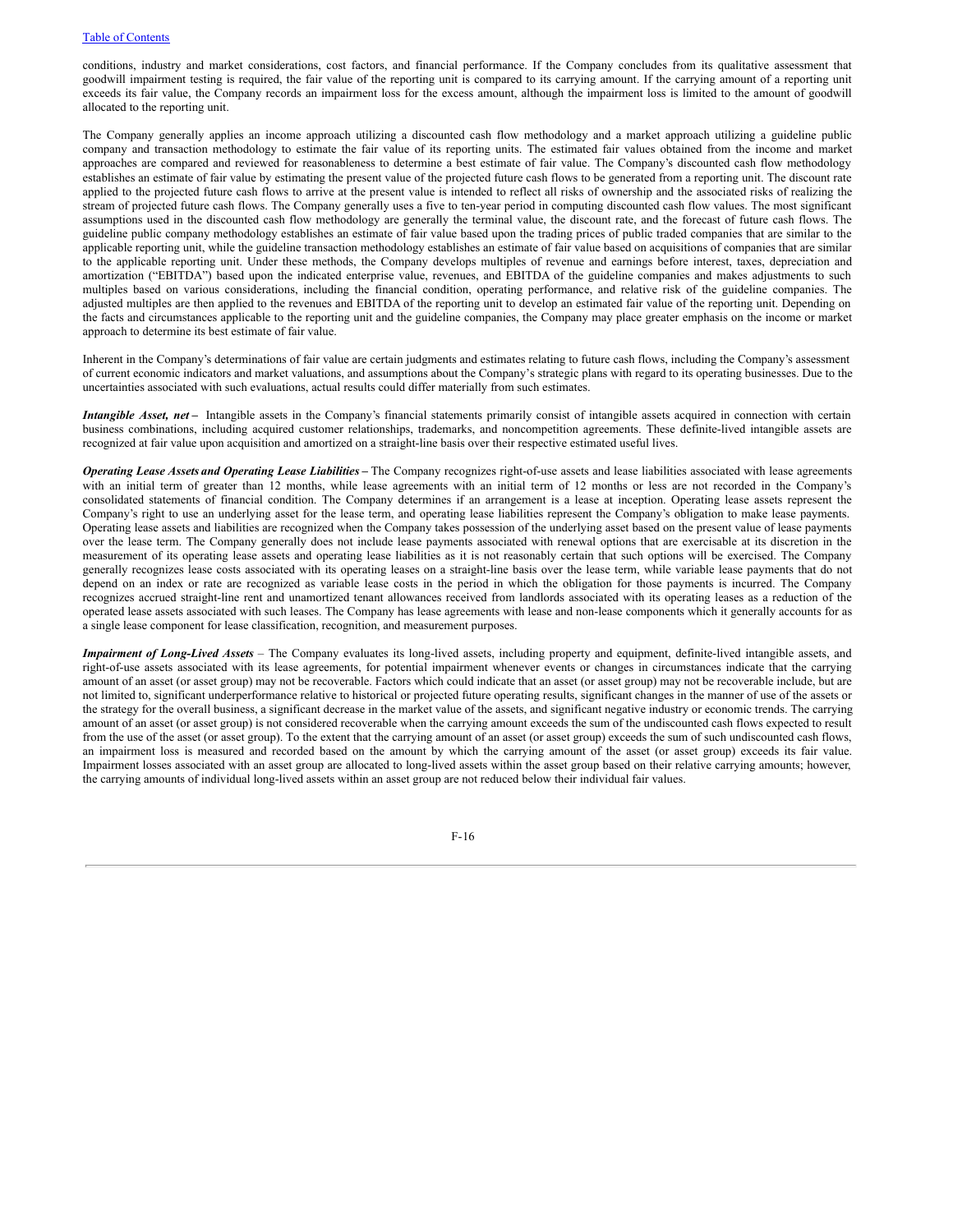conditions, industry and market considerations, cost factors, and financial performance. If the Company concludes from its qualitative assessment that goodwill impairment testing is required, the fair value of the reporting unit is compared to its carrying amount. If the carrying amount of a reporting unit exceeds its fair value, the Company records an impairment loss for the excess amount, although the impairment loss is limited to the amount of goodwill allocated to the reporting unit.

The Company generally applies an income approach utilizing a discounted cash flow methodology and a market approach utilizing a guideline public company and transaction methodology to estimate the fair value of its reporting units. The estimated fair values obtained from the income and market approaches are compared and reviewed for reasonableness to determine a best estimate of fair value. The Company's discounted cash flow methodology establishes an estimate of fair value by estimating the present value of the projected future cash flows to be generated from a reporting unit. The discount rate applied to the projected future cash flows to arrive at the present value is intended to reflect all risks of ownership and the associated risks of realizing the stream of projected future cash flows. The Company generally uses a five to ten-year period in computing discounted cash flow values. The most significant assumptions used in the discounted cash flow methodology are generally the terminal value, the discount rate, and the forecast of future cash flows. The guideline public company methodology establishes an estimate of fair value based upon the trading prices of public traded companies that are similar to the applicable reporting unit, while the guideline transaction methodology establishes an estimate of fair value based on acquisitions of companies that are similar to the applicable reporting unit. Under these methods, the Company develops multiples of revenue and earnings before interest, taxes, depreciation and amortization ("EBITDA") based upon the indicated enterprise value, revenues, and EBITDA of the guideline companies and makes adjustments to such multiples based on various considerations, including the financial condition, operating performance, and relative risk of the guideline companies. The adjusted multiples are then applied to the revenues and EBITDA of the reporting unit to develop an estimated fair value of the reporting unit. Depending on the facts and circumstances applicable to the reporting unit and the guideline companies, the Company may place greater emphasis on the income or market approach to determine its best estimate of fair value.

Inherent in the Company's determinations of fair value are certain judgments and estimates relating to future cash flows, including the Company's assessment of current economic indicators and market valuations, and assumptions about the Company's strategic plans with regard to its operating businesses. Due to the uncertainties associated with such evaluations, actual results could differ materially from such estimates.

***Intangible Asset, net –*** Intangible assets in the Company's financial statements primarily consist of intangible assets acquired in connection with certain business combinations, including acquired customer relationships, trademarks, and noncompetition agreements. These definite-lived intangible assets are recognized at fair value upon acquisition and amortized on a straight-line basis over their respective estimated useful lives.

***Operating Lease Assets and Operating Lease Liabilities –*** The Company recognizes right-of-use assets and lease liabilities associated with lease agreements with an initial term of greater than 12 months, while lease agreements with an initial term of 12 months or less are not recorded in the Company's consolidated statements of financial condition. The Company determines if an arrangement is a lease at inception. Operating lease assets represent the Company's right to use an underlying asset for the lease term, and operating lease liabilities represent the Company's obligation to make lease payments. Operating lease assets and liabilities are recognized when the Company takes possession of the underlying asset based on the present value of lease payments over the lease term. The Company generally does not include lease payments associated with renewal options that are exercisable at its discretion in the measurement of its operating lease assets and operating lease liabilities as it is not reasonably certain that such options will be exercised. The Company generally recognizes lease costs associated with its operating leases on a straight-line basis over the lease term, while variable lease payments that do not depend on an index or rate are recognized as variable lease costs in the period in which the obligation for those payments is incurred. The Company recognizes accrued straight-line rent and unamortized tenant allowances received from landlords associated with its operating leases as a reduction of the operated lease assets associated with such leases. The Company has lease agreements with lease and non-lease components which it generally accounts for as a single lease component for lease classification, recognition, and measurement purposes.

***Impairment of Long-Lived Assets*** – The Company evaluates its long-lived assets, including property and equipment, definite-lived intangible assets, and right-of-use assets associated with its lease agreements, for potential impairment whenever events or changes in circumstances indicate that the carrying amount of an asset (or asset group) may not be recoverable. Factors which could indicate that an asset (or asset group) may not be recoverable include, but are not limited to, significant underperformance relative to historical or projected future operating results, significant changes in the manner of use of the assets or the strategy for the overall business, a significant decrease in the market value of the assets, and significant negative industry or economic trends. The carrying amount of an asset (or asset group) is not considered recoverable when the carrying amount exceeds the sum of the undiscounted cash flows expected to result from the use of the asset (or asset group). To the extent that the carrying amount of an asset (or asset group) exceeds the sum of such undiscounted cash flows, an impairment loss is measured and recorded based on the amount by which the carrying amount of the asset (or asset group) exceeds its fair value. Impairment losses associated with an asset group are allocated to long-lived assets within the asset group based on their relative carrying amounts; however, the carrying amounts of individual long-lived assets within an asset group are not reduced below their individual fair values.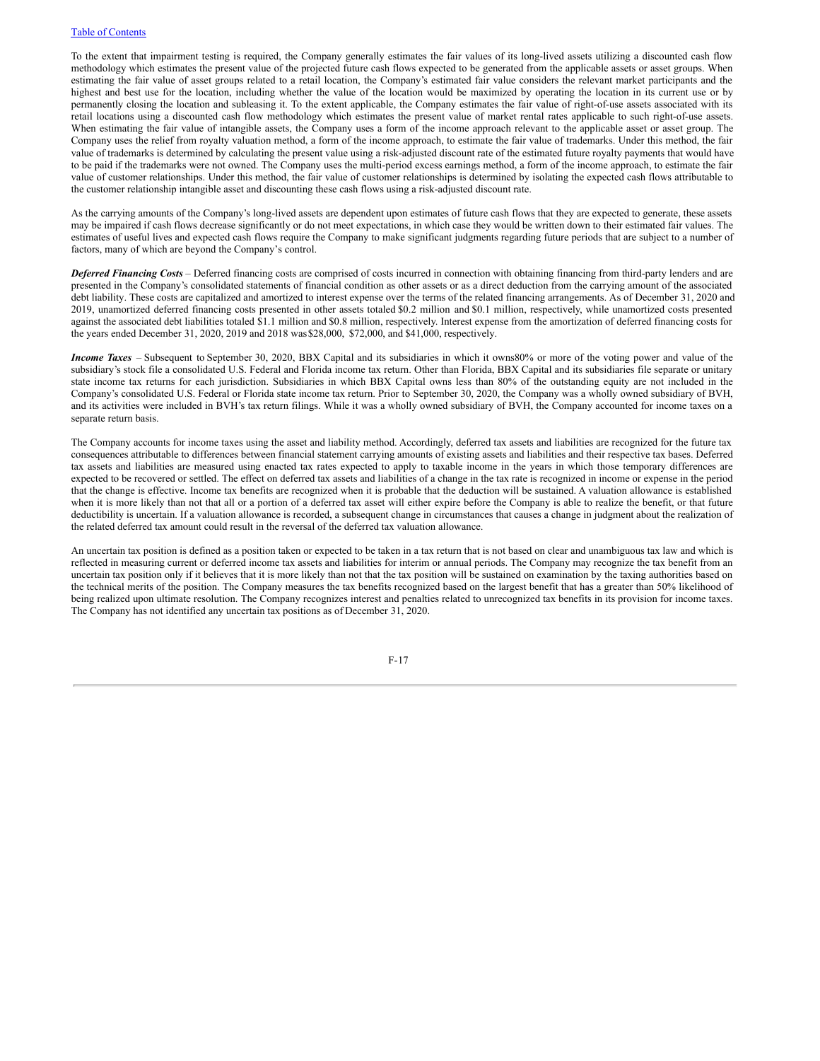To the extent that impairment testing is required, the Company generally estimates the fair values of its long-lived assets utilizing a discounted cash flow methodology which estimates the present value of the projected future cash flows expected to be generated from the applicable assets or asset groups. When estimating the fair value of asset groups related to a retail location, the Company's estimated fair value considers the relevant market participants and the highest and best use for the location, including whether the value of the location would be maximized by operating the location in its current use or by permanently closing the location and subleasing it. To the extent applicable, the Company estimates the fair value of right-of-use assets associated with its retail locations using a discounted cash flow methodology which estimates the present value of market rental rates applicable to such right-of-use assets. When estimating the fair value of intangible assets, the Company uses a form of the income approach relevant to the applicable asset or asset group. The Company uses the relief from royalty valuation method, a form of the income approach, to estimate the fair value of trademarks. Under this method, the fair value of trademarks is determined by calculating the present value using a risk-adjusted discount rate of the estimated future royalty payments that would have to be paid if the trademarks were not owned. The Company uses the multi-period excess earnings method, a form of the income approach, to estimate the fair value of customer relationships. Under this method, the fair value of customer relationships is determined by isolating the expected cash flows attributable to the customer relationship intangible asset and discounting these cash flows using a risk-adjusted discount rate.

As the carrying amounts of the Company's long-lived assets are dependent upon estimates of future cash flows that they are expected to generate, these assets may be impaired if cash flows decrease significantly or do not meet expectations, in which case they would be written down to their estimated fair values. The estimates of useful lives and expected cash flows require the Company to make significant judgments regarding future periods that are subject to a number of factors, many of which are beyond the Company's control.

***Deferred Financing Costs*** – Deferred financing costs are comprised of costs incurred in connection with obtaining financing from third-party lenders and are presented in the Company's consolidated statements of financial condition as other assets or as a direct deduction from the carrying amount of the associated debt liability. These costs are capitalized and amortized to interest expense over the terms of the related financing arrangements. As of December 31, 2020 and 2019, unamortized deferred financing costs presented in other assets totaled $0.2 million and $0.1 million, respectively, while unamortized costs presented against the associated debt liabilities totaled $1.1 million and $0.8 million, respectively. Interest expense from the amortization of deferred financing costs for the years ended December 31, 2020, 2019 and 2018 was $28,000, $72,000, and $41,000, respectively.

***Income Taxes*** – Subsequent to September 30, 2020, BBX Capital and its subsidiaries in which it owns 80% or more of the voting power and value of the subsidiary's stock file a consolidated U.S. Federal and Florida income tax return. Other than Florida, BBX Capital and its subsidiaries file separate or unitary state income tax returns for each jurisdiction. Subsidiaries in which BBX Capital owns less than 80% of the outstanding equity are not included in the Company's consolidated U.S. Federal or Florida state income tax return. Prior to September 30, 2020, the Company was a wholly owned subsidiary of BVH, and its activities were included in BVH's tax return filings. While it was a wholly owned subsidiary of BVH, the Company accounted for income taxes on a separate return basis.

The Company accounts for income taxes using the asset and liability method. Accordingly, deferred tax assets and liabilities are recognized for the future tax consequences attributable to differences between financial statement carrying amounts of existing assets and liabilities and their respective tax bases. Deferred tax assets and liabilities are measured using enacted tax rates expected to apply to taxable income in the years in which those temporary differences are expected to be recovered or settled. The effect on deferred tax assets and liabilities of a change in the tax rate is recognized in income or expense in the period that the change is effective. Income tax benefits are recognized when it is probable that the deduction will be sustained. A valuation allowance is established when it is more likely than not that all or a portion of a deferred tax asset will either expire before the Company is able to realize the benefit, or that future deductibility is uncertain. If a valuation allowance is recorded, a subsequent change in circumstances that causes a change in judgment about the realization of the related deferred tax amount could result in the reversal of the deferred tax valuation allowance.

An uncertain tax position is defined as a position taken or expected to be taken in a tax return that is not based on clear and unambiguous tax law and which is reflected in measuring current or deferred income tax assets and liabilities for interim or annual periods. The Company may recognize the tax benefit from an uncertain tax position only if it believes that it is more likely than not that the tax position will be sustained on examination by the taxing authorities based on the technical merits of the position. The Company measures the tax benefits recognized based on the largest benefit that has a greater than 50% likelihood of being realized upon ultimate resolution. The Company recognizes interest and penalties related to unrecognized tax benefits in its provision for income taxes. The Company has not identified any uncertain tax positions as of December 31, 2020.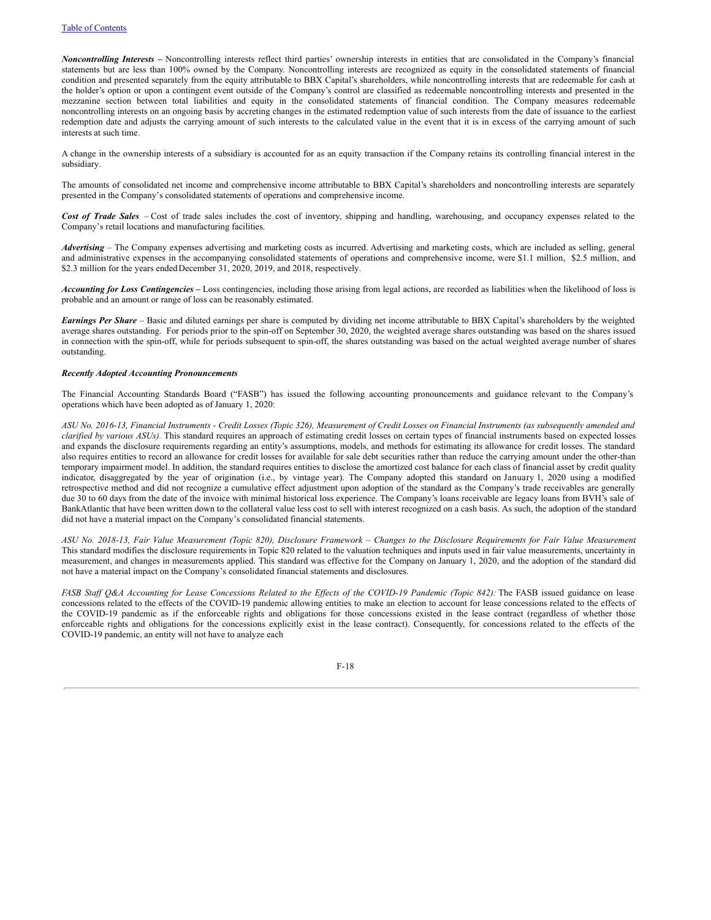***Noncontrolling Interests –*** Noncontrolling interests reflect third parties' ownership interests in entities that are consolidated in the Company's financial statements but are less than 100% owned by the Company. Noncontrolling interests are recognized as equity in the consolidated statements of financial condition and presented separately from the equity attributable to BBX Capital's shareholders, while noncontrolling interests that are redeemable for cash at the holder's option or upon a contingent event outside of the Company's control are classified as redeemable noncontrolling interests and presented in the mezzanine section between total liabilities and equity in the consolidated statements of financial condition. The Company measures redeemable noncontrolling interests on an ongoing basis by accreting changes in the estimated redemption value of such interests from the date of issuance to the earliest redemption date and adjusts the carrying amount of such interests to the calculated value in the event that it is in excess of the carrying amount of such interests at such time.

A change in the ownership interests of a subsidiary is accounted for as an equity transaction if the Company retains its controlling financial interest in the subsidiary.

The amounts of consolidated net income and comprehensive income attributable to BBX Capital's shareholders and noncontrolling interests are separately presented in the Company's consolidated statements of operations and comprehensive income.

***Cost of Trade Sales*** – Cost of trade sales includes the cost of inventory, shipping and handling, warehousing, and occupancy expenses related to the Company's retail locations and manufacturing facilities.

***Advertising*** – The Company expenses advertising and marketing costs as incurred. Advertising and marketing costs, which are included as selling, general and administrative expenses in the accompanying consolidated statements of operations and comprehensive income, were $1.1 million, $2.5 million, and $2.3 million for the years ended December 31, 2020, 2019, and 2018, respectively.

***Accounting for Loss Contingencies –*** Loss contingencies, including those arising from legal actions, are recorded as liabilities when the likelihood of loss is probable and an amount or range of loss can be reasonably estimated.

***Earnings Per Share*** – Basic and diluted earnings per share is computed by dividing net income attributable to BBX Capital's shareholders by the weighted average shares outstanding. For periods prior to the spin-off on September 30, 2020, the weighted average shares outstanding was based on the shares issued in connection with the spin-off, while for periods subsequent to spin-off, the shares outstanding was based on the actual weighted average number of shares outstanding.

***Recently Adopted Accounting Pronouncements***

The Financial Accounting Standards Board ("FASB") has issued the following accounting pronouncements and guidance relevant to the Company's operations which have been adopted as of January 1, 2020:

*ASU No. 2016-13, Financial Instruments - Credit Losses (Topic 326), Measurement of Credit Losses on Financial Instruments (as subsequently amended and clarified by various ASUs).* This standard requires an approach of estimating credit losses on certain types of financial instruments based on expected losses and expands the disclosure requirements regarding an entity's assumptions, models, and methods for estimating its allowance for credit losses. The standard also requires entities to record an allowance for credit losses for available for sale debt securities rather than reduce the carrying amount under the other-than temporary impairment model. In addition, the standard requires entities to disclose the amortized cost balance for each class of financial asset by credit quality indicator, disaggregated by the year of origination (i.e., by vintage year). The Company adopted this standard on January 1, 2020 using a modified retrospective method and did not recognize a cumulative effect adjustment upon adoption of the standard as the Company's trade receivables are generally due 30 to 60 days from the date of the invoice with minimal historical loss experience. The Company's loans receivable are legacy loans from BVH's sale of BankAtlantic that have been written down to the collateral value less cost to sell with interest recognized on a cash basis. As such, the adoption of the standard did not have a material impact on the Company's consolidated financial statements.

*ASU No. 2018-13, Fair Value Measurement (Topic 820), Disclosure Framework – Changes to the Disclosure Requirements for Fair Value Measurement* This standard modifies the disclosure requirements in Topic 820 related to the valuation techniques and inputs used in fair value measurements, uncertainty in measurement, and changes in measurements applied. This standard was effective for the Company on January 1, 2020, and the adoption of the standard did not have a material impact on the Company's consolidated financial statements and disclosures.

*FASB Staff Q&A Accounting for Lease Concessions Related to the Effects of the COVID-19 Pandemic (Topic 842):* The FASB issued guidance on lease concessions related to the effects of the COVID-19 pandemic allowing entities to make an election to account for lease concessions related to the effects of the COVID-19 pandemic as if the enforceable rights and obligations for those concessions existed in the lease contract (regardless of whether those enforceable rights and obligations for the concessions explicitly exist in the lease contract). Consequently, for concessions related to the effects of the COVID-19 pandemic, an entity will not have to analyze each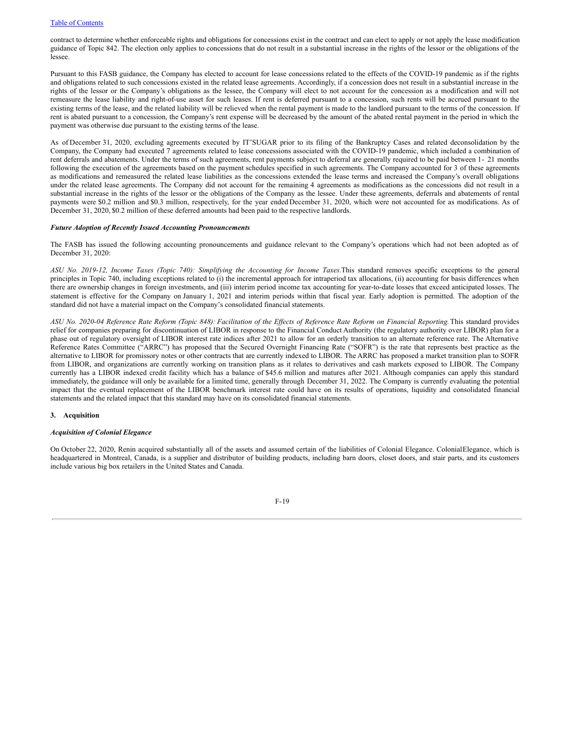contract to determine whether enforceable rights and obligations for concessions exist in the contract and can elect to apply or not apply the lease modification guidance of Topic 842. The election only applies to concessions that do not result in a substantial increase in the rights of the lessor or the obligations of the lessee.

Pursuant to this FASB guidance, the Company has elected to account for lease concessions related to the effects of the COVID-19 pandemic as if the rights and obligations related to such concessions existed in the related lease agreements. Accordingly, if a concession does not result in a substantial increase in the rights of the lessor or the Company's obligations as the lessee, the Company will elect to not account for the concession as a modification and will not remeasure the lease liability and right-of-use asset for such leases. If rent is deferred pursuant to a concession, such rents will be accrued pursuant to the existing terms of the lease, and the related liability will be relieved when the rental payment is made to the landlord pursuant to the terms of the concession. If rent is abated pursuant to a concession, the Company's rent expense will be decreased by the amount of the abated rental payment in the period in which the payment was otherwise due pursuant to the existing terms of the lease.

As of December 31, 2020, excluding agreements executed by IT'SUGAR prior to its filing of the Bankruptcy Cases and related deconsolidation by the Company, the Company had executed 7 agreements related to lease concessions associated with the COVID-19 pandemic, which included a combination of rent deferrals and abatements. Under the terms of such agreements, rent payments subject to deferral are generally required to be paid between 1- 21 months following the execution of the agreements based on the payment schedules specified in such agreements. The Company accounted for 3 of these agreements as modifications and remeasured the related lease liabilities as the concessions extended the lease terms and increased the Company's overall obligations under the related lease agreements. The Company did not account for the remaining 4 agreements as modifications as the concessions did not result in a substantial increase in the rights of the lessor or the obligations of the Company as the lessee. Under these agreements, deferrals and abatements of rental payments were $0.2 million and $0.3 million, respectively, for the year ended December 31, 2020, which were not accounted for as modifications. As of December 31, 2020, $0.2 million of these deferred amounts had been paid to the respective landlords.

***Future Adoption of Recently Issued Accounting Pronouncements***

The FASB has issued the following accounting pronouncements and guidance relevant to the Company's operations which had not been adopted as of December 31, 2020:

*ASU No. 2019-12, Income Taxes (Topic 740): Simplifying the Accounting for Income Taxes.* This standard removes specific exceptions to the general principles in Topic 740, including exceptions related to (i) the incremental approach for intraperiod tax allocations, (ii) accounting for basis differences when there are ownership changes in foreign investments, and (iii) interim period income tax accounting for year-to-date losses that exceed anticipated losses. The statement is effective for the Company on January 1, 2021 and interim periods within that fiscal year. Early adoption is permitted. The adoption of the standard did not have a material impact on the Company's consolidated financial statements.

*ASU No. 2020-04 Reference Rate Reform (Topic 848): Facilitation of the Effects of Reference Rate Reform on Financial Reporting.* This standard provides relief for companies preparing for discontinuation of LIBOR in response to the Financial Conduct Authority (the regulatory authority over LIBOR) plan for a phase out of regulatory oversight of LIBOR interest rate indices after 2021 to allow for an orderly transition to an alternate reference rate. The Alternative Reference Rates Committee ("ARRC") has proposed that the Secured Overnight Financing Rate ("SOFR") is the rate that represents best practice as the alternative to LIBOR for promissory notes or other contracts that are currently indexed to LIBOR. The ARRC has proposed a market transition plan to SOFR from LIBOR, and organizations are currently working on transition plans as it relates to derivatives and cash markets exposed to LIBOR. The Company currently has a LIBOR indexed credit facility which has a balance of $45.6 million and matures after 2021. Although companies can apply this standard immediately, the guidance will only be available for a limited time, generally through December 31, 2022. The Company is currently evaluating the potential impact that the eventual replacement of the LIBOR benchmark interest rate could have on its results of operations, liquidity and consolidated financial statements and the related impact that this standard may have on its consolidated financial statements.

## 3. Acquisition

***Acquisition of Colonial Elegance***

On October 22, 2020, Renin acquired substantially all of the assets and assumed certain of the liabilities of Colonial Elegance. Colonial Elegance, which is headquartered in Montreal, Canada, is a supplier and distributor of building products, including barn doors, closet doors, and stair parts, and its customers include various big box retailers in the United States and Canada.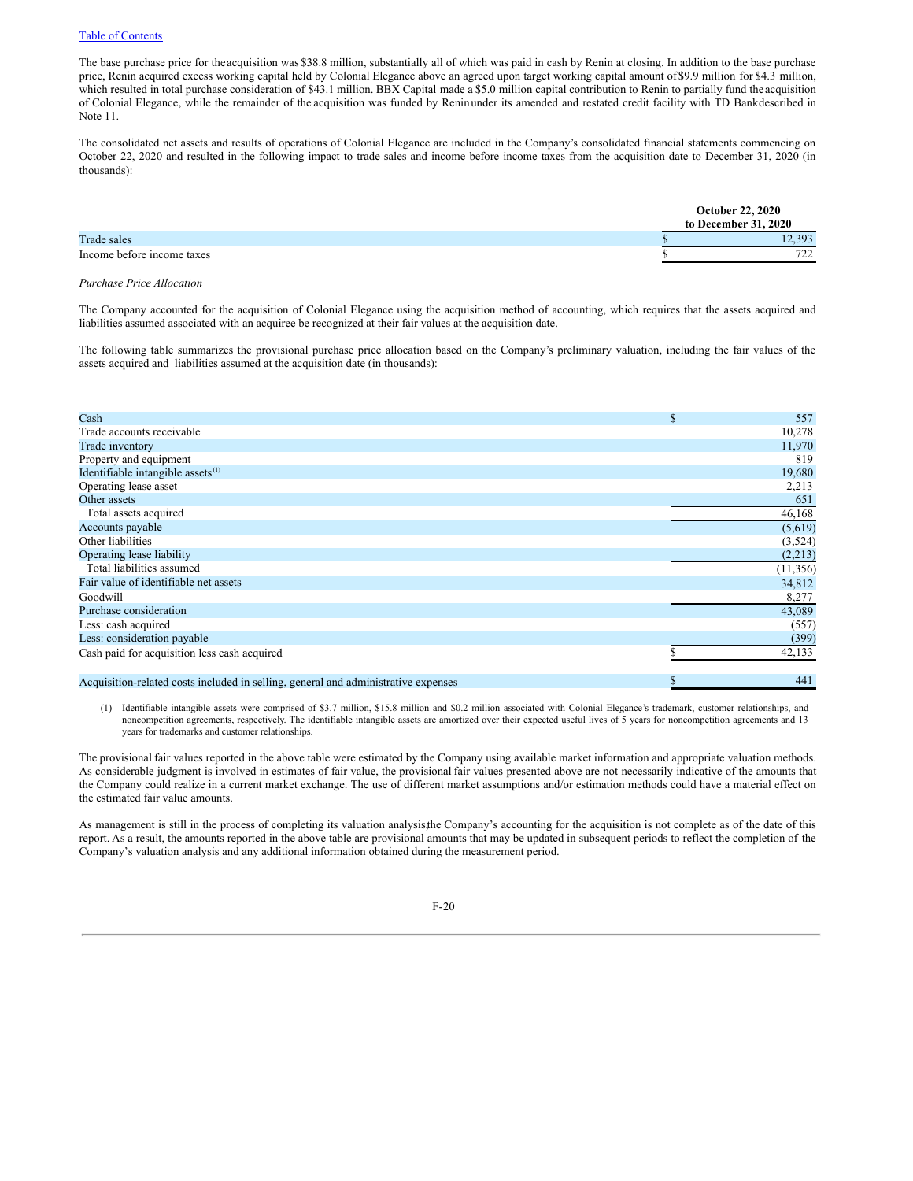The base purchase price for the acquisition was $38.8 million, substantially all of which was paid in cash by Renin at closing. In addition to the base purchase price, Renin acquired excess working capital held by Colonial Elegance above an agreed upon target working capital amount of $9.9 million for $4.3 million, which resulted in total purchase consideration of $43.1 million. BBX Capital made a $5.0 million capital contribution to Renin to partially fund the acquisition of Colonial Elegance, while the remainder of the acquisition was funded by Renin under its amended and restated credit facility with TD Bank described in Note 11.

The consolidated net assets and results of operations of Colonial Elegance are included in the Company's consolidated financial statements commencing on October 22, 2020 and resulted in the following impact to trade sales and income before income taxes from the acquisition date to December 31, 2020 (in thousands):

| | October 22, 2020 to December 31, 2020 |
|---|---|
| Trade sales | $ 12,393 |
| Income before income taxes | $ 722 |

*Purchase Price Allocation*

The Company accounted for the acquisition of Colonial Elegance using the acquisition method of accounting, which requires that the assets acquired and liabilities assumed associated with an acquiree be recognized at their fair values at the acquisition date.

The following table summarizes the provisional purchase price allocation based on the Company's preliminary valuation, including the fair values of the assets acquired and liabilities assumed at the acquisition date (in thousands):

| | |
|---|---|
| Cash | $ 557 |
| Trade accounts receivable | 10,278 |
| Trade inventory | 11,970 |
| Property and equipment | 819 |
| Identifiable intangible assets [(1)] | 19,680 |
| Operating lease asset | 2,213 |
| Other assets | 651 |
| Total assets acquired | 46,168 |
| Accounts payable | (5,619) |
| Other liabilities | (3,524) |
| Operating lease liability | (2,213) |
| Total liabilities assumed | (11,356) |
| Fair value of identifiable net assets | 34,812 |
| Goodwill | 8,277 |
| Purchase consideration | 43,089 |
| Less: cash acquired | (557) |
| Less: consideration payable | (399) |
| Cash paid for acquisition less cash acquired | $ 42,133 |
| | |
| Acquisition-related costs included in selling, general and administrative expenses | $ 441 |

(1) Identifiable intangible assets were comprised of $3.7 million, $15.8 million and $0.2 million associated with Colonial Elegance's trademark, customer relationships, and noncompetition agreements, respectively. The identifiable intangible assets are amortized over their expected useful lives of 5 years for noncompetition agreements and 13 years for trademarks and customer relationships.

The provisional fair values reported in the above table were estimated by the Company using available market information and appropriate valuation methods. As considerable judgment is involved in estimates of fair value, the provisional fair values presented above are not necessarily indicative of the amounts that the Company could realize in a current market exchange. The use of different market assumptions and/or estimation methods could have a material effect on the estimated fair value amounts.

As management is still in the process of completing its valuation analysis, the Company's accounting for the acquisition is not complete as of the date of this report. As a result, the amounts reported in the above table are provisional amounts that may be updated in subsequent periods to reflect the completion of the Company's valuation analysis and any additional information obtained during the measurement period.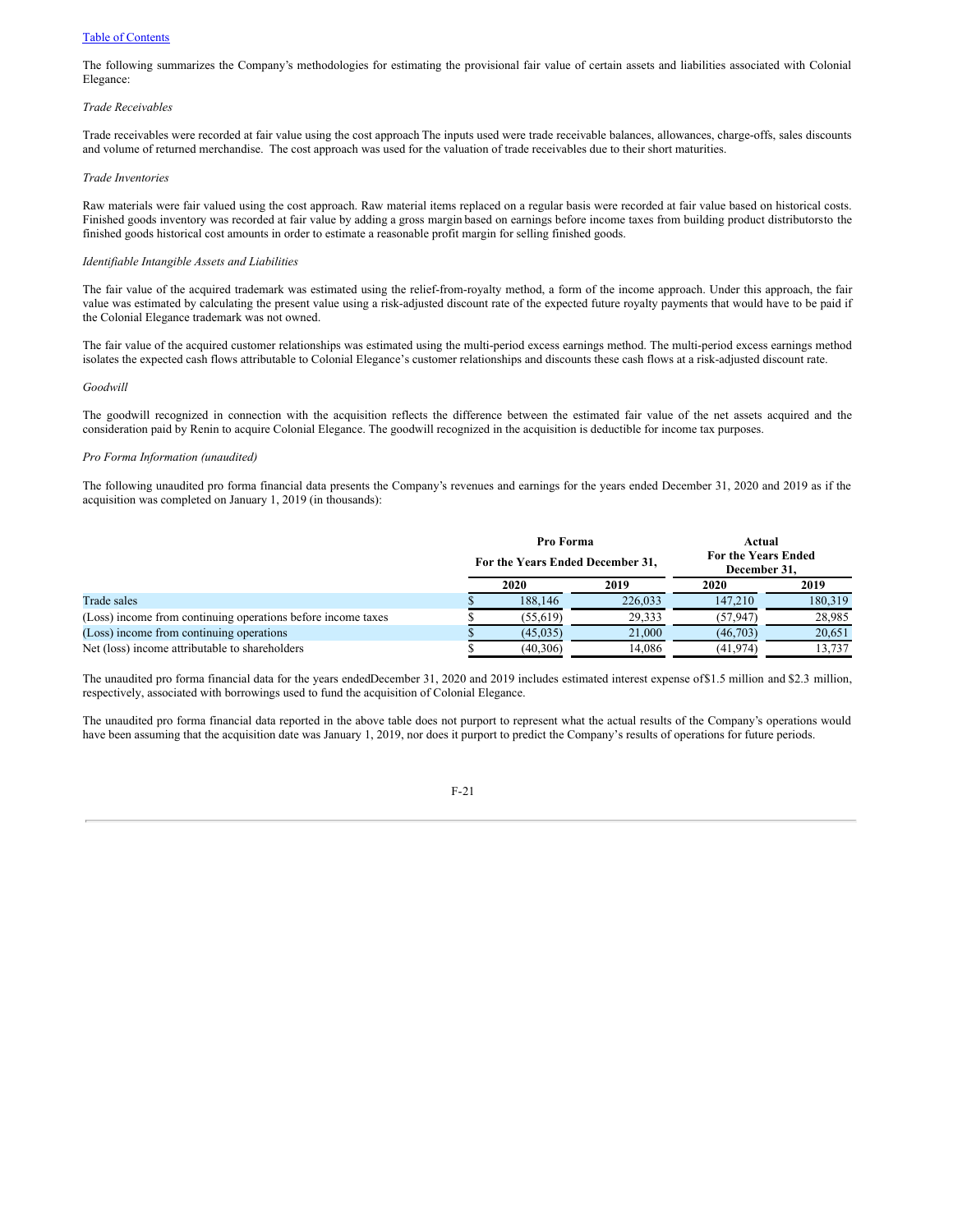The following summarizes the Company's methodologies for estimating the provisional fair value of certain assets and liabilities associated with Colonial Elegance:

*Trade Receivables*

Trade receivables were recorded at fair value using the cost approach The inputs used were trade receivable balances, allowances, charge-offs, sales discounts and volume of returned merchandise. The cost approach was used for the valuation of trade receivables due to their short maturities.

*Trade Inventories*

Raw materials were fair valued using the cost approach. Raw material items replaced on a regular basis were recorded at fair value based on historical costs. Finished goods inventory was recorded at fair value by adding a gross margin based on earnings before income taxes from building product distributorsto the finished goods historical cost amounts in order to estimate a reasonable profit margin for selling finished goods.

*Identifiable Intangible Assets and Liabilities*

The fair value of the acquired trademark was estimated using the relief-from-royalty method, a form of the income approach. Under this approach, the fair value was estimated by calculating the present value using a risk-adjusted discount rate of the expected future royalty payments that would have to be paid if the Colonial Elegance trademark was not owned.

The fair value of the acquired customer relationships was estimated using the multi-period excess earnings method. The multi-period excess earnings method isolates the expected cash flows attributable to Colonial Elegance's customer relationships and discounts these cash flows at a risk-adjusted discount rate.

*Goodwill*

The goodwill recognized in connection with the acquisition reflects the difference between the estimated fair value of the net assets acquired and the consideration paid by Renin to acquire Colonial Elegance. The goodwill recognized in the acquisition is deductible for income tax purposes.

*Pro Forma Information (unaudited)*

The following unaudited pro forma financial data presents the Company's revenues and earnings for the years ended December 31, 2020 and 2019 as if the acquisition was completed on January 1, 2019 (in thousands):

| | Pro Forma For the Years Ended December 31, | | Actual For the Years Ended December 31, | |
|---|---|---|---|---|
| | 2020 | 2019 | 2020 | 2019 |
| Trade sales | $ 188,146 | 226,033 | 147,210 | 180,319 |
| (Loss) income from continuing operations before income taxes | $ (55,619) | 29,333 | (57,947) | 28,985 |
| (Loss) income from continuing operations | $ (45,035) | 21,000 | (46,703) | 20,651 |
| Net (loss) income attributable to shareholders | $ (40,306) | 14,086 | (41,974) | 13,737 |

The unaudited pro forma financial data for the years endedDecember 31, 2020 and 2019 includes estimated interest expense of$1.5 million and $2.3 million, respectively, associated with borrowings used to fund the acquisition of Colonial Elegance.

The unaudited pro forma financial data reported in the above table does not purport to represent what the actual results of the Company's operations would have been assuming that the acquisition date was January 1, 2019, nor does it purport to predict the Company's results of operations for future periods.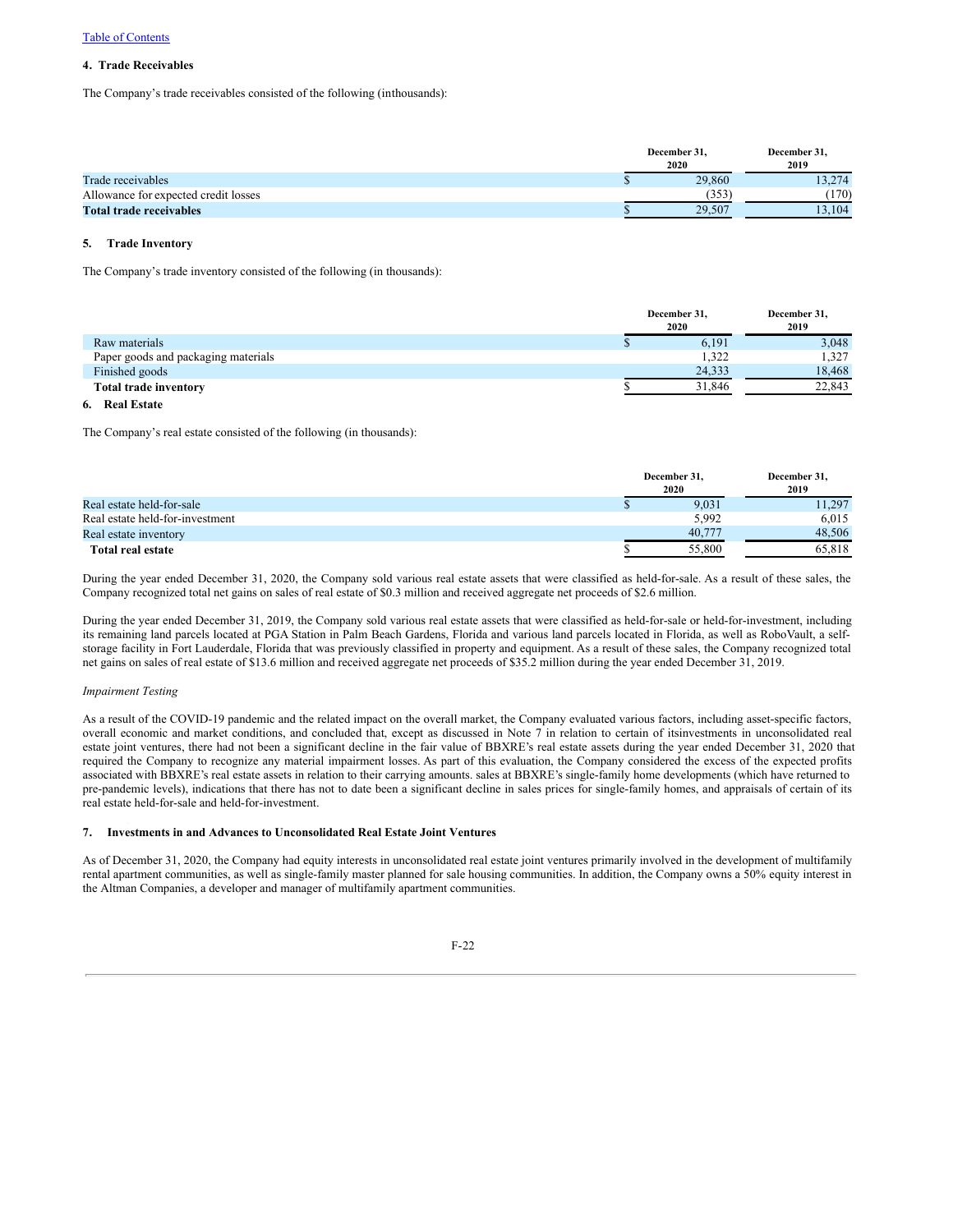[Table of Contents](#)

### 4. Trade Receivables

The Company's trade receivables consisted of the following (inthousands):

| | December 31, 2020 | December 31, 2019 |
|---|---|---|
| Trade receivables | $ 29,860 | 13,274 |
| Allowance for expected credit losses | (353) | (170) |
| **Total trade receivables** | $ 29,507 | 13,104 |

### 5. Trade Inventory

The Company's trade inventory consisted of the following (in thousands):

| | December 31, 2020 | December 31, 2019 |
|---|---|---|
| Raw materials | $ 6,191 | 3,048 |
| Paper goods and packaging materials | 1,322 | 1,327 |
| Finished goods | 24,333 | 18,468 |
| **Total trade inventory** | $ 31,846 | 22,843 |

### 6. Real Estate

The Company's real estate consisted of the following (in thousands):

| | December 31, 2020 | December 31, 2019 |
|---|---|---|
| Real estate held-for-sale | $ 9,031 | 11,297 |
| Real estate held-for-investment | 5,992 | 6,015 |
| Real estate inventory | 40,777 | 48,506 |
| **Total real estate** | $ 55,800 | 65,818 |

During the year ended December 31, 2020, the Company sold various real estate assets that were classified as held-for-sale. As a result of these sales, the Company recognized total net gains on sales of real estate of $0.3 million and received aggregate net proceeds of $2.6 million.

During the year ended December 31, 2019, the Company sold various real estate assets that were classified as held-for-sale or held-for-investment, including its remaining land parcels located at PGA Station in Palm Beach Gardens, Florida and various land parcels located in Florida, as well as RoboVault, a self-storage facility in Fort Lauderdale, Florida that was previously classified in property and equipment. As a result of these sales, the Company recognized total net gains on sales of real estate of $13.6 million and received aggregate net proceeds of $35.2 million during the year ended December 31, 2019.

*Impairment Testing*

As a result of the COVID-19 pandemic and the related impact on the overall market, the Company evaluated various factors, including asset-specific factors, overall economic and market conditions, and concluded that, except as discussed in Note 7 in relation to certain of itsinvestments in unconsolidated real estate joint ventures, there had not been a significant decline in the fair value of BBXRE's real estate assets during the year ended December 31, 2020 that required the Company to recognize any material impairment losses. As part of this evaluation, the Company considered the excess of the expected profits associated with BBXRE's real estate assets in relation to their carrying amounts. sales at BBXRE's single-family home developments (which have returned to pre-pandemic levels), indications that there has not to date been a significant decline in sales prices for single-family homes, and appraisals of certain of its real estate held-for-sale and held-for-investment.

### 7. Investments in and Advances to Unconsolidated Real Estate Joint Ventures

As of December 31, 2020, the Company had equity interests in unconsolidated real estate joint ventures primarily involved in the development of multifamily rental apartment communities, as well as single-family master planned for sale housing communities. In addition, the Company owns a 50% equity interest in the Altman Companies, a developer and manager of multifamily apartment communities.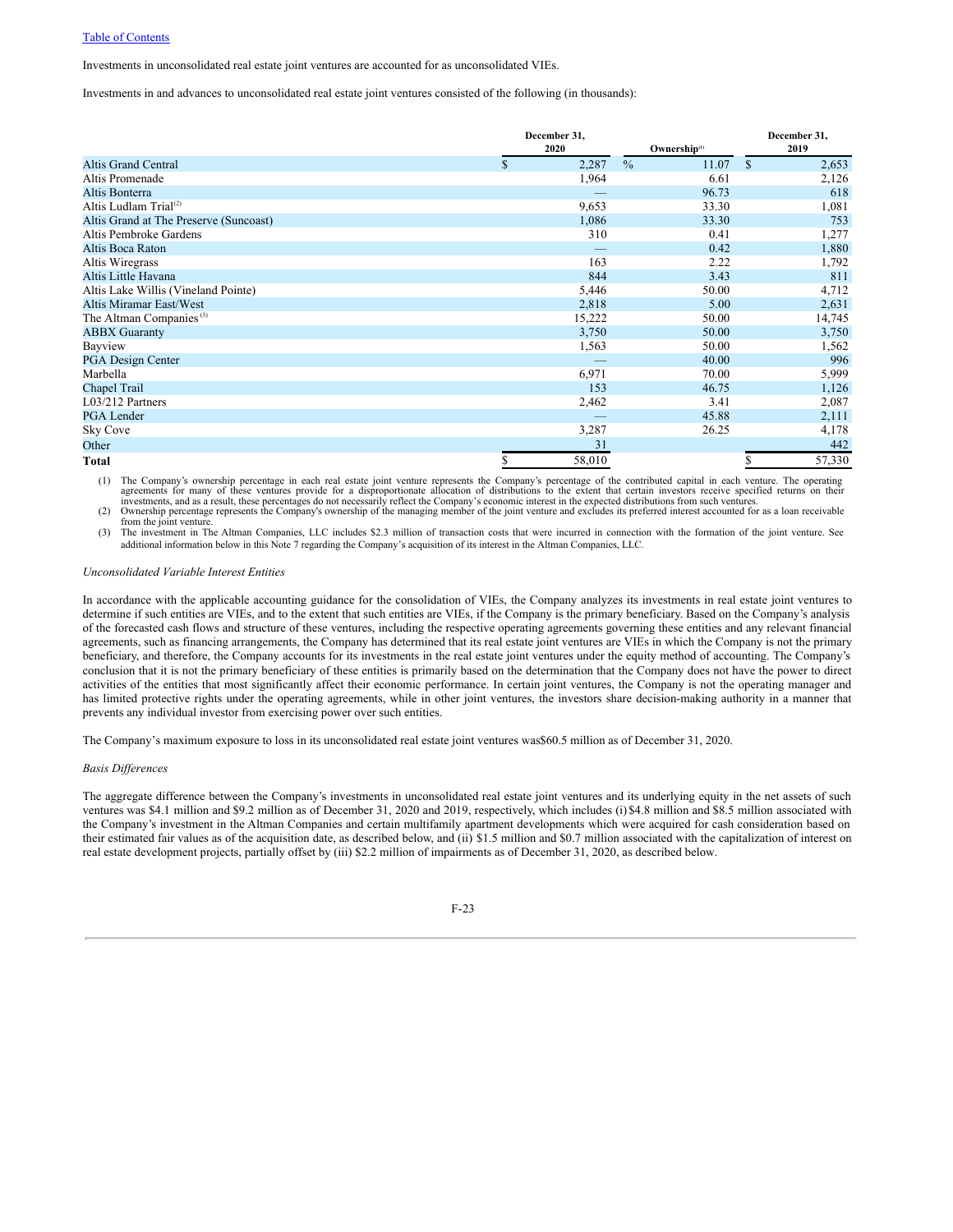Table of Contents

Investments in unconsolidated real estate joint ventures are accounted for as unconsolidated VIEs.

Investments in and advances to unconsolidated real estate joint ventures consisted of the following (in thousands):

| | December 31, 2020 | Ownership[(1)] | December 31, 2019 |
|---|---|---|---|
| Altis Grand Central | $ 2,287 | % 11.07 | $ 2,653 |
| Altis Promenade | 1,964 | 6.61 | 2,126 |
| Altis Bonterra | — | 96.73 | 618 |
| Altis Ludlam Trial[(2)] | 9,653 | 33.30 | 1,081 |
| Altis Grand at The Preserve (Suncoast) | 1,086 | 33.30 | 753 |
| Altis Pembroke Gardens | 310 | 0.41 | 1,277 |
| Altis Boca Raton | — | 0.42 | 1,880 |
| Altis Wiregrass | 163 | 2.22 | 1,792 |
| Altis Little Havana | 844 | 3.43 | 811 |
| Altis Lake Willis (Vineland Pointe) | 5,446 | 50.00 | 4,712 |
| Altis Miramar East/West | 2,818 | 5.00 | 2,631 |
| The Altman Companies[(3)] | 15,222 | 50.00 | 14,745 |
| ABBX Guaranty | 3,750 | 50.00 | 3,750 |
| Bayview | 1,563 | 50.00 | 1,562 |
| PGA Design Center | — | 40.00 | 996 |
| Marbella | 6,971 | 70.00 | 5,999 |
| Chapel Trail | 153 | 46.75 | 1,126 |
| L03/212 Partners | 2,462 | 3.41 | 2,087 |
| PGA Lender | — | 45.88 | 2,111 |
| Sky Cove | 3,287 | 26.25 | 4,178 |
| Other | 31 | | 442 |
| **Total** | $ 58,010 | | $ 57,330 |

(1) The Company's ownership percentage in each real estate joint venture represents the Company's percentage of the contributed capital in each venture. The operating agreements for many of these ventures provide for a disproportionate allocation of distributions to the extent that certain investors receive specified returns on their investments, and as a result, these percentages do not necessarily reflect the Company's economic interest in the expected distributions from such ventures.

(2) Ownership percentage represents the Company's ownership of the managing member of the joint venture and excludes its preferred interest accounted for as a loan receivable from the joint venture.

(3) The investment in The Altman Companies, LLC includes $2.3 million of transaction costs that were incurred in connection with the formation of the joint venture. See additional information below in this Note 7 regarding the Company's acquisition of its interest in the Altman Companies, LLC.

*Unconsolidated Variable Interest Entities*

In accordance with the applicable accounting guidance for the consolidation of VIEs, the Company analyzes its investments in real estate joint ventures to determine if such entities are VIEs, and to the extent that such entities are VIEs, if the Company is the primary beneficiary. Based on the Company's analysis of the forecasted cash flows and structure of these ventures, including the respective operating agreements governing these entities and any relevant financial agreements, such as financing arrangements, the Company has determined that its real estate joint ventures are VIEs in which the Company is not the primary beneficiary, and therefore, the Company accounts for its investments in the real estate joint ventures under the equity method of accounting. The Company's conclusion that it is not the primary beneficiary of these entities is primarily based on the determination that the Company does not have the power to direct activities of the entities that most significantly affect their economic performance. In certain joint ventures, the Company is not the operating manager and has limited protective rights under the operating agreements, while in other joint ventures, the investors share decision-making authority in a manner that prevents any individual investor from exercising power over such entities.

The Company's maximum exposure to loss in its unconsolidated real estate joint ventures was$60.5 million as of December 31, 2020.

*Basis Differences*

The aggregate difference between the Company's investments in unconsolidated real estate joint ventures and its underlying equity in the net assets of such ventures was $4.1 million and $9.2 million as of December 31, 2020 and 2019, respectively, which includes (i) $4.8 million and $8.5 million associated with the Company's investment in the Altman Companies and certain multifamily apartment developments which were acquired for cash consideration based on their estimated fair values as of the acquisition date, as described below, and (ii) $1.5 million and $0.7 million associated with the capitalization of interest on real estate development projects, partially offset by (iii) $2.2 million of impairments as of December 31, 2020, as described below.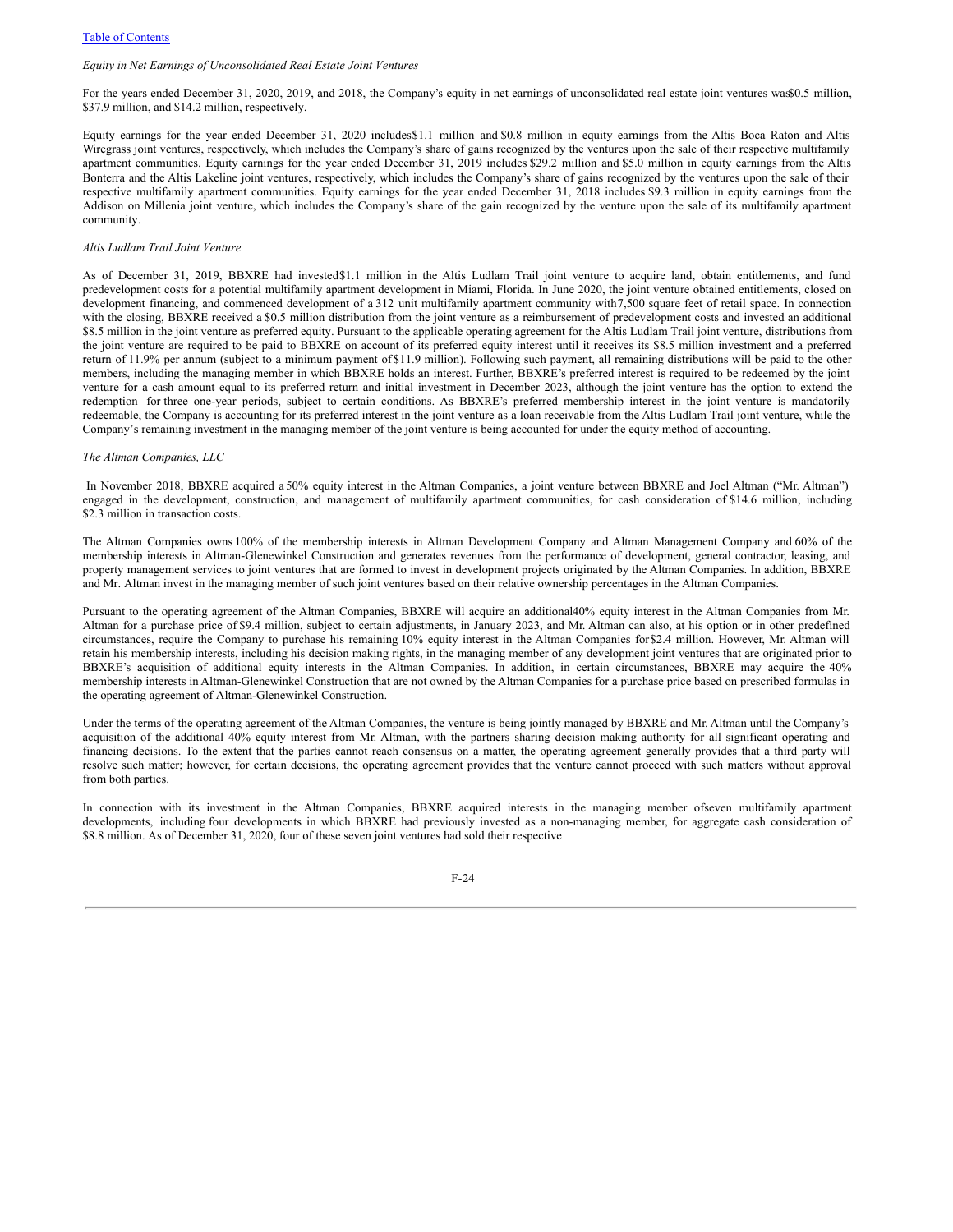*Equity in Net Earnings of Unconsolidated Real Estate Joint Ventures*

For the years ended December 31, 2020, 2019, and 2018, the Company's equity in net earnings of unconsolidated real estate joint ventures was $0.5 million, $37.9 million, and $14.2 million, respectively.

Equity earnings for the year ended December 31, 2020 includes $1.1 million and $0.8 million in equity earnings from the Altis Boca Raton and Altis Wiregrass joint ventures, respectively, which includes the Company's share of gains recognized by the ventures upon the sale of their respective multifamily apartment communities. Equity earnings for the year ended December 31, 2019 includes $29.2 million and $5.0 million in equity earnings from the Altis Bonterra and the Altis Lakeline joint ventures, respectively, which includes the Company's share of gains recognized by the ventures upon the sale of their respective multifamily apartment communities. Equity earnings for the year ended December 31, 2018 includes $9.3 million in equity earnings from the Addison on Millenia joint venture, which includes the Company's share of the gain recognized by the venture upon the sale of its multifamily apartment community.

*Altis Ludlam Trail Joint Venture*

As of December 31, 2019, BBXRE had invested $1.1 million in the Altis Ludlam Trail joint venture to acquire land, obtain entitlements, and fund predevelopment costs for a potential multifamily apartment development in Miami, Florida. In June 2020, the joint venture obtained entitlements, closed on development financing, and commenced development of a 312 unit multifamily apartment community with 7,500 square feet of retail space. In connection with the closing, BBXRE received a $0.5 million distribution from the joint venture as a reimbursement of predevelopment costs and invested an additional $8.5 million in the joint venture as preferred equity. Pursuant to the applicable operating agreement for the Altis Ludlam Trail joint venture, distributions from the joint venture are required to be paid to BBXRE on account of its preferred equity interest until it receives its $8.5 million investment and a preferred return of 11.9% per annum (subject to a minimum payment of $11.9 million). Following such payment, all remaining distributions will be paid to the other members, including the managing member in which BBXRE holds an interest. Further, BBXRE's preferred interest is required to be redeemed by the joint venture for a cash amount equal to its preferred return and initial investment in December 2023, although the joint venture has the option to extend the redemption for three one-year periods, subject to certain conditions. As BBXRE's preferred membership interest in the joint venture is mandatorily redeemable, the Company is accounting for its preferred interest in the joint venture as a loan receivable from the Altis Ludlam Trail joint venture, while the Company's remaining investment in the managing member of the joint venture is being accounted for under the equity method of accounting.

*The Altman Companies, LLC*

In November 2018, BBXRE acquired a 50% equity interest in the Altman Companies, a joint venture between BBXRE and Joel Altman ("Mr. Altman") engaged in the development, construction, and management of multifamily apartment communities, for cash consideration of $14.6 million, including $2.3 million in transaction costs.

The Altman Companies owns 100% of the membership interests in Altman Development Company and Altman Management Company and 60% of the membership interests in Altman-Glenewinkel Construction and generates revenues from the performance of development, general contractor, leasing, and property management services to joint ventures that are formed to invest in development projects originated by the Altman Companies. In addition, BBXRE and Mr. Altman invest in the managing member of such joint ventures based on their relative ownership percentages in the Altman Companies.

Pursuant to the operating agreement of the Altman Companies, BBXRE will acquire an additional 40% equity interest in the Altman Companies from Mr. Altman for a purchase price of $9.4 million, subject to certain adjustments, in January 2023, and Mr. Altman can also, at his option or in other predefined circumstances, require the Company to purchase his remaining 10% equity interest in the Altman Companies for $2.4 million. However, Mr. Altman will retain his membership interests, including his decision making rights, in the managing member of any development joint ventures that are originated prior to BBXRE's acquisition of additional equity interests in the Altman Companies. In addition, in certain circumstances, BBXRE may acquire the 40% membership interests in Altman-Glenewinkel Construction that are not owned by the Altman Companies for a purchase price based on prescribed formulas in the operating agreement of Altman-Glenewinkel Construction.

Under the terms of the operating agreement of the Altman Companies, the venture is being jointly managed by BBXRE and Mr. Altman until the Company's acquisition of the additional 40% equity interest from Mr. Altman, with the partners sharing decision making authority for all significant operating and financing decisions. To the extent that the parties cannot reach consensus on a matter, the operating agreement generally provides that a third party will resolve such matter; however, for certain decisions, the operating agreement provides that the venture cannot proceed with such matters without approval from both parties.

In connection with its investment in the Altman Companies, BBXRE acquired interests in the managing member of seven multifamily apartment developments, including four developments in which BBXRE had previously invested as a non-managing member, for aggregate cash consideration of $8.8 million. As of December 31, 2020, four of these seven joint ventures had sold their respective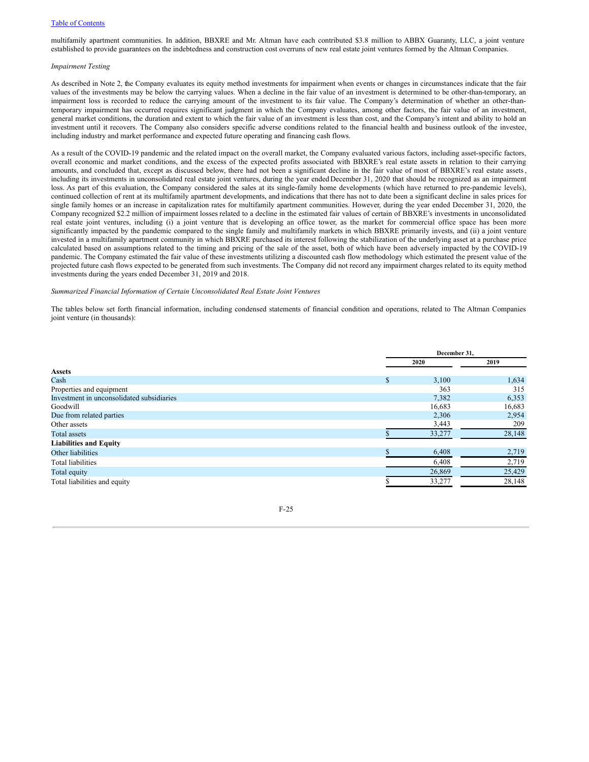multifamily apartment communities. In addition, BBXRE and Mr. Altman have each contributed $3.8 million to ABBX Guaranty, LLC, a joint venture established to provide guarantees on the indebtedness and construction cost overruns of new real estate joint ventures formed by the Altman Companies.

*Impairment Testing*

As described in Note 2, the Company evaluates its equity method investments for impairment when events or changes in circumstances indicate that the fair values of the investments may be below the carrying values. When a decline in the fair value of an investment is determined to be other-than-temporary, an impairment loss is recorded to reduce the carrying amount of the investment to its fair value. The Company's determination of whether an other-than-temporary impairment has occurred requires significant judgment in which the Company evaluates, among other factors, the fair value of an investment, general market conditions, the duration and extent to which the fair value of an investment is less than cost, and the Company's intent and ability to hold an investment until it recovers. The Company also considers specific adverse conditions related to the financial health and business outlook of the investee, including industry and market performance and expected future operating and financing cash flows.

As a result of the COVID-19 pandemic and the related impact on the overall market, the Company evaluated various factors, including asset-specific factors, overall economic and market conditions, and the excess of the expected profits associated with BBXRE's real estate assets in relation to their carrying amounts, and concluded that, except as discussed below, there had not been a significant decline in the fair value of most of BBXRE's real estate assets, including its investments in unconsolidated real estate joint ventures, during the year ended December 31, 2020 that should be recognized as an impairment loss. As part of this evaluation, the Company considered the sales at its single-family home developments (which have returned to pre-pandemic levels), continued collection of rent at its multifamily apartment developments, and indications that there has not to date been a significant decline in sales prices for single family homes or an increase in capitalization rates for multifamily apartment communities. However, during the year ended December 31, 2020, the Company recognized $2.2 million of impairment losses related to a decline in the estimated fair values of certain of BBXRE's investments in unconsolidated real estate joint ventures, including (i) a joint venture that is developing an office tower, as the market for commercial office space has been more significantly impacted by the pandemic compared to the single family and multifamily markets in which BBXRE primarily invests, and (ii) a joint venture invested in a multifamily apartment community in which BBXRE purchased its interest following the stabilization of the underlying asset at a purchase price calculated based on assumptions related to the timing and pricing of the sale of the asset, both of which have been adversely impacted by the COVID-19 pandemic. The Company estimated the fair value of these investments utilizing a discounted cash flow methodology which estimated the present value of the projected future cash flows expected to be generated from such investments. The Company did not record any impairment charges related to its equity method investments during the years ended December 31, 2019 and 2018.

*Summarized Financial Information of Certain Unconsolidated Real Estate Joint Ventures*

The tables below set forth financial information, including condensed statements of financial condition and operations, related to The Altman Companies joint venture (in thousands):

| | December 31, | |
|---|---|---|
| | 2020 | 2019 |
| **Assets** | | |
| Cash | $ 3,100 | 1,634 |
| Properties and equipment | 363 | 315 |
| Investment in unconsolidated subsidiaries | 7,382 | 6,353 |
| Goodwill | 16,683 | 16,683 |
| Due from related parties | 2,306 | 2,954 |
| Other assets | 3,443 | 209 |
| Total assets | $ 33,277 | 28,148 |
| **Liabilities and Equity** | | |
| Other liabilities | $ 6,408 | 2,719 |
| Total liabilities | 6,408 | 2,719 |
| Total equity | 26,869 | 25,429 |
| Total liabilities and equity | $ 33,277 | 28,148 |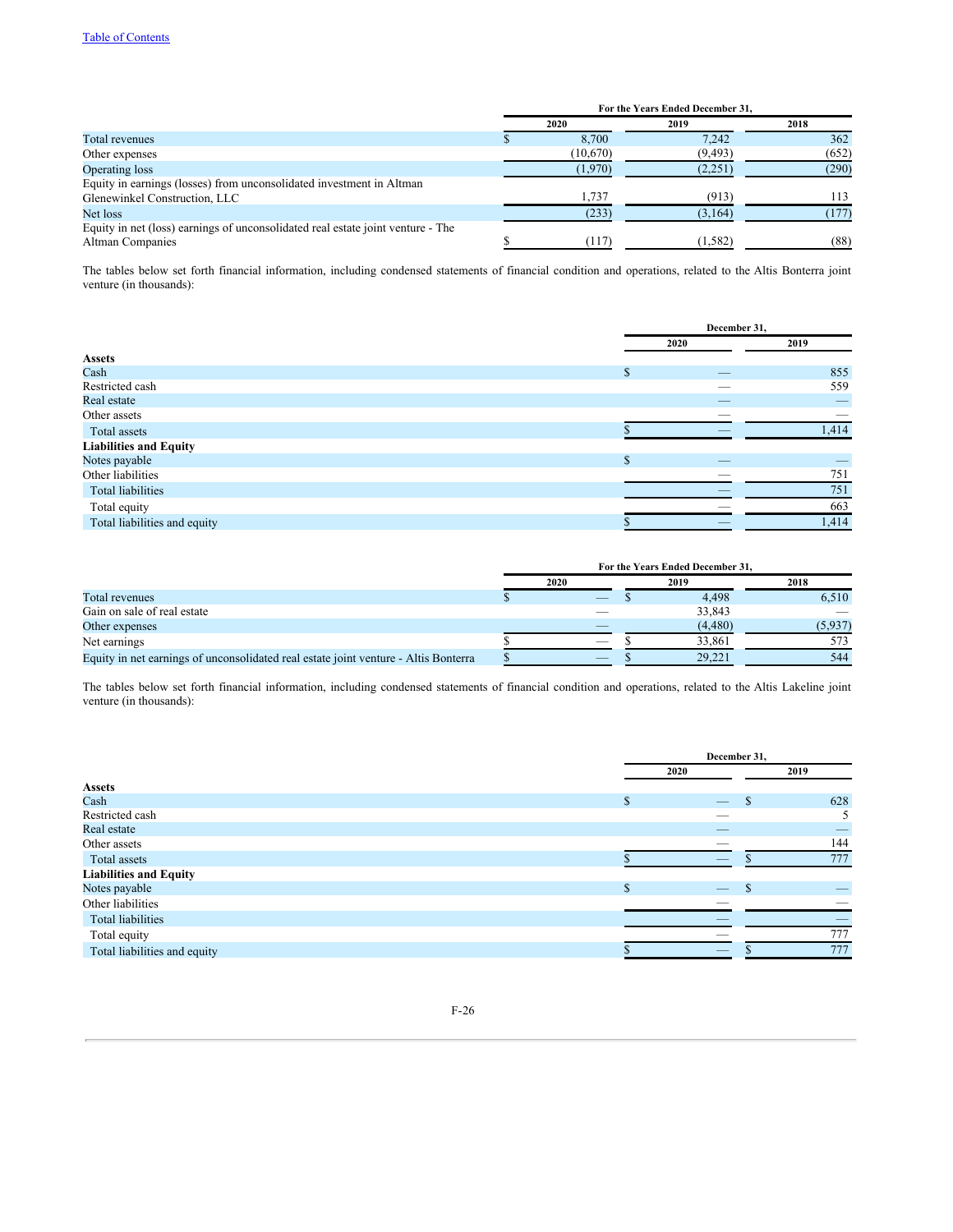| | For the Years Ended December 31, | | |
|---|---|---|---|
| | 2020 | 2019 | 2018 |
| Total revenues | $ 8,700 | 7,242 | 362 |
| Other expenses | (10,670) | (9,493) | (652) |
| Operating loss | (1,970) | (2,251) | (290) |
| Equity in earnings (losses) from unconsolidated investment in Altman Glenewinkel Construction, LLC | 1,737 | (913) | 113 |
| Net loss | (233) | (3,164) | (177) |
| Equity in net (loss) earnings of unconsolidated real estate joint venture - The Altman Companies | $ (117) | (1,582) | (88) |

The tables below set forth financial information, including condensed statements of financial condition and operations, related to the Altis Bonterra joint venture (in thousands):

| | December 31, | |
|---|---|---|
| | 2020 | 2019 |
| **Assets** | | |
| Cash | $ — | 855 |
| Restricted cash | — | 559 |
| Real estate | — | — |
| Other assets | — | — |
| Total assets | $ — | 1,414 |
| **Liabilities and Equity** | | |
| Notes payable | $ — | — |
| Other liabilities | — | 751 |
| Total liabilities | — | 751 |
| Total equity | — | 663 |
| Total liabilities and equity | $ — | 1,414 |

| | For the Years Ended December 31, | | |
|---|---|---|---|
| | 2020 | 2019 | 2018 |
| Total revenues | $ — | $ 4,498 | 6,510 |
| Gain on sale of real estate | — | 33,843 | — |
| Other expenses | — | (4,480) | (5,937) |
| Net earnings | $ — | $ 33,861 | 573 |
| Equity in net earnings of unconsolidated real estate joint venture - Altis Bonterra | $ — | $ 29,221 | 544 |

The tables below set forth financial information, including condensed statements of financial condition and operations, related to the Altis Lakeline joint venture (in thousands):

| | December 31, | |
|---|---|---|
| | 2020 | 2019 |
| **Assets** | | |
| Cash | $ — | $ 628 |
| Restricted cash | — | 5 |
| Real estate | — | — |
| Other assets | — | 144 |
| Total assets | $ — | $ 777 |
| **Liabilities and Equity** | | |
| Notes payable | $ — | $ — |
| Other liabilities | — | — |
| Total liabilities | — | — |
| Total equity | — | 777 |
| Total liabilities and equity | $ — | $ 777 |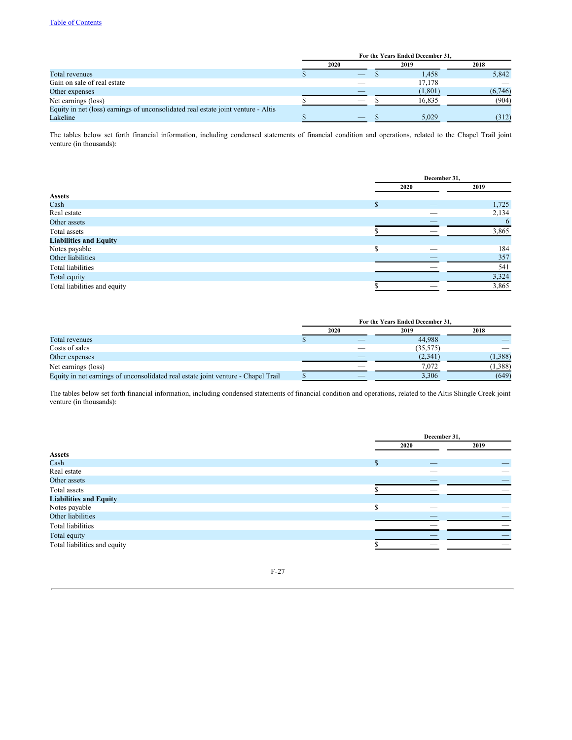| | For the Years Ended December 31, | | |
|---|---|---|---|
| | 2020 | 2019 | 2018 |
| Total revenues | $ — | $ 1,458 | 5,842 |
| Gain on sale of real estate | — | 17,178 | — |
| Other expenses | — | (1,801) | (6,746) |
| Net earnings (loss) | $ — | $ 16,835 | (904) |
| Equity in net (loss) earnings of unconsolidated real estate joint venture - Altis Lakeline | $ — | $ 5,029 | (312) |

The tables below set forth financial information, including condensed statements of financial condition and operations, related to the Chapel Trail joint venture (in thousands):

| | December 31, | |
|---|---|---|
| | 2020 | 2019 |
| **Assets** | | |
| Cash | $ — | 1,725 |
| Real estate | — | 2,134 |
| Other assets | — | 6 |
| Total assets | $ — | 3,865 |
| **Liabilities and Equity** | | |
| Notes payable | $ — | 184 |
| Other liabilities | — | 357 |
| Total liabilities | — | 541 |
| Total equity | — | 3,324 |
| Total liabilities and equity | $ — | 3,865 |

| | For the Years Ended December 31, | | |
|---|---|---|---|
| | 2020 | 2019 | 2018 |
| Total revenues | $ — | 44,988 | — |
| Costs of sales | — | (35,575) | — |
| Other expenses | — | (2,341) | (1,388) |
| Net earnings (loss) | — | 7,072 | (1,388) |
| Equity in net earnings of unconsolidated real estate joint venture - Chapel Trail | $ — | 3,306 | (649) |

The tables below set forth financial information, including condensed statements of financial condition and operations, related to the Altis Shingle Creek joint venture (in thousands):

| | December 31, | |
|---|---|---|
| | 2020 | 2019 |
| **Assets** | | |
| Cash | $ — | — |
| Real estate | — | — |
| Other assets | — | — |
| Total assets | $ — | — |
| **Liabilities and Equity** | | |
| Notes payable | $ — | — |
| Other liabilities | — | — |
| Total liabilities | — | — |
| Total equity | — | — |
| Total liabilities and equity | $ — | — |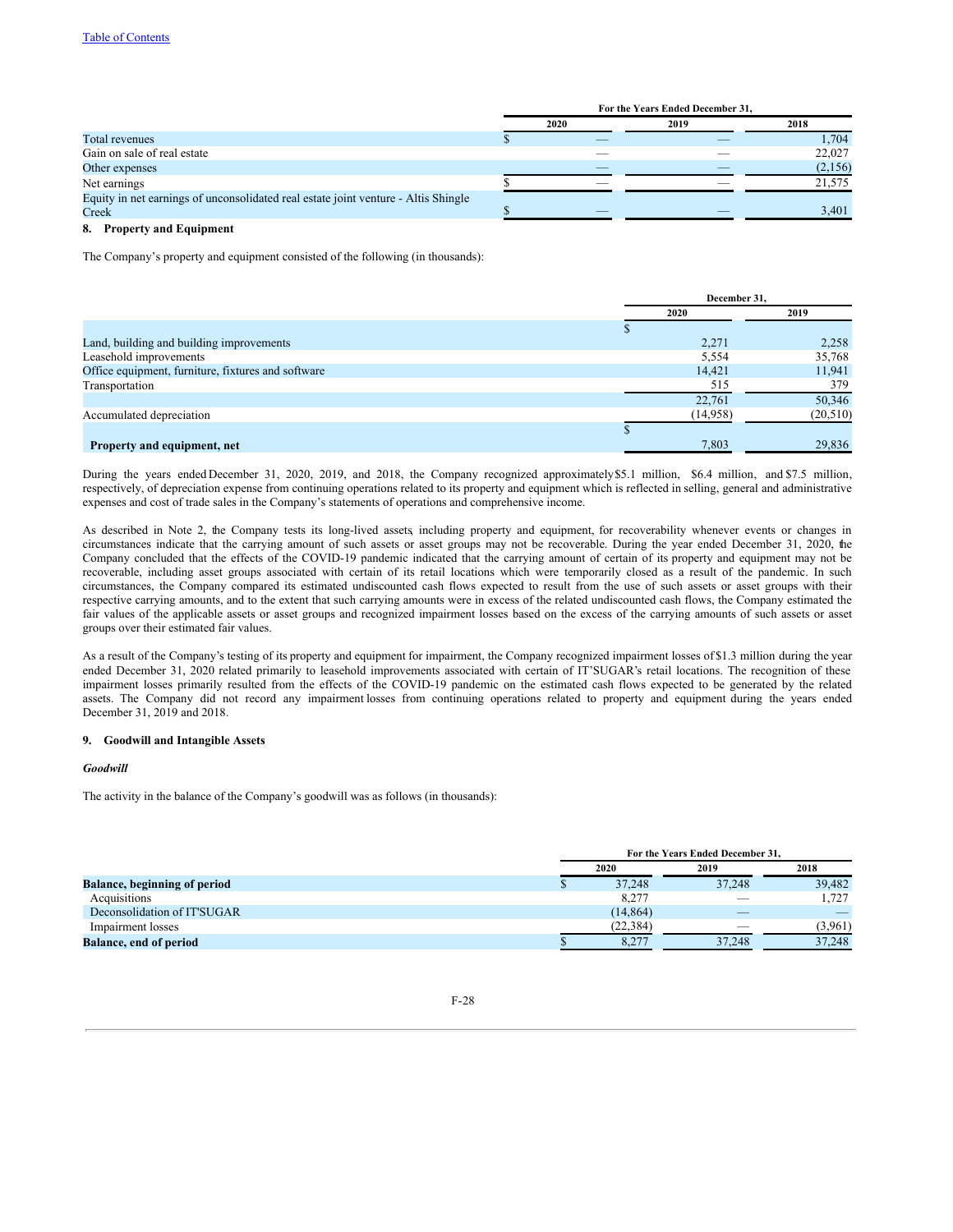| | For the Years Ended December 31, | | |
| --- | --- | --- | --- |
| | 2020 | 2019 | 2018 |
| Total revenues | $ — | — | 1,704 |
| Gain on sale of real estate | — | — | 22,027 |
| Other expenses | — | — | (2,156) |
| Net earnings | $ — | — | 21,575 |
| Equity in net earnings of unconsolidated real estate joint venture - Altis Shingle Creek | $ — | — | 3,401 |

**8. Property and Equipment**

The Company's property and equipment consisted of the following (in thousands):

| | December 31, | |
| --- | --- | --- |
| | 2020 | 2019 |
| Land, building and building improvements | $ 2,271 | 2,258 |
| Leasehold improvements | 5,554 | 35,768 |
| Office equipment, furniture, fixtures and software | 14,421 | 11,941 |
| Transportation | 515 | 379 |
| | 22,761 | 50,346 |
| Accumulated depreciation | (14,958) | (20,510) |
| **Property and equipment, net** | $ 7,803 | 29,836 |

During the years ended December 31, 2020, 2019, and 2018, the Company recognized approximately $5.1 million, $6.4 million, and $7.5 million, respectively, of depreciation expense from continuing operations related to its property and equipment which is reflected in selling, general and administrative expenses and cost of trade sales in the Company's statements of operations and comprehensive income.

As described in Note 2, the Company tests its long-lived assets, including property and equipment, for recoverability whenever events or changes in circumstances indicate that the carrying amount of such assets or asset groups may not be recoverable. During the year ended December 31, 2020, the Company concluded that the effects of the COVID-19 pandemic indicated that the carrying amount of certain of its property and equipment may not be recoverable, including asset groups associated with certain of its retail locations which were temporarily closed as a result of the pandemic. In such circumstances, the Company compared its estimated undiscounted cash flows expected to result from the use of such assets or asset groups with their respective carrying amounts, and to the extent that such carrying amounts were in excess of the related undiscounted cash flows, the Company estimated the fair values of the applicable assets or asset groups and recognized impairment losses based on the excess of the carrying amounts of such assets or asset groups over their estimated fair values.

As a result of the Company's testing of its property and equipment for impairment, the Company recognized impairment losses of $1.3 million during the year ended December 31, 2020 related primarily to leasehold improvements associated with certain of IT'SUGAR's retail locations. The recognition of these impairment losses primarily resulted from the effects of the COVID-19 pandemic on the estimated cash flows expected to be generated by the related assets. The Company did not record any impairment losses from continuing operations related to property and equipment during the years ended December 31, 2019 and 2018.

**9. Goodwill and Intangible Assets**

***Goodwill***

The activity in the balance of the Company's goodwill was as follows (in thousands):

| | For the Years Ended December 31, | | |
| --- | --- | --- | --- |
| | 2020 | 2019 | 2018 |
| **Balance, beginning of period** | $ 37,248 | 37,248 | 39,482 |
| Acquisitions | 8,277 | — | 1,727 |
| Deconsolidation of IT'SUGAR | (14,864) | — | — |
| Impairment losses | (22,384) | — | (3,961) |
| **Balance, end of period** | $ 8,277 | 37,248 | 37,248 |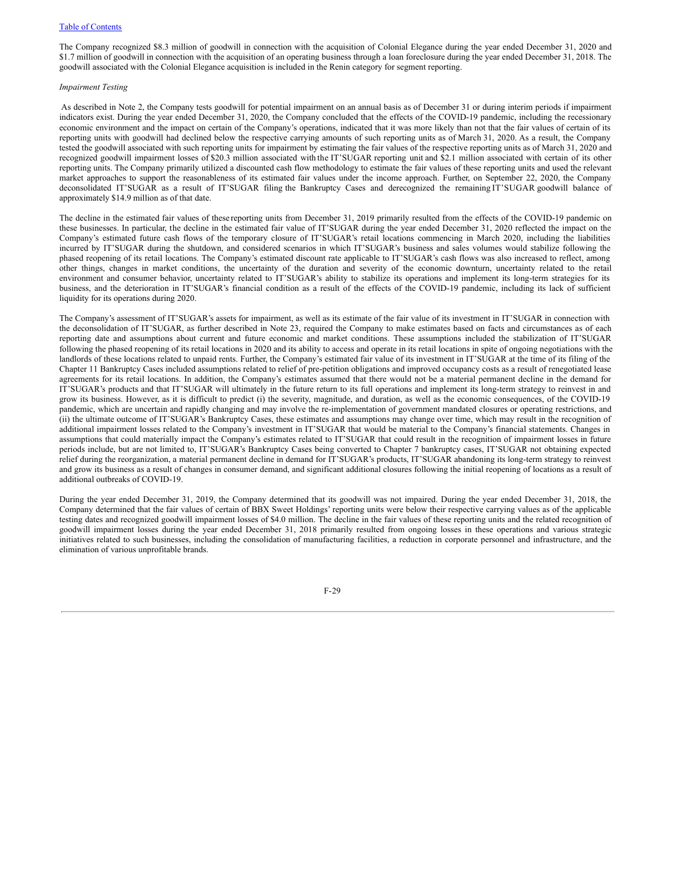The Company recognized $8.3 million of goodwill in connection with the acquisition of Colonial Elegance during the year ended December 31, 2020 and $1.7 million of goodwill in connection with the acquisition of an operating business through a loan foreclosure during the year ended December 31, 2018. The goodwill associated with the Colonial Elegance acquisition is included in the Renin category for segment reporting.

*Impairment Testing*

As described in Note 2, the Company tests goodwill for potential impairment on an annual basis as of December 31 or during interim periods if impairment indicators exist. During the year ended December 31, 2020, the Company concluded that the effects of the COVID-19 pandemic, including the recessionary economic environment and the impact on certain of the Company's operations, indicated that it was more likely than not that the fair values of certain of its reporting units with goodwill had declined below the respective carrying amounts of such reporting units as of March 31, 2020. As a result, the Company tested the goodwill associated with such reporting units for impairment by estimating the fair values of the respective reporting units as of March 31, 2020 and recognized goodwill impairment losses of $20.3 million associated with the IT'SUGAR reporting unit and $2.1 million associated with certain of its other reporting units. The Company primarily utilized a discounted cash flow methodology to estimate the fair values of these reporting units and used the relevant market approaches to support the reasonableness of its estimated fair values under the income approach. Further, on September 22, 2020, the Company deconsolidated IT'SUGAR as a result of IT'SUGAR filing the Bankruptcy Cases and derecognized the remaining IT'SUGAR goodwill balance of approximately $14.9 million as of that date.

The decline in the estimated fair values of these reporting units from December 31, 2019 primarily resulted from the effects of the COVID-19 pandemic on these businesses. In particular, the decline in the estimated fair value of IT'SUGAR during the year ended December 31, 2020 reflected the impact on the Company's estimated future cash flows of the temporary closure of IT'SUGAR's retail locations commencing in March 2020, including the liabilities incurred by IT'SUGAR during the shutdown, and considered scenarios in which IT'SUGAR's business and sales volumes would stabilize following the phased reopening of its retail locations. The Company's estimated discount rate applicable to IT'SUGAR's cash flows was also increased to reflect, among other things, changes in market conditions, the uncertainty of the duration and severity of the economic downturn, uncertainty related to the retail environment and consumer behavior, uncertainty related to IT'SUGAR's ability to stabilize its operations and implement its long-term strategies for its business, and the deterioration in IT'SUGAR's financial condition as a result of the effects of the COVID-19 pandemic, including its lack of sufficient liquidity for its operations during 2020.

The Company's assessment of IT'SUGAR's assets for impairment, as well as its estimate of the fair value of its investment in IT'SUGAR in connection with the deconsolidation of IT'SUGAR, as further described in Note 23, required the Company to make estimates based on facts and circumstances as of each reporting date and assumptions about current and future economic and market conditions. These assumptions included the stabilization of IT'SUGAR following the phased reopening of its retail locations in 2020 and its ability to access and operate in its retail locations in spite of ongoing negotiations with the landlords of these locations related to unpaid rents. Further, the Company's estimated fair value of its investment in IT'SUGAR at the time of its filing of the Chapter 11 Bankruptcy Cases included assumptions related to relief of pre-petition obligations and improved occupancy costs as a result of renegotiated lease agreements for its retail locations. In addition, the Company's estimates assumed that there would not be a material permanent decline in the demand for IT'SUGAR's products and that IT'SUGAR will ultimately in the future return to its full operations and implement its long-term strategy to reinvest in and grow its business. However, as it is difficult to predict (i) the severity, magnitude, and duration, as well as the economic consequences, of the COVID-19 pandemic, which are uncertain and rapidly changing and may involve the re-implementation of government mandated closures or operating restrictions, and (ii) the ultimate outcome of IT'SUGAR's Bankruptcy Cases, these estimates and assumptions may change over time, which may result in the recognition of additional impairment losses related to the Company's investment in IT'SUGAR that would be material to the Company's financial statements. Changes in assumptions that could materially impact the Company's estimates related to IT'SUGAR that could result in the recognition of impairment losses in future periods include, but are not limited to, IT'SUGAR's Bankruptcy Cases being converted to Chapter 7 bankruptcy cases, IT'SUGAR not obtaining expected relief during the reorganization, a material permanent decline in demand for IT'SUGAR's products, IT'SUGAR abandoning its long-term strategy to reinvest and grow its business as a result of changes in consumer demand, and significant additional closures following the initial reopening of locations as a result of additional outbreaks of COVID-19.

During the year ended December 31, 2019, the Company determined that its goodwill was not impaired. During the year ended December 31, 2018, the Company determined that the fair values of certain of BBX Sweet Holdings' reporting units were below their respective carrying values as of the applicable testing dates and recognized goodwill impairment losses of $4.0 million. The decline in the fair values of these reporting units and the related recognition of goodwill impairment losses during the year ended December 31, 2018 primarily resulted from ongoing losses in these operations and various strategic initiatives related to such businesses, including the consolidation of manufacturing facilities, a reduction in corporate personnel and infrastructure, and the elimination of various unprofitable brands.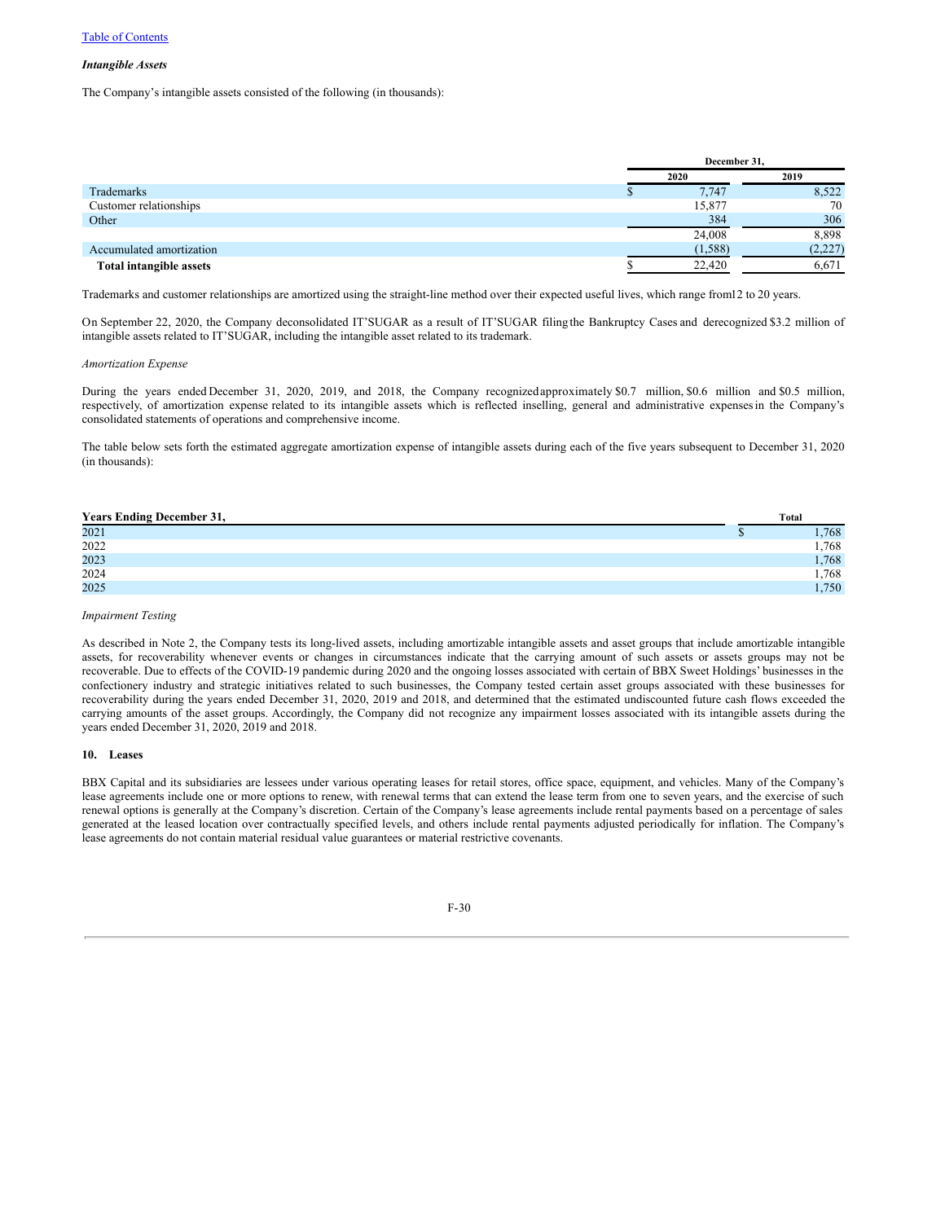[Table of Contents]

***Intangible Assets***

The Company's intangible assets consisted of the following (in thousands):

| | December 31, | |
|---|---|---|
| | 2020 | 2019 |
| Trademarks | $ 7,747 | 8,522 |
| Customer relationships | 15,877 | 70 |
| Other | 384 | 306 |
| | 24,008 | 8,898 |
| Accumulated amortization | (1,588) | (2,227) |
| **Total intangible assets** | $ 22,420 | 6,671 |

Trademarks and customer relationships are amortized using the straight-line method over their expected useful lives, which range from12 to 20 years.

On September 22, 2020, the Company deconsolidated IT'SUGAR as a result of IT'SUGAR filing the Bankruptcy Cases and derecognized $3.2 million of intangible assets related to IT'SUGAR, including the intangible asset related to its trademark.

*Amortization Expense*

During the years ended December 31, 2020, 2019, and 2018, the Company recognized approximately $0.7 million, $0.6 million and $0.5 million, respectively, of amortization expense related to its intangible assets which is reflected in selling, general and administrative expenses in the Company's consolidated statements of operations and comprehensive income.

The table below sets forth the estimated aggregate amortization expense of intangible assets during each of the five years subsequent to December 31, 2020 (in thousands):

| Years Ending December 31, | Total |
|---|---|
| 2021 | $ 1,768 |
| 2022 | 1,768 |
| 2023 | 1,768 |
| 2024 | 1,768 |
| 2025 | 1,750 |

*Impairment Testing*

As described in Note 2, the Company tests its long-lived assets, including amortizable intangible assets and asset groups that include amortizable intangible assets, for recoverability whenever events or changes in circumstances indicate that the carrying amount of such assets or assets groups may not be recoverable. Due to effects of the COVID-19 pandemic during 2020 and the ongoing losses associated with certain of BBX Sweet Holdings' businesses in the confectionery industry and strategic initiatives related to such businesses, the Company tested certain asset groups associated with these businesses for recoverability during the years ended December 31, 2020, 2019 and 2018, and determined that the estimated undiscounted future cash flows exceeded the carrying amounts of the asset groups. Accordingly, the Company did not recognize any impairment losses associated with its intangible assets during the years ended December 31, 2020, 2019 and 2018.

**10. Leases**

BBX Capital and its subsidiaries are lessees under various operating leases for retail stores, office space, equipment, and vehicles. Many of the Company's lease agreements include one or more options to renew, with renewal terms that can extend the lease term from one to seven years, and the exercise of such renewal options is generally at the Company's discretion. Certain of the Company's lease agreements include rental payments based on a percentage of sales generated at the leased location over contractually specified levels, and others include rental payments adjusted periodically for inflation. The Company's lease agreements do not contain material residual value guarantees or material restrictive covenants.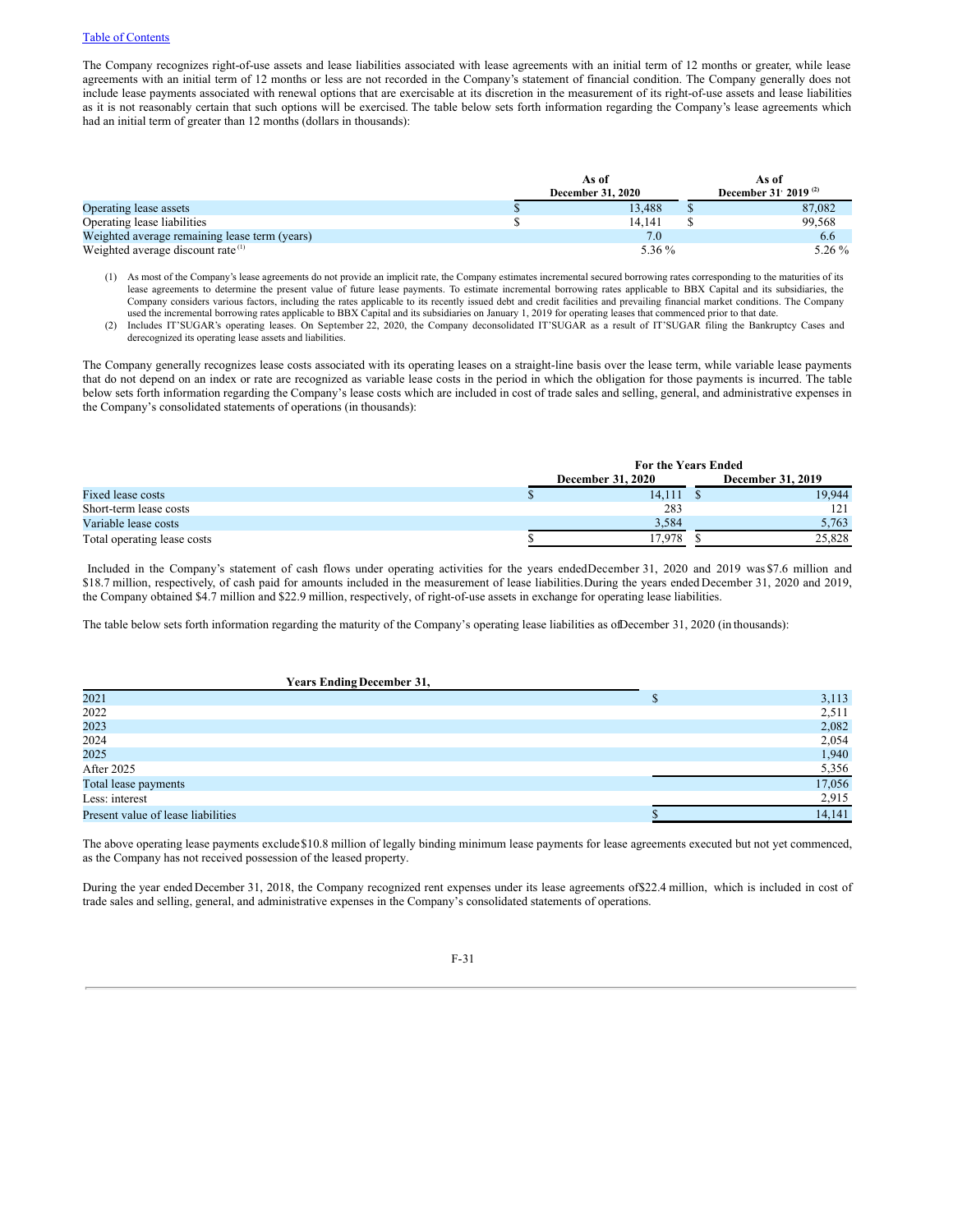The Company recognizes right-of-use assets and lease liabilities associated with lease agreements with an initial term of 12 months or greater, while lease agreements with an initial term of 12 months or less are not recorded in the Company's statement of financial condition. The Company generally does not include lease payments associated with renewal options that are exercisable at its discretion in the measurement of its right-of-use assets and lease liabilities as it is not reasonably certain that such options will be exercised. The table below sets forth information regarding the Company's lease agreements which had an initial term of greater than 12 months (dollars in thousands):

| | As of December 31, 2020 | As of December 31, 2019 [(2)] |
|---|---|---|
| Operating lease assets | $ 13,488 | $ 87,082 |
| Operating lease liabilities | $ 14,141 | $ 99,568 |
| Weighted average remaining lease term (years) | 7.0 | 6.6 |
| Weighted average discount rate [(1)] | 5.36 % | 5.26 % |

(1) As most of the Company's lease agreements do not provide an implicit rate, the Company estimates incremental secured borrowing rates corresponding to the maturities of its lease agreements to determine the present value of future lease payments. To estimate incremental borrowing rates applicable to BBX Capital and its subsidiaries, the Company considers various factors, including the rates applicable to its recently issued debt and credit facilities and prevailing financial market conditions. The Company used the incremental borrowing rates applicable to BBX Capital and its subsidiaries on January 1, 2019 for operating leases that commenced prior to that date.

(2) Includes IT'SUGAR's operating leases. On September 22, 2020, the Company deconsolidated IT'SUGAR as a result of IT'SUGAR filing the Bankruptcy Cases and derecognized its operating lease assets and liabilities.

The Company generally recognizes lease costs associated with its operating leases on a straight-line basis over the lease term, while variable lease payments that do not depend on an index or rate are recognized as variable lease costs in the period in which the obligation for those payments is incurred. The table below sets forth information regarding the Company's lease costs which are included in cost of trade sales and selling, general, and administrative expenses in the Company's consolidated statements of operations (in thousands):

| | For the Years Ended December 31, 2020 | December 31, 2019 |
|---|---|---|
| Fixed lease costs | $ 14,111 | $ 19,944 |
| Short-term lease costs | 283 | 121 |
| Variable lease costs | 3,584 | 5,763 |
| Total operating lease costs | $ 17,978 | $ 25,828 |

Included in the Company's statement of cash flows under operating activities for the years ended December 31, 2020 and 2019 was $7.6 million and $18.7 million, respectively, of cash paid for amounts included in the measurement of lease liabilities. During the years ended December 31, 2020 and 2019, the Company obtained $4.7 million and $22.9 million, respectively, of right-of-use assets in exchange for operating lease liabilities.

The table below sets forth information regarding the maturity of the Company's operating lease liabilities as of December 31, 2020 (in thousands):

| Years Ending December 31, | |
|---|---|
| 2021 | $ 3,113 |
| 2022 | 2,511 |
| 2023 | 2,082 |
| 2024 | 2,054 |
| 2025 | 1,940 |
| After 2025 | 5,356 |
| Total lease payments | 17,056 |
| Less: interest | 2,915 |
| Present value of lease liabilities | $ 14,141 |

The above operating lease payments exclude $10.8 million of legally binding minimum lease payments for lease agreements executed but not yet commenced, as the Company has not received possession of the leased property.

During the year ended December 31, 2018, the Company recognized rent expenses under its lease agreements of $22.4 million, which is included in cost of trade sales and selling, general, and administrative expenses in the Company's consolidated statements of operations.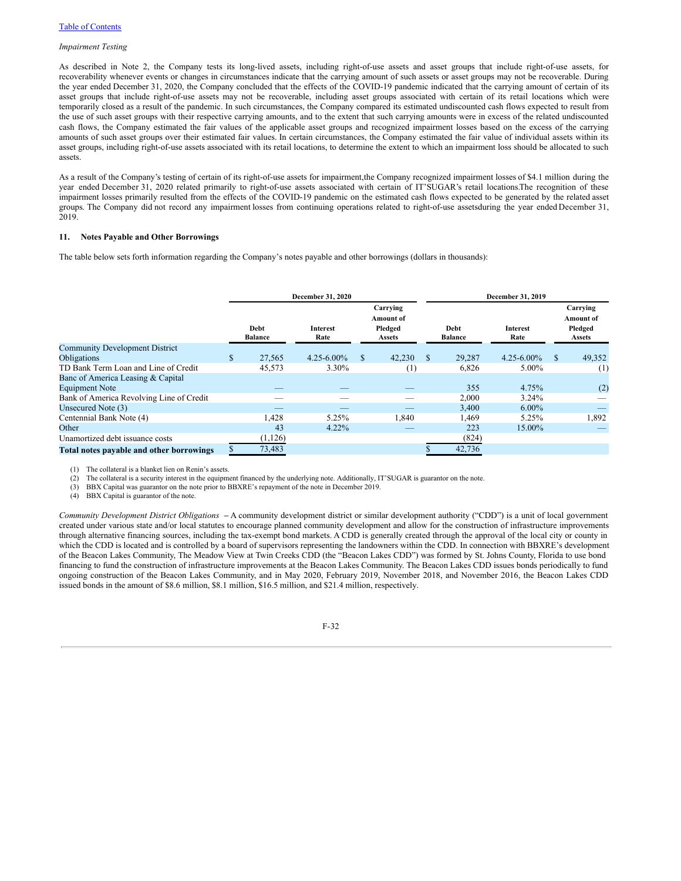*Impairment Testing*

As described in Note 2, the Company tests its long-lived assets, including right-of-use assets and asset groups that include right-of-use assets, for recoverability whenever events or changes in circumstances indicate that the carrying amount of such assets or asset groups may not be recoverable. During the year ended December 31, 2020, the Company concluded that the effects of the COVID-19 pandemic indicated that the carrying amount of certain of its asset groups that include right-of-use assets may not be recoverable, including asset groups associated with certain of its retail locations which were temporarily closed as a result of the pandemic. In such circumstances, the Company compared its estimated undiscounted cash flows expected to result from the use of such asset groups with their respective carrying amounts, and to the extent that such carrying amounts were in excess of the related undiscounted cash flows, the Company estimated the fair values of the applicable asset groups and recognized impairment losses based on the excess of the carrying amounts of such asset groups over their estimated fair values. In certain circumstances, the Company estimated the fair value of individual assets within its asset groups, including right-of-use assets associated with its retail locations, to determine the extent to which an impairment loss should be allocated to such assets.

As a result of the Company's testing of certain of its right-of-use assets for impairment,the Company recognized impairment losses of $4.1 million during the year ended December 31, 2020 related primarily to right-of-use assets associated with certain of IT'SUGAR's retail locations.The recognition of these impairment losses primarily resulted from the effects of the COVID-19 pandemic on the estimated cash flows expected to be generated by the related asset groups. The Company did not record any impairment losses from continuing operations related to right-of-use assetsduring the year ended December 31, 2019.

## 11. Notes Payable and Other Borrowings

The table below sets forth information regarding the Company's notes payable and other borrowings (dollars in thousands):

| | December 31, 2020 | | | December 31, 2019 | | |
|---|---|---|---|---|---|---|
| | Debt Balance | Interest Rate | Carrying Amount of Pledged Assets | Debt Balance | Interest Rate | Carrying Amount of Pledged Assets |
| Community Development District Obligations | $ 27,565 | 4.25-6.00% | $ 42,230 | $ 29,287 | 4.25-6.00% | $ 49,352 |
| TD Bank Term Loan and Line of Credit | 45,573 | 3.30% | (1) | 6,826 | 5.00% | (1) |
| Banc of America Leasing & Capital Equipment Note | — | — | — | 355 | 4.75% | (2) |
| Bank of America Revolving Line of Credit | — | — | — | 2,000 | 3.24% | — |
| Unsecured Note (3) | — | — | — | 3,400 | 6.00% | — |
| Centennial Bank Note (4) | 1,428 | 5.25% | 1,840 | 1,469 | 5.25% | 1,892 |
| Other | 43 | 4.22% | — | 223 | 15.00% | — |
| Unamortized debt issuance costs | (1,126) | | | (824) | | |
| **Total notes payable and other borrowings** | $ 73,483 | | | $ 42,736 | | |

(1) The collateral is a blanket lien on Renin's assets.
(2) The collateral is a security interest in the equipment financed by the underlying note. Additionally, IT'SUGAR is guarantor on the note.
(3) BBX Capital was guarantor on the note prior to BBXRE's repayment of the note in December 2019.
(4) BBX Capital is guarantor of the note.

*Community Development District Obligations* – A community development district or similar development authority ("CDD") is a unit of local government created under various state and/or local statutes to encourage planned community development and allow for the construction of infrastructure improvements through alternative financing sources, including the tax-exempt bond markets. A CDD is generally created through the approval of the local city or county in which the CDD is located and is controlled by a board of supervisors representing the landowners within the CDD. In connection with BBXRE's development of the Beacon Lakes Community, The Meadow View at Twin Creeks CDD (the "Beacon Lakes CDD") was formed by St. Johns County, Florida to use bond financing to fund the construction of infrastructure improvements at the Beacon Lakes Community. The Beacon Lakes CDD issues bonds periodically to fund ongoing construction of the Beacon Lakes Community, and in May 2020, February 2019, November 2018, and November 2016, the Beacon Lakes CDD issued bonds in the amount of $8.6 million, $8.1 million, $16.5 million, and $21.4 million, respectively.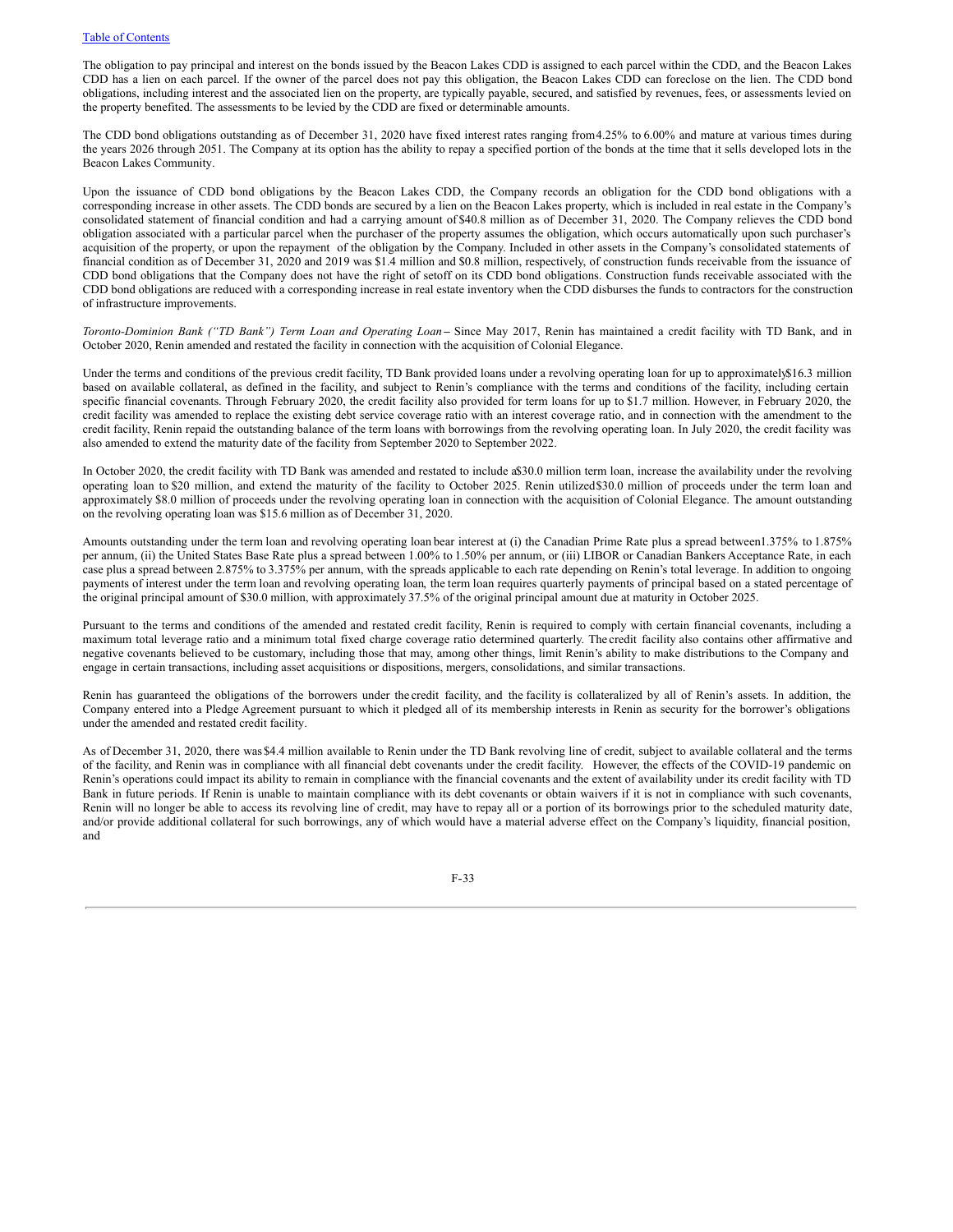The obligation to pay principal and interest on the bonds issued by the Beacon Lakes CDD is assigned to each parcel within the CDD, and the Beacon Lakes CDD has a lien on each parcel. If the owner of the parcel does not pay this obligation, the Beacon Lakes CDD can foreclose on the lien. The CDD bond obligations, including interest and the associated lien on the property, are typically payable, secured, and satisfied by revenues, fees, or assessments levied on the property benefited. The assessments to be levied by the CDD are fixed or determinable amounts.

The CDD bond obligations outstanding as of December 31, 2020 have fixed interest rates ranging from 4.25% to 6.00% and mature at various times during the years 2026 through 2051. The Company at its option has the ability to repay a specified portion of the bonds at the time that it sells developed lots in the Beacon Lakes Community.

Upon the issuance of CDD bond obligations by the Beacon Lakes CDD, the Company records an obligation for the CDD bond obligations with a corresponding increase in other assets. The CDD bonds are secured by a lien on the Beacon Lakes property, which is included in real estate in the Company's consolidated statement of financial condition and had a carrying amount of $40.8 million as of December 31, 2020. The Company relieves the CDD bond obligation associated with a particular parcel when the purchaser of the property assumes the obligation, which occurs automatically upon such purchaser's acquisition of the property, or upon the repayment of the obligation by the Company. Included in other assets in the Company's consolidated statements of financial condition as of December 31, 2020 and 2019 was $1.4 million and $0.8 million, respectively, of construction funds receivable from the issuance of CDD bond obligations that the Company does not have the right of setoff on its CDD bond obligations. Construction funds receivable associated with the CDD bond obligations are reduced with a corresponding increase in real estate inventory when the CDD disburses the funds to contractors for the construction of infrastructure improvements.

*Toronto-Dominion Bank ("TD Bank") Term Loan and Operating Loan* – Since May 2017, Renin has maintained a credit facility with TD Bank, and in October 2020, Renin amended and restated the facility in connection with the acquisition of Colonial Elegance.

Under the terms and conditions of the previous credit facility, TD Bank provided loans under a revolving operating loan for up to approximately $16.3 million based on available collateral, as defined in the facility, and subject to Renin's compliance with the terms and conditions of the facility, including certain specific financial covenants. Through February 2020, the credit facility also provided for term loans for up to $1.7 million. However, in February 2020, the credit facility was amended to replace the existing debt service coverage ratio with an interest coverage ratio, and in connection with the amendment to the credit facility, Renin repaid the outstanding balance of the term loans with borrowings from the revolving operating loan. In July 2020, the credit facility was also amended to extend the maturity date of the facility from September 2020 to September 2022.

In October 2020, the credit facility with TD Bank was amended and restated to include a $30.0 million term loan, increase the availability under the revolving operating loan to $20 million, and extend the maturity of the facility to October 2025. Renin utilized $30.0 million of proceeds under the term loan and approximately $8.0 million of proceeds under the revolving operating loan in connection with the acquisition of Colonial Elegance. The amount outstanding on the revolving operating loan was $15.6 million as of December 31, 2020.

Amounts outstanding under the term loan and revolving operating loan bear interest at (i) the Canadian Prime Rate plus a spread between 1.375% to 1.875% per annum, (ii) the United States Base Rate plus a spread between 1.00% to 1.50% per annum, or (iii) LIBOR or Canadian Bankers Acceptance Rate, in each case plus a spread between 2.875% to 3.375% per annum, with the spreads applicable to each rate depending on Renin's total leverage. In addition to ongoing payments of interest under the term loan and revolving operating loan, the term loan requires quarterly payments of principal based on a stated percentage of the original principal amount of $30.0 million, with approximately 37.5% of the original principal amount due at maturity in October 2025.

Pursuant to the terms and conditions of the amended and restated credit facility, Renin is required to comply with certain financial covenants, including a maximum total leverage ratio and a minimum total fixed charge coverage ratio determined quarterly. The credit facility also contains other affirmative and negative covenants believed to be customary, including those that may, among other things, limit Renin's ability to make distributions to the Company and engage in certain transactions, including asset acquisitions or dispositions, mergers, consolidations, and similar transactions.

Renin has guaranteed the obligations of the borrowers under the credit facility, and the facility is collateralized by all of Renin's assets. In addition, the Company entered into a Pledge Agreement pursuant to which it pledged all of its membership interests in Renin as security for the borrower's obligations under the amended and restated credit facility.

As of December 31, 2020, there was $4.4 million available to Renin under the TD Bank revolving line of credit, subject to available collateral and the terms of the facility, and Renin was in compliance with all financial debt covenants under the credit facility. However, the effects of the COVID-19 pandemic on Renin's operations could impact its ability to remain in compliance with the financial covenants and the extent of availability under its credit facility with TD Bank in future periods. If Renin is unable to maintain compliance with its debt covenants or obtain waivers if it is not in compliance with such covenants, Renin will no longer be able to access its revolving line of credit, may have to repay all or a portion of its borrowings prior to the scheduled maturity date, and/or provide additional collateral for such borrowings, any of which would have a material adverse effect on the Company's liquidity, financial position, and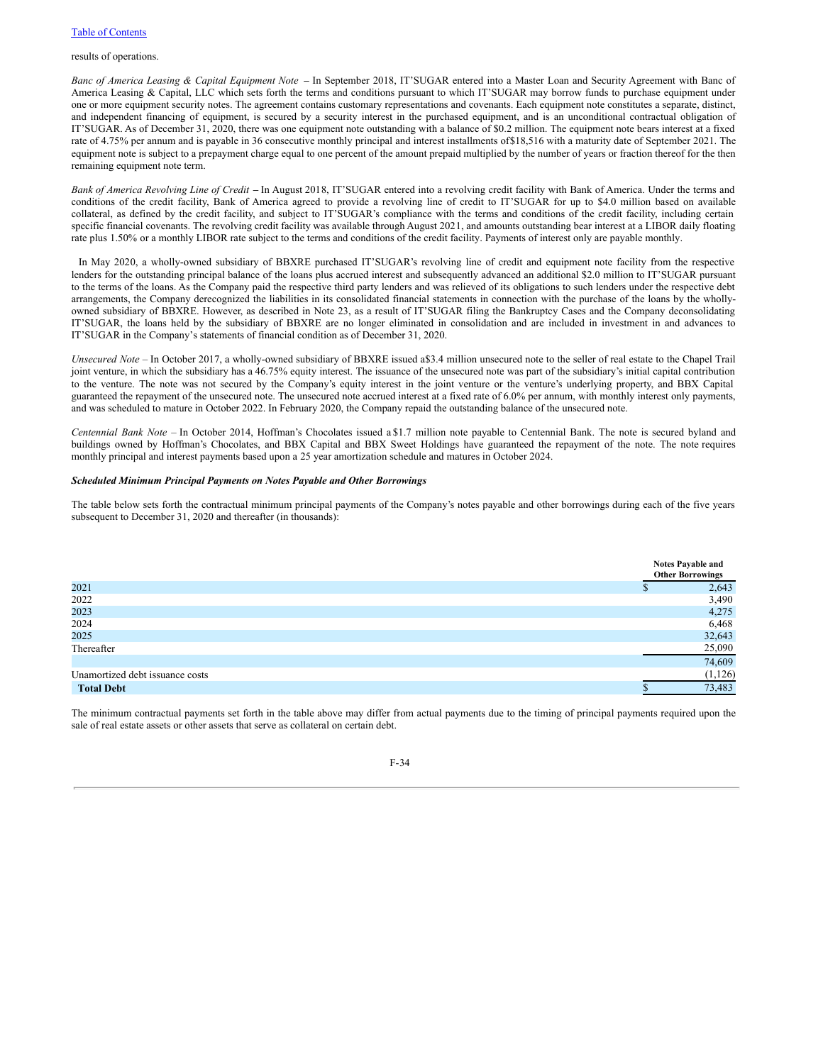results of operations.

*Banc of America Leasing & Capital Equipment Note* – In September 2018, IT'SUGAR entered into a Master Loan and Security Agreement with Banc of America Leasing & Capital, LLC which sets forth the terms and conditions pursuant to which IT'SUGAR may borrow funds to purchase equipment under one or more equipment security notes. The agreement contains customary representations and covenants. Each equipment note constitutes a separate, distinct, and independent financing of equipment, is secured by a security interest in the purchased equipment, and is an unconditional contractual obligation of IT'SUGAR. As of December 31, 2020, there was one equipment note outstanding with a balance of $0.2 million. The equipment note bears interest at a fixed rate of 4.75% per annum and is payable in 36 consecutive monthly principal and interest installments of $18,516 with a maturity date of September 2021. The equipment note is subject to a prepayment charge equal to one percent of the amount prepaid multiplied by the number of years or fraction thereof for the then remaining equipment note term.

*Bank of America Revolving Line of Credit* – In August 2018, IT'SUGAR entered into a revolving credit facility with Bank of America. Under the terms and conditions of the credit facility, Bank of America agreed to provide a revolving line of credit to IT'SUGAR for up to $4.0 million based on available collateral, as defined by the credit facility, and subject to IT'SUGAR's compliance with the terms and conditions of the credit facility, including certain specific financial covenants. The revolving credit facility was available through August 2021, and amounts outstanding bear interest at a LIBOR daily floating rate plus 1.50% or a monthly LIBOR rate subject to the terms and conditions of the credit facility. Payments of interest only are payable monthly.

In May 2020, a wholly-owned subsidiary of BBXRE purchased IT'SUGAR's revolving line of credit and equipment note facility from the respective lenders for the outstanding principal balance of the loans plus accrued interest and subsequently advanced an additional $2.0 million to IT'SUGAR pursuant to the terms of the loans. As the Company paid the respective third party lenders and was relieved of its obligations to such lenders under the respective debt arrangements, the Company derecognized the liabilities in its consolidated financial statements in connection with the purchase of the loans by the wholly-owned subsidiary of BBXRE. However, as described in Note 23, as a result of IT'SUGAR filing the Bankruptcy Cases and the Company deconsolidating IT'SUGAR, the loans held by the subsidiary of BBXRE are no longer eliminated in consolidation and are included in investment in and advances to IT'SUGAR in the Company's statements of financial condition as of December 31, 2020.

*Unsecured Note* – In October 2017, a wholly-owned subsidiary of BBXRE issued a $3.4 million unsecured note to the seller of real estate to the Chapel Trail joint venture, in which the subsidiary has a 46.75% equity interest. The issuance of the unsecured note was part of the subsidiary's initial capital contribution to the venture. The note was not secured by the Company's equity interest in the joint venture or the venture's underlying property, and BBX Capital guaranteed the repayment of the unsecured note. The unsecured note accrued interest at a fixed rate of 6.0% per annum, with monthly interest only payments, and was scheduled to mature in October 2022. In February 2020, the Company repaid the outstanding balance of the unsecured note.

*Centennial Bank Note* – In October 2014, Hoffman's Chocolates issued a $1.7 million note payable to Centennial Bank. The note is secured by land and buildings owned by Hoffman's Chocolates, and BBX Capital and BBX Sweet Holdings have guaranteed the repayment of the note. The note requires monthly principal and interest payments based upon a 25 year amortization schedule and matures in October 2024.

***Scheduled Minimum Principal Payments on Notes Payable and Other Borrowings***

The table below sets forth the contractual minimum principal payments of the Company's notes payable and other borrowings during each of the five years subsequent to December 31, 2020 and thereafter (in thousands):

| | Notes Payable and Other Borrowings |
|---|---|
| 2021 | $ 2,643 |
| 2022 | 3,490 |
| 2023 | 4,275 |
| 2024 | 6,468 |
| 2025 | 32,643 |
| Thereafter | 25,090 |
| | 74,609 |
| Unamortized debt issuance costs | (1,126) |
| **Total Debt** | $ 73,483 |

The minimum contractual payments set forth in the table above may differ from actual payments due to the timing of principal payments required upon the sale of real estate assets or other assets that serve as collateral on certain debt.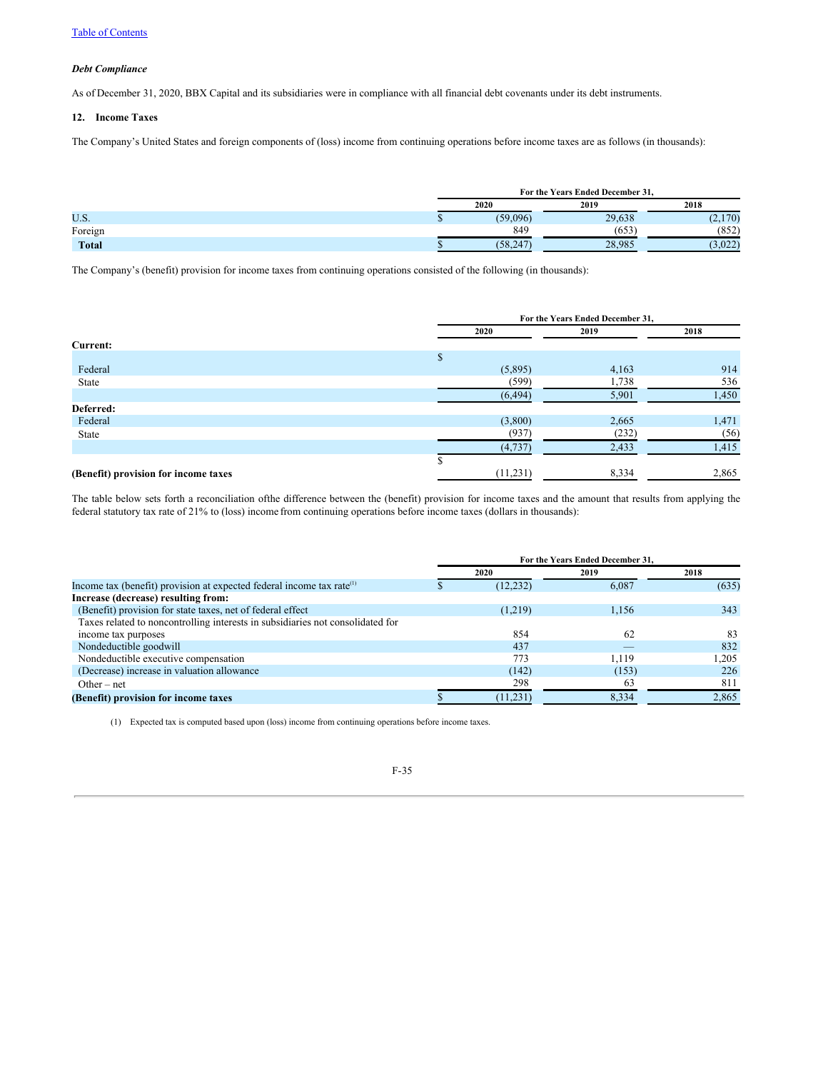*Debt Compliance*

As of December 31, 2020, BBX Capital and its subsidiaries were in compliance with all financial debt covenants under its debt instruments.

## 12. Income Taxes

The Company's United States and foreign components of (loss) income from continuing operations before income taxes are as follows (in thousands):

| | For the Years Ended December 31, | | |
|---|---|---|---|
| | 2020 | 2019 | 2018 |
| U.S. | $ (59,096) | 29,638 | (2,170) |
| Foreign | 849 | (653) | (852) |
| **Total** | $ (58,247) | 28,985 | (3,022) |

The Company's (benefit) provision for income taxes from continuing operations consisted of the following (in thousands):

| | For the Years Ended December 31, | | |
|---|---|---|---|
| | 2020 | 2019 | 2018 |
| **Current:** | | | |
| Federal | $ (5,895) | 4,163 | 914 |
| State | (599) | 1,738 | 536 |
| | (6,494) | 5,901 | 1,450 |
| **Deferred:** | | | |
| Federal | (3,800) | 2,665 | 1,471 |
| State | (937) | (232) | (56) |
| | (4,737) | 2,433 | 1,415 |
| **(Benefit) provision for income taxes** | $ (11,231) | 8,334 | 2,865 |

The table below sets forth a reconciliation ofthe difference between the (benefit) provision for income taxes and the amount that results from applying the federal statutory tax rate of 21% to (loss) income from continuing operations before income taxes (dollars in thousands):

| | For the Years Ended December 31, | | |
|---|---|---|---|
| | 2020 | 2019 | 2018 |
| Income tax (benefit) provision at expected federal income tax rate[(1)] | $ (12,232) | 6,087 | (635) |
| **Increase (decrease) resulting from:** | | | |
| (Benefit) provision for state taxes, net of federal effect | (1,219) | 1,156 | 343 |
| Taxes related to noncontrolling interests in subsidiaries not consolidated for income tax purposes | 854 | 62 | 83 |
| Nondeductible goodwill | 437 | — | 832 |
| Nondeductible executive compensation | 773 | 1,119 | 1,205 |
| (Decrease) increase in valuation allowance | (142) | (153) | 226 |
| Other – net | 298 | 63 | 811 |
| **(Benefit) provision for income taxes** | $ (11,231) | 8,334 | 2,865 |

(1) Expected tax is computed based upon (loss) income from continuing operations before income taxes.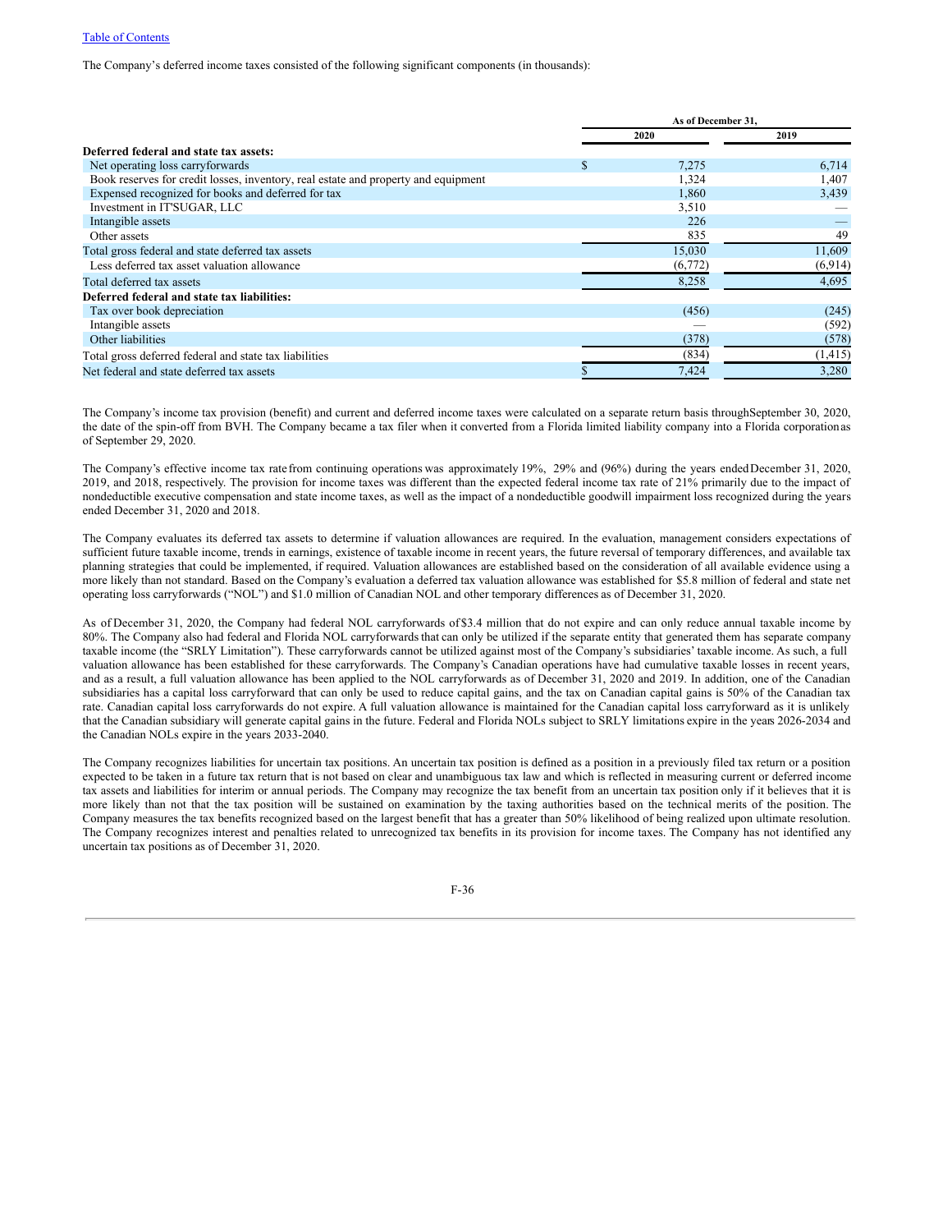[Table of Contents](#)

The Company's deferred income taxes consisted of the following significant components (in thousands):

| | As of December 31, | |
|---|---|---|
| | 2020 | 2019 |
| **Deferred federal and state tax assets:** | | |
| Net operating loss carryforwards | $ 7,275 | 6,714 |
| Book reserves for credit losses, inventory, real estate and property and equipment | 1,324 | 1,407 |
| Expensed recognized for books and deferred for tax | 1,860 | 3,439 |
| Investment in IT'SUGAR, LLC | 3,510 | — |
| Intangible assets | 226 | — |
| Other assets | 835 | 49 |
| Total gross federal and state deferred tax assets | 15,030 | 11,609 |
| Less deferred tax asset valuation allowance | (6,772) | (6,914) |
| Total deferred tax assets | 8,258 | 4,695 |
| **Deferred federal and state tax liabilities:** | | |
| Tax over book depreciation | (456) | (245) |
| Intangible assets | — | (592) |
| Other liabilities | (378) | (578) |
| Total gross deferred federal and state tax liabilities | (834) | (1,415) |
| Net federal and state deferred tax assets | $ 7,424 | 3,280 |

The Company's income tax provision (benefit) and current and deferred income taxes were calculated on a separate return basis through September 30, 2020, the date of the spin-off from BVH. The Company became a tax filer when it converted from a Florida limited liability company into a Florida corporation as of September 29, 2020.

The Company's effective income tax rate from continuing operations was approximately 19%, 29% and (96%) during the years ended December 31, 2020, 2019, and 2018, respectively. The provision for income taxes was different than the expected federal income tax rate of 21% primarily due to the impact of nondeductible executive compensation and state income taxes, as well as the impact of a nondeductible goodwill impairment loss recognized during the years ended December 31, 2020 and 2018.

The Company evaluates its deferred tax assets to determine if valuation allowances are required. In the evaluation, management considers expectations of sufficient future taxable income, trends in earnings, existence of taxable income in recent years, the future reversal of temporary differences, and available tax planning strategies that could be implemented, if required. Valuation allowances are established based on the consideration of all available evidence using a more likely than not standard. Based on the Company's evaluation a deferred tax valuation allowance was established for $5.8 million of federal and state net operating loss carryforwards ("NOL") and $1.0 million of Canadian NOL and other temporary differences as of December 31, 2020.

As of December 31, 2020, the Company had federal NOL carryforwards of $3.4 million that do not expire and can only reduce annual taxable income by 80%. The Company also had federal and Florida NOL carryforwards that can only be utilized if the separate entity that generated them has separate company taxable income (the "SRLY Limitation"). These carryforwards cannot be utilized against most of the Company's subsidiaries' taxable income. As such, a full valuation allowance has been established for these carryforwards. The Company's Canadian operations have had cumulative taxable losses in recent years, and as a result, a full valuation allowance has been applied to the NOL carryforwards as of December 31, 2020 and 2019. In addition, one of the Canadian subsidiaries has a capital loss carryforward that can only be used to reduce capital gains, and the tax on Canadian capital gains is 50% of the Canadian tax rate. Canadian capital loss carryforwards do not expire. A full valuation allowance is maintained for the Canadian capital loss carryforward as it is unlikely that the Canadian subsidiary will generate capital gains in the future. Federal and Florida NOLs subject to SRLY limitations expire in the years 2026-2034 and the Canadian NOLs expire in the years 2033-2040.

The Company recognizes liabilities for uncertain tax positions. An uncertain tax position is defined as a position in a previously filed tax return or a position expected to be taken in a future tax return that is not based on clear and unambiguous tax law and which is reflected in measuring current or deferred income tax assets and liabilities for interim or annual periods. The Company may recognize the tax benefit from an uncertain tax position only if it believes that it is more likely than not that the tax position will be sustained on examination by the taxing authorities based on the technical merits of the position. The Company measures the tax benefits recognized based on the largest benefit that has a greater than 50% likelihood of being realized upon ultimate resolution. The Company recognizes interest and penalties related to unrecognized tax benefits in its provision for income taxes. The Company has not identified any uncertain tax positions as of December 31, 2020.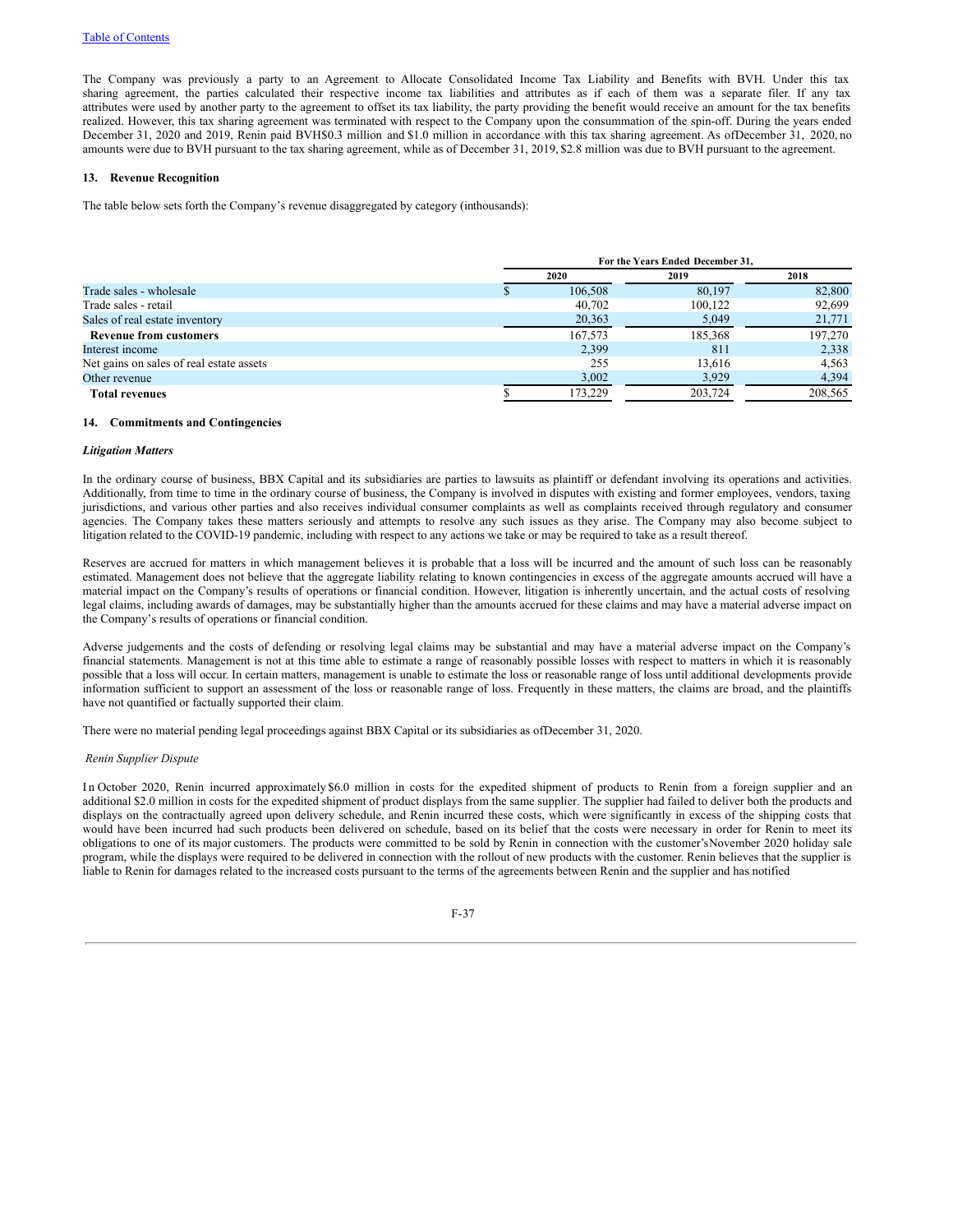The Company was previously a party to an Agreement to Allocate Consolidated Income Tax Liability and Benefits with BVH. Under this tax sharing agreement, the parties calculated their respective income tax liabilities and attributes as if each of them was a separate filer. If any tax attributes were used by another party to the agreement to offset its tax liability, the party providing the benefit would receive an amount for the tax benefits realized. However, this tax sharing agreement was terminated with respect to the Company upon the consummation of the spin-off. During the years ended December 31, 2020 and 2019, Renin paid BVH$0.3 million and $1.0 million in accordance with this tax sharing agreement. As ofDecember 31, 2020, no amounts were due to BVH pursuant to the tax sharing agreement, while as of December 31, 2019, $2.8 million was due to BVH pursuant to the agreement.

## 13. Revenue Recognition

The table below sets forth the Company's revenue disaggregated by category (inthousands):

| | For the Years Ended December 31, | | |
|---|---|---|---|
| | 2020 | 2019 | 2018 |
| Trade sales - wholesale | $ 106,508 | 80,197 | 82,800 |
| Trade sales - retail | 40,702 | 100,122 | 92,699 |
| Sales of real estate inventory | 20,363 | 5,049 | 21,771 |
| **Revenue from customers** | 167,573 | 185,368 | 197,270 |
| Interest income | 2,399 | 811 | 2,338 |
| Net gains on sales of real estate assets | 255 | 13,616 | 4,563 |
| Other revenue | 3,002 | 3,929 | 4,394 |
| **Total revenues** | $ 173,229 | 203,724 | 208,565 |

## 14. Commitments and Contingencies

***Litigation Matters***

In the ordinary course of business, BBX Capital and its subsidiaries are parties to lawsuits as plaintiff or defendant involving its operations and activities. Additionally, from time to time in the ordinary course of business, the Company is involved in disputes with existing and former employees, vendors, taxing jurisdictions, and various other parties and also receives individual consumer complaints as well as complaints received through regulatory and consumer agencies. The Company takes these matters seriously and attempts to resolve any such issues as they arise. The Company may also become subject to litigation related to the COVID-19 pandemic, including with respect to any actions we take or may be required to take as a result thereof.

Reserves are accrued for matters in which management believes it is probable that a loss will be incurred and the amount of such loss can be reasonably estimated. Management does not believe that the aggregate liability relating to known contingencies in excess of the aggregate amounts accrued will have a material impact on the Company's results of operations or financial condition. However, litigation is inherently uncertain, and the actual costs of resolving legal claims, including awards of damages, may be substantially higher than the amounts accrued for these claims and may have a material adverse impact on the Company's results of operations or financial condition.

Adverse judgements and the costs of defending or resolving legal claims may be substantial and may have a material adverse impact on the Company's financial statements. Management is not at this time able to estimate a range of reasonably possible losses with respect to matters in which it is reasonably possible that a loss will occur. In certain matters, management is unable to estimate the loss or reasonable range of loss until additional developments provide information sufficient to support an assessment of the loss or reasonable range of loss. Frequently in these matters, the claims are broad, and the plaintiffs have not quantified or factually supported their claim.

There were no material pending legal proceedings against BBX Capital or its subsidiaries as ofDecember 31, 2020.

*Renin Supplier Dispute*

In October 2020, Renin incurred approximately $6.0 million in costs for the expedited shipment of products to Renin from a foreign supplier and an additional $2.0 million in costs for the expedited shipment of product displays from the same supplier. The supplier had failed to deliver both the products and displays on the contractually agreed upon delivery schedule, and Renin incurred these costs, which were significantly in excess of the shipping costs that would have been incurred had such products been delivered on schedule, based on its belief that the costs were necessary in order for Renin to meet its obligations to one of its major customers. The products were committed to be sold by Renin in connection with the customer'sNovember 2020 holiday sale program, while the displays were required to be delivered in connection with the rollout of new products with the customer. Renin believes that the supplier is liable to Renin for damages related to the increased costs pursuant to the terms of the agreements between Renin and the supplier and has notified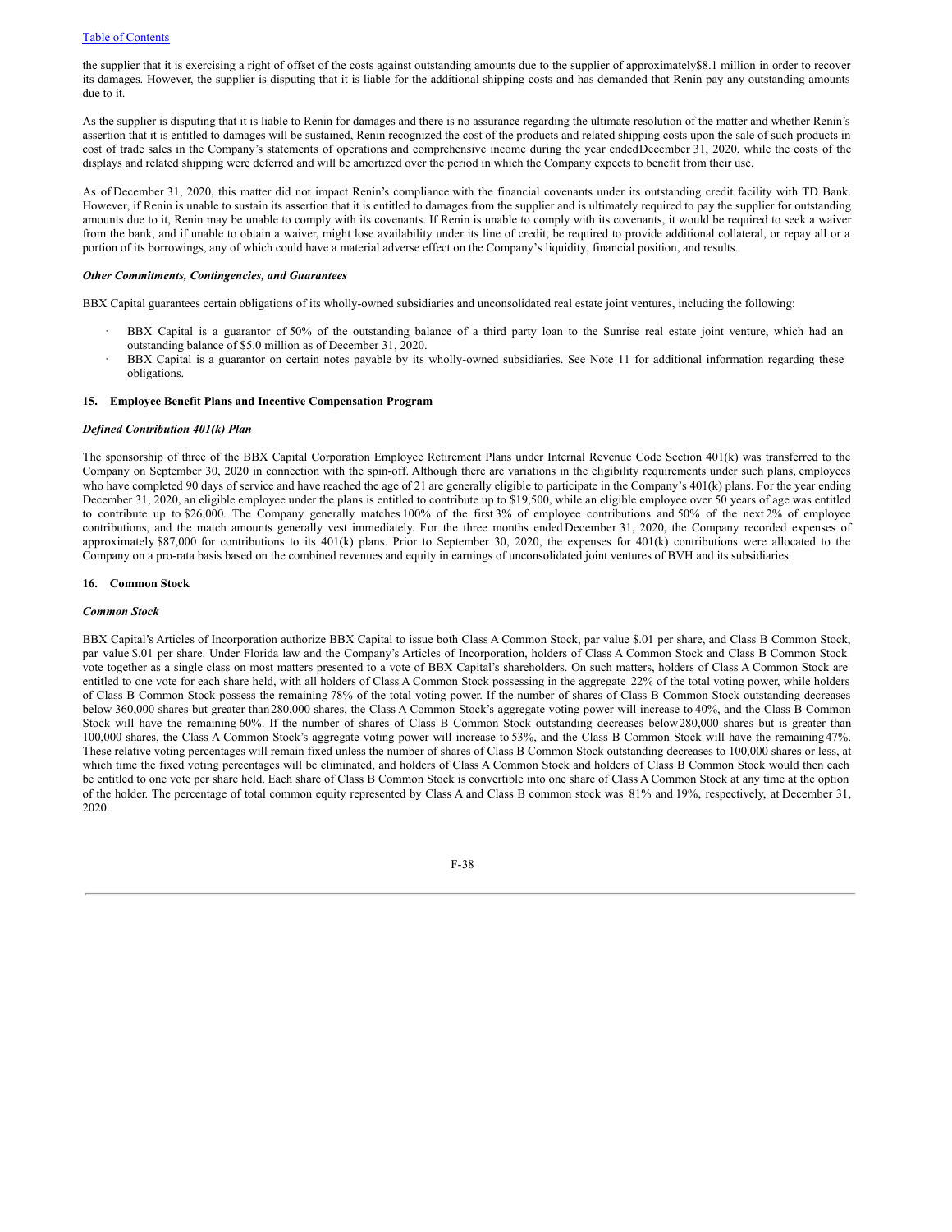the supplier that it is exercising a right of offset of the costs against outstanding amounts due to the supplier of approximately $8.1 million in order to recover its damages. However, the supplier is disputing that it is liable for the additional shipping costs and has demanded that Renin pay any outstanding amounts due to it.

As the supplier is disputing that it is liable to Renin for damages and there is no assurance regarding the ultimate resolution of the matter and whether Renin's assertion that it is entitled to damages will be sustained, Renin recognized the cost of the products and related shipping costs upon the sale of such products in cost of trade sales in the Company's statements of operations and comprehensive income during the year ended December 31, 2020, while the costs of the displays and related shipping were deferred and will be amortized over the period in which the Company expects to benefit from their use.

As of December 31, 2020, this matter did not impact Renin's compliance with the financial covenants under its outstanding credit facility with TD Bank. However, if Renin is unable to sustain its assertion that it is entitled to damages from the supplier and is ultimately required to pay the supplier for outstanding amounts due to it, Renin may be unable to comply with its covenants. If Renin is unable to comply with its covenants, it would be required to seek a waiver from the bank, and if unable to obtain a waiver, might lose availability under its line of credit, be required to provide additional collateral, or repay all or a portion of its borrowings, any of which could have a material adverse effect on the Company's liquidity, financial position, and results.

***Other Commitments, Contingencies, and Guarantees***

BBX Capital guarantees certain obligations of its wholly-owned subsidiaries and unconsolidated real estate joint ventures, including the following:

- BBX Capital is a guarantor of 50% of the outstanding balance of a third party loan to the Sunrise real estate joint venture, which had an outstanding balance of $5.0 million as of December 31, 2020.
- BBX Capital is a guarantor on certain notes payable by its wholly-owned subsidiaries. See Note 11 for additional information regarding these obligations.

**15. Employee Benefit Plans and Incentive Compensation Program**

***Defined Contribution 401(k) Plan***

The sponsorship of three of the BBX Capital Corporation Employee Retirement Plans under Internal Revenue Code Section 401(k) was transferred to the Company on September 30, 2020 in connection with the spin-off. Although there are variations in the eligibility requirements under such plans, employees who have completed 90 days of service and have reached the age of 21 are generally eligible to participate in the Company's 401(k) plans. For the year ending December 31, 2020, an eligible employee under the plans is entitled to contribute up to $19,500, while an eligible employee over 50 years of age was entitled to contribute up to $26,000. The Company generally matches 100% of the first 3% of employee contributions and 50% of the next 2% of employee contributions, and the match amounts generally vest immediately. For the three months ended December 31, 2020, the Company recorded expenses of approximately $87,000 for contributions to its 401(k) plans. Prior to September 30, 2020, the expenses for 401(k) contributions were allocated to the Company on a pro-rata basis based on the combined revenues and equity in earnings of unconsolidated joint ventures of BVH and its subsidiaries.

**16. Common Stock**

***Common Stock***

BBX Capital's Articles of Incorporation authorize BBX Capital to issue both Class A Common Stock, par value $.01 per share, and Class B Common Stock, par value $.01 per share. Under Florida law and the Company's Articles of Incorporation, holders of Class A Common Stock and Class B Common Stock vote together as a single class on most matters presented to a vote of BBX Capital's shareholders. On such matters, holders of Class A Common Stock are entitled to one vote for each share held, with all holders of Class A Common Stock possessing in the aggregate 22% of the total voting power, while holders of Class B Common Stock possess the remaining 78% of the total voting power. If the number of shares of Class B Common Stock outstanding decreases below 360,000 shares but greater than 280,000 shares, the Class A Common Stock's aggregate voting power will increase to 40%, and the Class B Common Stock will have the remaining 60%. If the number of shares of Class B Common Stock outstanding decreases below 280,000 shares but is greater than 100,000 shares, the Class A Common Stock's aggregate voting power will increase to 53%, and the Class B Common Stock will have the remaining 47%. These relative voting percentages will remain fixed unless the number of shares of Class B Common Stock outstanding decreases to 100,000 shares or less, at which time the fixed voting percentages will be eliminated, and holders of Class A Common Stock and holders of Class B Common Stock would then each be entitled to one vote per share held. Each share of Class B Common Stock is convertible into one share of Class A Common Stock at any time at the option of the holder. The percentage of total common equity represented by Class A and Class B common stock was 81% and 19%, respectively, at December 31, 2020.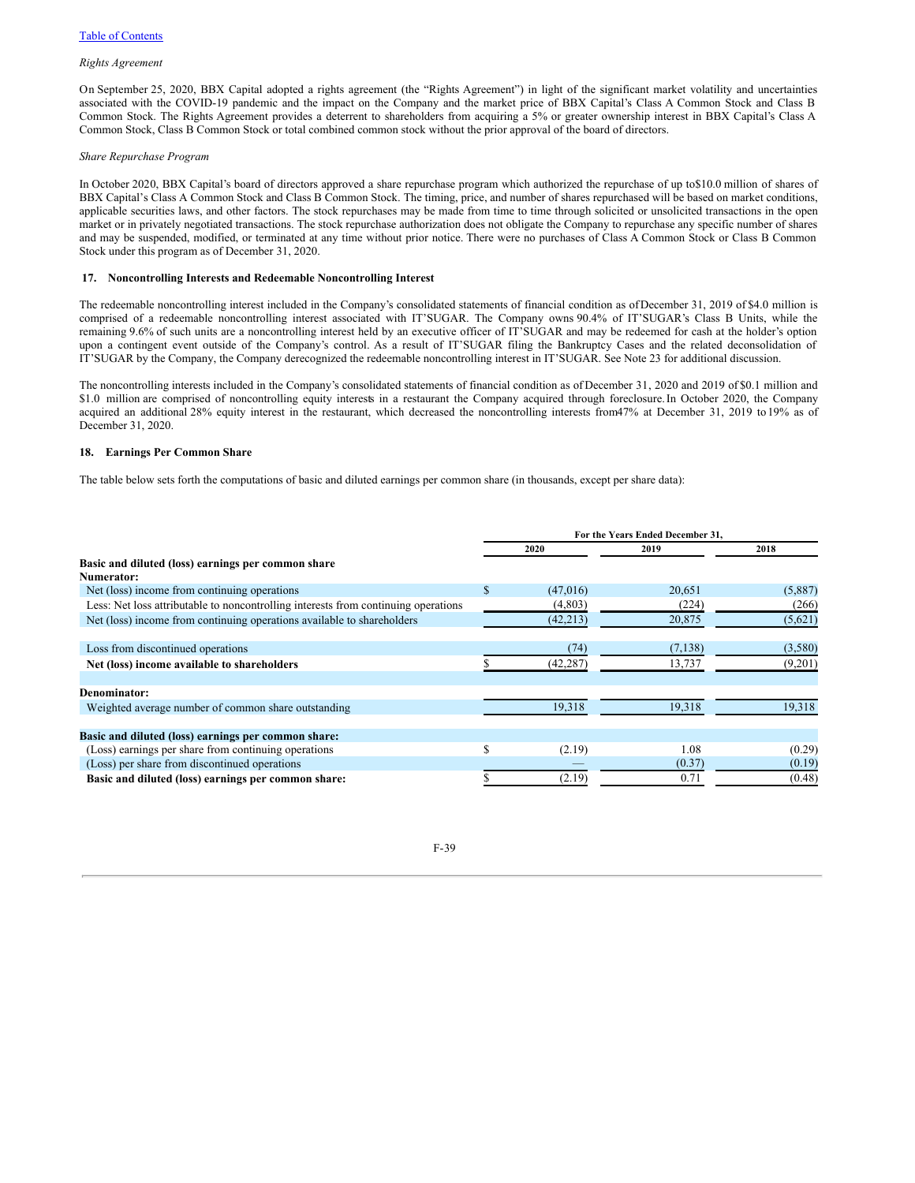*Rights Agreement*

On September 25, 2020, BBX Capital adopted a rights agreement (the "Rights Agreement") in light of the significant market volatility and uncertainties associated with the COVID-19 pandemic and the impact on the Company and the market price of BBX Capital's Class A Common Stock and Class B Common Stock. The Rights Agreement provides a deterrent to shareholders from acquiring a 5% or greater ownership interest in BBX Capital's Class A Common Stock, Class B Common Stock or total combined common stock without the prior approval of the board of directors.

*Share Repurchase Program*

In October 2020, BBX Capital's board of directors approved a share repurchase program which authorized the repurchase of up to $10.0 million of shares of BBX Capital's Class A Common Stock and Class B Common Stock. The timing, price, and number of shares repurchased will be based on market conditions, applicable securities laws, and other factors. The stock repurchases may be made from time to time through solicited or unsolicited transactions in the open market or in privately negotiated transactions. The stock repurchase authorization does not obligate the Company to repurchase any specific number of shares and may be suspended, modified, or terminated at any time without prior notice. There were no purchases of Class A Common Stock or Class B Common Stock under this program as of December 31, 2020.

### 17. Noncontrolling Interests and Redeemable Noncontrolling Interest

The redeemable noncontrolling interest included in the Company's consolidated statements of financial condition as of December 31, 2019 of $4.0 million is comprised of a redeemable noncontrolling interest associated with IT'SUGAR. The Company owns 90.4% of IT'SUGAR's Class B Units, while the remaining 9.6% of such units are a noncontrolling interest held by an executive officer of IT'SUGAR and may be redeemed for cash at the holder's option upon a contingent event outside of the Company's control. As a result of IT'SUGAR filing the Bankruptcy Cases and the related deconsolidation of IT'SUGAR by the Company, the Company derecognized the redeemable noncontrolling interest in IT'SUGAR. See Note 23 for additional discussion.

The noncontrolling interests included in the Company's consolidated statements of financial condition as of December 31, 2020 and 2019 of $0.1 million and $1.0 million are comprised of noncontrolling equity interests in a restaurant the Company acquired through foreclosure. In October 2020, the Company acquired an additional 28% equity interest in the restaurant, which decreased the noncontrolling interests from 47% at December 31, 2019 to 19% as of December 31, 2020.

### 18. Earnings Per Common Share

The table below sets forth the computations of basic and diluted earnings per common share (in thousands, except per share data):

| | For the Years Ended December 31, | | |
|---|---|---|---|
| | 2020 | 2019 | 2018 |
| **Basic and diluted (loss) earnings per common share** | | | |
| **Numerator:** | | | |
| Net (loss) income from continuing operations | $ (47,016) | 20,651 | (5,887) |
| Less: Net loss attributable to noncontrolling interests from continuing operations | (4,803) | (224) | (266) |
| Net (loss) income from continuing operations available to shareholders | (42,213) | 20,875 | (5,621) |
| Loss from discontinued operations | (74) | (7,138) | (3,580) |
| **Net (loss) income available to shareholders** | $ (42,287) | 13,737 | (9,201) |
| **Denominator:** | | | |
| Weighted average number of common share outstanding | 19,318 | 19,318 | 19,318 |
| **Basic and diluted (loss) earnings per common share:** | | | |
| (Loss) earnings per share from continuing operations | $ (2.19) | 1.08 | (0.29) |
| (Loss) per share from discontinued operations | — | (0.37) | (0.19) |
| **Basic and diluted (loss) earnings per common share:** | $ (2.19) | 0.71 | (0.48) |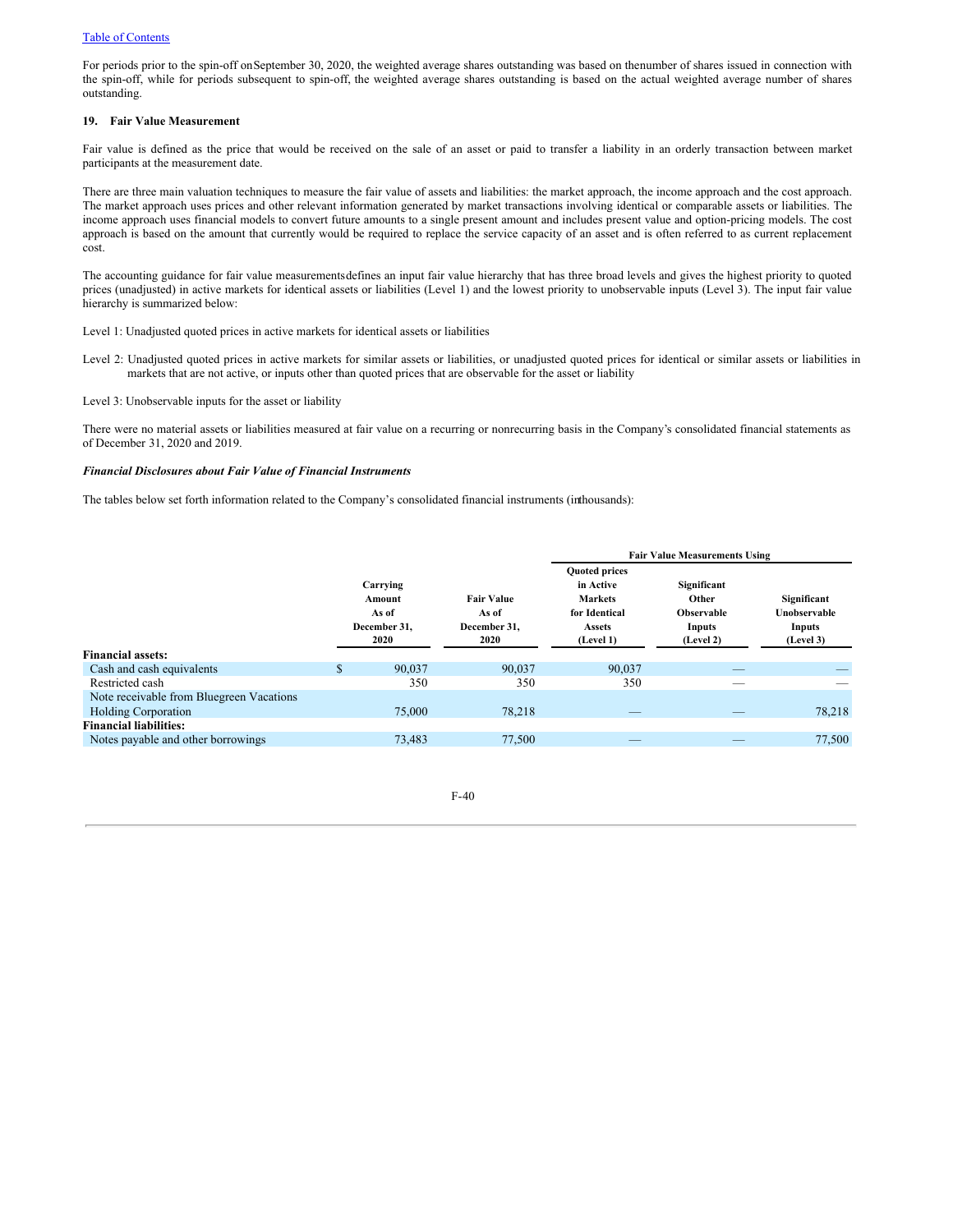For periods prior to the spin-off on September 30, 2020, the weighted average shares outstanding was based on the number of shares issued in connection with the spin-off, while for periods subsequent to spin-off, the weighted average shares outstanding is based on the actual weighted average number of shares outstanding.

## 19. Fair Value Measurement

Fair value is defined as the price that would be received on the sale of an asset or paid to transfer a liability in an orderly transaction between market participants at the measurement date.

There are three main valuation techniques to measure the fair value of assets and liabilities: the market approach, the income approach and the cost approach. The market approach uses prices and other relevant information generated by market transactions involving identical or comparable assets or liabilities. The income approach uses financial models to convert future amounts to a single present amount and includes present value and option-pricing models. The cost approach is based on the amount that currently would be required to replace the service capacity of an asset and is often referred to as current replacement cost.

The accounting guidance for fair value measurements defines an input fair value hierarchy that has three broad levels and gives the highest priority to quoted prices (unadjusted) in active markets for identical assets or liabilities (Level 1) and the lowest priority to unobservable inputs (Level 3). The input fair value hierarchy is summarized below:

Level 1: Unadjusted quoted prices in active markets for identical assets or liabilities

Level 2: Unadjusted quoted prices in active markets for similar assets or liabilities, or unadjusted quoted prices for identical or similar assets or liabilities in markets that are not active, or inputs other than quoted prices that are observable for the asset or liability

Level 3: Unobservable inputs for the asset or liability

There were no material assets or liabilities measured at fair value on a recurring or nonrecurring basis in the Company's consolidated financial statements as of December 31, 2020 and 2019.

***Financial Disclosures about Fair Value of Financial Instruments***

The tables below set forth information related to the Company's consolidated financial instruments (in thousands):

| | | | Fair Value Measurements Using | | |
|---|---|---|---|---|---|
| | Carrying Amount As of December 31, 2020 | Fair Value As of December 31, 2020 | Quoted prices in Active Markets for Identical Assets (Level 1) | Significant Other Observable Inputs (Level 2) | Significant Unobservable Inputs (Level 3) |
| **Financial assets:** | | | | | |
| Cash and cash equivalents | $ 90,037 | 90,037 | 90,037 | — | — |
| Restricted cash | 350 | 350 | 350 | — | — |
| Note receivable from Bluegreen Vacations Holding Corporation | 75,000 | 78,218 | — | — | 78,218 |
| **Financial liabilities:** | | | | | |
| Notes payable and other borrowings | 73,483 | 77,500 | — | — | 77,500 |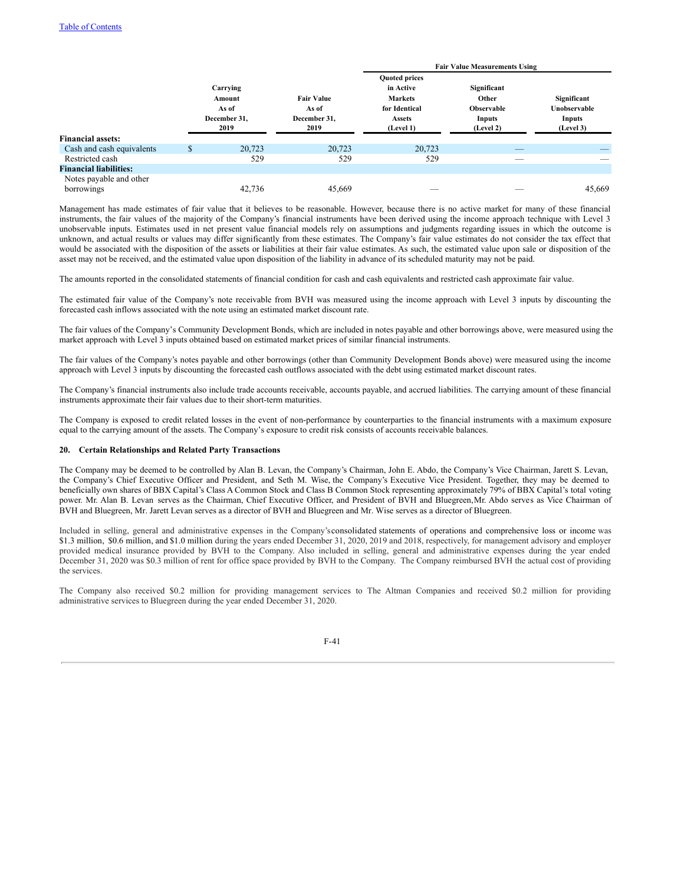| | Carrying Amount As of December 31, 2019 | Fair Value As of December 31, 2019 | Fair Value Measurements Using Quoted prices in Active Markets for Identical Assets (Level 1) | Significant Other Observable Inputs (Level 2) | Significant Unobservable Inputs (Level 3) |
|---|---|---|---|---|---|
| **Financial assets:** | | | | | |
| Cash and cash equivalents | $ 20,723 | 20,723 | 20,723 | — | — |
| Restricted cash | 529 | 529 | 529 | — | — |
| **Financial liabilities:** | | | | | |
| Notes payable and other borrowings | 42,736 | 45,669 | — | — | 45,669 |

Management has made estimates of fair value that it believes to be reasonable. However, because there is no active market for many of these financial instruments, the fair values of the majority of the Company's financial instruments have been derived using the income approach technique with Level 3 unobservable inputs. Estimates used in net present value financial models rely on assumptions and judgments regarding issues in which the outcome is unknown, and actual results or values may differ significantly from these estimates. The Company's fair value estimates do not consider the tax effect that would be associated with the disposition of the assets or liabilities at their fair value estimates. As such, the estimated value upon sale or disposition of the asset may not be received, and the estimated value upon disposition of the liability in advance of its scheduled maturity may not be paid.

The amounts reported in the consolidated statements of financial condition for cash and cash equivalents and restricted cash approximate fair value.

The estimated fair value of the Company's note receivable from BVH was measured using the income approach with Level 3 inputs by discounting the forecasted cash inflows associated with the note using an estimated market discount rate.

The fair values of the Company's Community Development Bonds, which are included in notes payable and other borrowings above, were measured using the market approach with Level 3 inputs obtained based on estimated market prices of similar financial instruments.

The fair values of the Company's notes payable and other borrowings (other than Community Development Bonds above) were measured using the income approach with Level 3 inputs by discounting the forecasted cash outflows associated with the debt using estimated market discount rates.

The Company's financial instruments also include trade accounts receivable, accounts payable, and accrued liabilities. The carrying amount of these financial instruments approximate their fair values due to their short-term maturities.

The Company is exposed to credit related losses in the event of non-performance by counterparties to the financial instruments with a maximum exposure equal to the carrying amount of the assets. The Company's exposure to credit risk consists of accounts receivable balances.

**20. Certain Relationships and Related Party Transactions**

The Company may be deemed to be controlled by Alan B. Levan, the Company's Chairman, John E. Abdo, the Company's Vice Chairman, Jarett S. Levan, the Company's Chief Executive Officer and President, and Seth M. Wise, the Company's Executive Vice President. Together, they may be deemed to beneficially own shares of BBX Capital's Class A Common Stock and Class B Common Stock representing approximately 79% of BBX Capital's total voting power. Mr. Alan B. Levan serves as the Chairman, Chief Executive Officer, and President of BVH and Bluegreen,Mr. Abdo serves as Vice Chairman of BVH and Bluegreen, Mr. Jarett Levan serves as a director of BVH and Bluegreen and Mr. Wise serves as a director of Bluegreen.

Included in selling, general and administrative expenses in the Company'sconsolidated statements of operations and comprehensive loss or income was $1.3 million, $0.6 million, and $1.0 million during the years ended December 31, 2020, 2019 and 2018, respectively, for management advisory and employer provided medical insurance provided by BVH to the Company. Also included in selling, general and administrative expenses during the year ended December 31, 2020 was $0.3 million of rent for office space provided by BVH to the Company. The Company reimbursed BVH the actual cost of providing the services.

The Company also received $0.2 million for providing management services to The Altman Companies and received $0.2 million for providing administrative services to Bluegreen during the year ended December 31, 2020.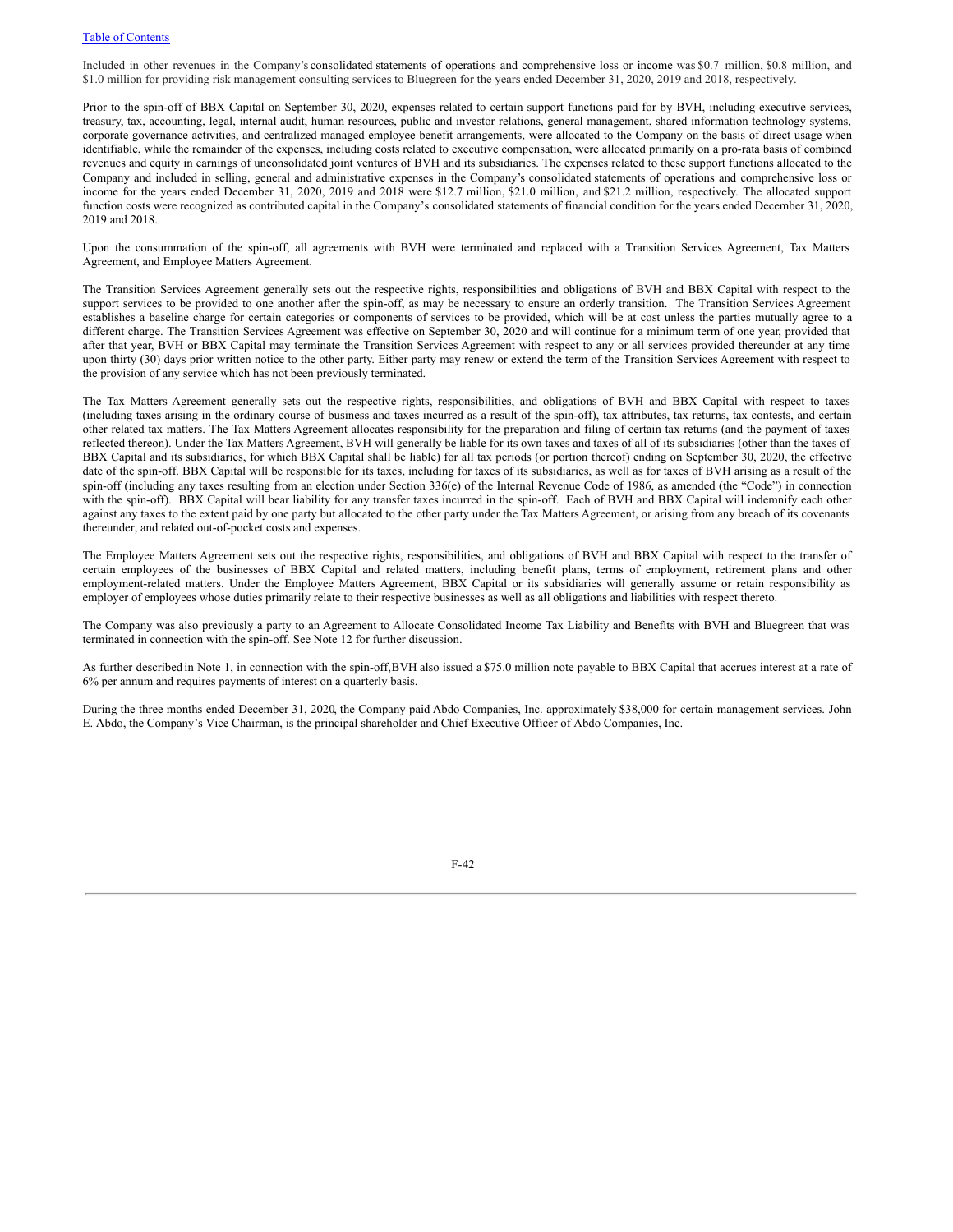Included in other revenues in the Company's consolidated statements of operations and comprehensive loss or income was $0.7 million, $0.8 million, and $1.0 million for providing risk management consulting services to Bluegreen for the years ended December 31, 2020, 2019 and 2018, respectively.

Prior to the spin-off of BBX Capital on September 30, 2020, expenses related to certain support functions paid for by BVH, including executive services, treasury, tax, accounting, legal, internal audit, human resources, public and investor relations, general management, shared information technology systems, corporate governance activities, and centralized managed employee benefit arrangements, were allocated to the Company on the basis of direct usage when identifiable, while the remainder of the expenses, including costs related to executive compensation, were allocated primarily on a pro-rata basis of combined revenues and equity in earnings of unconsolidated joint ventures of BVH and its subsidiaries. The expenses related to these support functions allocated to the Company and included in selling, general and administrative expenses in the Company's consolidated statements of operations and comprehensive loss or income for the years ended December 31, 2020, 2019 and 2018 were $12.7 million, $21.0 million, and $21.2 million, respectively. The allocated support function costs were recognized as contributed capital in the Company's consolidated statements of financial condition for the years ended December 31, 2020, 2019 and 2018.

Upon the consummation of the spin-off, all agreements with BVH were terminated and replaced with a Transition Services Agreement, Tax Matters Agreement, and Employee Matters Agreement.

The Transition Services Agreement generally sets out the respective rights, responsibilities and obligations of BVH and BBX Capital with respect to the support services to be provided to one another after the spin-off, as may be necessary to ensure an orderly transition. The Transition Services Agreement establishes a baseline charge for certain categories or components of services to be provided, which will be at cost unless the parties mutually agree to a different charge. The Transition Services Agreement was effective on September 30, 2020 and will continue for a minimum term of one year, provided that after that year, BVH or BBX Capital may terminate the Transition Services Agreement with respect to any or all services provided thereunder at any time upon thirty (30) days prior written notice to the other party. Either party may renew or extend the term of the Transition Services Agreement with respect to the provision of any service which has not been previously terminated.

The Tax Matters Agreement generally sets out the respective rights, responsibilities, and obligations of BVH and BBX Capital with respect to taxes (including taxes arising in the ordinary course of business and taxes incurred as a result of the spin-off), tax attributes, tax returns, tax contests, and certain other related tax matters. The Tax Matters Agreement allocates responsibility for the preparation and filing of certain tax returns (and the payment of taxes reflected thereon). Under the Tax Matters Agreement, BVH will generally be liable for its own taxes and taxes of all of its subsidiaries (other than the taxes of BBX Capital and its subsidiaries, for which BBX Capital shall be liable) for all tax periods (or portion thereof) ending on September 30, 2020, the effective date of the spin-off. BBX Capital will be responsible for its taxes, including for taxes of its subsidiaries, as well as for taxes of BVH arising as a result of the spin-off (including any taxes resulting from an election under Section 336(e) of the Internal Revenue Code of 1986, as amended (the "Code") in connection with the spin-off). BBX Capital will bear liability for any transfer taxes incurred in the spin-off. Each of BVH and BBX Capital will indemnify each other against any taxes to the extent paid by one party but allocated to the other party under the Tax Matters Agreement, or arising from any breach of its covenants thereunder, and related out-of-pocket costs and expenses.

The Employee Matters Agreement sets out the respective rights, responsibilities, and obligations of BVH and BBX Capital with respect to the transfer of certain employees of the businesses of BBX Capital and related matters, including benefit plans, terms of employment, retirement plans and other employment-related matters. Under the Employee Matters Agreement, BBX Capital or its subsidiaries will generally assume or retain responsibility as employer of employees whose duties primarily relate to their respective businesses as well as all obligations and liabilities with respect thereto.

The Company was also previously a party to an Agreement to Allocate Consolidated Income Tax Liability and Benefits with BVH and Bluegreen that was terminated in connection with the spin-off. See Note 12 for further discussion.

As further described in Note 1, in connection with the spin-off, BVH also issued a $75.0 million note payable to BBX Capital that accrues interest at a rate of 6% per annum and requires payments of interest on a quarterly basis.

During the three months ended December 31, 2020, the Company paid Abdo Companies, Inc. approximately $38,000 for certain management services. John E. Abdo, the Company's Vice Chairman, is the principal shareholder and Chief Executive Officer of Abdo Companies, Inc.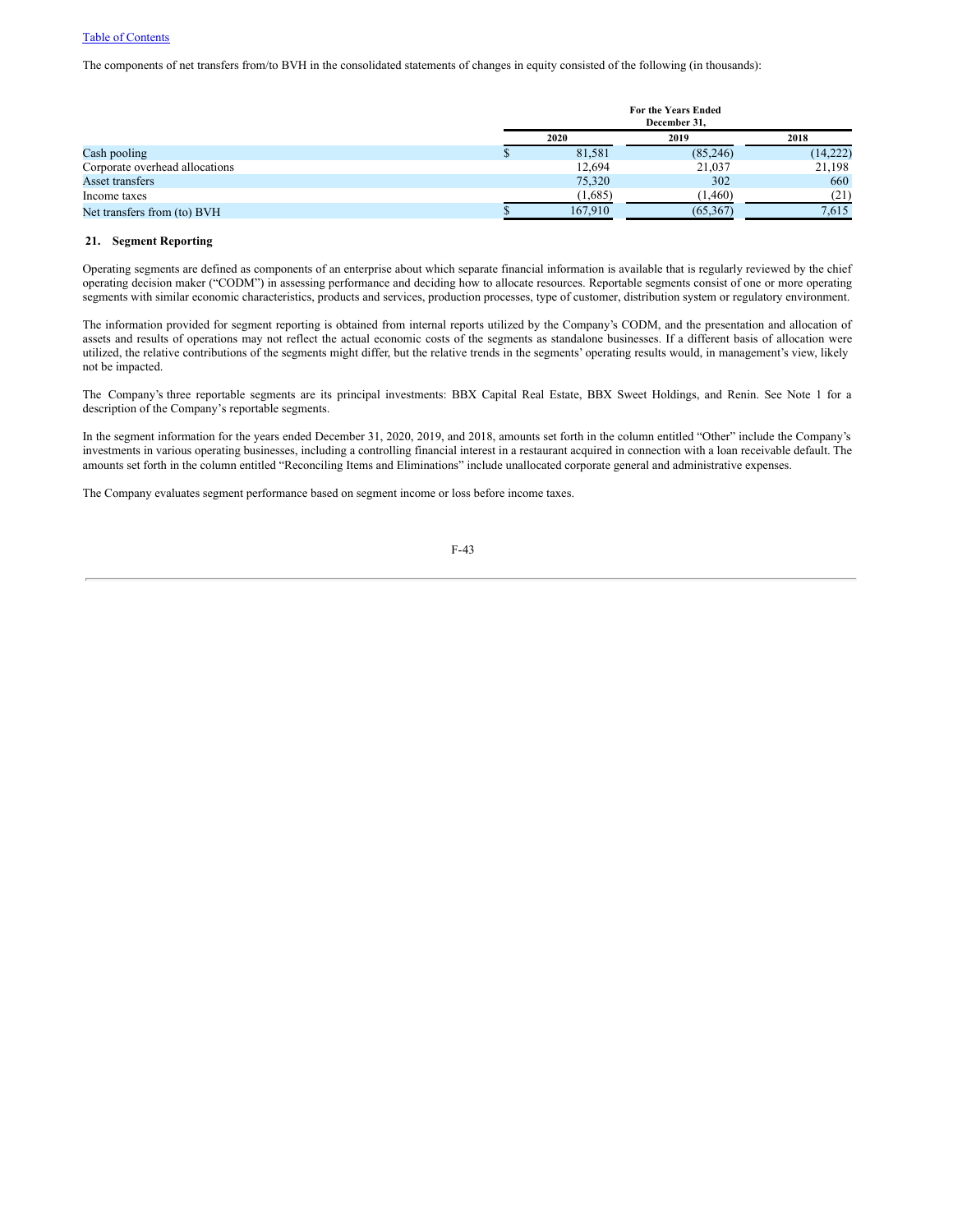The components of net transfers from/to BVH in the consolidated statements of changes in equity consisted of the following (in thousands):

| | For the Years Ended December 31, | | |
|---|---|---|---|
| | 2020 | 2019 | 2018 |
| Cash pooling | $ 81,581 | (85,246) | (14,222) |
| Corporate overhead allocations | 12,694 | 21,037 | 21,198 |
| Asset transfers | 75,320 | 302 | 660 |
| Income taxes | (1,685) | (1,460) | (21) |
| Net transfers from (to) BVH | $ 167,910 | (65,367) | 7,615 |

## 21. Segment Reporting

Operating segments are defined as components of an enterprise about which separate financial information is available that is regularly reviewed by the chief operating decision maker ("CODM") in assessing performance and deciding how to allocate resources. Reportable segments consist of one or more operating segments with similar economic characteristics, products and services, production processes, type of customer, distribution system or regulatory environment.

The information provided for segment reporting is obtained from internal reports utilized by the Company's CODM, and the presentation and allocation of assets and results of operations may not reflect the actual economic costs of the segments as standalone businesses. If a different basis of allocation were utilized, the relative contributions of the segments might differ, but the relative trends in the segments' operating results would, in management's view, likely not be impacted.

The Company's three reportable segments are its principal investments: BBX Capital Real Estate, BBX Sweet Holdings, and Renin. See Note 1 for a description of the Company's reportable segments.

In the segment information for the years ended December 31, 2020, 2019, and 2018, amounts set forth in the column entitled "Other" include the Company's investments in various operating businesses, including a controlling financial interest in a restaurant acquired in connection with a loan receivable default. The amounts set forth in the column entitled "Reconciling Items and Eliminations" include unallocated corporate general and administrative expenses.

The Company evaluates segment performance based on segment income or loss before income taxes.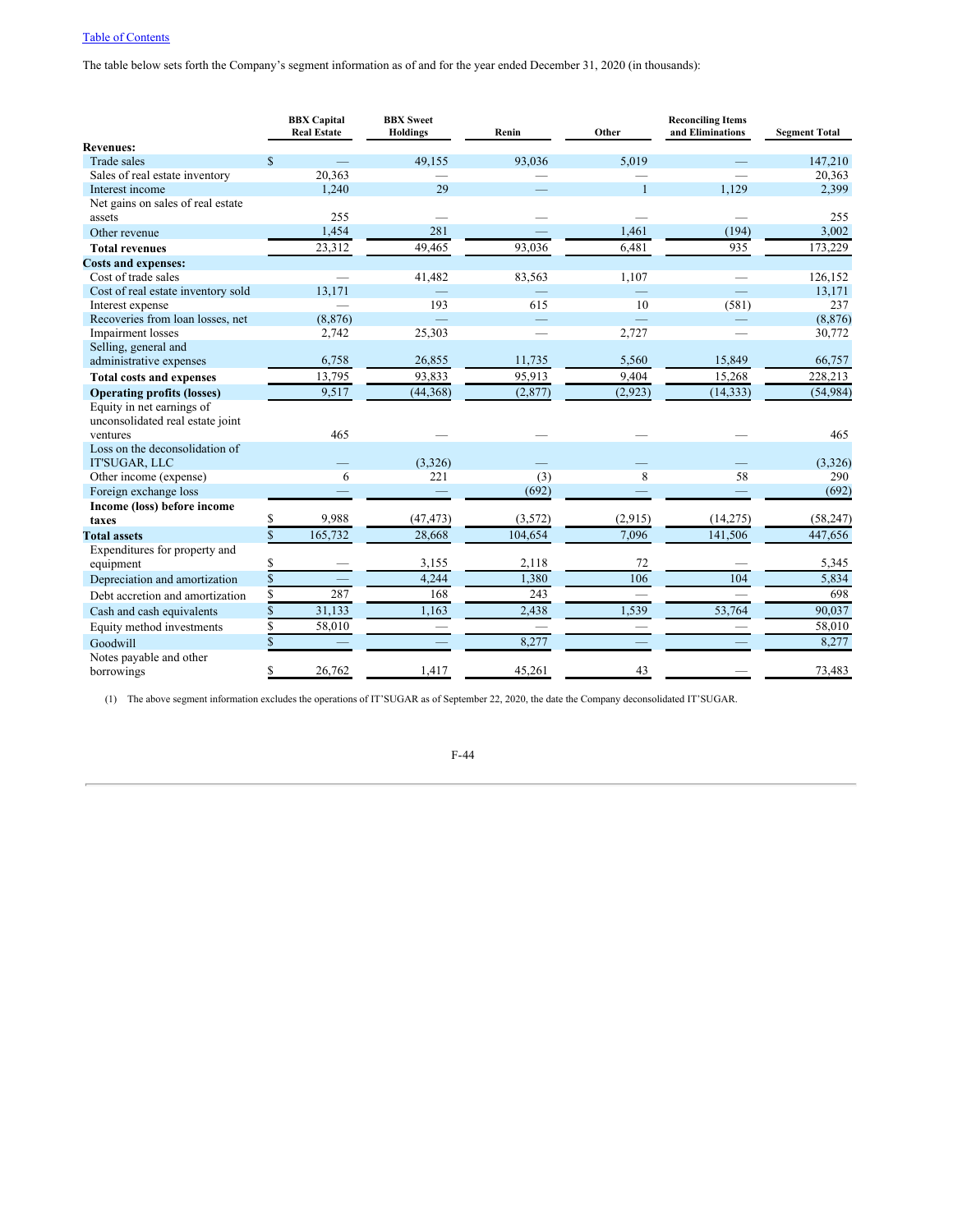[Table of Contents](#)

The table below sets forth the Company's segment information as of and for the year ended December 31, 2020 (in thousands):

| | BBX Capital Real Estate | BBX Sweet Holdings | Renin | Other | Reconciling Items and Eliminations | Segment Total |
|---|---|---|---|---|---|---|
| **Revenues:** | | | | | | |
| Trade sales | $ — | 49,155 | 93,036 | 5,019 | — | 147,210 |
| Sales of real estate inventory | 20,363 | — | — | — | — | 20,363 |
| Interest income | 1,240 | 29 | — | 1 | 1,129 | 2,399 |
| Net gains on sales of real estate assets | 255 | — | — | — | — | 255 |
| Other revenue | 1,454 | 281 | — | 1,461 | (194) | 3,002 |
| **Total revenues** | 23,312 | 49,465 | 93,036 | 6,481 | 935 | 173,229 |
| **Costs and expenses:** | | | | | | |
| Cost of trade sales | — | 41,482 | 83,563 | 1,107 | — | 126,152 |
| Cost of real estate inventory sold | 13,171 | — | — | — | — | 13,171 |
| Interest expense | — | 193 | 615 | 10 | (581) | 237 |
| Recoveries from loan losses, net | (8,876) | — | — | — | — | (8,876) |
| Impairment losses | 2,742 | 25,303 | — | 2,727 | — | 30,772 |
| Selling, general and administrative expenses | 6,758 | 26,855 | 11,735 | 5,560 | 15,849 | 66,757 |
| **Total costs and expenses** | 13,795 | 93,833 | 95,913 | 9,404 | 15,268 | 228,213 |
| **Operating profits (losses)** | 9,517 | (44,368) | (2,877) | (2,923) | (14,333) | (54,984) |
| Equity in net earnings of unconsolidated real estate joint ventures | 465 | — | — | — | — | 465 |
| Loss on the deconsolidation of IT'SUGAR, LLC | — | (3,326) | — | — | — | (3,326) |
| Other income (expense) | 6 | 221 | (3) | 8 | 58 | 290 |
| Foreign exchange loss | — | — | (692) | — | — | (692) |
| **Income (loss) before income taxes** | $ 9,988 | (47,473) | (3,572) | (2,915) | (14,275) | (58,247) |
| **Total assets** | $ 165,732 | 28,668 | 104,654 | 7,096 | 141,506 | 447,656 |
| Expenditures for property and equipment | $ — | 3,155 | 2,118 | 72 | — | 5,345 |
| Depreciation and amortization | $ — | 4,244 | 1,380 | 106 | 104 | 5,834 |
| Debt accretion and amortization | $ 287 | 168 | 243 | — | — | 698 |
| Cash and cash equivalents | $ 31,133 | 1,163 | 2,438 | 1,539 | 53,764 | 90,037 |
| Equity method investments | $ 58,010 | — | — | — | — | 58,010 |
| Goodwill | $ — | — | 8,277 | — | — | 8,277 |
| Notes payable and other borrowings | $ 26,762 | 1,417 | 45,261 | 43 | — | 73,483 |

(1) The above segment information excludes the operations of IT'SUGAR as of September 22, 2020, the date the Company deconsolidated IT'SUGAR.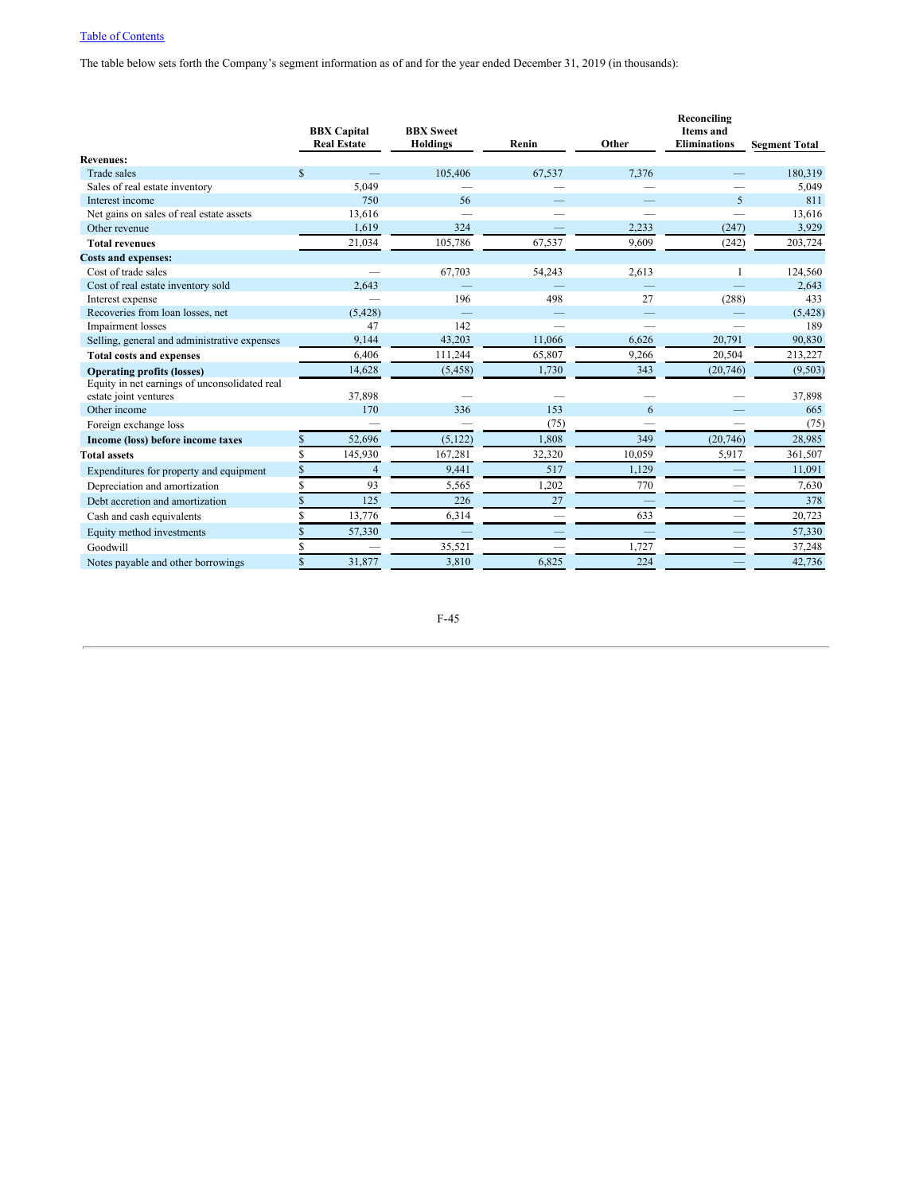[Table of Contents](#)

The table below sets forth the Company's segment information as of and for the year ended December 31, 2019 (in thousands):

| | BBX Capital Real Estate | BBX Sweet Holdings | Renin | Other | Reconciling Items and Eliminations | Segment Total |
|---|---|---|---|---|---|---|
| **Revenues:** | | | | | | |
| Trade sales | $ — | 105,406 | 67,537 | 7,376 | — | 180,319 |
| Sales of real estate inventory | 5,049 | — | — | — | — | 5,049 |
| Interest income | 750 | 56 | — | — | 5 | 811 |
| Net gains on sales of real estate assets | 13,616 | — | — | — | — | 13,616 |
| Other revenue | 1,619 | 324 | — | 2,233 | (247) | 3,929 |
| **Total revenues** | 21,034 | 105,786 | 67,537 | 9,609 | (242) | 203,724 |
| **Costs and expenses:** | | | | | | |
| Cost of trade sales | — | 67,703 | 54,243 | 2,613 | 1 | 124,560 |
| Cost of real estate inventory sold | 2,643 | — | — | — | — | 2,643 |
| Interest expense | — | 196 | 498 | 27 | (288) | 433 |
| Recoveries from loan losses, net | (5,428) | — | — | — | — | (5,428) |
| Impairment losses | 47 | 142 | — | — | — | 189 |
| Selling, general and administrative expenses | 9,144 | 43,203 | 11,066 | 6,626 | 20,791 | 90,830 |
| **Total costs and expenses** | 6,406 | 111,244 | 65,807 | 9,266 | 20,504 | 213,227 |
| **Operating profits (losses)** | 14,628 | (5,458) | 1,730 | 343 | (20,746) | (9,503) |
| Equity in net earnings of unconsolidated real estate joint ventures | 37,898 | — | — | — | — | 37,898 |
| Other income | 170 | 336 | 153 | 6 | — | 665 |
| Foreign exchange loss | — | — | (75) | — | — | (75) |
| **Income (loss) before income taxes** | $ 52,696 | (5,122) | 1,808 | 349 | (20,746) | 28,985 |
| **Total assets** | $ 145,930 | 167,281 | 32,320 | 10,059 | 5,917 | 361,507 |
| Expenditures for property and equipment | $ 4 | 9,441 | 517 | 1,129 | — | 11,091 |
| Depreciation and amortization | $ 93 | 5,565 | 1,202 | 770 | — | 7,630 |
| Debt accretion and amortization | $ 125 | 226 | 27 | — | — | 378 |
| Cash and cash equivalents | $ 13,776 | 6,314 | — | 633 | — | 20,723 |
| Equity method investments | $ 57,330 | — | — | — | — | 57,330 |
| Goodwill | $ — | 35,521 | — | 1,727 | — | 37,248 |
| Notes payable and other borrowings | $ 31,877 | 3,810 | 6,825 | 224 | — | 42,736 |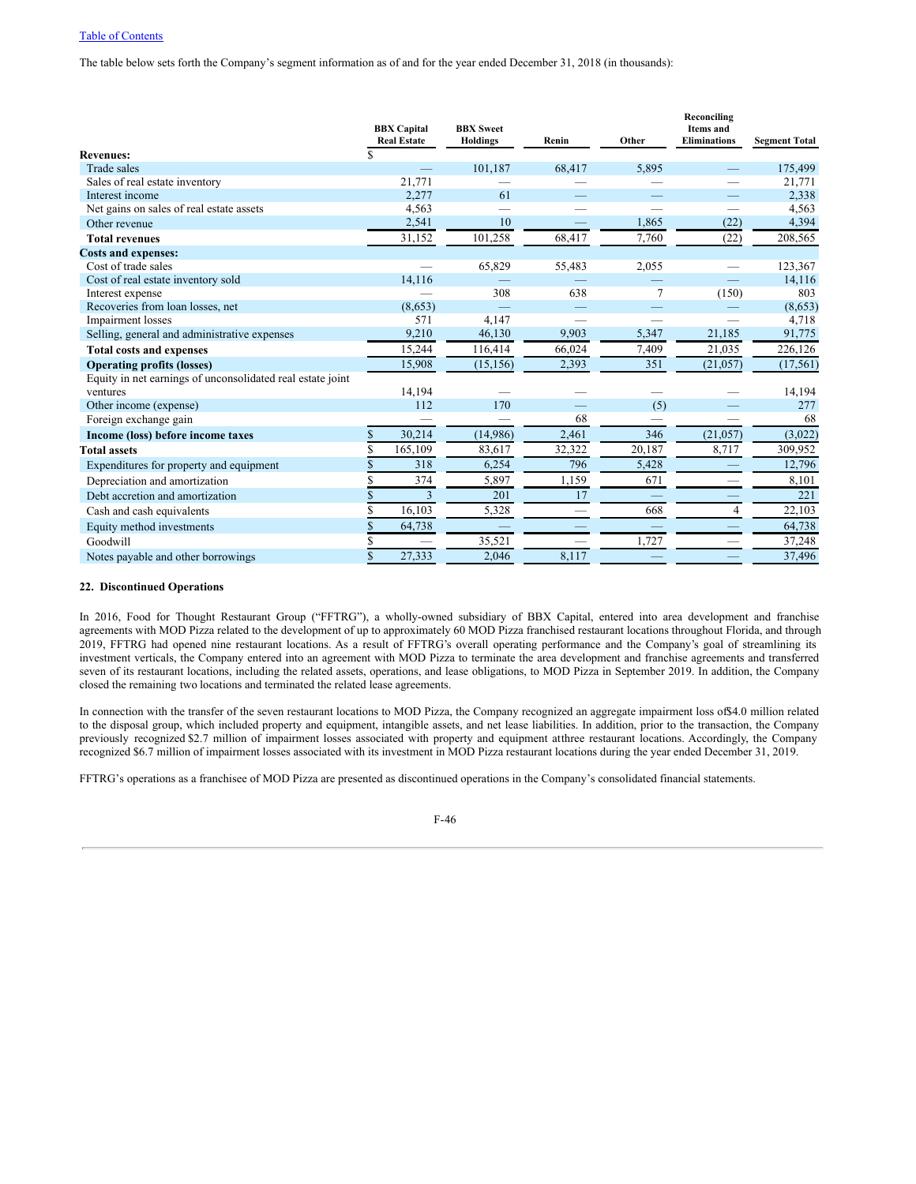The table below sets forth the Company's segment information as of and for the year ended December 31, 2018 (in thousands):

| | BBX Capital Real Estate | BBX Sweet Holdings | Renin | Other | Reconciling Items and Eliminations | Segment Total |
|---|---|---|---|---|---|---|
| **Revenues:** | $ | | | | | |
| Trade sales | — | 101,187 | 68,417 | 5,895 | — | 175,499 |
| Sales of real estate inventory | 21,771 | — | — | — | — | 21,771 |
| Interest income | 2,277 | 61 | — | — | — | 2,338 |
| Net gains on sales of real estate assets | 4,563 | — | — | — | — | 4,563 |
| Other revenue | 2,541 | 10 | — | 1,865 | (22) | 4,394 |
| **Total revenues** | 31,152 | 101,258 | 68,417 | 7,760 | (22) | 208,565 |
| **Costs and expenses:** | | | | | | |
| Cost of trade sales | — | 65,829 | 55,483 | 2,055 | — | 123,367 |
| Cost of real estate inventory sold | 14,116 | — | — | — | — | 14,116 |
| Interest expense | — | 308 | 638 | 7 | (150) | 803 |
| Recoveries from loan losses, net | (8,653) | — | — | — | — | (8,653) |
| Impairment losses | 571 | 4,147 | — | — | — | 4,718 |
| Selling, general and administrative expenses | 9,210 | 46,130 | 9,903 | 5,347 | 21,185 | 91,775 |
| **Total costs and expenses** | 15,244 | 116,414 | 66,024 | 7,409 | 21,035 | 226,126 |
| **Operating profits (losses)** | 15,908 | (15,156) | 2,393 | 351 | (21,057) | (17,561) |
| Equity in net earnings of unconsolidated real estate joint ventures | 14,194 | — | — | — | — | 14,194 |
| Other income (expense) | 112 | 170 | — | (5) | — | 277 |
| Foreign exchange gain | — | — | 68 | — | — | 68 |
| **Income (loss) before income taxes** | $ 30,214 | (14,986) | 2,461 | 346 | (21,057) | (3,022) |
| **Total assets** | $ 165,109 | 83,617 | 32,322 | 20,187 | 8,717 | 309,952 |
| Expenditures for property and equipment | $ 318 | 6,254 | 796 | 5,428 | — | 12,796 |
| Depreciation and amortization | $ 374 | 5,897 | 1,159 | 671 | — | 8,101 |
| Debt accretion and amortization | $ 3 | 201 | 17 | — | — | 221 |
| Cash and cash equivalents | $ 16,103 | 5,328 | — | 668 | 4 | 22,103 |
| Equity method investments | $ 64,738 | — | — | — | — | 64,738 |
| Goodwill | $ — | 35,521 | — | 1,727 | — | 37,248 |
| Notes payable and other borrowings | $ 27,333 | 2,046 | 8,117 | — | — | 37,496 |

**22. Discontinued Operations**

In 2016, Food for Thought Restaurant Group ("FFTRG"), a wholly-owned subsidiary of BBX Capital, entered into area development and franchise agreements with MOD Pizza related to the development of up to approximately 60 MOD Pizza franchised restaurant locations throughout Florida, and through 2019, FFTRG had opened nine restaurant locations. As a result of FFTRG's overall operating performance and the Company's goal of streamlining its investment verticals, the Company entered into an agreement with MOD Pizza to terminate the area development and franchise agreements and transferred seven of its restaurant locations, including the related assets, operations, and lease obligations, to MOD Pizza in September 2019. In addition, the Company closed the remaining two locations and terminated the related lease agreements.

In connection with the transfer of the seven restaurant locations to MOD Pizza, the Company recognized an aggregate impairment loss of$4.0 million related to the disposal group, which included property and equipment, intangible assets, and net lease liabilities. In addition, prior to the transaction, the Company previously recognized $2.7 million of impairment losses associated with property and equipment atthree restaurant locations. Accordingly, the Company recognized $6.7 million of impairment losses associated with its investment in MOD Pizza restaurant locations during the year ended December 31, 2019.

FFTRG's operations as a franchisee of MOD Pizza are presented as discontinued operations in the Company's consolidated financial statements.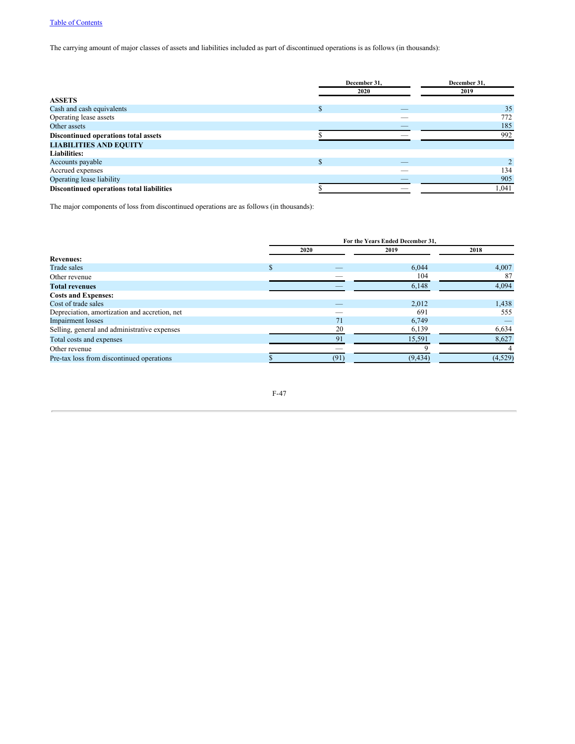The carrying amount of major classes of assets and liabilities included as part of discontinued operations is as follows (in thousands):

| | December 31, 2020 | December 31, 2019 |
|---|---|---|
| **ASSETS** | | |
| Cash and cash equivalents | $ — | 35 |
| Operating lease assets | — | 772 |
| Other assets | — | 185 |
| **Discontinued operations total assets** | $ — | 992 |
| **LIABILITIES AND EQUITY** | | |
| **Liabilities:** | | |
| Accounts payable | $ — | 2 |
| Accrued expenses | — | 134 |
| Operating lease liability | — | 905 |
| **Discontinued operations total liabilities** | $ — | 1,041 |

The major components of loss from discontinued operations are as follows (in thousands):

| | For the Years Ended December 31, | | |
|---|---|---|---|
| | 2020 | 2019 | 2018 |
| **Revenues:** | | | |
| Trade sales | $ — | 6,044 | 4,007 |
| Other revenue | — | 104 | 87 |
| **Total revenues** | — | 6,148 | 4,094 |
| **Costs and Expenses:** | | | |
| Cost of trade sales | — | 2,012 | 1,438 |
| Depreciation, amortization and accretion, net | — | 691 | 555 |
| Impairment losses | 71 | 6,749 | — |
| Selling, general and administrative expenses | 20 | 6,139 | 6,634 |
| Total costs and expenses | 91 | 15,591 | 8,627 |
| Other revenue | — | 9 | 4 |
| Pre-tax loss from discontinued operations | $ (91) | (9,434) | (4,529) |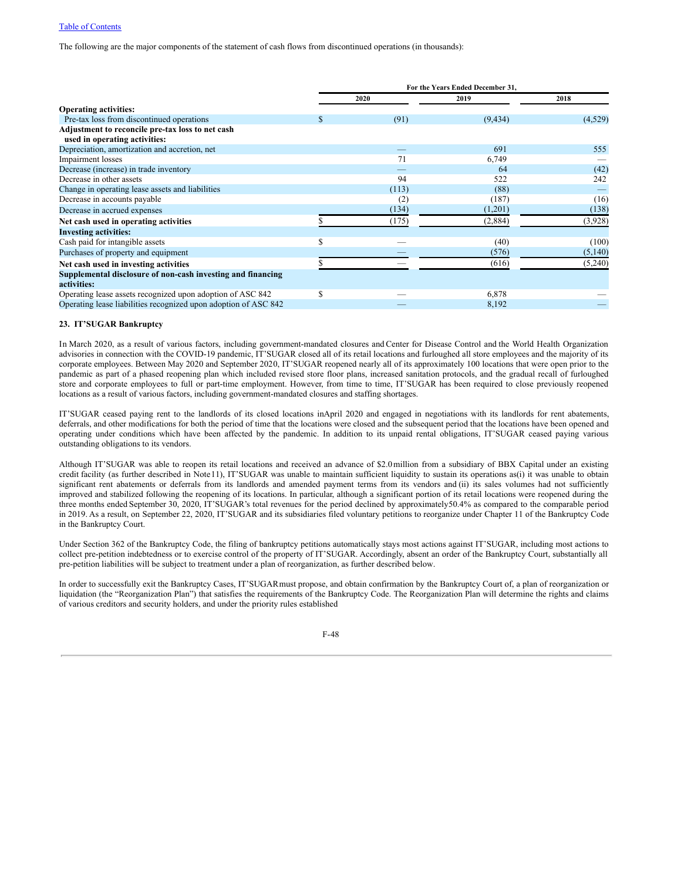[Table of Contents](#)

The following are the major components of the statement of cash flows from discontinued operations (in thousands):

| | For the Years Ended December 31, | | |
|---|---|---|---|
| | 2020 | 2019 | 2018 |
| **Operating activities:** | | | |
| Pre-tax loss from discontinued operations | $ (91) | (9,434) | (4,529) |
| **Adjustment to reconcile pre-tax loss to net cash used in operating activities:** | | | |
| Depreciation, amortization and accretion, net | — | 691 | 555 |
| Impairment losses | 71 | 6,749 | — |
| Decrease (increase) in trade inventory | — | 64 | (42) |
| Decrease in other assets | 94 | 522 | 242 |
| Change in operating lease assets and liabilities | (113) | (88) | — |
| Decrease in accounts payable | (2) | (187) | (16) |
| Decrease in accrued expenses | (134) | (1,201) | (138) |
| **Net cash used in operating activities** | $ (175) | (2,884) | (3,928) |
| **Investing activities:** | | | |
| Cash paid for intangible assets | $ — | (40) | (100) |
| Purchases of property and equipment | — | (576) | (5,140) |
| **Net cash used in investing activities** | $ — | (616) | (5,240) |
| **Supplemental disclosure of non-cash investing and financing activities:** | | | |
| Operating lease assets recognized upon adoption of ASC 842 | $ — | 6,878 | — |
| Operating lease liabilities recognized upon adoption of ASC 842 | — | 8,192 | — |

**23. IT'SUGAR Bankruptcy**

In March 2020, as a result of various factors, including government-mandated closures and Center for Disease Control and the World Health Organization advisories in connection with the COVID-19 pandemic, IT'SUGAR closed all of its retail locations and furloughed all store employees and the majority of its corporate employees. Between May 2020 and September 2020, IT'SUGAR reopened nearly all of its approximately 100 locations that were open prior to the pandemic as part of a phased reopening plan which included revised store floor plans, increased sanitation protocols, and the gradual recall of furloughed store and corporate employees to full or part-time employment. However, from time to time, IT'SUGAR has been required to close previously reopened locations as a result of various factors, including government-mandated closures and staffing shortages.

IT'SUGAR ceased paying rent to the landlords of its closed locations in April 2020 and engaged in negotiations with its landlords for rent abatements, deferrals, and other modifications for both the period of time that the locations were closed and the subsequent period that the locations have been opened and operating under conditions which have been affected by the pandemic. In addition to its unpaid rental obligations, IT'SUGAR ceased paying various outstanding obligations to its vendors.

Although IT'SUGAR was able to reopen its retail locations and received an advance of $2.0 million from a subsidiary of BBX Capital under an existing credit facility (as further described in Note 11), IT'SUGAR was unable to maintain sufficient liquidity to sustain its operations as (i) it was unable to obtain significant rent abatements or deferrals from its landlords and amended payment terms from its vendors and (ii) its sales volumes had not sufficiently improved and stabilized following the reopening of its locations. In particular, although a significant portion of its retail locations were reopened during the three months ended September 30, 2020, IT'SUGAR's total revenues for the period declined by approximately 50.4% as compared to the comparable period in 2019. As a result, on September 22, 2020, IT'SUGAR and its subsidiaries filed voluntary petitions to reorganize under Chapter 11 of the Bankruptcy Code in the Bankruptcy Court.

Under Section 362 of the Bankruptcy Code, the filing of bankruptcy petitions automatically stays most actions against IT'SUGAR, including most actions to collect pre-petition indebtedness or to exercise control of the property of IT'SUGAR. Accordingly, absent an order of the Bankruptcy Court, substantially all pre-petition liabilities will be subject to treatment under a plan of reorganization, as further described below.

In order to successfully exit the Bankruptcy Cases, IT'SUGAR must propose, and obtain confirmation by the Bankruptcy Court of, a plan of reorganization or liquidation (the "Reorganization Plan") that satisfies the requirements of the Bankruptcy Code. The Reorganization Plan will determine the rights and claims of various creditors and security holders, and under the priority rules established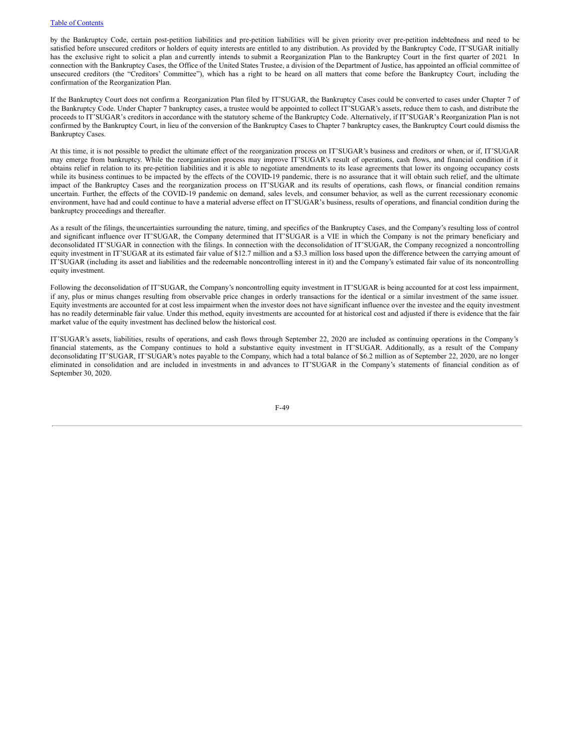by the Bankruptcy Code, certain post-petition liabilities and pre-petition liabilities will be given priority over pre-petition indebtedness and need to be satisfied before unsecured creditors or holders of equity interests are entitled to any distribution. As provided by the Bankruptcy Code, IT'SUGAR initially has the exclusive right to solicit a plan and currently intends to submit a Reorganization Plan to the Bankruptcy Court in the first quarter of 2021. In connection with the Bankruptcy Cases, the Office of the United States Trustee, a division of the Department of Justice, has appointed an official committee of unsecured creditors (the "Creditors' Committee"), which has a right to be heard on all matters that come before the Bankruptcy Court, including the confirmation of the Reorganization Plan.

If the Bankruptcy Court does not confirm a Reorganization Plan filed by IT'SUGAR, the Bankruptcy Cases could be converted to cases under Chapter 7 of the Bankruptcy Code. Under Chapter 7 bankruptcy cases, a trustee would be appointed to collect IT'SUGAR's assets, reduce them to cash, and distribute the proceeds to IT'SUGAR's creditors in accordance with the statutory scheme of the Bankruptcy Code. Alternatively, if IT'SUGAR's Reorganization Plan is not confirmed by the Bankruptcy Court, in lieu of the conversion of the Bankruptcy Cases to Chapter 7 bankruptcy cases, the Bankruptcy Court could dismiss the Bankruptcy Cases.

At this time, it is not possible to predict the ultimate effect of the reorganization process on IT'SUGAR's business and creditors or when, or if, IT'SUGAR may emerge from bankruptcy. While the reorganization process may improve IT'SUGAR's result of operations, cash flows, and financial condition if it obtains relief in relation to its pre-petition liabilities and it is able to negotiate amendments to its lease agreements that lower its ongoing occupancy costs while its business continues to be impacted by the effects of the COVID-19 pandemic, there is no assurance that it will obtain such relief, and the ultimate impact of the Bankruptcy Cases and the reorganization process on IT'SUGAR and its results of operations, cash flows, or financial condition remains uncertain. Further, the effects of the COVID-19 pandemic on demand, sales levels, and consumer behavior, as well as the current recessionary economic environment, have had and could continue to have a material adverse effect on IT'SUGAR's business, results of operations, and financial condition during the bankruptcy proceedings and thereafter.

As a result of the filings, the uncertainties surrounding the nature, timing, and specifics of the Bankruptcy Cases, and the Company's resulting loss of control and significant influence over IT'SUGAR, the Company determined that IT'SUGAR is a VIE in which the Company is not the primary beneficiary and deconsolidated IT'SUGAR in connection with the filings. In connection with the deconsolidation of IT'SUGAR, the Company recognized a noncontrolling equity investment in IT'SUGAR at its estimated fair value of $12.7 million and a $3.3 million loss based upon the difference between the carrying amount of IT'SUGAR (including its asset and liabilities and the redeemable noncontrolling interest in it) and the Company's estimated fair value of its noncontrolling equity investment.

Following the deconsolidation of IT'SUGAR, the Company's noncontrolling equity investment in IT'SUGAR is being accounted for at cost less impairment, if any, plus or minus changes resulting from observable price changes in orderly transactions for the identical or a similar investment of the same issuer. Equity investments are accounted for at cost less impairment when the investor does not have significant influence over the investee and the equity investment has no readily determinable fair value. Under this method, equity investments are accounted for at historical cost and adjusted if there is evidence that the fair market value of the equity investment has declined below the historical cost.

IT'SUGAR's assets, liabilities, results of operations, and cash flows through September 22, 2020 are included as continuing operations in the Company's financial statements, as the Company continues to hold a substantive equity investment in IT'SUGAR. Additionally, as a result of the Company deconsolidating IT'SUGAR, IT'SUGAR's notes payable to the Company, which had a total balance of $6.2 million as of September 22, 2020, are no longer eliminated in consolidation and are included in investments in and advances to IT'SUGAR in the Company's statements of financial condition as of September 30, 2020.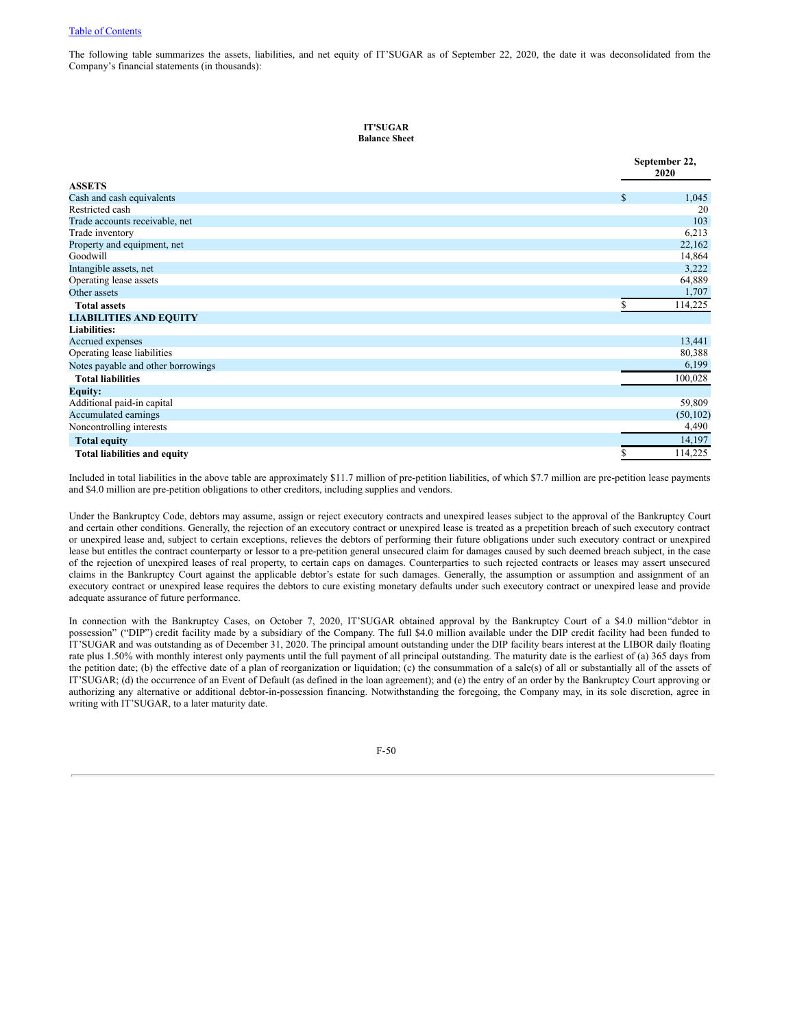The following table summarizes the assets, liabilities, and net equity of IT'SUGAR as of September 22, 2020, the date it was deconsolidated from the Company's financial statements (in thousands):

**IT'SUGAR**
**Balance Sheet**

| | September 22, 2020 |
|---|---|
| **ASSETS** | |
| Cash and cash equivalents | $ 1,045 |
| Restricted cash | 20 |
| Trade accounts receivable, net | 103 |
| Trade inventory | 6,213 |
| Property and equipment, net | 22,162 |
| Goodwill | 14,864 |
| Intangible assets, net | 3,222 |
| Operating lease assets | 64,889 |
| Other assets | 1,707 |
| **Total assets** | $ 114,225 |
| **LIABILITIES AND EQUITY** | |
| **Liabilities:** | |
| Accrued expenses | 13,441 |
| Operating lease liabilities | 80,388 |
| Notes payable and other borrowings | 6,199 |
| **Total liabilities** | 100,028 |
| **Equity:** | |
| Additional paid-in capital | 59,809 |
| Accumulated earnings | (50,102) |
| Noncontrolling interests | 4,490 |
| **Total equity** | 14,197 |
| **Total liabilities and equity** | $ 114,225 |

Included in total liabilities in the above table are approximately $11.7 million of pre-petition liabilities, of which $7.7 million are pre-petition lease payments and $4.0 million are pre-petition obligations to other creditors, including supplies and vendors.

Under the Bankruptcy Code, debtors may assume, assign or reject executory contracts and unexpired leases subject to the approval of the Bankruptcy Court and certain other conditions. Generally, the rejection of an executory contract or unexpired lease is treated as a prepetition breach of such executory contract or unexpired lease and, subject to certain exceptions, relieves the debtors of performing their future obligations under such executory contract or unexpired lease but entitles the contract counterparty or lessor to a pre-petition general unsecured claim for damages caused by such deemed breach subject, in the case of the rejection of unexpired leases of real property, to certain caps on damages. Counterparties to such rejected contracts or leases may assert unsecured claims in the Bankruptcy Court against the applicable debtor's estate for such damages. Generally, the assumption or assumption and assignment of an executory contract or unexpired lease requires the debtors to cure existing monetary defaults under such executory contract or unexpired lease and provide adequate assurance of future performance.

In connection with the Bankruptcy Cases, on October 7, 2020, IT'SUGAR obtained approval by the Bankruptcy Court of a $4.0 million "debtor in possession" ("DIP") credit facility made by a subsidiary of the Company. The full $4.0 million available under the DIP credit facility had been funded to IT'SUGAR and was outstanding as of December 31, 2020. The principal amount outstanding under the DIP facility bears interest at the LIBOR daily floating rate plus 1.50% with monthly interest only payments until the full payment of all principal outstanding. The maturity date is the earliest of (a) 365 days from the petition date; (b) the effective date of a plan of reorganization or liquidation; (c) the consummation of a sale(s) of all or substantially all of the assets of IT'SUGAR; (d) the occurrence of an Event of Default (as defined in the loan agreement); and (e) the entry of an order by the Bankruptcy Court approving or authorizing any alternative or additional debtor-in-possession financing. Notwithstanding the foregoing, the Company may, in its sole discretion, agree in writing with IT'SUGAR, to a later maturity date.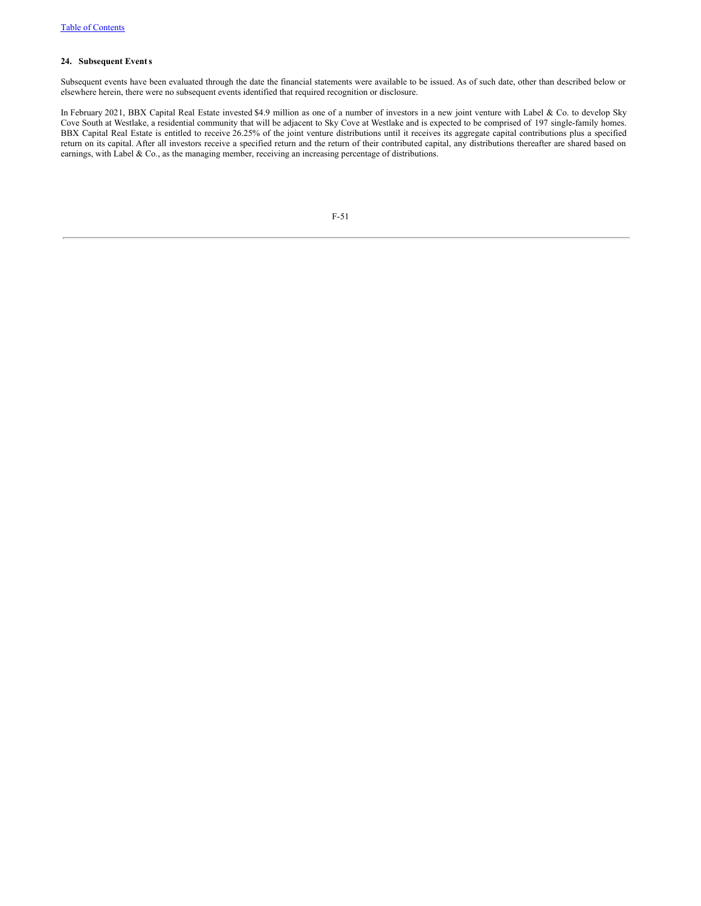### 24. Subsequent Events

Subsequent events have been evaluated through the date the financial statements were available to be issued. As of such date, other than described below or elsewhere herein, there were no subsequent events identified that required recognition or disclosure.

In February 2021, BBX Capital Real Estate invested $4.9 million as one of a number of investors in a new joint venture with Label & Co. to develop Sky Cove South at Westlake, a residential community that will be adjacent to Sky Cove at Westlake and is expected to be comprised of 197 single-family homes. BBX Capital Real Estate is entitled to receive 26.25% of the joint venture distributions until it receives its aggregate capital contributions plus a specified return on its capital. After all investors receive a specified return and the return of their contributed capital, any distributions thereafter are shared based on earnings, with Label & Co., as the managing member, receiving an increasing percentage of distributions.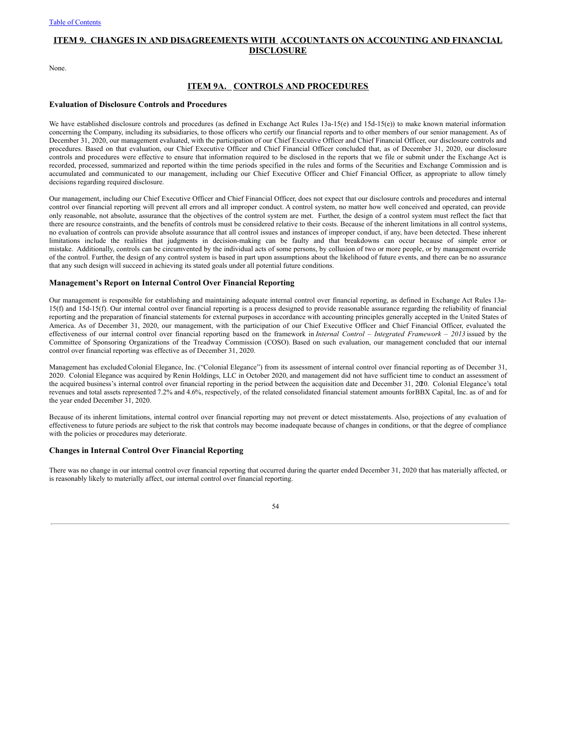## ITEM 9. CHANGES IN AND DISAGREEMENTS WITH ACCOUNTANTS ON ACCOUNTING AND FINANCIAL DISCLOSURE

None.

## ITEM 9A. CONTROLS AND PROCEDURES

### Evaluation of Disclosure Controls and Procedures

We have established disclosure controls and procedures (as defined in Exchange Act Rules 13a-15(e) and 15d-15(e)) to make known material information concerning the Company, including its subsidiaries, to those officers who certify our financial reports and to other members of our senior management. As of December 31, 2020, our management evaluated, with the participation of our Chief Executive Officer and Chief Financial Officer, our disclosure controls and procedures. Based on that evaluation, our Chief Executive Officer and Chief Financial Officer concluded that, as of December 31, 2020, our disclosure controls and procedures were effective to ensure that information required to be disclosed in the reports that we file or submit under the Exchange Act is recorded, processed, summarized and reported within the time periods specified in the rules and forms of the Securities and Exchange Commission and is accumulated and communicated to our management, including our Chief Executive Officer and Chief Financial Officer, as appropriate to allow timely decisions regarding required disclosure.

Our management, including our Chief Executive Officer and Chief Financial Officer, does not expect that our disclosure controls and procedures and internal control over financial reporting will prevent all errors and all improper conduct. A control system, no matter how well conceived and operated, can provide only reasonable, not absolute, assurance that the objectives of the control system are met. Further, the design of a control system must reflect the fact that there are resource constraints, and the benefits of controls must be considered relative to their costs. Because of the inherent limitations in all control systems, no evaluation of controls can provide absolute assurance that all control issues and instances of improper conduct, if any, have been detected. These inherent limitations include the realities that judgments in decision-making can be faulty and that breakdowns can occur because of simple error or mistake. Additionally, controls can be circumvented by the individual acts of some persons, by collusion of two or more people, or by management override of the control. Further, the design of any control system is based in part upon assumptions about the likelihood of future events, and there can be no assurance that any such design will succeed in achieving its stated goals under all potential future conditions.

### Management's Report on Internal Control Over Financial Reporting

Our management is responsible for establishing and maintaining adequate internal control over financial reporting, as defined in Exchange Act Rules 13a-15(f) and 15d-15(f). Our internal control over financial reporting is a process designed to provide reasonable assurance regarding the reliability of financial reporting and the preparation of financial statements for external purposes in accordance with accounting principles generally accepted in the United States of America. As of December 31, 2020, our management, with the participation of our Chief Executive Officer and Chief Financial Officer, evaluated the effectiveness of our internal control over financial reporting based on the framework in *Internal Control – Integrated Framework – 2013* issued by the Committee of Sponsoring Organizations of the Treadway Commission (COSO). Based on such evaluation, our management concluded that our internal control over financial reporting was effective as of December 31, 2020.

Management has excluded Colonial Elegance, Inc. ("Colonial Elegance") from its assessment of internal control over financial reporting as of December 31, 2020. Colonial Elegance was acquired by Renin Holdings, LLC in October 2020, and management did not have sufficient time to conduct an assessment of the acquired business's internal control over financial reporting in the period between the acquisition date and December 31, 2020. Colonial Elegance's total revenues and total assets represented 7.2% and 4.6%, respectively, of the related consolidated financial statement amounts for BBX Capital, Inc. as of and for the year ended December 31, 2020.

Because of its inherent limitations, internal control over financial reporting may not prevent or detect misstatements. Also, projections of any evaluation of effectiveness to future periods are subject to the risk that controls may become inadequate because of changes in conditions, or that the degree of compliance with the policies or procedures may deteriorate.

### Changes in Internal Control Over Financial Reporting

There was no change in our internal control over financial reporting that occurred during the quarter ended December 31, 2020 that has materially affected, or is reasonably likely to materially affect, our internal control over financial reporting.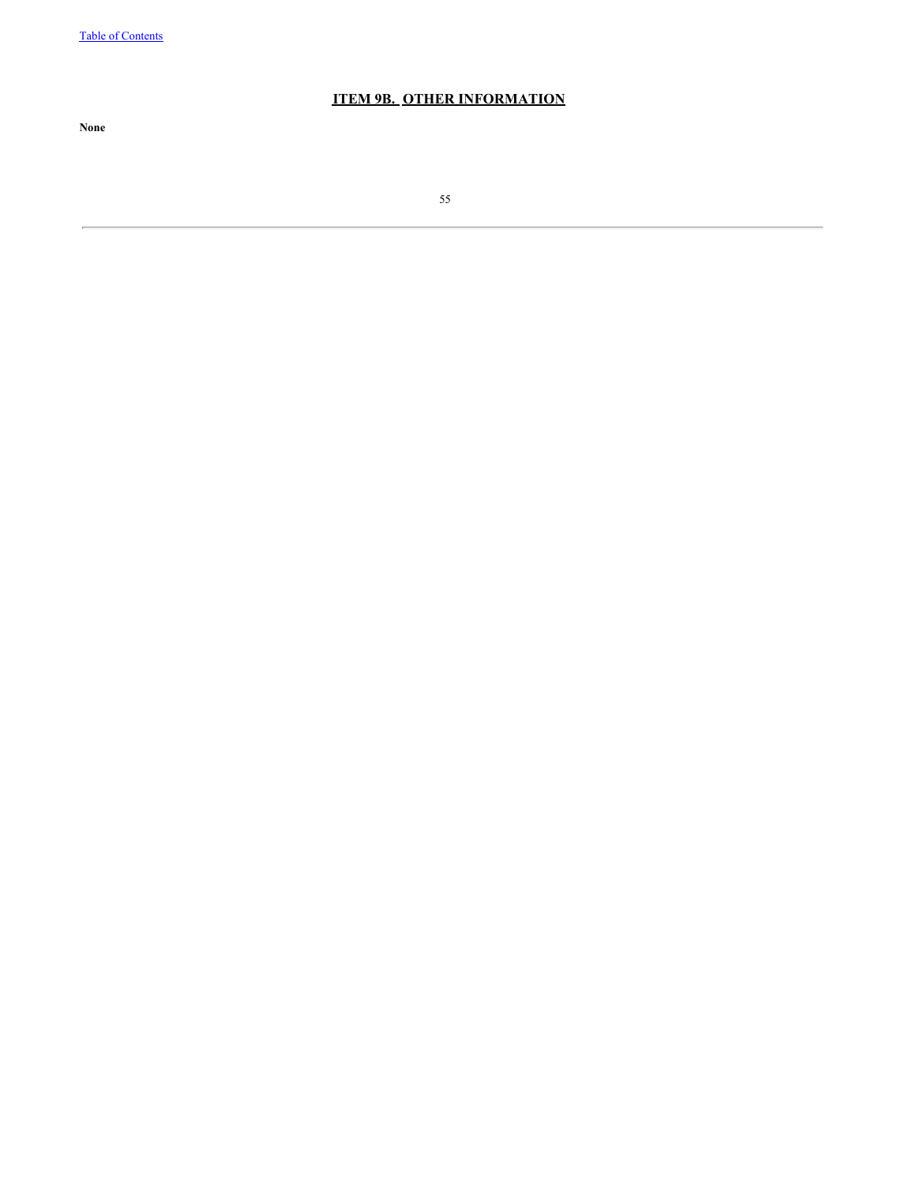## ITEM 9B. OTHER INFORMATION

**None**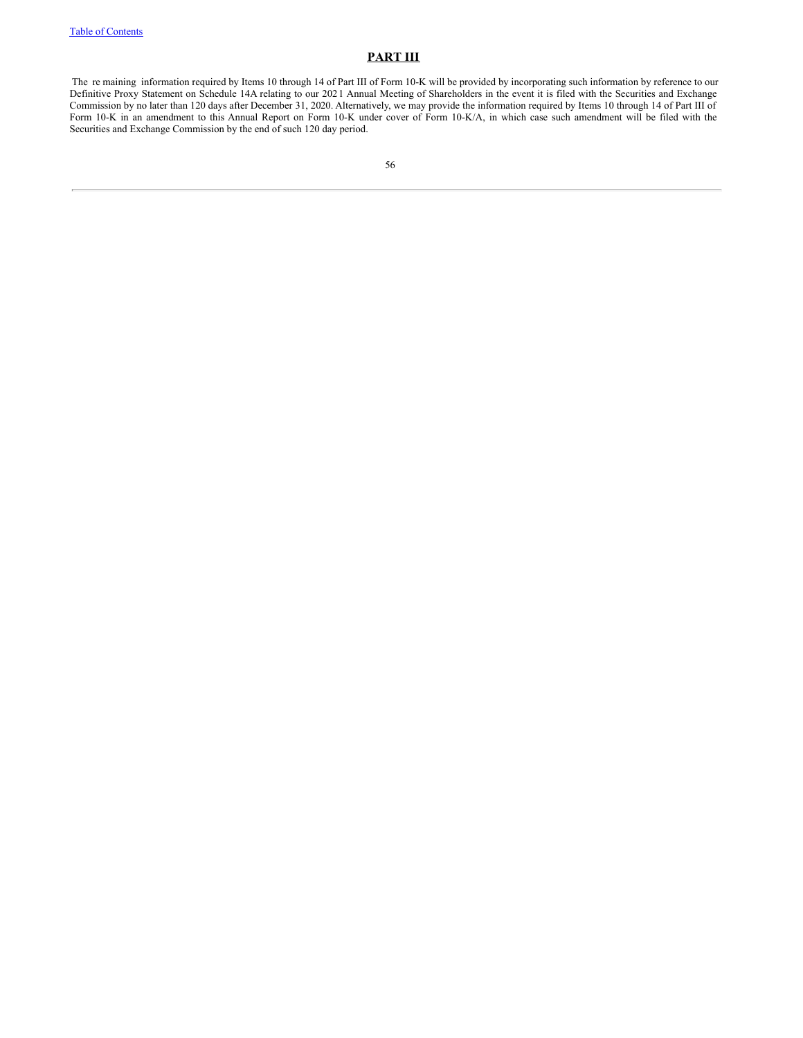## PART III

The remaining information required by Items 10 through 14 of Part III of Form 10-K will be provided by incorporating such information by reference to our Definitive Proxy Statement on Schedule 14A relating to our 2021 Annual Meeting of Shareholders in the event it is filed with the Securities and Exchange Commission by no later than 120 days after December 31, 2020. Alternatively, we may provide the information required by Items 10 through 14 of Part III of Form 10-K in an amendment to this Annual Report on Form 10-K under cover of Form 10-K/A, in which case such amendment will be filed with the Securities and Exchange Commission by the end of such 120 day period.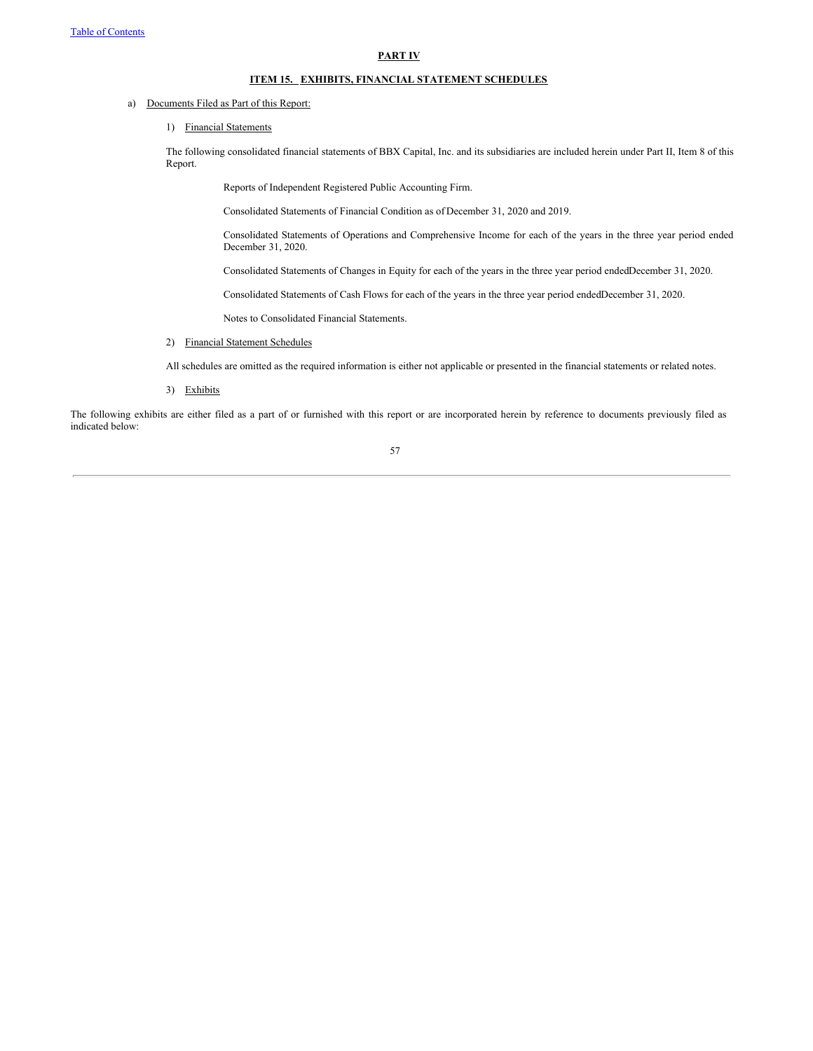## PART IV

## ITEM 15. EXHIBITS, FINANCIAL STATEMENT SCHEDULES

a) Documents Filed as Part of this Report:

1) Financial Statements

The following consolidated financial statements of BBX Capital, Inc. and its subsidiaries are included herein under Part II, Item 8 of this Report.

Reports of Independent Registered Public Accounting Firm.

Consolidated Statements of Financial Condition as of December 31, 2020 and 2019.

Consolidated Statements of Operations and Comprehensive Income for each of the years in the three year period ended December 31, 2020.

Consolidated Statements of Changes in Equity for each of the years in the three year period ended December 31, 2020.

Consolidated Statements of Cash Flows for each of the years in the three year period ended December 31, 2020.

Notes to Consolidated Financial Statements.

2) Financial Statement Schedules

All schedules are omitted as the required information is either not applicable or presented in the financial statements or related notes.

3) Exhibits

The following exhibits are either filed as a part of or furnished with this report or are incorporated herein by reference to documents previously filed as indicated below: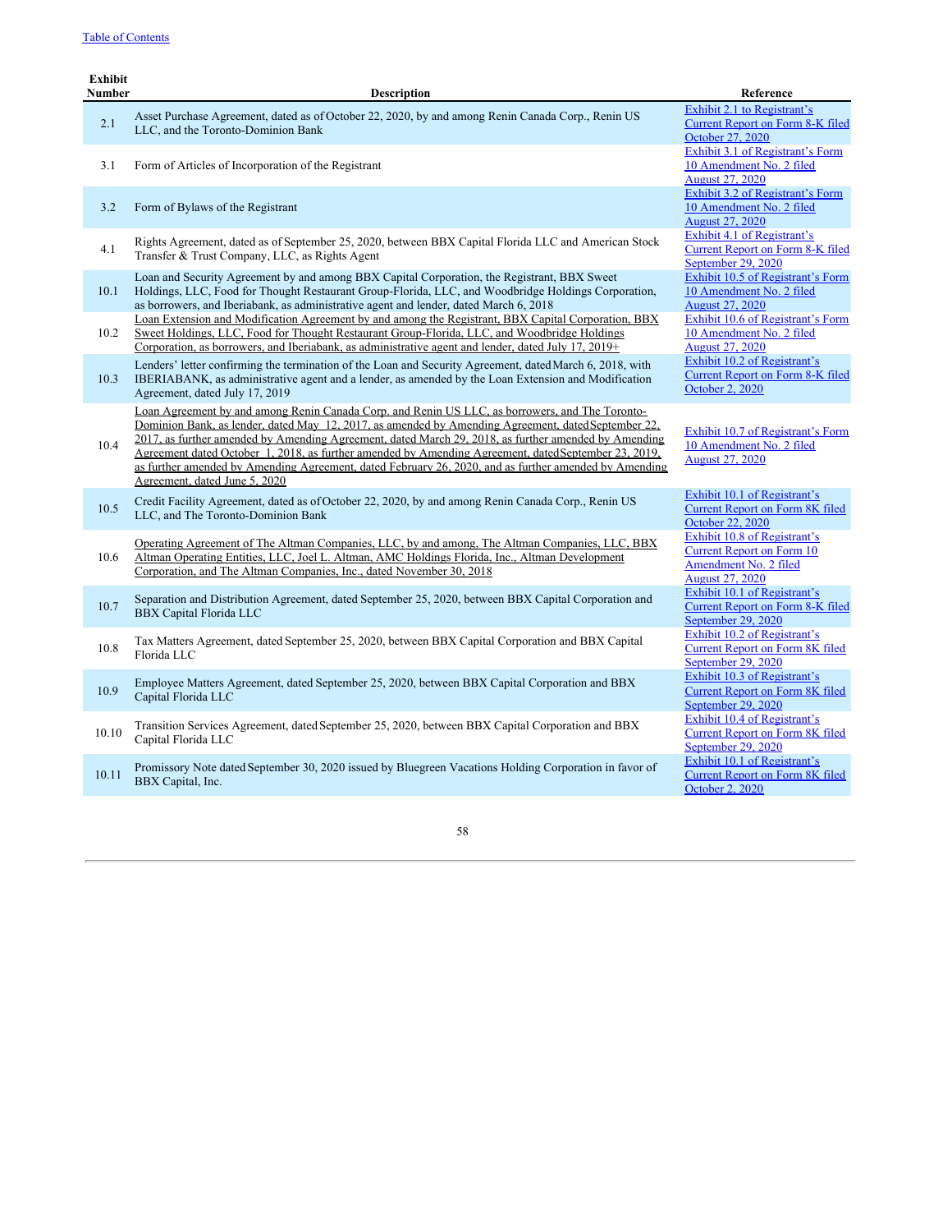Table of Contents

| Exhibit Number | Description | Reference |
|---|---|---|
| 2.1 | Asset Purchase Agreement, dated as of October 22, 2020, by and among Renin Canada Corp., Renin US LLC, and the Toronto-Dominion Bank | Exhibit 2.1 to Registrant's Current Report on Form 8-K filed October 27, 2020 |
| 3.1 | Form of Articles of Incorporation of the Registrant | Exhibit 3.1 of Registrant's Form 10 Amendment No. 2 filed August 27, 2020 |
| 3.2 | Form of Bylaws of the Registrant | Exhibit 3.2 of Registrant's Form 10 Amendment No. 2 filed August 27, 2020 |
| 4.1 | Rights Agreement, dated as of September 25, 2020, between BBX Capital Florida LLC and American Stock Transfer & Trust Company, LLC, as Rights Agent | Exhibit 4.1 of Registrant's Current Report on Form 8-K filed September 29, 2020 |
| 10.1 | Loan and Security Agreement by and among BBX Capital Corporation, the Registrant, BBX Sweet Holdings, LLC, Food for Thought Restaurant Group-Florida, LLC, and Woodbridge Holdings Corporation, as borrowers, and Iberiabank, as administrative agent and lender, dated March 6, 2018 | Exhibit 10.5 of Registrant's Form 10 Amendment No. 2 filed August 27, 2020 |
| 10.2 | Loan Extension and Modification Agreement by and among the Registrant, BBX Capital Corporation, BBX Sweet Holdings, LLC, Food for Thought Restaurant Group-Florida, LLC, and Woodbridge Holdings Corporation, as borrowers, and Iberiabank, as administrative agent and lender, dated July 17, 2019+ | Exhibit 10.6 of Registrant's Form 10 Amendment No. 2 filed August 27, 2020 |
| 10.3 | Lenders' letter confirming the termination of the Loan and Security Agreement, dated March 6, 2018, with IBERIABANK, as administrative agent and a lender, as amended by the Loan Extension and Modification Agreement, dated July 17, 2019 | Exhibit 10.2 of Registrant's Current Report on Form 8-K filed October 2, 2020 |
| 10.4 | Loan Agreement by and among Renin Canada Corp. and Renin US LLC, as borrowers, and The Toronto-Dominion Bank, as lender, dated May 12, 2017, as amended by Amending Agreement, dated September 22, 2017, as further amended by Amending Agreement, dated March 29, 2018, as further amended by Amending Agreement dated October 1, 2018, as further amended by Amending Agreement, dated September 23, 2019, as further amended by Amending Agreement, dated February 26, 2020, and as further amended by Amending Agreement, dated June 5, 2020 | Exhibit 10.7 of Registrant's Form 10 Amendment No. 2 filed August 27, 2020 |
| 10.5 | Credit Facility Agreement, dated as of October 22, 2020, by and among Renin Canada Corp., Renin US LLC, and The Toronto-Dominion Bank | Exhibit 10.1 of Registrant's Current Report on Form 8K filed October 22, 2020 |
| 10.6 | Operating Agreement of The Altman Companies, LLC, by and among, The Altman Companies, LLC, BBX Altman Operating Entities, LLC, Joel L. Altman, AMC Holdings Florida, Inc., Altman Development Corporation, and The Altman Companies, Inc., dated November 30, 2018 | Exhibit 10.8 of Registrant's Current Report on Form 10 Amendment No. 2 filed August 27, 2020 |
| 10.7 | Separation and Distribution Agreement, dated September 25, 2020, between BBX Capital Corporation and BBX Capital Florida LLC | Exhibit 10.1 of Registrant's Current Report on Form 8-K filed September 29, 2020 |
| 10.8 | Tax Matters Agreement, dated September 25, 2020, between BBX Capital Corporation and BBX Capital Florida LLC | Exhibit 10.2 of Registrant's Current Report on Form 8K filed September 29, 2020 |
| 10.9 | Employee Matters Agreement, dated September 25, 2020, between BBX Capital Corporation and BBX Capital Florida LLC | Exhibit 10.3 of Registrant's Current Report on Form 8K filed September 29, 2020 |
| 10.10 | Transition Services Agreement, dated September 25, 2020, between BBX Capital Corporation and BBX Capital Florida LLC | Exhibit 10.4 of Registrant's Current Report on Form 8K filed September 29, 2020 |
| 10.11 | Promissory Note dated September 30, 2020 issued by Bluegreen Vacations Holding Corporation in favor of BBX Capital, Inc. | Exhibit 10.1 of Registrant's Current Report on Form 8K filed October 2, 2020 |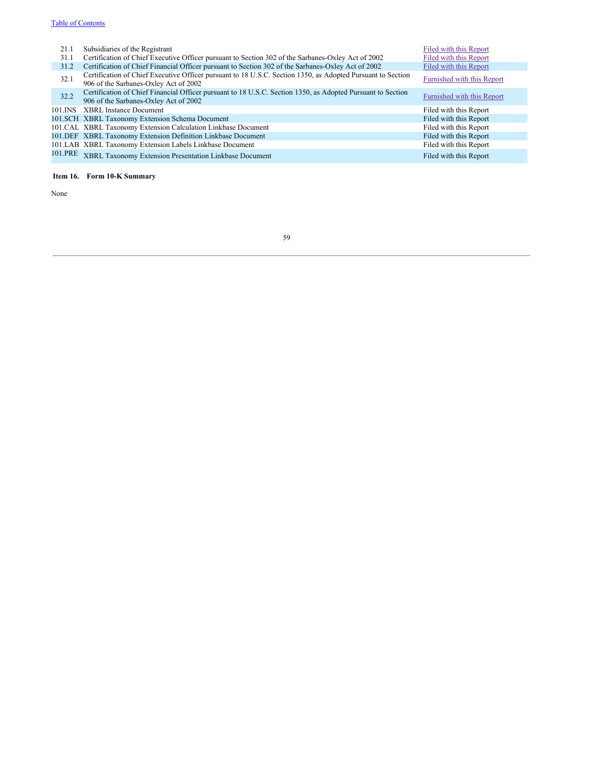| | | |
|---|---|---|
| 21.1 | Subsidiaries of the Registrant | Filed with this Report |
| 31.1 | Certification of Chief Executive Officer pursuant to Section 302 of the Sarbanes-Oxley Act of 2002 | Filed with this Report |
| 31.2 | Certification of Chief Financial Officer pursuant to Section 302 of the Sarbanes-Oxley Act of 2002 | Filed with this Report |
| 32.1 | Certification of Chief Executive Officer pursuant to 18 U.S.C. Section 1350, as Adopted Pursuant to Section 906 of the Sarbanes-Oxley Act of 2002 | Furnished with this Report |
| 32.2 | Certification of Chief Financial Officer pursuant to 18 U.S.C. Section 1350, as Adopted Pursuant to Section 906 of the Sarbanes-Oxley Act of 2002 | Furnished with this Report |
| 101.INS | XBRL Instance Document | Filed with this Report |
| 101.SCH | XBRL Taxonomy Extension Schema Document | Filed with this Report |
| 101.CAL | XBRL Taxonomy Extension Calculation Linkbase Document | Filed with this Report |
| 101.DEF | XBRL Taxonomy Extension Definition Linkbase Document | Filed with this Report |
| 101.LAB | XBRL Taxonomy Extension Labels Linkbase Document | Filed with this Report |
| 101.PRE | XBRL Taxonomy Extension Presentation Linkbase Document | Filed with this Report |

**Item 16. Form 10-K Summary**

None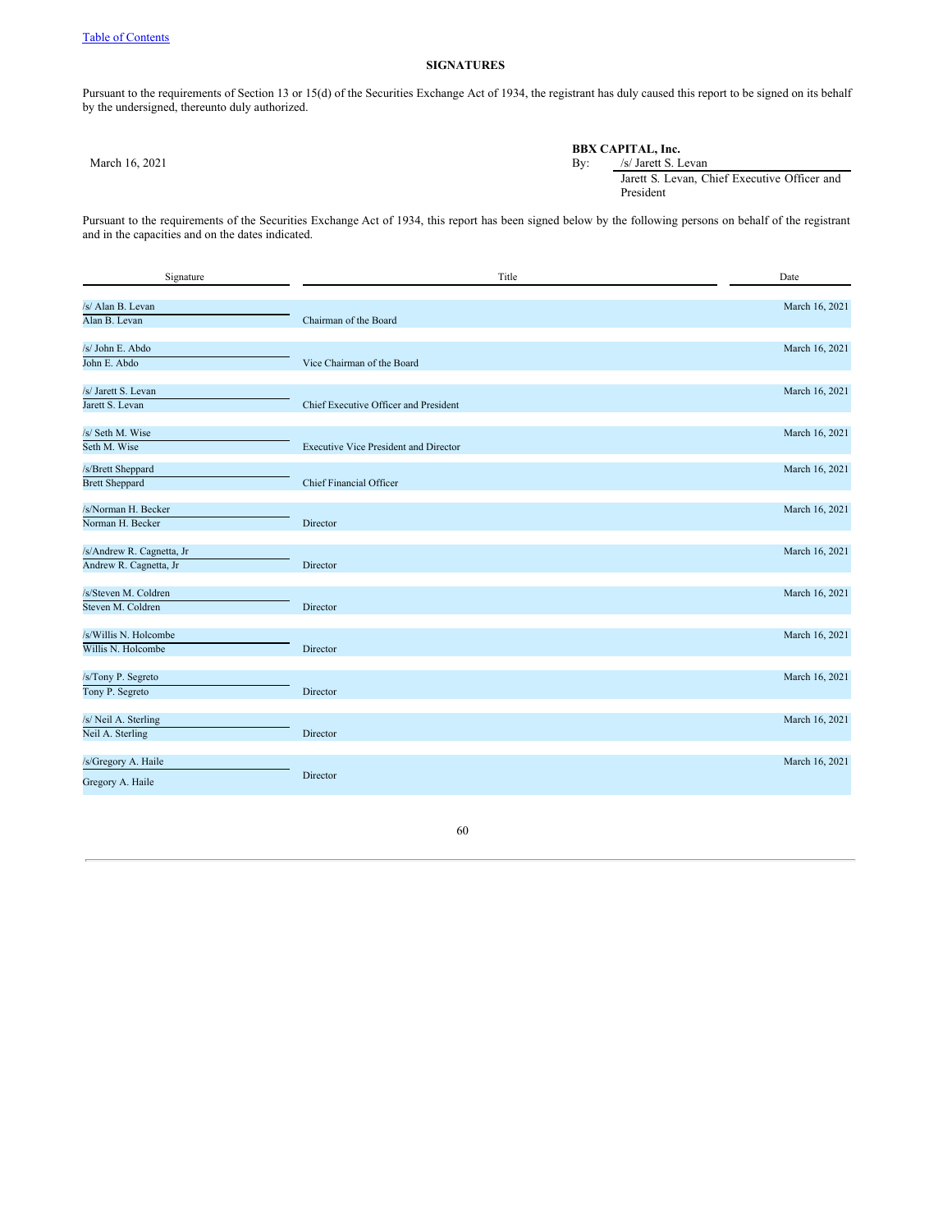[Table of Contents](#)

## SIGNATURES

Pursuant to the requirements of Section 13 or 15(d) of the Securities Exchange Act of 1934, the registrant has duly caused this report to be signed on its behalf by the undersigned, thereunto duly authorized.

| | |
|---|---|
| March 16, 2021 | **BBX CAPITAL, Inc.** |
| | By: /s/ Jarett S. Levan |
| | Jarett S. Levan, Chief Executive Officer and President |

Pursuant to the requirements of the Securities Exchange Act of 1934, this report has been signed below by the following persons on behalf of the registrant and in the capacities and on the dates indicated.

| Signature | Title | Date |
|---|---|---|
| /s/ Alan B. Levan<br>Alan B. Levan | Chairman of the Board | March 16, 2021 |
| /s/ John E. Abdo<br>John E. Abdo | Vice Chairman of the Board | March 16, 2021 |
| /s/ Jarett S. Levan<br>Jarett S. Levan | Chief Executive Officer and President | March 16, 2021 |
| /s/ Seth M. Wise<br>Seth M. Wise | Executive Vice President and Director | March 16, 2021 |
| /s/Brett Sheppard<br>Brett Sheppard | Chief Financial Officer | March 16, 2021 |
| /s/Norman H. Becker<br>Norman H. Becker | Director | March 16, 2021 |
| /s/Andrew R. Cagnetta, Jr<br>Andrew R. Cagnetta, Jr | Director | March 16, 2021 |
| /s/Steven M. Coldren<br>Steven M. Coldren | Director | March 16, 2021 |
| /s/Willis N. Holcombe<br>Willis N. Holcombe | Director | March 16, 2021 |
| /s/Tony P. Segreto<br>Tony P. Segreto | Director | March 16, 2021 |
| /s/ Neil A. Sterling<br>Neil A. Sterling | Director | March 16, 2021 |
| /s/Gregory A. Haile<br>Gregory A. Haile | Director | March 16, 2021 |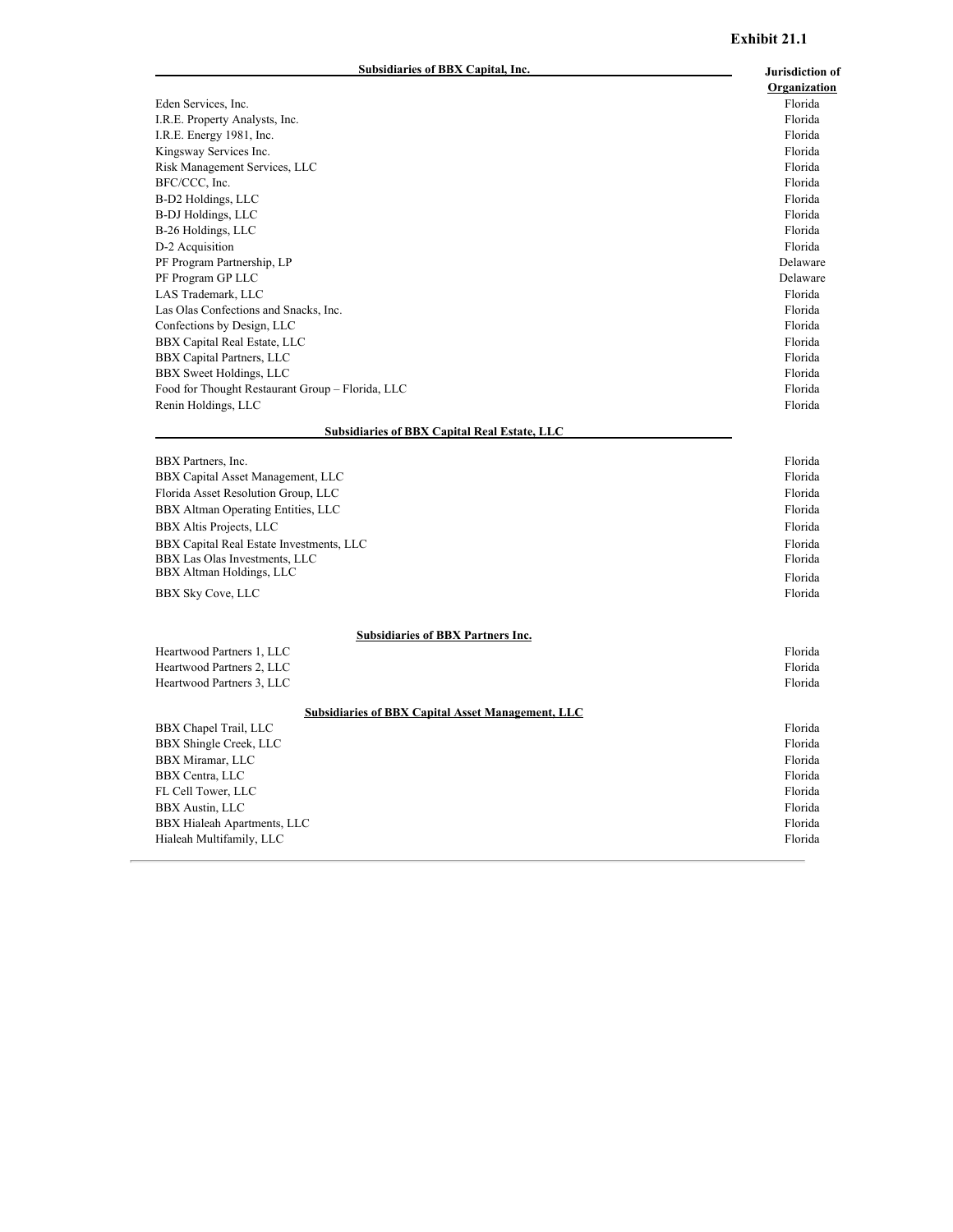# Exhibit 21.1

| Subsidiaries of BBX Capital, Inc. | Jurisdiction of Organization |
|---|---|
| Eden Services, Inc. | Florida |
| I.R.E. Property Analysts, Inc. | Florida |
| I.R.E. Energy 1981, Inc. | Florida |
| Kingsway Services Inc. | Florida |
| Risk Management Services, LLC | Florida |
| BFC/CCC, Inc. | Florida |
| B-D2 Holdings, LLC | Florida |
| B-DJ Holdings, LLC | Florida |
| B-26 Holdings, LLC | Florida |
| D-2 Acquisition | Florida |
| PF Program Partnership, LP | Delaware |
| PF Program GP LLC | Delaware |
| LAS Trademark, LLC | Florida |
| Las Olas Confections and Snacks, Inc. | Florida |
| Confections by Design, LLC | Florida |
| BBX Capital Real Estate, LLC | Florida |
| BBX Capital Partners, LLC | Florida |
| BBX Sweet Holdings, LLC | Florida |
| Food for Thought Restaurant Group – Florida, LLC | Florida |
| Renin Holdings, LLC | Florida |

| Subsidiaries of BBX Capital Real Estate, LLC | |
|---|---|
| BBX Partners, Inc. | Florida |
| BBX Capital Asset Management, LLC | Florida |
| Florida Asset Resolution Group, LLC | Florida |
| BBX Altman Operating Entities, LLC | Florida |
| BBX Altis Projects, LLC | Florida |
| BBX Capital Real Estate Investments, LLC | Florida |
| BBX Las Olas Investments, LLC | Florida |
| BBX Altman Holdings, LLC | Florida |
| BBX Sky Cove, LLC | Florida |

| Subsidiaries of BBX Partners Inc. | |
|---|---|
| Heartwood Partners 1, LLC | Florida |
| Heartwood Partners 2, LLC | Florida |
| Heartwood Partners 3, LLC | Florida |

| Subsidiaries of BBX Capital Asset Management, LLC | |
|---|---|
| BBX Chapel Trail, LLC | Florida |
| BBX Shingle Creek, LLC | Florida |
| BBX Miramar, LLC | Florida |
| BBX Centra, LLC | Florida |
| FL Cell Tower, LLC | Florida |
| BBX Austin, LLC | Florida |
| BBX Hialeah Apartments, LLC | Florida |
| Hialeah Multifamily, LLC | Florida |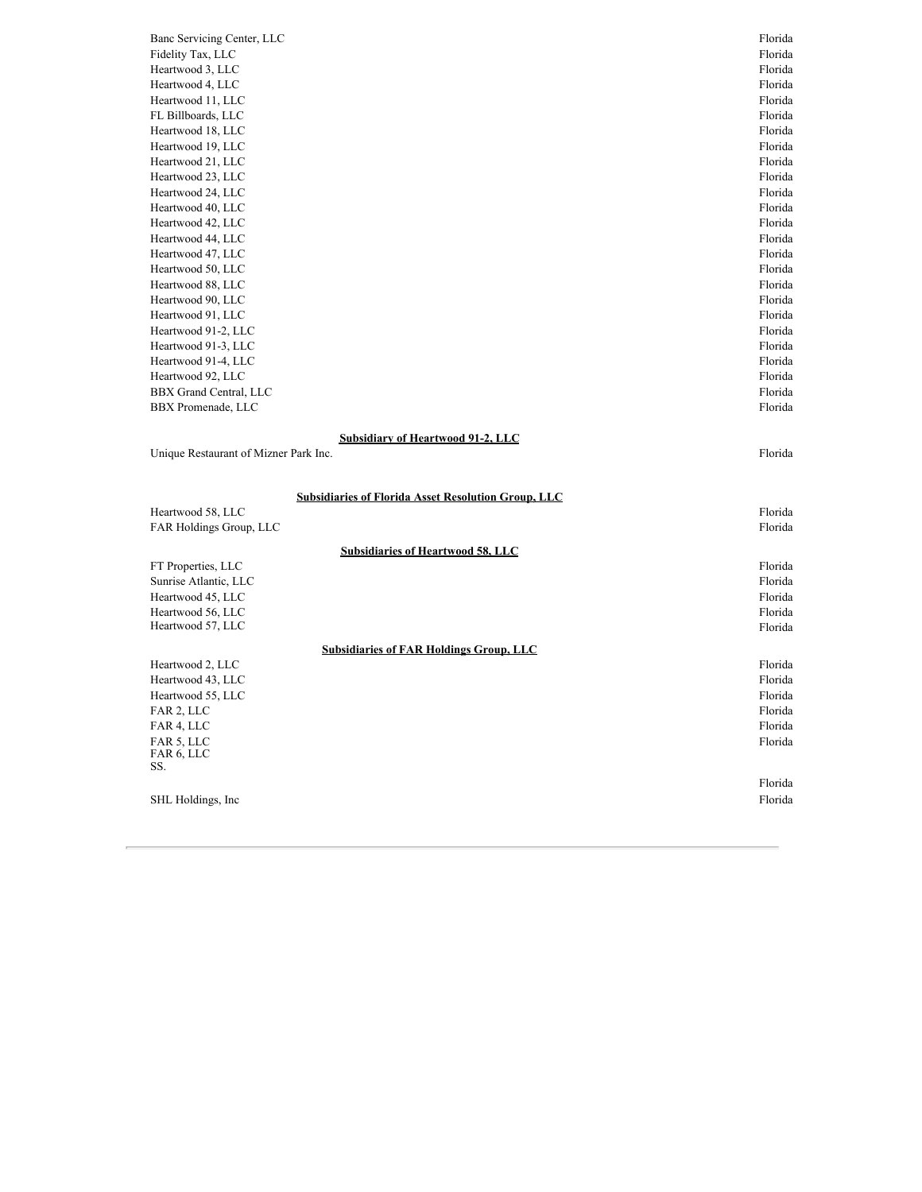| | |
|---|---|
| Banc Servicing Center, LLC | Florida |
| Fidelity Tax, LLC | Florida |
| Heartwood 3, LLC | Florida |
| Heartwood 4, LLC | Florida |
| Heartwood 11, LLC | Florida |
| FL Billboards, LLC | Florida |
| Heartwood 18, LLC | Florida |
| Heartwood 19, LLC | Florida |
| Heartwood 21, LLC | Florida |
| Heartwood 23, LLC | Florida |
| Heartwood 24, LLC | Florida |
| Heartwood 40, LLC | Florida |
| Heartwood 42, LLC | Florida |
| Heartwood 44, LLC | Florida |
| Heartwood 47, LLC | Florida |
| Heartwood 50, LLC | Florida |
| Heartwood 88, LLC | Florida |
| Heartwood 90, LLC | Florida |
| Heartwood 91, LLC | Florida |
| Heartwood 91-2, LLC | Florida |
| Heartwood 91-3, LLC | Florida |
| Heartwood 91-4, LLC | Florida |
| Heartwood 92, LLC | Florida |
| BBX Grand Central, LLC | Florida |
| BBX Promenade, LLC | Florida |

**Subsidiary of Heartwood 91-2, LLC**

| | |
|---|---|
| Unique Restaurant of Mizner Park Inc. | Florida |

**Subsidiaries of Florida Asset Resolution Group, LLC**

| | |
|---|---|
| Heartwood 58, LLC | Florida |
| FAR Holdings Group, LLC | Florida |

**Subsidiaries of Heartwood 58, LLC**

| | |
|---|---|
| FT Properties, LLC | Florida |
| Sunrise Atlantic, LLC | Florida |
| Heartwood 45, LLC | Florida |
| Heartwood 56, LLC | Florida |
| Heartwood 57, LLC | Florida |

**Subsidiaries of FAR Holdings Group, LLC**

| | |
|---|---|
| Heartwood 2, LLC | Florida |
| Heartwood 43, LLC | Florida |
| Heartwood 55, LLC | Florida |
| FAR 2, LLC | Florida |
| FAR 4, LLC | Florida |
| FAR 5, LLC | Florida |
| FAR 6, LLC | |
| SS. | |
| | Florida |
| SHL Holdings, Inc | Florida |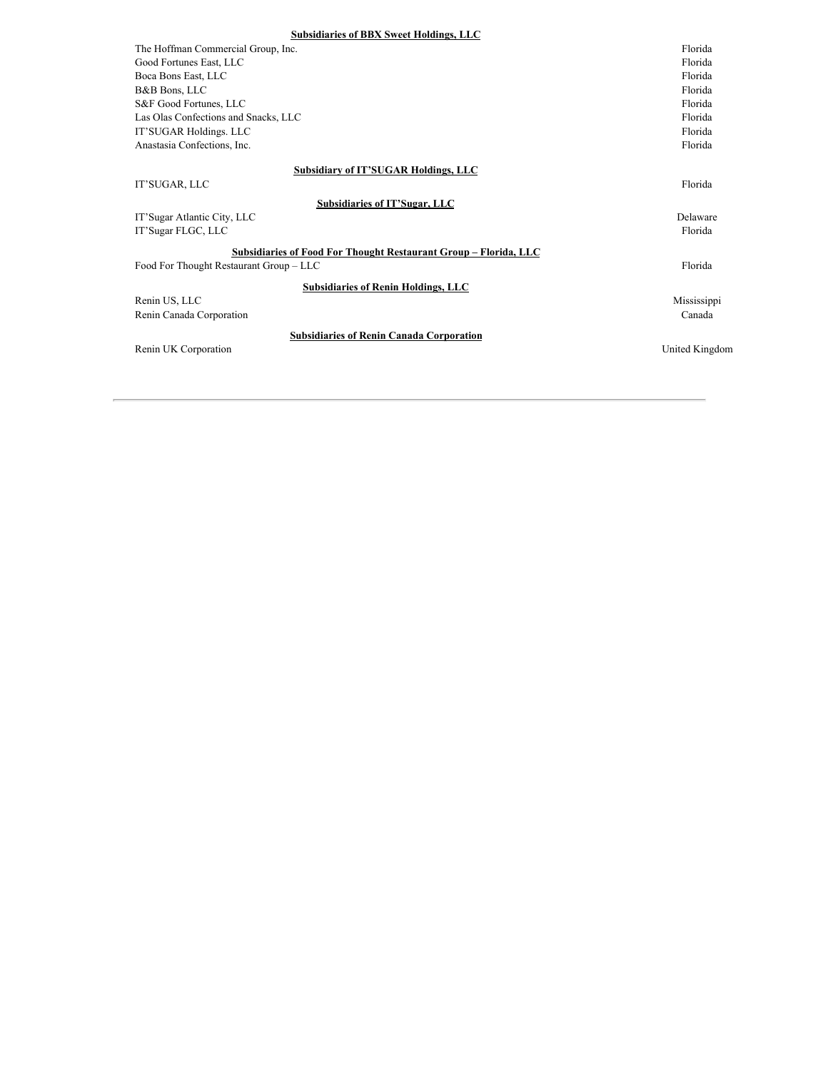**Subsidiaries of BBX Sweet Holdings, LLC**

| | |
|---|---|
| The Hoffman Commercial Group, Inc. | Florida |
| Good Fortunes East, LLC | Florida |
| Boca Bons East, LLC | Florida |
| B&B Bons, LLC | Florida |
| S&F Good Fortunes, LLC | Florida |
| Las Olas Confections and Snacks, LLC | Florida |
| IT'SUGAR Holdings. LLC | Florida |
| Anastasia Confections, Inc. | Florida |

**Subsidiary of IT'SUGAR Holdings, LLC**

| | |
|---|---|
| IT'SUGAR, LLC | Florida |

**Subsidiaries of IT'Sugar, LLC**

| | |
|---|---|
| IT'Sugar Atlantic City, LLC | Delaware |
| IT'Sugar FLGC, LLC | Florida |

**Subsidiaries of Food For Thought Restaurant Group – Florida, LLC**

| | |
|---|---|
| Food For Thought Restaurant Group – LLC | Florida |

**Subsidiaries of Renin Holdings, LLC**

| | |
|---|---|
| Renin US, LLC | Mississippi |
| Renin Canada Corporation | Canada |

**Subsidiaries of Renin Canada Corporation**

| | |
|---|---|
| Renin UK Corporation | United Kingdom |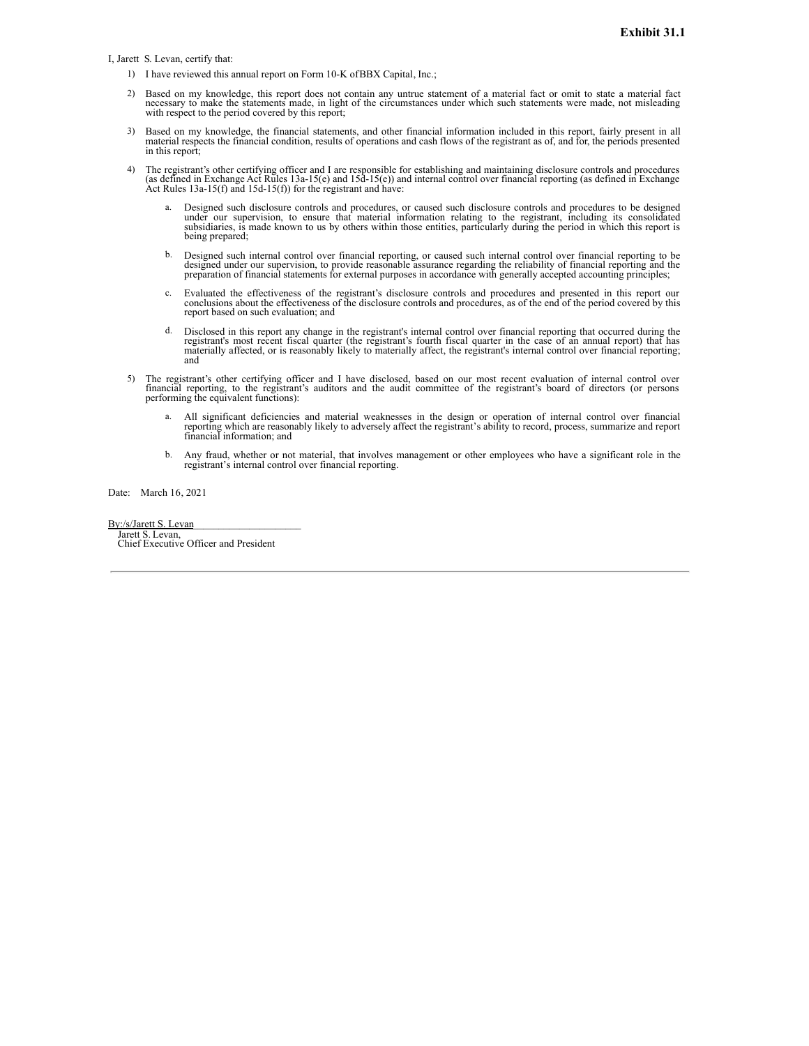**Exhibit 31.1**

I, Jarett S. Levan, certify that:

1) I have reviewed this annual report on Form 10-K ofBBX Capital, Inc.;

2) Based on my knowledge, this report does not contain any untrue statement of a material fact or omit to state a material fact necessary to make the statements made, in light of the circumstances under which such statements were made, not misleading with respect to the period covered by this report;

3) Based on my knowledge, the financial statements, and other financial information included in this report, fairly present in all material respects the financial condition, results of operations and cash flows of the registrant as of, and for, the periods presented in this report;

4) The registrant's other certifying officer and I are responsible for establishing and maintaining disclosure controls and procedures (as defined in Exchange Act Rules 13a-15(e) and 15d-15(e)) and internal control over financial reporting (as defined in Exchange Act Rules 13a-15(f) and 15d-15(f)) for the registrant and have:

   a. Designed such disclosure controls and procedures, or caused such disclosure controls and procedures to be designed under our supervision, to ensure that material information relating to the registrant, including its consolidated subsidiaries, is made known to us by others within those entities, particularly during the period in which this report is being prepared;

   b. Designed such internal control over financial reporting, or caused such internal control over financial reporting to be designed under our supervision, to provide reasonable assurance regarding the reliability of financial reporting and the preparation of financial statements for external purposes in accordance with generally accepted accounting principles;

   c. Evaluated the effectiveness of the registrant's disclosure controls and procedures and presented in this report our conclusions about the effectiveness of the disclosure controls and procedures, as of the end of the period covered by this report based on such evaluation; and

   d. Disclosed in this report any change in the registrant's internal control over financial reporting that occurred during the registrant's most recent fiscal quarter (the registrant's fourth fiscal quarter in the case of an annual report) that has materially affected, or is reasonably likely to materially affect, the registrant's internal control over financial reporting; and

5) The registrant's other certifying officer and I have disclosed, based on our most recent evaluation of internal control over financial reporting, to the registrant's auditors and the audit committee of the registrant's board of directors (or persons performing the equivalent functions):

   a. All significant deficiencies and material weaknesses in the design or operation of internal control over financial reporting which are reasonably likely to adversely affect the registrant's ability to record, process, summarize and report financial information; and

   b. Any fraud, whether or not material, that involves management or other employees who have a significant role in the registrant's internal control over financial reporting.

Date: March 16, 2021

By:/s/Jarett S. Levan
Jarett S. Levan,
Chief Executive Officer and President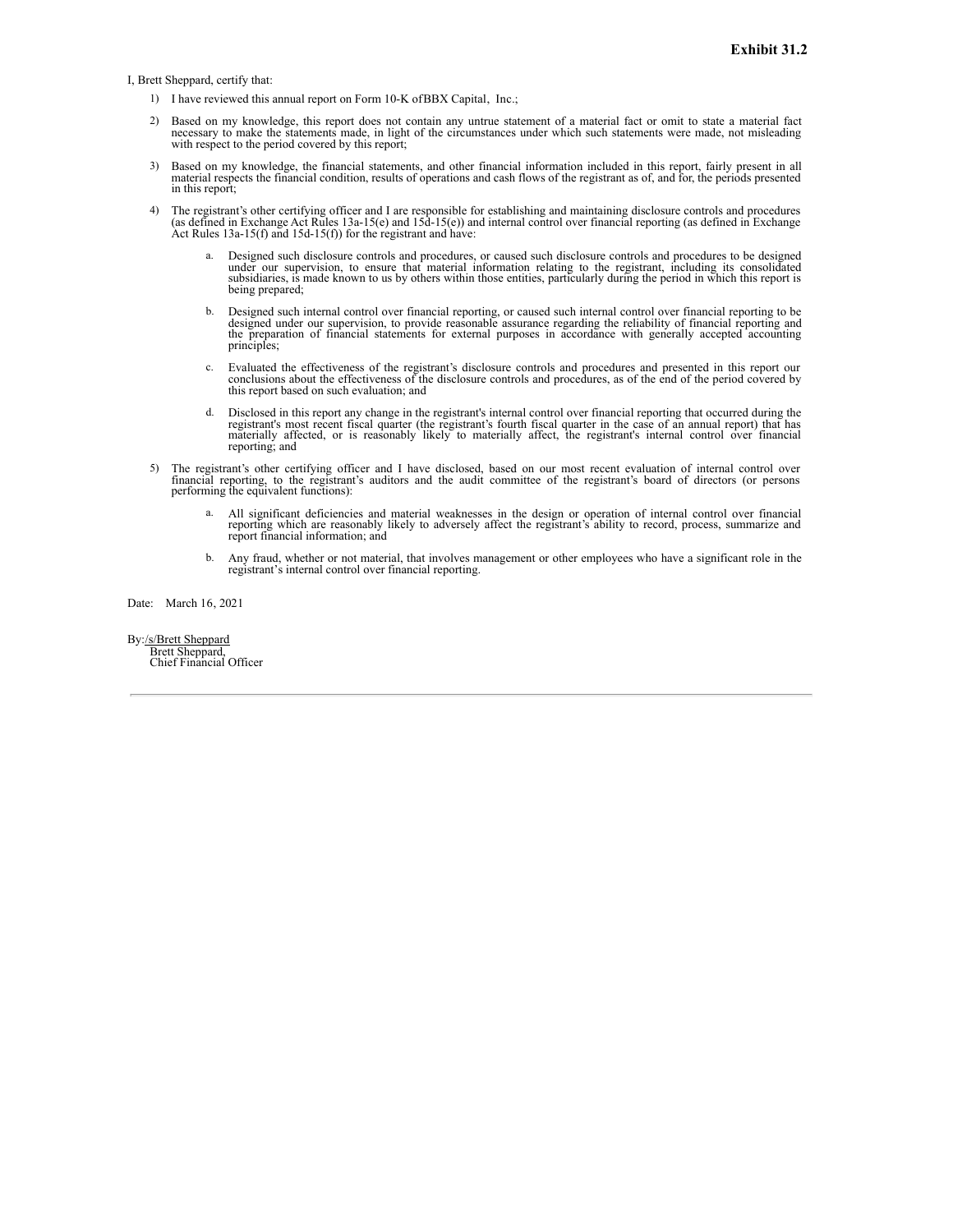**Exhibit 31.2**

I, Brett Sheppard, certify that:

1) I have reviewed this annual report on Form 10-K ofBBX Capital, Inc.;

2) Based on my knowledge, this report does not contain any untrue statement of a material fact or omit to state a material fact necessary to make the statements made, in light of the circumstances under which such statements were made, not misleading with respect to the period covered by this report;

3) Based on my knowledge, the financial statements, and other financial information included in this report, fairly present in all material respects the financial condition, results of operations and cash flows of the registrant as of, and for, the periods presented in this report;

4) The registrant's other certifying officer and I are responsible for establishing and maintaining disclosure controls and procedures (as defined in Exchange Act Rules 13a-15(e) and 15d-15(e)) and internal control over financial reporting (as defined in Exchange Act Rules 13a-15(f) and 15d-15(f)) for the registrant and have:

   a. Designed such disclosure controls and procedures, or caused such disclosure controls and procedures to be designed under our supervision, to ensure that material information relating to the registrant, including its consolidated subsidiaries, is made known to us by others within those entities, particularly during the period in which this report is being prepared;

   b. Designed such internal control over financial reporting, or caused such internal control over financial reporting to be designed under our supervision, to provide reasonable assurance regarding the reliability of financial reporting and the preparation of financial statements for external purposes in accordance with generally accepted accounting principles;

   c. Evaluated the effectiveness of the registrant's disclosure controls and procedures and presented in this report our conclusions about the effectiveness of the disclosure controls and procedures, as of the end of the period covered by this report based on such evaluation; and

   d. Disclosed in this report any change in the registrant's internal control over financial reporting that occurred during the registrant's most recent fiscal quarter (the registrant's fourth fiscal quarter in the case of an annual report) that has materially affected, or is reasonably likely to materially affect, the registrant's internal control over financial reporting; and

5) The registrant's other certifying officer and I have disclosed, based on our most recent evaluation of internal control over financial reporting, to the registrant's auditors and the audit committee of the registrant's board of directors (or persons performing the equivalent functions):

   a. All significant deficiencies and material weaknesses in the design or operation of internal control over financial reporting which are reasonably likely to adversely affect the registrant's ability to record, process, summarize and report financial information; and

   b. Any fraud, whether or not material, that involves management or other employees who have a significant role in the registrant's internal control over financial reporting.

Date: March 16, 2021

By:/s/Brett Sheppard
Brett Sheppard,
Chief Financial Officer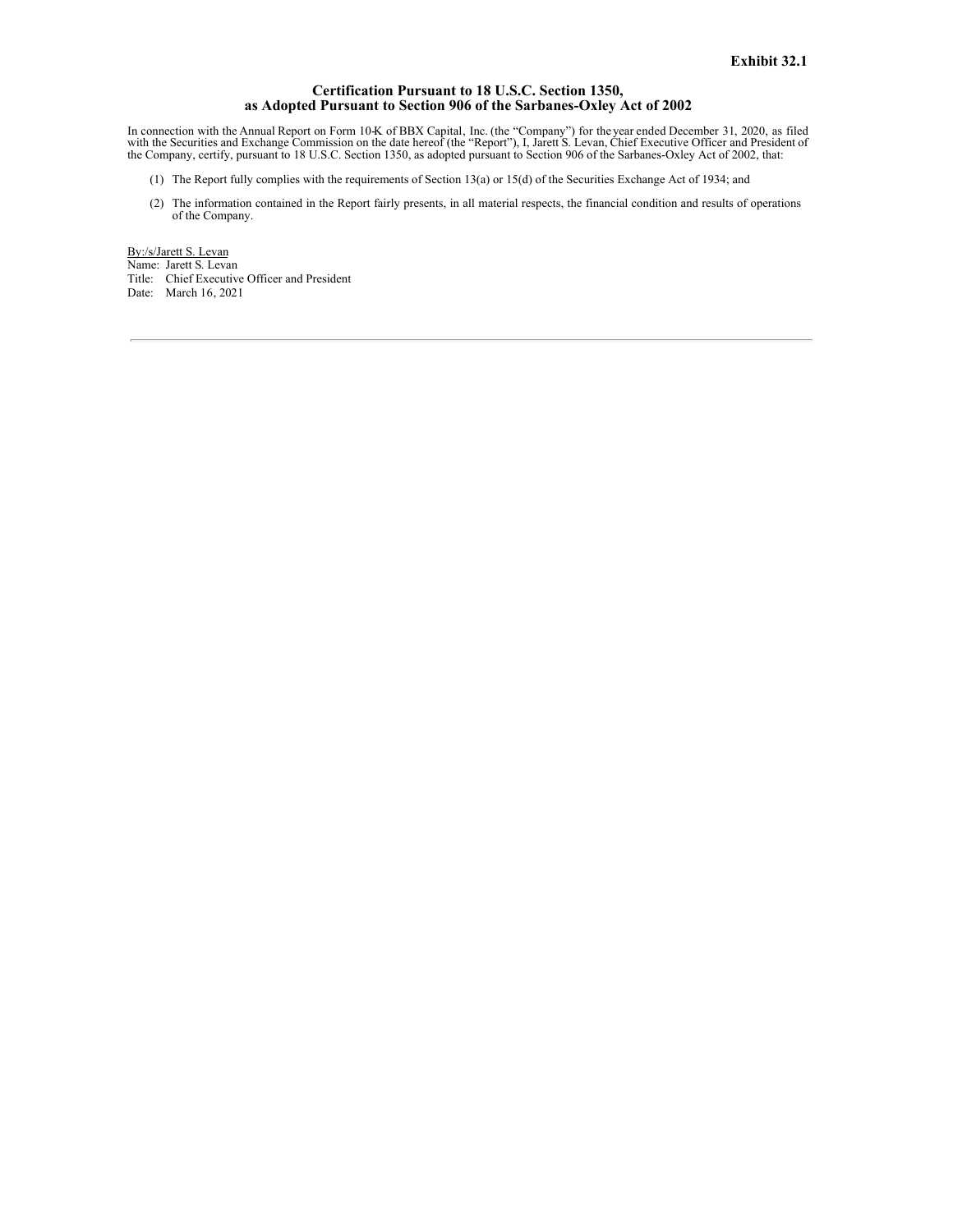**Exhibit 32.1**

## Certification Pursuant to 18 U.S.C. Section 1350, as Adopted Pursuant to Section 906 of the Sarbanes-Oxley Act of 2002

In connection with the Annual Report on Form 10-K of BBX Capital, Inc. (the "Company") for the year ended December 31, 2020, as filed with the Securities and Exchange Commission on the date hereof (the "Report"), I, Jarett S. Levan, Chief Executive Officer and President of the Company, certify, pursuant to 18 U.S.C. Section 1350, as adopted pursuant to Section 906 of the Sarbanes-Oxley Act of 2002, that:

(1) The Report fully complies with the requirements of Section 13(a) or 15(d) of the Securities Exchange Act of 1934; and

(2) The information contained in the Report fairly presents, in all material respects, the financial condition and results of operations of the Company.

By:/s/Jarett S. Levan
Name: Jarett S. Levan
Title: Chief Executive Officer and President
Date: March 16, 2021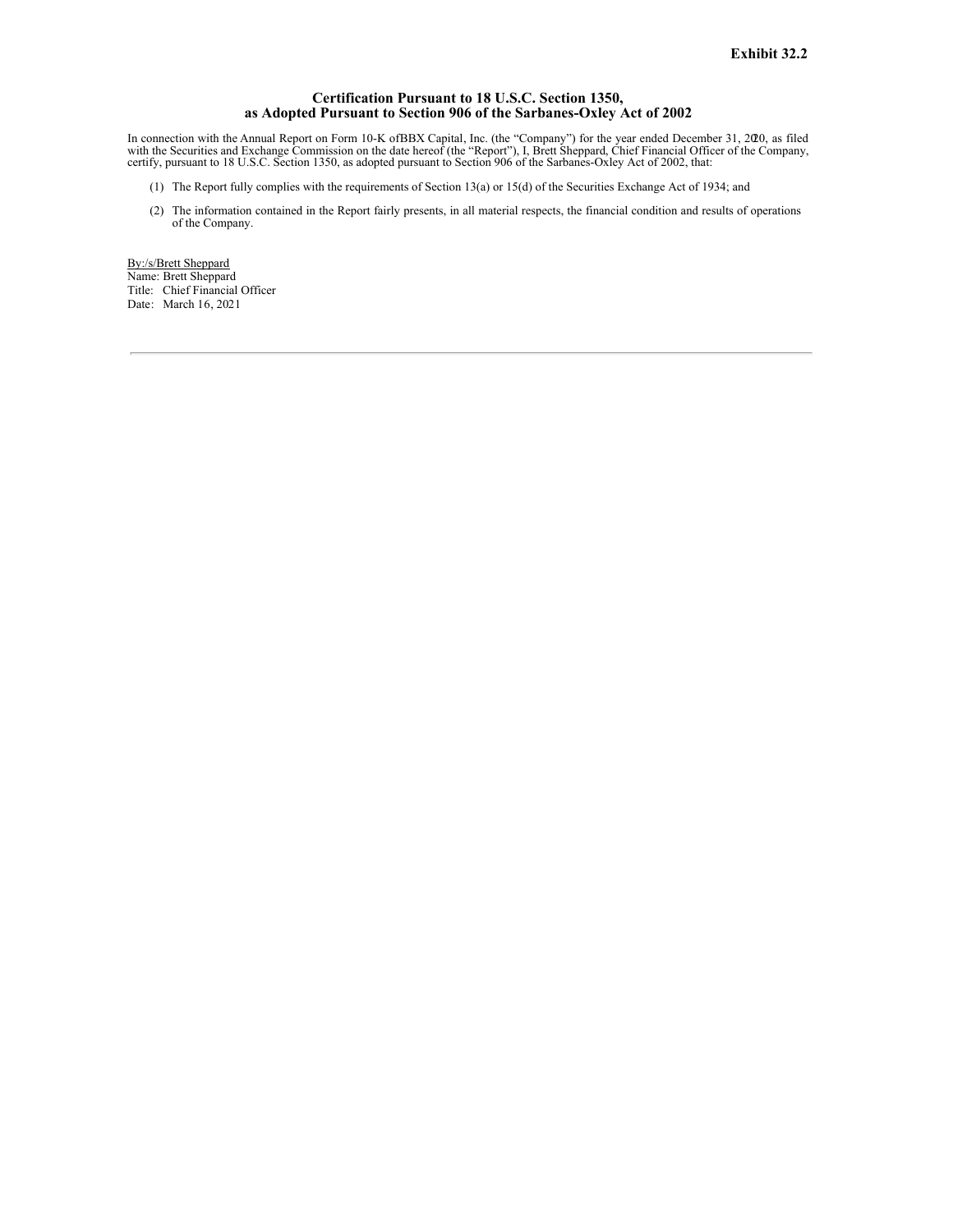**Exhibit 32.2**

**Certification Pursuant to 18 U.S.C. Section 1350,**
**as Adopted Pursuant to Section 906 of the Sarbanes-Oxley Act of 2002**

In connection with the Annual Report on Form 10-K ofBBX Capital, Inc. (the "Company") for the year ended December 31, 2020, as filed with the Securities and Exchange Commission on the date hereof (the "Report"), I, Brett Sheppard, Chief Financial Officer of the Company, certify, pursuant to 18 U.S.C. Section 1350, as adopted pursuant to Section 906 of the Sarbanes-Oxley Act of 2002, that:

(1) The Report fully complies with the requirements of Section 13(a) or 15(d) of the Securities Exchange Act of 1934; and

(2) The information contained in the Report fairly presents, in all material respects, the financial condition and results of operations of the Company.

By:/s/Brett Sheppard
Name: Brett Sheppard
Title: Chief Financial Officer
Date: March 16, 2021